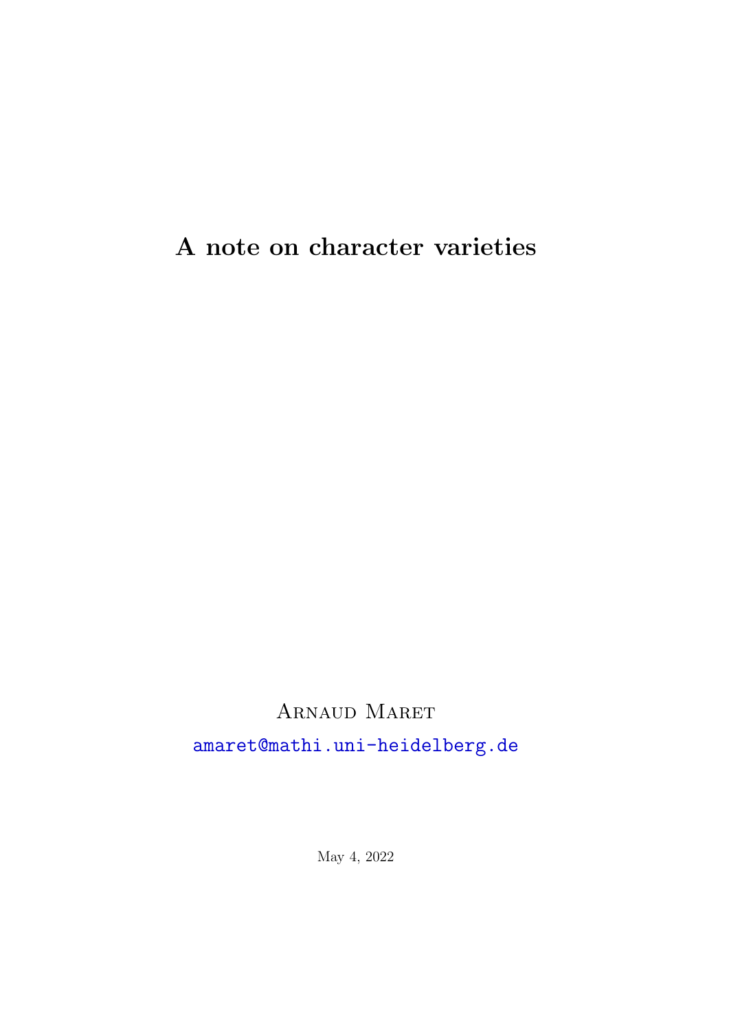# A note on character varieties

Arnaud Maret

amaret@mathi.uni-heidelberg.de

May 4, 2022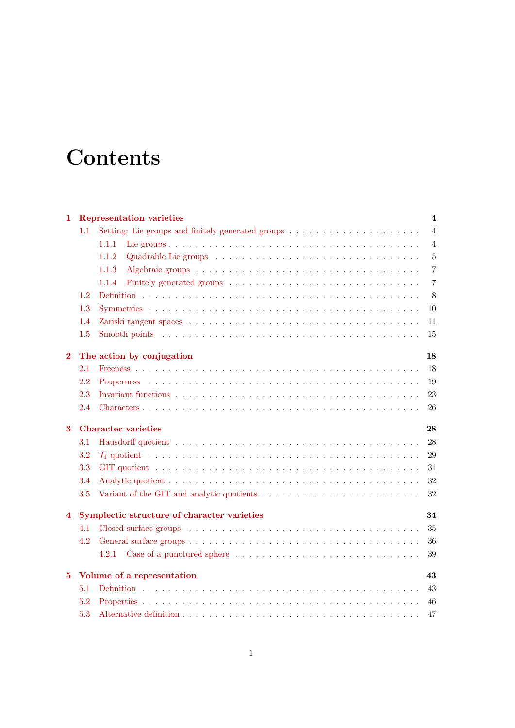# Contents

**1 Representation varieties** **4**

- 1.1 Setting: Lie groups and finitely generated groups . . . . . 4
  - 1.1.1 Lie groups . . . . . 4
  - 1.1.2 Quadrable Lie groups . . . . . 5
  - 1.1.3 Algebraic groups . . . . . 7
  - 1.1.4 Finitely generated groups . . . . . 7
- 1.2 Definition . . . . . 8
- 1.3 Symmetries . . . . . 10
- 1.4 Zariski tangent spaces . . . . . 11
- 1.5 Smooth points . . . . . 15

**2 The action by conjugation** **18**

- 2.1 Freeness . . . . . 18
- 2.2 Properness . . . . . 19
- 2.3 Invariant functions . . . . . 23
- 2.4 Characters . . . . . 26

**3 Character varieties** **28**

- 3.1 Hausdorff quotient . . . . . 28
- 3.2 $\mathcal{T}_1$ quotient . . . . . 29
- 3.3 GIT quotient . . . . . 31
- 3.4 Analytic quotient . . . . . 32
- 3.5 Variant of the GIT and analytic quotients . . . . . 32

**4 Symplectic structure of character varieties** **34**

- 4.1 Closed surface groups . . . . . 35
- 4.2 General surface groups . . . . . 36
  - 4.2.1 Case of a punctured sphere . . . . . 39

**5 Volume of a representation** **43**

- 5.1 Definition . . . . . 43
- 5.2 Properties . . . . . 46
- 5.3 Alternative definition . . . . . 47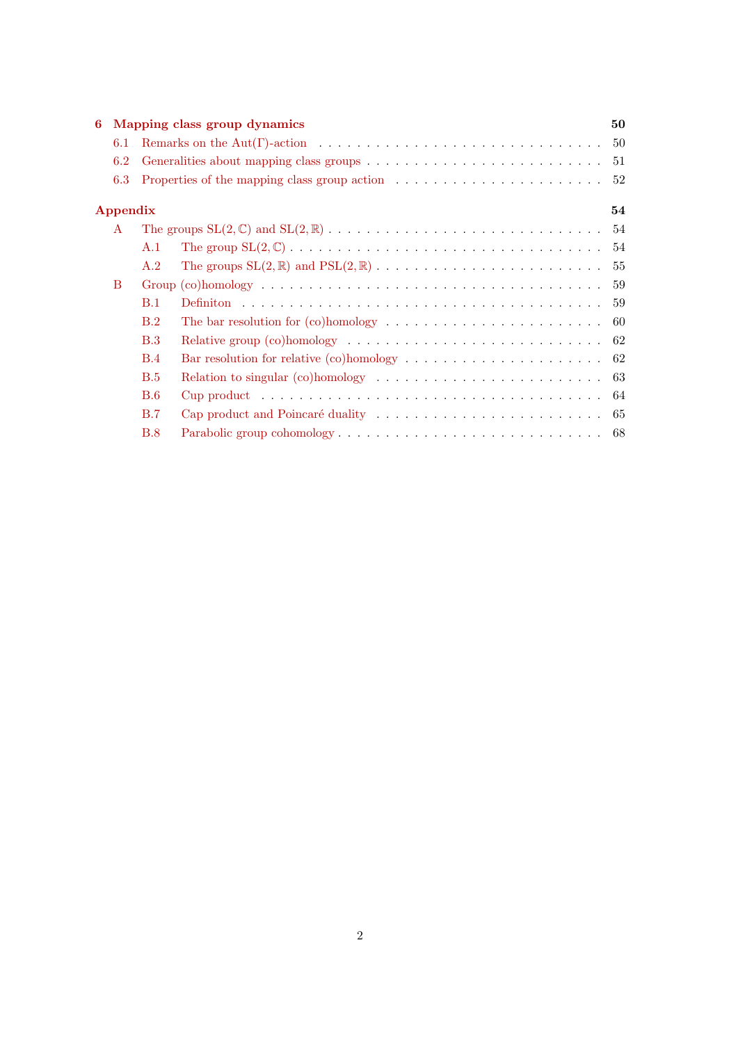**6 Mapping class group dynamics** **50**

6.1 Remarks on the $\mathrm{Aut}(\Gamma)$-action . . . . . . . . . . . . . . . . . . . . . . . . . . . . . 50

6.2 Generalities about mapping class groups . . . . . . . . . . . . . . . . . . . . . . . . 51

6.3 Properties of the mapping class group action . . . . . . . . . . . . . . . . . . . . . 52

**Appendix** **54**

A The groups $\mathrm{SL}(2, \mathbb{C})$ and $\mathrm{SL}(2, \mathbb{R})$ . . . . . . . . . . . . . . . . . . . . . . . . . . . . 54

A.1 The group $\mathrm{SL}(2, \mathbb{C})$ . . . . . . . . . . . . . . . . . . . . . . . . . . . . . . . 54

A.2 The groups $\mathrm{SL}(2, \mathbb{R})$ and $\mathrm{PSL}(2, \mathbb{R})$ . . . . . . . . . . . . . . . . . . . . . 55

B Group (co)homology . . . . . . . . . . . . . . . . . . . . . . . . . . . . . . . . . . . 59

B.1 Definiton . . . . . . . . . . . . . . . . . . . . . . . . . . . . . . . . . . . . . 59

B.2 The bar resolution for (co)homology . . . . . . . . . . . . . . . . . . . . . . 60

B.3 Relative group (co)homology . . . . . . . . . . . . . . . . . . . . . . . . . . 62

B.4 Bar resolution for relative (co)homology . . . . . . . . . . . . . . . . . . . . 62

B.5 Relation to singular (co)homology . . . . . . . . . . . . . . . . . . . . . . . 63

B.6 Cup product . . . . . . . . . . . . . . . . . . . . . . . . . . . . . . . . . . . 64

B.7 Cap product and Poincaré duality . . . . . . . . . . . . . . . . . . . . . . . 65

B.8 Parabolic group cohomology . . . . . . . . . . . . . . . . . . . . . . . . . . 68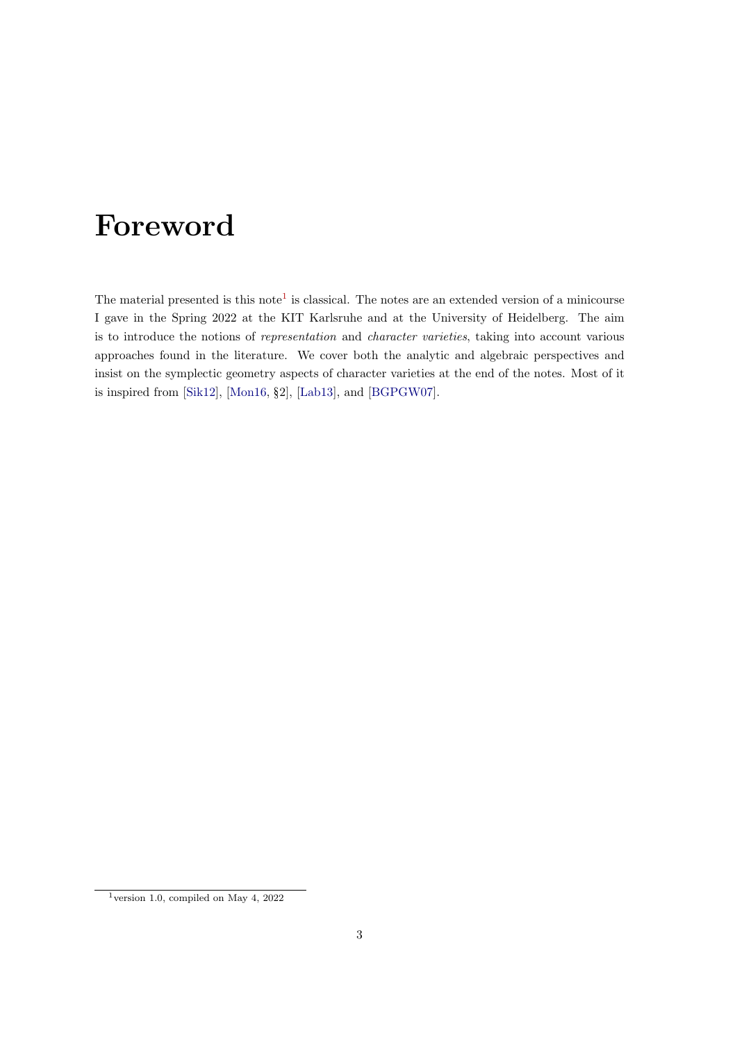# Foreword

The material presented is this note[1] is classical. The notes are an extended version of a minicourse I gave in the Spring 2022 at the KIT Karlsruhe and at the University of Heidelberg. The aim is to introduce the notions of *representation* and *character varieties*, taking into account various approaches found in the literature. We cover both the analytic and algebraic perspectives and insist on the symplectic geometry aspects of character varieties at the end of the notes. Most of it is inspired from [Sik12], [Mon16, §2], [Lab13], and [BGPGW07].

[1] version 1.0, compiled on May 4, 2022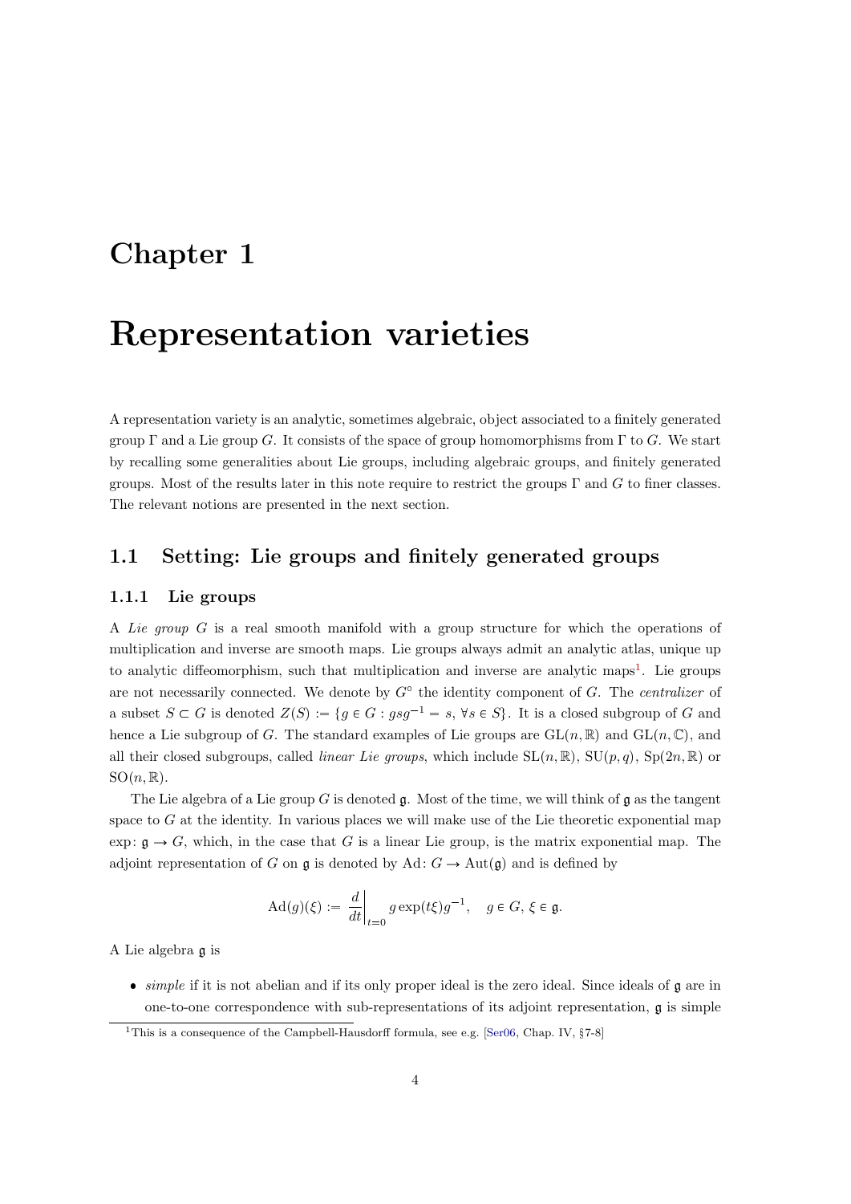# Chapter 1

# Representation varieties

A representation variety is an analytic, sometimes algebraic, object associated to a finitely generated group $\Gamma$ and a Lie group $G$. It consists of the space of group homomorphisms from $\Gamma$ to $G$. We start by recalling some generalities about Lie groups, including algebraic groups, and finitely generated groups. Most of the results later in this note require to restrict the groups $\Gamma$ and $G$ to finer classes. The relevant notions are presented in the next section.

## 1.1 Setting: Lie groups and finitely generated groups

### 1.1.1 Lie groups

A *Lie group* $G$ is a real smooth manifold with a group structure for which the operations of multiplication and inverse are smooth maps. Lie groups always admit an analytic atlas, unique up to analytic diffeomorphism, such that multiplication and inverse are analytic maps[1]. Lie groups are not necessarily connected. We denote by $G^\circ$ the identity component of $G$. The *centralizer* of a subset $S \subset G$ is denoted $Z(S) := \{g \in G : gsg^{-1} = s, \forall s \in S\}$. It is a closed subgroup of $G$ and hence a Lie subgroup of $G$. The standard examples of Lie groups are $\mathrm{GL}(n, \mathbb{R})$ and $\mathrm{GL}(n, \mathbb{C})$, and all their closed subgroups, called *linear Lie groups*, which include $\mathrm{SL}(n, \mathbb{R})$, $\mathrm{SU}(p, q)$, $\mathrm{Sp}(2n, \mathbb{R})$ or $\mathrm{SO}(n, \mathbb{R})$.

The Lie algebra of a Lie group $G$ is denoted $\mathfrak{g}$. Most of the time, we will think of $\mathfrak{g}$ as the tangent space to $G$ at the identity. In various places we will make use of the Lie theoretic exponential map $\exp\colon \mathfrak{g} \to G$, which, in the case that $G$ is a linear Lie group, is the matrix exponential map. The adjoint representation of $G$ on $\mathfrak{g}$ is denoted by $\mathrm{Ad}\colon G \to \mathrm{Aut}(\mathfrak{g})$ and is defined by

$$\mathrm{Ad}(g)(\xi) := \left.\frac{d}{dt}\right|_{t=0} g \exp(t\xi) g^{-1}, \quad g \in G, \, \xi \in \mathfrak{g}.$$

A Lie algebra $\mathfrak{g}$ is

- *simple* if it is not abelian and if its only proper ideal is the zero ideal. Since ideals of $\mathfrak{g}$ are in one-to-one correspondence with sub-representations of its adjoint representation, $\mathfrak{g}$ is simple

[1] This is a consequence of the Campbell-Hausdorff formula, see e.g. [Ser06, Chap. IV, §7-8]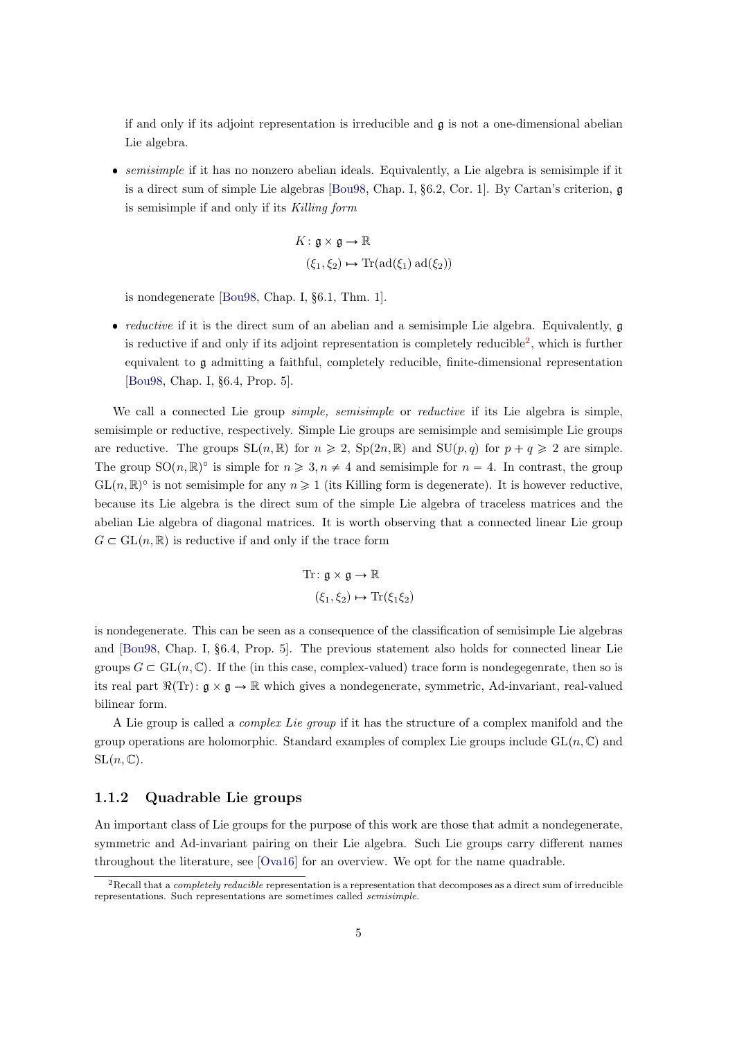if and only if its adjoint representation is irreducible and $\mathfrak{g}$ is not a one-dimensional abelian Lie algebra.

- *semisimple* if it has no nonzero abelian ideals. Equivalently, a Lie algebra is semisimple if it is a direct sum of simple Lie algebras [Bou98, Chap. I, §6.2, Cor. 1]. By Cartan's criterion, $\mathfrak{g}$ is semisimple if and only if its *Killing form*

$$
\begin{aligned}
K \colon \mathfrak{g} \times \mathfrak{g} &\to \mathbb{R} \\
(\xi_1, \xi_2) &\mapsto \operatorname{Tr}(\operatorname{ad}(\xi_1)\operatorname{ad}(\xi_2))
\end{aligned}
$$

  is nondegenerate [Bou98, Chap. I, §6.1, Thm. 1].

- *reductive* if it is the direct sum of an abelian and a semisimple Lie algebra. Equivalently, $\mathfrak{g}$ is reductive if and only if its adjoint representation is completely reducible[2], which is further equivalent to $\mathfrak{g}$ admitting a faithful, completely reducible, finite-dimensional representation [Bou98, Chap. I, §6.4, Prop. 5].

We call a connected Lie group *simple, semisimple* or *reductive* if its Lie algebra is simple, semisimple or reductive, respectively. Simple Lie groups are semisimple and semisimple Lie groups are reductive. The groups $\mathrm{SL}(n,\mathbb{R})$ for $n \geqslant 2$, $\mathrm{Sp}(2n,\mathbb{R})$ and $\mathrm{SU}(p,q)$ for $p+q \geqslant 2$ are simple. The group $\mathrm{SO}(n,\mathbb{R})^\circ$ is simple for $n \geqslant 3, n \neq 4$ and semisimple for $n = 4$. In contrast, the group $\mathrm{GL}(n,\mathbb{R})^\circ$ is not semisimple for any $n \geqslant 1$ (its Killing form is degenerate). It is however reductive, because its Lie algebra is the direct sum of the simple Lie algebra of traceless matrices and the abelian Lie algebra of diagonal matrices. It is worth observing that a connected linear Lie group $G \subset \mathrm{GL}(n,\mathbb{R})$ is reductive if and only if the trace form

$$
\begin{aligned}
\operatorname{Tr} \colon \mathfrak{g} \times \mathfrak{g} &\to \mathbb{R} \\
(\xi_1, \xi_2) &\mapsto \operatorname{Tr}(\xi_1 \xi_2)
\end{aligned}
$$

is nondegenerate. This can be seen as a consequence of the classification of semisimple Lie algebras and [Bou98, Chap. I, §6.4, Prop. 5]. The previous statement also holds for connected linear Lie groups $G \subset \mathrm{GL}(n,\mathbb{C})$. If the (in this case, complex-valued) trace form is nondegegenrate, then so is its real part $\Re(\operatorname{Tr}) \colon \mathfrak{g} \times \mathfrak{g} \to \mathbb{R}$ which gives a nondegenerate, symmetric, Ad-invariant, real-valued bilinear form.

A Lie group is called a *complex Lie group* if it has the structure of a complex manifold and the group operations are holomorphic. Standard examples of complex Lie groups include $\mathrm{GL}(n,\mathbb{C})$ and $\mathrm{SL}(n,\mathbb{C})$.

### 1.1.2 Quadrable Lie groups

An important class of Lie groups for the purpose of this work are those that admit a nondegenerate, symmetric and Ad-invariant pairing on their Lie algebra. Such Lie groups carry different names throughout the literature, see [Ova16] for an overview. We opt for the name quadrable.

[2] Recall that a *completely reducible* representation is a representation that decomposes as a direct sum of irreducible representations. Such representations are sometimes called *semisimple*.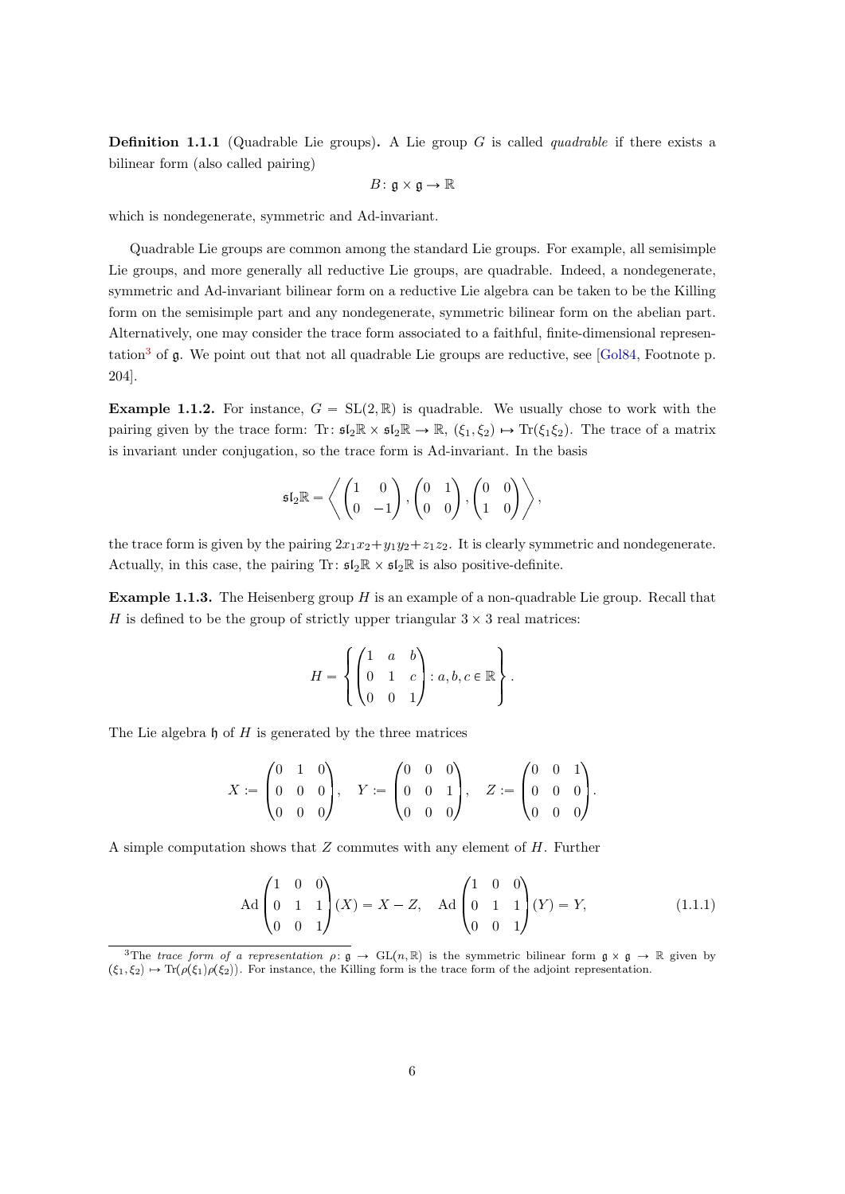**Definition 1.1.1** (Quadrable Lie groups)**.** A Lie group $G$ is called *quadrable* if there exists a bilinear form (also called pairing)

$$B\colon \mathfrak{g} \times \mathfrak{g} \to \mathbb{R}$$

which is nondegenerate, symmetric and Ad-invariant.

Quadrable Lie groups are common among the standard Lie groups. For example, all semisimple Lie groups, and more generally all reductive Lie groups, are quadrable. Indeed, a nondegenerate, symmetric and Ad-invariant bilinear form on a reductive Lie algebra can be taken to be the Killing form on the semisimple part and any nondegenerate, symmetric bilinear form on the abelian part. Alternatively, one may consider the trace form associated to a faithful, finite-dimensional representation[3] of $\mathfrak{g}$. We point out that not all quadrable Lie groups are reductive, see [Gol84, Footnote p. 204].

**Example 1.1.2.** For instance, $G = \mathrm{SL}(2,\mathbb{R})$ is quadrable. We usually chose to work with the pairing given by the trace form: $\mathrm{Tr}\colon \mathfrak{sl}_2\mathbb{R} \times \mathfrak{sl}_2\mathbb{R} \to \mathbb{R}$, $(\xi_1, \xi_2) \mapsto \mathrm{Tr}(\xi_1\xi_2)$. The trace of a matrix is invariant under conjugation, so the trace form is Ad-invariant. In the basis

$$\mathfrak{sl}_2\mathbb{R} = \left\langle \begin{pmatrix} 1 & 0 \\ 0 & -1 \end{pmatrix}, \begin{pmatrix} 0 & 1 \\ 0 & 0 \end{pmatrix}, \begin{pmatrix} 0 & 0 \\ 1 & 0 \end{pmatrix} \right\rangle,$$

the trace form is given by the pairing $2x_1x_2 + y_1y_2 + z_1z_2$. It is clearly symmetric and nondegenerate. Actually, in this case, the pairing $\mathrm{Tr}\colon \mathfrak{sl}_2\mathbb{R} \times \mathfrak{sl}_2\mathbb{R}$ is also positive-definite.

**Example 1.1.3.** The Heisenberg group $H$ is an example of a non-quadrable Lie group. Recall that $H$ is defined to be the group of strictly upper triangular $3 \times 3$ real matrices:

$$H = \left\{ \begin{pmatrix} 1 & a & b \\ 0 & 1 & c \\ 0 & 0 & 1 \end{pmatrix} : a, b, c \in \mathbb{R} \right\}.$$

The Lie algebra $\mathfrak{h}$ of $H$ is generated by the three matrices

$$X := \begin{pmatrix} 0 & 1 & 0 \\ 0 & 0 & 0 \\ 0 & 0 & 0 \end{pmatrix}, \quad Y := \begin{pmatrix} 0 & 0 & 0 \\ 0 & 0 & 1 \\ 0 & 0 & 0 \end{pmatrix}, \quad Z := \begin{pmatrix} 0 & 0 & 1 \\ 0 & 0 & 0 \\ 0 & 0 & 0 \end{pmatrix}.$$

A simple computation shows that $Z$ commutes with any element of $H$. Further

$$\mathrm{Ad}\begin{pmatrix} 1 & 0 & 0 \\ 0 & 1 & 1 \\ 0 & 0 & 1 \end{pmatrix}(X) = X - Z, \quad \mathrm{Ad}\begin{pmatrix} 1 & 0 & 0 \\ 0 & 1 & 1 \\ 0 & 0 & 1 \end{pmatrix}(Y) = Y, \tag{1.1.1}$$

[3] The *trace form of a representation* $\rho\colon \mathfrak{g} \to \mathrm{GL}(n,\mathbb{R})$ is the symmetric bilinear form $\mathfrak{g} \times \mathfrak{g} \to \mathbb{R}$ given by $(\xi_1, \xi_2) \mapsto \mathrm{Tr}(\rho(\xi_1)\rho(\xi_2))$. For instance, the Killing form is the trace form of the adjoint representation.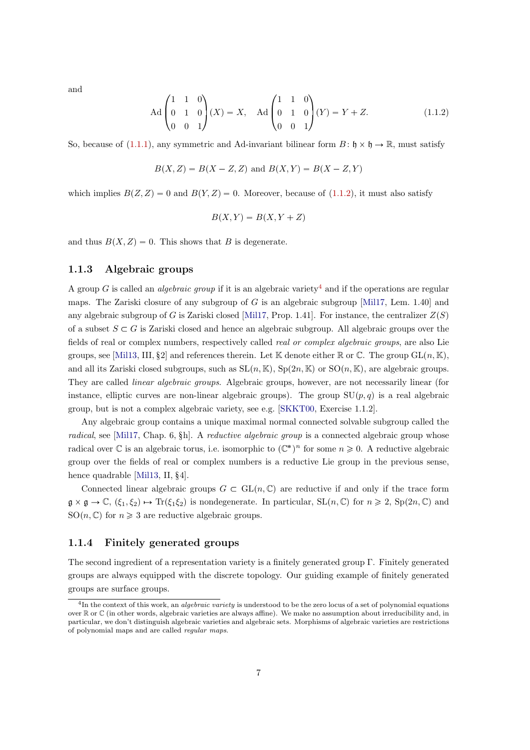and

$$\operatorname{Ad}\begin{pmatrix}1&1&0\\0&1&0\\0&0&1\end{pmatrix}(X)=X,\quad \operatorname{Ad}\begin{pmatrix}1&1&0\\0&1&0\\0&0&1\end{pmatrix}(Y)=Y+Z. \tag{1.1.2}$$

So, because of (1.1.1), any symmetric and Ad-invariant bilinear form $B\colon \mathfrak{h}\times\mathfrak{h}\to\mathbb{R}$, must satisfy

$$B(X,Z)=B(X-Z,Z) \text{ and } B(X,Y)=B(X-Z,Y)$$

which implies $B(Z,Z)=0$ and $B(Y,Z)=0$. Moreover, because of (1.1.2), it must also satisfy

$$B(X,Y)=B(X,Y+Z)$$

and thus $B(X,Z)=0$. This shows that $B$ is degenerate.

### 1.1.3 Algebraic groups

A group $G$ is called an *algebraic group* if it is an algebraic variety[4] and if the operations are regular maps. The Zariski closure of any subgroup of $G$ is an algebraic subgroup [Mil17, Lem. 1.40] and any algebraic subgroup of $G$ is Zariski closed [Mil17, Prop. 1.41]. For instance, the centralizer $Z(S)$ of a subset $S\subset G$ is Zariski closed and hence an algebraic subgroup. All algebraic groups over the fields of real or complex numbers, respectively called *real or complex algebraic groups*, are also Lie groups, see [Mil13, III, §2] and references therein. Let $\mathbb{K}$ denote either $\mathbb{R}$ or $\mathbb{C}$. The group $\mathrm{GL}(n,\mathbb{K})$, and all its Zariski closed subgroups, such as $\mathrm{SL}(n,\mathbb{K})$, $\mathrm{Sp}(2n,\mathbb{K})$ or $\mathrm{SO}(n,\mathbb{K})$, are algebraic groups. They are called *linear algebraic groups*. Algebraic groups, however, are not necessarily linear (for instance, elliptic curves are non-linear algebraic groups). The group $\mathrm{SU}(p,q)$ is a real algebraic group, but is not a complex algebraic variety, see e.g. [SKKT00, Exercise 1.1.2].

Any algebraic group contains a unique maximal normal connected solvable subgroup called the *radical*, see [Mil17, Chap. 6, §h]. A *reductive algebraic group* is a connected algebraic group whose radical over $\mathbb{C}$ is an algebraic torus, i.e. isomorphic to $(\mathbb{C}^*)^n$ for some $n\geqslant 0$. A reductive algebraic group over the fields of real or complex numbers is a reductive Lie group in the previous sense, hence quadrable [Mil13, II, §4].

Connected linear algebraic groups $G\subset \mathrm{GL}(n,\mathbb{C})$ are reductive if and only if the trace form $\mathfrak{g}\times\mathfrak{g}\to\mathbb{C}$, $(\xi_1,\xi_2)\mapsto \mathrm{Tr}(\xi_1\xi_2)$ is nondegenerate. In particular, $\mathrm{SL}(n,\mathbb{C})$ for $n\geqslant 2$, $\mathrm{Sp}(2n,\mathbb{C})$ and $\mathrm{SO}(n,\mathbb{C})$ for $n\geqslant 3$ are reductive algebraic groups.

### 1.1.4 Finitely generated groups

The second ingredient of a representation variety is a finitely generated group $\Gamma$. Finitely generated groups are always equipped with the discrete topology. Our guiding example of finitely generated groups are surface groups.

[4] In the context of this work, an *algebraic variety* is understood to be the zero locus of a set of polynomial equations over $\mathbb{R}$ or $\mathbb{C}$ (in other words, algebraic varieties are always affine). We make no assumption about irreducibility and, in particular, we don't distinguish algebraic varieties and algebraic sets. Morphisms of algebraic varieties are restrictions of polynomial maps and are called *regular maps*.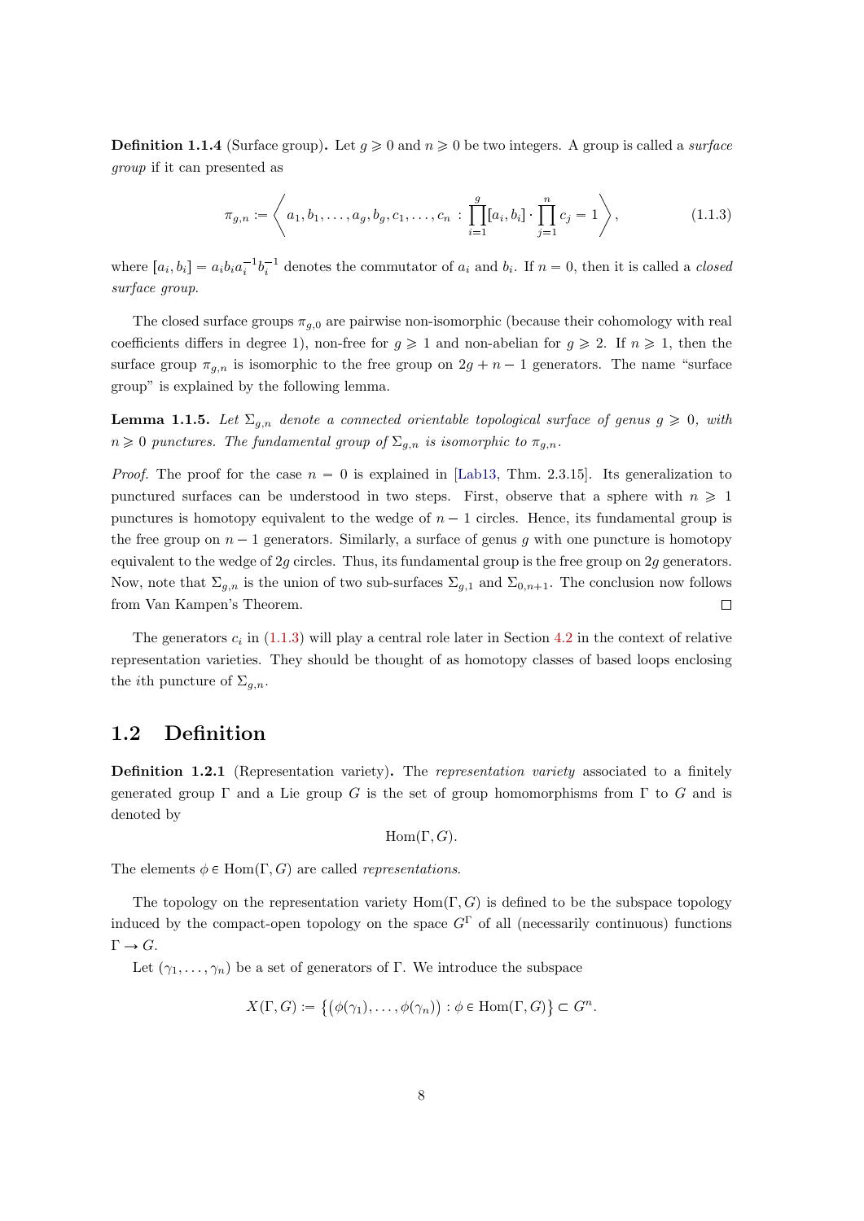**Definition 1.1.4** (Surface group)**.** Let $g \geqslant 0$ and $n \geqslant 0$ be two integers. A group is called a *surface group* if it can presented as

$$\pi_{g,n} := \left\langle a_1, b_1, \ldots, a_g, b_g, c_1, \ldots, c_n \; : \; \prod_{i=1}^{g} [a_i, b_i] \cdot \prod_{j=1}^{n} c_j = 1 \right\rangle, \tag{1.1.3}$$

where $[a_i, b_i] = a_i b_i a_i^{-1} b_i^{-1}$ denotes the commutator of $a_i$ and $b_i$. If $n = 0$, then it is called a *closed surface group*.

The closed surface groups $\pi_{g,0}$ are pairwise non-isomorphic (because their cohomology with real coefficients differs in degree 1), non-free for $g \geqslant 1$ and non-abelian for $g \geqslant 2$. If $n \geqslant 1$, then the surface group $\pi_{g,n}$ is isomorphic to the free group on $2g + n - 1$ generators. The name "surface group" is explained by the following lemma.

**Lemma 1.1.5.** *Let $\Sigma_{g,n}$ denote a connected orientable topological surface of genus $g \geqslant 0$, with $n \geqslant 0$ punctures. The fundamental group of $\Sigma_{g,n}$ is isomorphic to $\pi_{g,n}$.*

*Proof.* The proof for the case $n = 0$ is explained in [Lab13, Thm. 2.3.15]. Its generalization to punctured surfaces can be understood in two steps. First, observe that a sphere with $n \geqslant 1$ punctures is homotopy equivalent to the wedge of $n - 1$ circles. Hence, its fundamental group is the free group on $n - 1$ generators. Similarly, a surface of genus $g$ with one puncture is homotopy equivalent to the wedge of $2g$ circles. Thus, its fundamental group is the free group on $2g$ generators. Now, note that $\Sigma_{g,n}$ is the union of two sub-surfaces $\Sigma_{g,1}$ and $\Sigma_{0,n+1}$. The conclusion now follows from Van Kampen's Theorem. ∎

The generators $c_i$ in (1.1.3) will play a central role later in Section 4.2 in the context of relative representation varieties. They should be thought of as homotopy classes of based loops enclosing the $i$th puncture of $\Sigma_{g,n}$.

## 1.2 Definition

**Definition 1.2.1** (Representation variety)**.** The *representation variety* associated to a finitely generated group $\Gamma$ and a Lie group $G$ is the set of group homomorphisms from $\Gamma$ to $G$ and is denoted by

$$\operatorname{Hom}(\Gamma, G).$$

The elements $\phi \in \operatorname{Hom}(\Gamma, G)$ are called *representations*.

The topology on the representation variety $\operatorname{Hom}(\Gamma, G)$ is defined to be the subspace topology induced by the compact-open topology on the space $G^{\Gamma}$ of all (necessarily continuous) functions $\Gamma \to G$.

Let $(\gamma_1, \ldots, \gamma_n)$ be a set of generators of $\Gamma$. We introduce the subspace

$$X(\Gamma, G) := \left\{ \left( \phi(\gamma_1), \ldots, \phi(\gamma_n) \right) : \phi \in \operatorname{Hom}(\Gamma, G) \right\} \subset G^n.$$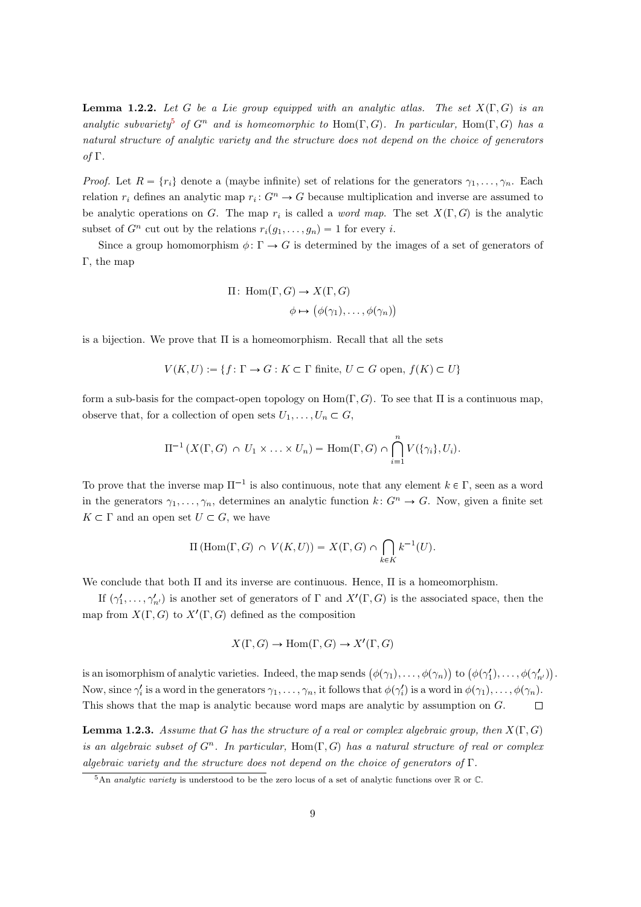**Lemma 1.2.2.** *Let $G$ be a Lie group equipped with an analytic atlas. The set $X(\Gamma, G)$ is an analytic subvariety*[5] *of $G^n$ and is homeomorphic to $\operatorname{Hom}(\Gamma, G)$. In particular, $\operatorname{Hom}(\Gamma, G)$ has a natural structure of analytic variety and the structure does not depend on the choice of generators of $\Gamma$.*

*Proof.* Let $R = \{r_i\}$ denote a (maybe infinite) set of relations for the generators $\gamma_1, \ldots, \gamma_n$. Each relation $r_i$ defines an analytic map $r_i \colon G^n \to G$ because multiplication and inverse are assumed to be analytic operations on $G$. The map $r_i$ is called a *word map*. The set $X(\Gamma, G)$ is the analytic subset of $G^n$ cut out by the relations $r_i(g_1, \ldots, g_n) = 1$ for every $i$.

Since a group homomorphism $\phi \colon \Gamma \to G$ is determined by the images of a set of generators of $\Gamma$, the map

$$\begin{aligned} \Pi \colon \operatorname{Hom}(\Gamma, G) &\to X(\Gamma, G) \\ \phi &\mapsto \big(\phi(\gamma_1), \ldots, \phi(\gamma_n)\big) \end{aligned}$$

is a bijection. We prove that $\Pi$ is a homeomorphism. Recall that all the sets

$$V(K, U) := \{f \colon \Gamma \to G : K \subset \Gamma \text{ finite, } U \subset G \text{ open, } f(K) \subset U\}$$

form a sub-basis for the compact-open topology on $\operatorname{Hom}(\Gamma, G)$. To see that $\Pi$ is a continuous map, observe that, for a collection of open sets $U_1, \ldots, U_n \subset G$,

$$\Pi^{-1}\left(X(\Gamma, G) \,\cap\, U_1 \times \ldots \times U_n\right) = \operatorname{Hom}(\Gamma, G) \cap \bigcap_{i=1}^{n} V(\{\gamma_i\}, U_i).$$

To prove that the inverse map $\Pi^{-1}$ is also continuous, note that any element $k \in \Gamma$, seen as a word in the generators $\gamma_1, \ldots, \gamma_n$, determines an analytic function $k \colon G^n \to G$. Now, given a finite set $K \subset \Gamma$ and an open set $U \subset G$, we have

$$\Pi\left(\operatorname{Hom}(\Gamma, G) \,\cap\, V(K, U)\right) = X(\Gamma, G) \cap \bigcap_{k \in K} k^{-1}(U).$$

We conclude that both $\Pi$ and its inverse are continuous. Hence, $\Pi$ is a homeomorphism.

If $(\gamma_1', \ldots, \gamma_{n'}')$ is another set of generators of $\Gamma$ and $X'(\Gamma, G)$ is the associated space, then the map from $X(\Gamma, G)$ to $X'(\Gamma, G)$ defined as the composition

$$X(\Gamma, G) \to \operatorname{Hom}(\Gamma, G) \to X'(\Gamma, G)$$

is an isomorphism of analytic varieties. Indeed, the map sends $\big(\phi(\gamma_1), \ldots, \phi(\gamma_n)\big)$ to $\big(\phi(\gamma_1'), \ldots, \phi(\gamma_{n'}')\big)$. Now, since $\gamma_i'$ is a word in the generators $\gamma_1, \ldots, \gamma_n$, it follows that $\phi(\gamma_i')$ is a word in $\phi(\gamma_1), \ldots, \phi(\gamma_n)$. This shows that the map is analytic because word maps are analytic by assumption on $G$. $\square$

**Lemma 1.2.3.** *Assume that $G$ has the structure of a real or complex algebraic group, then $X(\Gamma, G)$ is an algebraic subset of $G^n$. In particular, $\operatorname{Hom}(\Gamma, G)$ has a natural structure of real or complex algebraic variety and the structure does not depend on the choice of generators of $\Gamma$.*

[5] An *analytic variety* is understood to be the zero locus of a set of analytic functions over $\mathbb{R}$ or $\mathbb{C}$.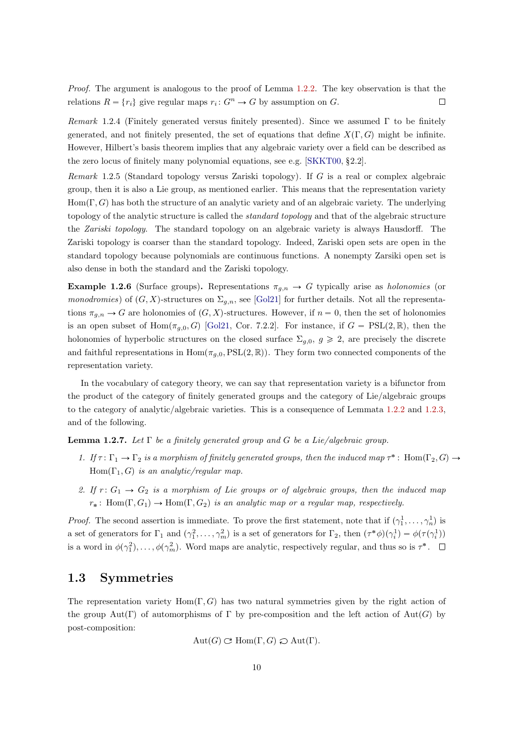*Proof.* The argument is analogous to the proof of Lemma 1.2.2. The key observation is that the relations $R = \{r_i\}$ give regular maps $r_i \colon G^n \to G$ by assumption on $G$. $\square$

*Remark* 1.2.4 (Finitely generated versus finitely presented). Since we assumed $\Gamma$ to be finitely generated, and not finitely presented, the set of equations that define $X(\Gamma, G)$ might be infinite. However, Hilbert's basis theorem implies that any algebraic variety over a field can be described as the zero locus of finitely many polynomial equations, see e.g. [SKKT00, §2.2].

*Remark* 1.2.5 (Standard topology versus Zariski topology). If $G$ is a real or complex algebraic group, then it is also a Lie group, as mentioned earlier. This means that the representation variety $\mathrm{Hom}(\Gamma, G)$ has both the structure of an analytic variety and of an algebraic variety. The underlying topology of the analytic structure is called the *standard topology* and that of the algebraic structure the *Zariski topology*. The standard topology on an algebraic variety is always Hausdorff. The Zariski topology is coarser than the standard topology. Indeed, Zariski open sets are open in the standard topology because polynomials are continuous functions. A nonempty Zarsiki open set is also dense in both the standard and the Zariski topology.

**Example 1.2.6** (Surface groups). Representations $\pi_{g,n} \to G$ typically arise as *holonomies* (or *monodromies*) of $(G, X)$-structures on $\Sigma_{g,n}$, see [Gol21] for further details. Not all the representations $\pi_{g,n} \to G$ are holonomies of $(G, X)$-structures. However, if $n = 0$, then the set of holonomies is an open subset of $\mathrm{Hom}(\pi_{g,0}, G)$ [Gol21, Cor. 7.2.2]. For instance, if $G = \mathrm{PSL}(2, \mathbb{R})$, then the holonomies of hyperbolic structures on the closed surface $\Sigma_{g,0}$, $g \geqslant 2$, are precisely the discrete and faithful representations in $\mathrm{Hom}(\pi_{g,0}, \mathrm{PSL}(2, \mathbb{R}))$. They form two connected components of the representation variety.

In the vocabulary of category theory, we can say that representation variety is a bifunctor from the product of the category of finitely generated groups and the category of Lie/algebraic groups to the category of analytic/algebraic varieties. This is a consequence of Lemmata 1.2.2 and 1.2.3, and of the following.

**Lemma 1.2.7.** *Let $\Gamma$ be a finitely generated group and $G$ be a Lie/algebraic group.*

1. *If $\tau \colon \Gamma_1 \to \Gamma_2$ is a morphism of finitely generated groups, then the induced map $\tau^* \colon \mathrm{Hom}(\Gamma_2, G) \to \mathrm{Hom}(\Gamma_1, G)$ is an analytic/regular map.*
2. *If $r \colon G_1 \to G_2$ is a morphism of Lie groups or of algebraic groups, then the induced map $r_* \colon \mathrm{Hom}(\Gamma, G_1) \to \mathrm{Hom}(\Gamma, G_2)$ is an analytic map or a regular map, respectively.*

*Proof.* The second assertion is immediate. To prove the first statement, note that if $(\gamma_1^1, \ldots, \gamma_n^1)$ is a set of generators for $\Gamma_1$ and $(\gamma_1^2, \ldots, \gamma_m^2)$ is a set of generators for $\Gamma_2$, then $(\tau^*\phi)(\gamma_i^1) = \phi(\tau(\gamma_i^1))$ is a word in $\phi(\gamma_1^2), \ldots, \phi(\gamma_m^2)$. Word maps are analytic, respectively regular, and thus so is $\tau^*$. $\square$

## 1.3 Symmetries

The representation variety $\mathrm{Hom}(\Gamma, G)$ has two natural symmetries given by the right action of the group $\mathrm{Aut}(\Gamma)$ of automorphisms of $\Gamma$ by pre-composition and the left action of $\mathrm{Aut}(G)$ by post-composition:

$$\mathrm{Aut}(G) \circlearrowright \mathrm{Hom}(\Gamma, G) \circlearrowleft \mathrm{Aut}(\Gamma).$$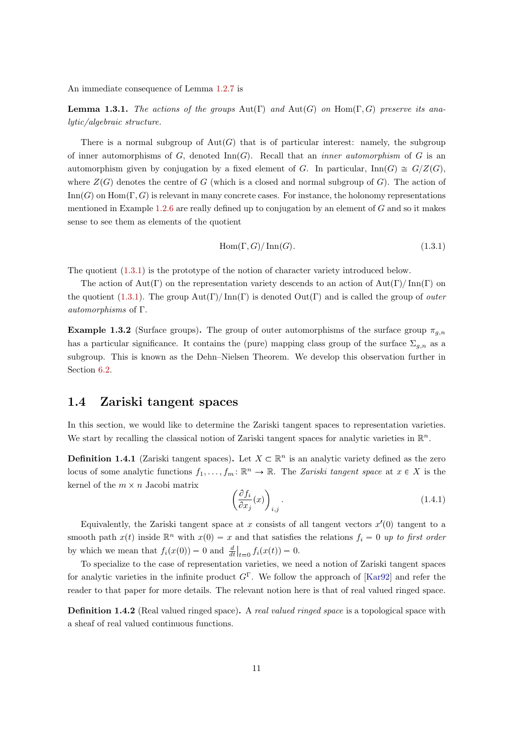An immediate consequence of Lemma 1.2.7 is

**Lemma 1.3.1.** *The actions of the groups* $\mathrm{Aut}(\Gamma)$ *and* $\mathrm{Aut}(G)$ *on* $\mathrm{Hom}(\Gamma, G)$ *preserve its analytic/algebraic structure.*

There is a normal subgroup of $\mathrm{Aut}(G)$ that is of particular interest: namely, the subgroup of inner automorphisms of $G$, denoted $\mathrm{Inn}(G)$. Recall that an *inner automorphism* of $G$ is an automorphism given by conjugation by a fixed element of $G$. In particular, $\mathrm{Inn}(G) \cong G/Z(G)$, where $Z(G)$ denotes the centre of $G$ (which is a closed and normal subgroup of $G$). The action of $\mathrm{Inn}(G)$ on $\mathrm{Hom}(\Gamma, G)$ is relevant in many concrete cases. For instance, the holonomy representations mentioned in Example 1.2.6 are really defined up to conjugation by an element of $G$ and so it makes sense to see them as elements of the quotient

$$\mathrm{Hom}(\Gamma, G)/\,\mathrm{Inn}(G). \tag{1.3.1}$$

The quotient (1.3.1) is the prototype of the notion of character variety introduced below.

The action of $\mathrm{Aut}(\Gamma)$ on the representation variety descends to an action of $\mathrm{Aut}(\Gamma)/\,\mathrm{Inn}(\Gamma)$ on the quotient (1.3.1). The group $\mathrm{Aut}(\Gamma)/\,\mathrm{Inn}(\Gamma)$ is denoted $\mathrm{Out}(\Gamma)$ and is called the group of *outer automorphisms* of $\Gamma$.

**Example 1.3.2** (Surface groups)**.** The group of outer automorphisms of the surface group $\pi_{g,n}$ has a particular significance. It contains the (pure) mapping class group of the surface $\Sigma_{g,n}$ as a subgroup. This is known as the Dehn–Nielsen Theorem. We develop this observation further in Section 6.2.

## 1.4 Zariski tangent spaces

In this section, we would like to determine the Zariski tangent spaces to representation varieties. We start by recalling the classical notion of Zariski tangent spaces for analytic varieties in $\mathbb{R}^n$.

**Definition 1.4.1** (Zariski tangent spaces)**.** Let $X \subset \mathbb{R}^n$ is an analytic variety defined as the zero locus of some analytic functions $f_1, \ldots, f_m \colon \mathbb{R}^n \to \mathbb{R}$. The *Zariski tangent space* at $x \in X$ is the kernel of the $m \times n$ Jacobi matrix

$$\left(\frac{\partial f_i}{\partial x_j}(x)\right)_{i,j}. \tag{1.4.1}$$

Equivalently, the Zariski tangent space at $x$ consists of all tangent vectors $x'(0)$ tangent to a smooth path $x(t)$ inside $\mathbb{R}^n$ with $x(0) = x$ and that satisfies the relations $f_i = 0$ *up to first order* by which we mean that $f_i(x(0)) = 0$ and $\frac{d}{dt}\big|_{t=0} f_i(x(t)) = 0$.

To specialize to the case of representation varieties, we need a notion of Zariski tangent spaces for analytic varieties in the infinite product $G^\Gamma$. We follow the approach of [Kar92] and refer the reader to that paper for more details. The relevant notion here is that of real valued ringed space.

**Definition 1.4.2** (Real valued ringed space)**.** A *real valued ringed space* is a topological space with a sheaf of real valued continuous functions.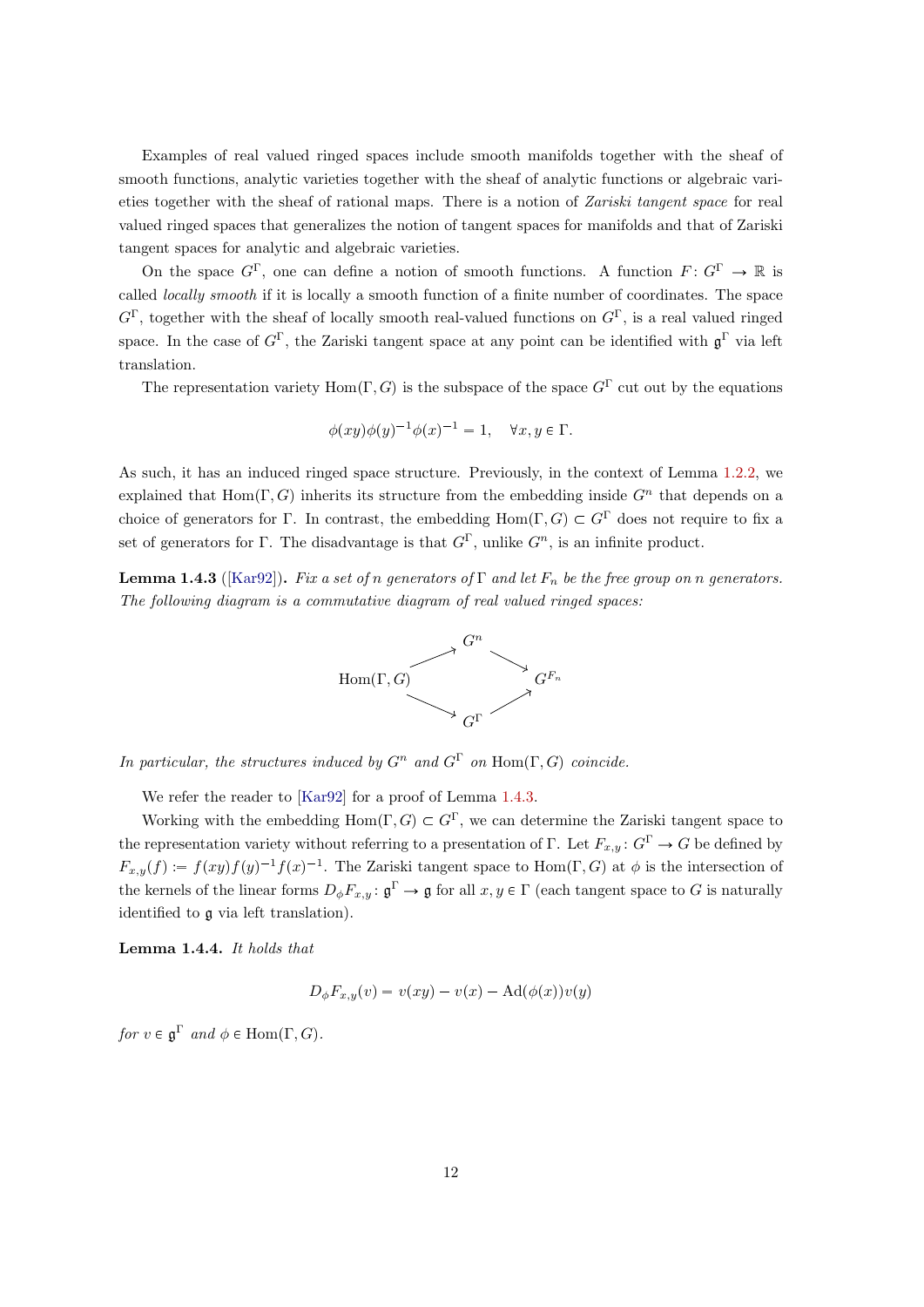Examples of real valued ringed spaces include smooth manifolds together with the sheaf of smooth functions, analytic varieties together with the sheaf of analytic functions or algebraic varieties together with the sheaf of rational maps. There is a notion of *Zariski tangent space* for real valued ringed spaces that generalizes the notion of tangent spaces for manifolds and that of Zariski tangent spaces for analytic and algebraic varieties.

On the space $G^\Gamma$, one can define a notion of smooth functions. A function $F\colon G^\Gamma \to \mathbb{R}$ is called *locally smooth* if it is locally a smooth function of a finite number of coordinates. The space $G^\Gamma$, together with the sheaf of locally smooth real-valued functions on $G^\Gamma$, is a real valued ringed space. In the case of $G^\Gamma$, the Zariski tangent space at any point can be identified with $\mathfrak{g}^\Gamma$ via left translation.

The representation variety $\operatorname{Hom}(\Gamma, G)$ is the subspace of the space $G^\Gamma$ cut out by the equations

$$\phi(xy)\phi(y)^{-1}\phi(x)^{-1} = 1, \quad \forall x, y \in \Gamma.$$

As such, it has an induced ringed space structure. Previously, in the context of Lemma 1.2.2, we explained that $\operatorname{Hom}(\Gamma, G)$ inherits its structure from the embedding inside $G^n$ that depends on a choice of generators for $\Gamma$. In contrast, the embedding $\operatorname{Hom}(\Gamma, G) \subset G^\Gamma$ does not require to fix a set of generators for $\Gamma$. The disadvantage is that $G^\Gamma$, unlike $G^n$, is an infinite product.

**Lemma 1.4.3** ([Kar92]). *Fix a set of $n$ generators of $\Gamma$ and let $F_n$ be the free group on $n$ generators. The following diagram is a commutative diagram of real valued ringed spaces:*

$$\begin{array}{ccccc} & & G^n & & \\ & \nearrow & & \searrow & \\ \operatorname{Hom}(\Gamma, G) & & & & G^{F_n} \\ & \searrow & & \nearrow & \\ & & G^\Gamma & & \end{array}$$

*In particular, the structures induced by $G^n$ and $G^\Gamma$ on $\operatorname{Hom}(\Gamma, G)$ coincide.*

We refer the reader to [Kar92] for a proof of Lemma 1.4.3.

Working with the embedding $\operatorname{Hom}(\Gamma, G) \subset G^\Gamma$, we can determine the Zariski tangent space to the representation variety without referring to a presentation of $\Gamma$. Let $F_{x,y}\colon G^\Gamma \to G$ be defined by $F_{x,y}(f) := f(xy)f(y)^{-1}f(x)^{-1}$. The Zariski tangent space to $\operatorname{Hom}(\Gamma, G)$ at $\phi$ is the intersection of the kernels of the linear forms $D_\phi F_{x,y}\colon \mathfrak{g}^\Gamma \to \mathfrak{g}$ for all $x, y \in \Gamma$ (each tangent space to $G$ is naturally identified to $\mathfrak{g}$ via left translation).

**Lemma 1.4.4.** *It holds that*

$$D_\phi F_{x,y}(v) = v(xy) - v(x) - \operatorname{Ad}(\phi(x))v(y)$$

*for $v \in \mathfrak{g}^\Gamma$ and $\phi \in \operatorname{Hom}(\Gamma, G)$.*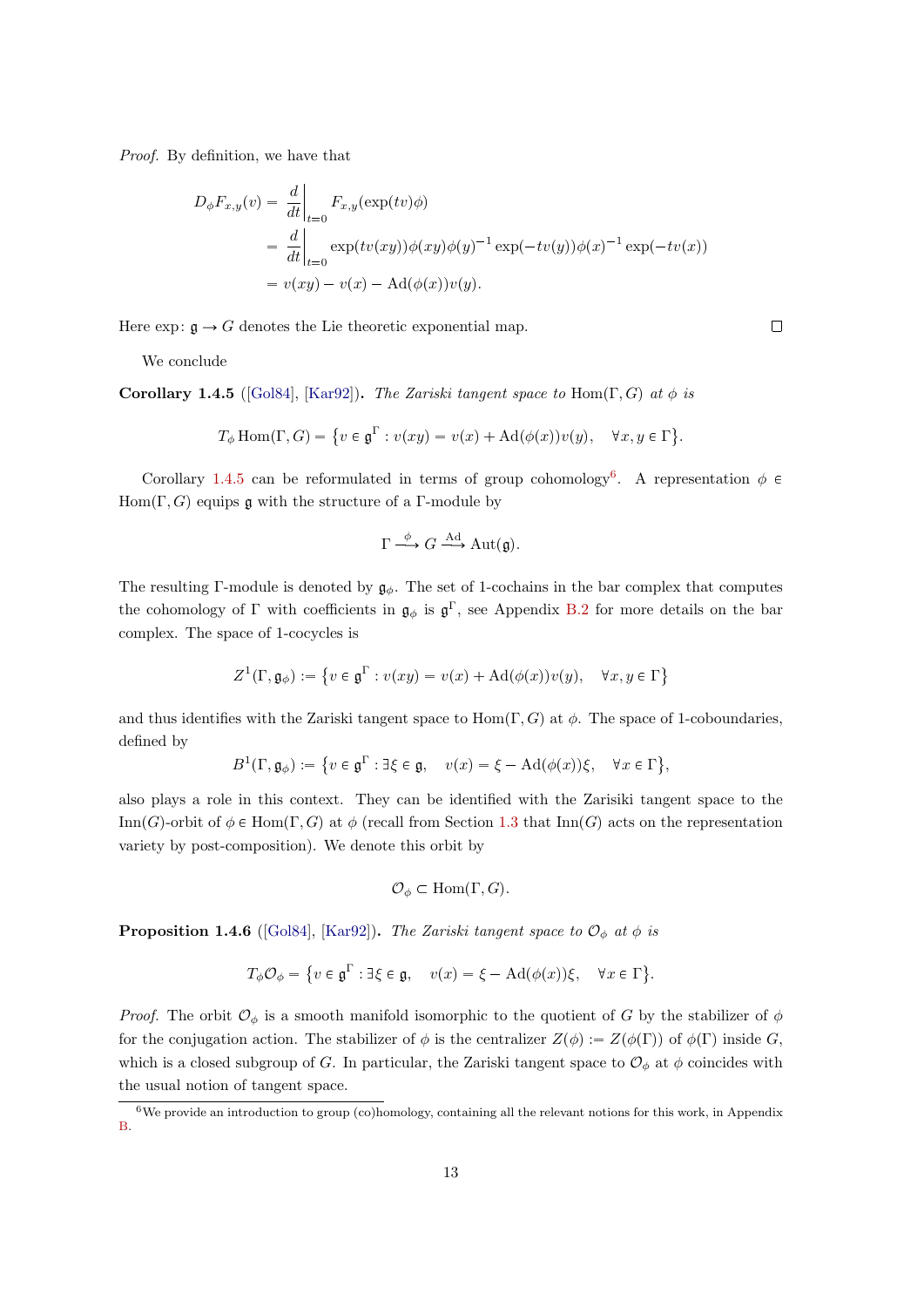*Proof.* By definition, we have that

$$
\begin{aligned}
D_\phi F_{x,y}(v) &= \left.\frac{d}{dt}\right|_{t=0} F_{x,y}(\exp(tv)\phi) \\
&= \left.\frac{d}{dt}\right|_{t=0} \exp(tv(xy))\phi(xy)\phi(y)^{-1}\exp(-tv(y))\phi(x)^{-1}\exp(-tv(x)) \\
&= v(xy) - v(x) - \operatorname{Ad}(\phi(x))v(y).
\end{aligned}
$$

Here $\exp\colon \mathfrak{g} \to G$ denotes the Lie theoretic exponential map. ∎

We conclude

**Corollary 1.4.5** ([Gol84], [Kar92])**.** *The Zariski tangent space to* $\operatorname{Hom}(\Gamma, G)$ *at* $\phi$ *is*

$$
T_\phi \operatorname{Hom}(\Gamma, G) = \left\{ v \in \mathfrak{g}^\Gamma : v(xy) = v(x) + \operatorname{Ad}(\phi(x))v(y), \quad \forall x, y \in \Gamma \right\}.
$$

Corollary 1.4.5 can be reformulated in terms of group cohomology[6]. A representation $\phi \in \operatorname{Hom}(\Gamma, G)$ equips $\mathfrak{g}$ with the structure of a $\Gamma$-module by

$$
\Gamma \xrightarrow{\phi} G \xrightarrow{\operatorname{Ad}} \operatorname{Aut}(\mathfrak{g}).
$$

The resulting $\Gamma$-module is denoted by $\mathfrak{g}_\phi$. The set of 1-cochains in the bar complex that computes the cohomology of $\Gamma$ with coefficients in $\mathfrak{g}_\phi$ is $\mathfrak{g}^\Gamma$, see Appendix B.2 for more details on the bar complex. The space of 1-cocycles is

$$
Z^1(\Gamma, \mathfrak{g}_\phi) := \left\{ v \in \mathfrak{g}^\Gamma : v(xy) = v(x) + \operatorname{Ad}(\phi(x))v(y), \quad \forall x, y \in \Gamma \right\}
$$

and thus identifies with the Zariski tangent space to $\operatorname{Hom}(\Gamma, G)$ at $\phi$. The space of 1-coboundaries, defined by

$$
B^1(\Gamma, \mathfrak{g}_\phi) := \left\{ v \in \mathfrak{g}^\Gamma : \exists \xi \in \mathfrak{g}, \quad v(x) = \xi - \operatorname{Ad}(\phi(x))\xi, \quad \forall x \in \Gamma \right\},
$$

also plays a role in this context. They can be identified with the Zarisiki tangent space to the $\operatorname{Inn}(G)$-orbit of $\phi \in \operatorname{Hom}(\Gamma, G)$ at $\phi$ (recall from Section 1.3 that $\operatorname{Inn}(G)$ acts on the representation variety by post-composition). We denote this orbit by

$$
\mathcal{O}_\phi \subset \operatorname{Hom}(\Gamma, G).
$$

**Proposition 1.4.6** ([Gol84], [Kar92])**.** *The Zariski tangent space to* $\mathcal{O}_\phi$ *at* $\phi$ *is*

$$
T_\phi \mathcal{O}_\phi = \left\{ v \in \mathfrak{g}^\Gamma : \exists \xi \in \mathfrak{g}, \quad v(x) = \xi - \operatorname{Ad}(\phi(x))\xi, \quad \forall x \in \Gamma \right\}.
$$

*Proof.* The orbit $\mathcal{O}_\phi$ is a smooth manifold isomorphic to the quotient of $G$ by the stabilizer of $\phi$ for the conjugation action. The stabilizer of $\phi$ is the centralizer $Z(\phi) := Z(\phi(\Gamma))$ of $\phi(\Gamma)$ inside $G$, which is a closed subgroup of $G$. In particular, the Zariski tangent space to $\mathcal{O}_\phi$ at $\phi$ coincides with the usual notion of tangent space.

[6] We provide an introduction to group (co)homology, containing all the relevant notions for this work, in Appendix B.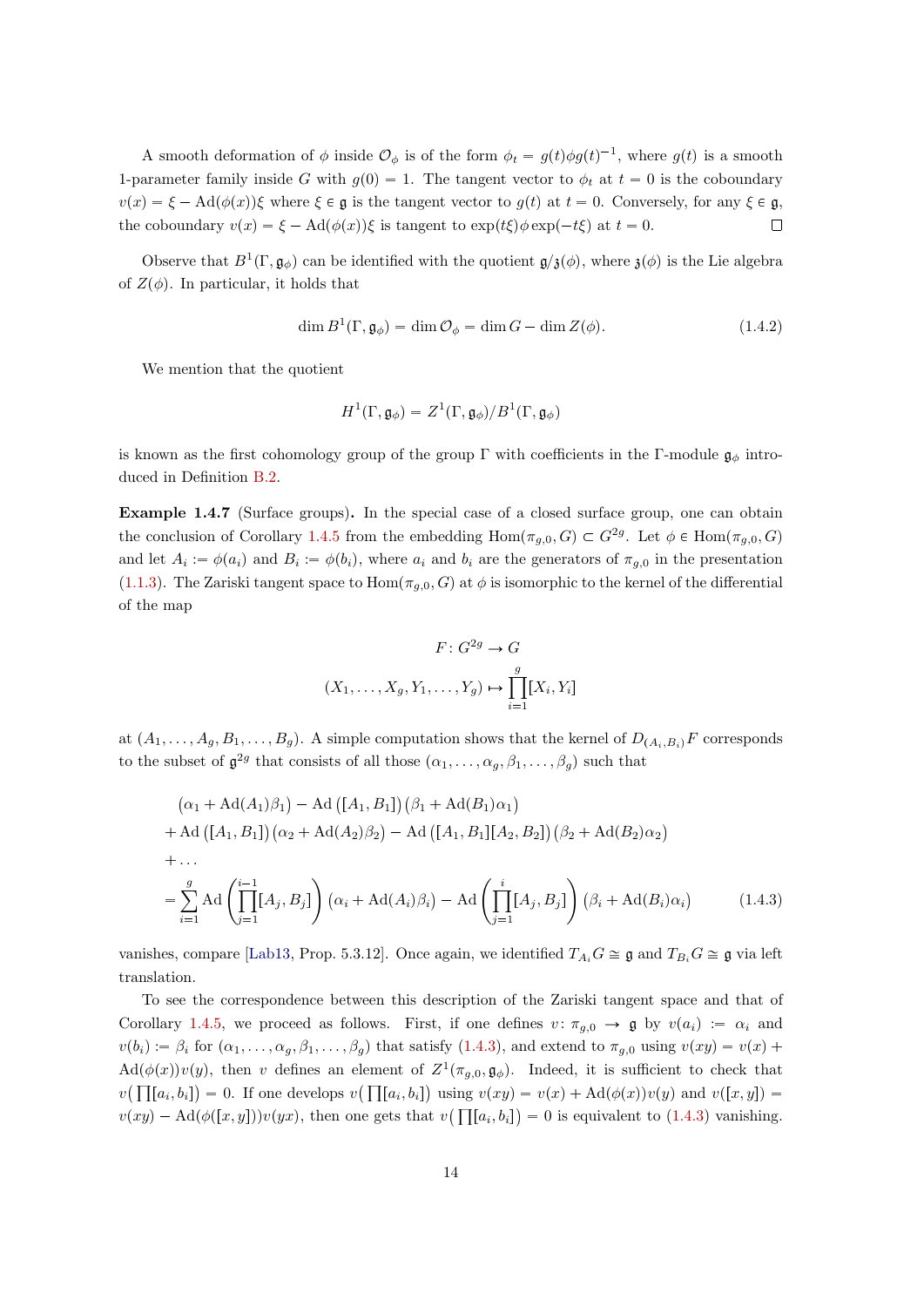A smooth deformation of $\phi$ inside $\mathcal{O}_\phi$ is of the form $\phi_t = g(t)\phi g(t)^{-1}$, where $g(t)$ is a smooth 1-parameter family inside $G$ with $g(0) = 1$. The tangent vector to $\phi_t$ at $t = 0$ is the coboundary $v(x) = \xi - \mathrm{Ad}(\phi(x))\xi$ where $\xi \in \mathfrak{g}$ is the tangent vector to $g(t)$ at $t = 0$. Conversely, for any $\xi \in \mathfrak{g}$, the coboundary $v(x) = \xi - \mathrm{Ad}(\phi(x))\xi$ is tangent to $\exp(t\xi)\phi\exp(-t\xi)$ at $t = 0$. □

Observe that $B^1(\Gamma, \mathfrak{g}_\phi)$ can be identified with the quotient $\mathfrak{g}/\mathfrak{z}(\phi)$, where $\mathfrak{z}(\phi)$ is the Lie algebra of $Z(\phi)$. In particular, it holds that

$$\dim B^1(\Gamma, \mathfrak{g}_\phi) = \dim \mathcal{O}_\phi = \dim G - \dim Z(\phi). \tag{1.4.2}$$

We mention that the quotient

$$H^1(\Gamma, \mathfrak{g}_\phi) = Z^1(\Gamma, \mathfrak{g}_\phi)/B^1(\Gamma, \mathfrak{g}_\phi)$$

is known as the first cohomology group of the group $\Gamma$ with coefficients in the $\Gamma$-module $\mathfrak{g}_\phi$ introduced in Definition B.2.

**Example 1.4.7** (Surface groups)**.** In the special case of a closed surface group, one can obtain the conclusion of Corollary 1.4.5 from the embedding $\mathrm{Hom}(\pi_{g,0}, G) \subset G^{2g}$. Let $\phi \in \mathrm{Hom}(\pi_{g,0}, G)$ and let $A_i := \phi(a_i)$ and $B_i := \phi(b_i)$, where $a_i$ and $b_i$ are the generators of $\pi_{g,0}$ in the presentation (1.1.3). The Zariski tangent space to $\mathrm{Hom}(\pi_{g,0}, G)$ at $\phi$ is isomorphic to the kernel of the differential of the map

$$F\colon G^{2g} \to G$$
$$(X_1, \ldots, X_g, Y_1, \ldots, Y_g) \mapsto \prod_{i=1}^{g}[X_i, Y_i]$$

at $(A_1, \ldots, A_g, B_1, \ldots, B_g)$. A simple computation shows that the kernel of $D_{(A_i,B_i)}F$ corresponds to the subset of $\mathfrak{g}^{2g}$ that consists of all those $(\alpha_1, \ldots, \alpha_g, \beta_1, \ldots, \beta_g)$ such that

$$\begin{aligned}
&\big(\alpha_1 + \mathrm{Ad}(A_1)\beta_1\big) - \mathrm{Ad}\left([A_1, B_1]\right)\big(\beta_1 + \mathrm{Ad}(B_1)\alpha_1\big) \\
&+ \mathrm{Ad}\left([A_1, B_1]\right)\big(\alpha_2 + \mathrm{Ad}(A_2)\beta_2\big) - \mathrm{Ad}\left([A_1, B_1][A_2, B_2]\right)\big(\beta_2 + \mathrm{Ad}(B_2)\alpha_2\big) \\
&+ \ldots \\
&= \sum_{i=1}^{g} \mathrm{Ad}\left(\prod_{j=1}^{i-1}[A_j, B_j]\right)\big(\alpha_i + \mathrm{Ad}(A_i)\beta_i\big) - \mathrm{Ad}\left(\prod_{j=1}^{i}[A_j, B_j]\right)\big(\beta_i + \mathrm{Ad}(B_i)\alpha_i\big)
\end{aligned} \tag{1.4.3}$$

vanishes, compare [Lab13, Prop. 5.3.12]. Once again, we identified $T_{A_i}G \cong \mathfrak{g}$ and $T_{B_i}G \cong \mathfrak{g}$ via left translation.

To see the correspondence between this description of the Zariski tangent space and that of Corollary 1.4.5, we proceed as follows. First, if one defines $v\colon \pi_{g,0} \to \mathfrak{g}$ by $v(a_i) := \alpha_i$ and $v(b_i) := \beta_i$ for $(\alpha_1, \ldots, \alpha_g, \beta_1, \ldots, \beta_g)$ that satisfy (1.4.3), and extend to $\pi_{g,0}$ using $v(xy) = v(x) + \mathrm{Ad}(\phi(x))v(y)$, then $v$ defines an element of $Z^1(\pi_{g,0}, \mathfrak{g}_\phi)$. Indeed, it is sufficient to check that $v\big(\prod[a_i, b_i]\big) = 0$. If one develops $v\big(\prod[a_i, b_i]\big)$ using $v(xy) = v(x) + \mathrm{Ad}(\phi(x))v(y)$ and $v([x, y]) = v(xy) - \mathrm{Ad}(\phi([x, y]))v(yx)$, then one gets that $v\big(\prod[a_i, b_i]\big) = 0$ is equivalent to (1.4.3) vanishing.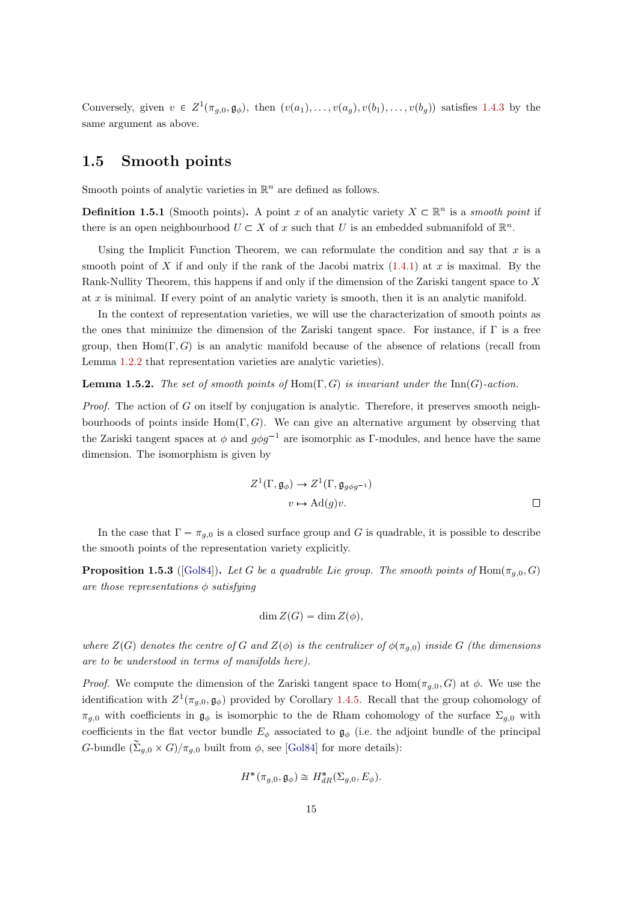Conversely, given $v \in Z^1(\pi_{g,0}, \mathfrak{g}_\phi)$, then $(v(a_1), \ldots, v(a_g), v(b_1), \ldots, v(b_g))$ satisfies 1.4.3 by the same argument as above.

## 1.5 Smooth points

Smooth points of analytic varieties in $\mathbb{R}^n$ are defined as follows.

**Definition 1.5.1** (Smooth points)**.** A point $x$ of an analytic variety $X \subset \mathbb{R}^n$ is a *smooth point* if there is an open neighbourhood $U \subset X$ of $x$ such that $U$ is an embedded submanifold of $\mathbb{R}^n$.

Using the Implicit Function Theorem, we can reformulate the condition and say that $x$ is a smooth point of $X$ if and only if the rank of the Jacobi matrix (1.4.1) at $x$ is maximal. By the Rank-Nullity Theorem, this happens if and only if the dimension of the Zariski tangent space to $X$ at $x$ is minimal. If every point of an analytic variety is smooth, then it is an analytic manifold.

In the context of representation varieties, we will use the characterization of smooth points as the ones that minimize the dimension of the Zariski tangent space. For instance, if $\Gamma$ is a free group, then $\mathrm{Hom}(\Gamma, G)$ is an analytic manifold because of the absence of relations (recall from Lemma 1.2.2 that representation varieties are analytic varieties).

**Lemma 1.5.2.** *The set of smooth points of* $\mathrm{Hom}(\Gamma, G)$ *is invariant under the* $\mathrm{Inn}(G)$*-action.*

*Proof.* The action of $G$ on itself by conjugation is analytic. Therefore, it preserves smooth neighbourhoods of points inside $\mathrm{Hom}(\Gamma, G)$. We can give an alternative argument by observing that the Zariski tangent spaces at $\phi$ and $g\phi g^{-1}$ are isomorphic as $\Gamma$-modules, and hence have the same dimension. The isomorphism is given by

$$\begin{aligned} Z^1(\Gamma, \mathfrak{g}_\phi) &\to Z^1(\Gamma, \mathfrak{g}_{g\phi g^{-1}}) \\ v &\mapsto \mathrm{Ad}(g)v. \end{aligned}$$

□

In the case that $\Gamma = \pi_{g,0}$ is a closed surface group and $G$ is quadrable, it is possible to describe the smooth points of the representation variety explicitly.

**Proposition 1.5.3** ([Gol84])**.** *Let $G$ be a quadrable Lie group. The smooth points of* $\mathrm{Hom}(\pi_{g,0}, G)$ *are those representations $\phi$ satisfying*

$$\dim Z(G) = \dim Z(\phi),$$

*where $Z(G)$ denotes the centre of $G$ and $Z(\phi)$ is the centralizer of $\phi(\pi_{g,0})$ inside $G$ (the dimensions are to be understood in terms of manifolds here).*

*Proof.* We compute the dimension of the Zariski tangent space to $\mathrm{Hom}(\pi_{g,0}, G)$ at $\phi$. We use the identification with $Z^1(\pi_{g,0}, \mathfrak{g}_\phi)$ provided by Corollary 1.4.5. Recall that the group cohomology of $\pi_{g,0}$ with coefficients in $\mathfrak{g}_\phi$ is isomorphic to the de Rham cohomology of the surface $\Sigma_{g,0}$ with coefficients in the flat vector bundle $E_\phi$ associated to $\mathfrak{g}_\phi$ (i.e. the adjoint bundle of the principal $G$-bundle $(\tilde{\Sigma}_{g,0} \times G)/\pi_{g,0}$ built from $\phi$, see [Gol84] for more details):

$$H^*(\pi_{g,0}, \mathfrak{g}_\phi) \cong H^*_{dR}(\Sigma_{g,0}, E_\phi).$$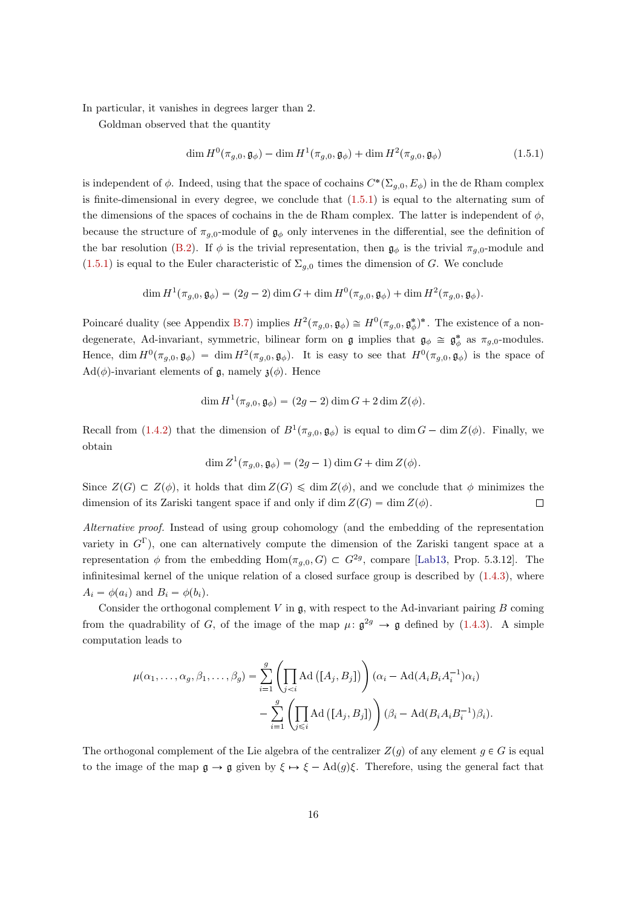In particular, it vanishes in degrees larger than 2.

Goldman observed that the quantity

$$\dim H^0(\pi_{g,0}, \mathfrak{g}_\phi) - \dim H^1(\pi_{g,0}, \mathfrak{g}_\phi) + \dim H^2(\pi_{g,0}, \mathfrak{g}_\phi) \tag{1.5.1}$$

is independent of $\phi$. Indeed, using that the space of cochains $C^*(\Sigma_{g,0}, E_\phi)$ in the de Rham complex is finite-dimensional in every degree, we conclude that (1.5.1) is equal to the alternating sum of the dimensions of the spaces of cochains in the de Rham complex. The latter is independent of $\phi$, because the structure of $\pi_{g,0}$-module of $\mathfrak{g}_\phi$ only intervenes in the differential, see the definition of the bar resolution (B.2). If $\phi$ is the trivial representation, then $\mathfrak{g}_\phi$ is the trivial $\pi_{g,0}$-module and (1.5.1) is equal to the Euler characteristic of $\Sigma_{g,0}$ times the dimension of $G$. We conclude

$$\dim H^1(\pi_{g,0}, \mathfrak{g}_\phi) = (2g-2)\dim G + \dim H^0(\pi_{g,0}, \mathfrak{g}_\phi) + \dim H^2(\pi_{g,0}, \mathfrak{g}_\phi).$$

Poincaré duality (see Appendix B.7) implies $H^2(\pi_{g,0}, \mathfrak{g}_\phi) \cong H^0(\pi_{g,0}, \mathfrak{g}_\phi^*)^*$. The existence of a non-degenerate, Ad-invariant, symmetric, bilinear form on $\mathfrak{g}$ implies that $\mathfrak{g}_\phi \cong \mathfrak{g}_\phi^*$ as $\pi_{g,0}$-modules. Hence, $\dim H^0(\pi_{g,0}, \mathfrak{g}_\phi) = \dim H^2(\pi_{g,0}, \mathfrak{g}_\phi)$. It is easy to see that $H^0(\pi_{g,0}, \mathfrak{g}_\phi)$ is the space of $\mathrm{Ad}(\phi)$-invariant elements of $\mathfrak{g}$, namely $\mathfrak{z}(\phi)$. Hence

$$\dim H^1(\pi_{g,0}, \mathfrak{g}_\phi) = (2g-2)\dim G + 2\dim Z(\phi).$$

Recall from (1.4.2) that the dimension of $B^1(\pi_{g,0}, \mathfrak{g}_\phi)$ is equal to $\dim G - \dim Z(\phi)$. Finally, we obtain

$$\dim Z^1(\pi_{g,0}, \mathfrak{g}_\phi) = (2g-1)\dim G + \dim Z(\phi).$$

Since $Z(G) \subset Z(\phi)$, it holds that $\dim Z(G) \leqslant \dim Z(\phi)$, and we conclude that $\phi$ minimizes the dimension of its Zariski tangent space if and only if $\dim Z(G) = \dim Z(\phi)$. $\square$

*Alternative proof.* Instead of using group cohomology (and the embedding of the representation variety in $G^\Gamma$), one can alternatively compute the dimension of the Zariski tangent space at a representation $\phi$ from the embedding $\mathrm{Hom}(\pi_{g,0}, G) \subset G^{2g}$, compare [Lab13, Prop. 5.3.12]. The infinitesimal kernel of the unique relation of a closed surface group is described by (1.4.3), where $A_i = \phi(a_i)$ and $B_i = \phi(b_i)$.

Consider the orthogonal complement $V$ in $\mathfrak{g}$, with respect to the Ad-invariant pairing $B$ coming from the quadrability of $G$, of the image of the map $\mu\colon \mathfrak{g}^{2g} \to \mathfrak{g}$ defined by (1.4.3). A simple computation leads to

$$\begin{aligned}\mu(\alpha_1, \ldots, \alpha_g, \beta_1, \ldots, \beta_g) = &\sum_{i=1}^{g} \left( \prod_{j<i} \mathrm{Ad}\left([A_j, B_j]\right) \right) (\alpha_i - \mathrm{Ad}(A_i B_i A_i^{-1})\alpha_i) \\ &- \sum_{i=1}^{g} \left( \prod_{j \leqslant i} \mathrm{Ad}\left([A_j, B_j]\right) \right) (\beta_i - \mathrm{Ad}(B_i A_i B_i^{-1})\beta_i).\end{aligned}$$

The orthogonal complement of the Lie algebra of the centralizer $Z(g)$ of any element $g \in G$ is equal to the image of the map $\mathfrak{g} \to \mathfrak{g}$ given by $\xi \mapsto \xi - \mathrm{Ad}(g)\xi$. Therefore, using the general fact that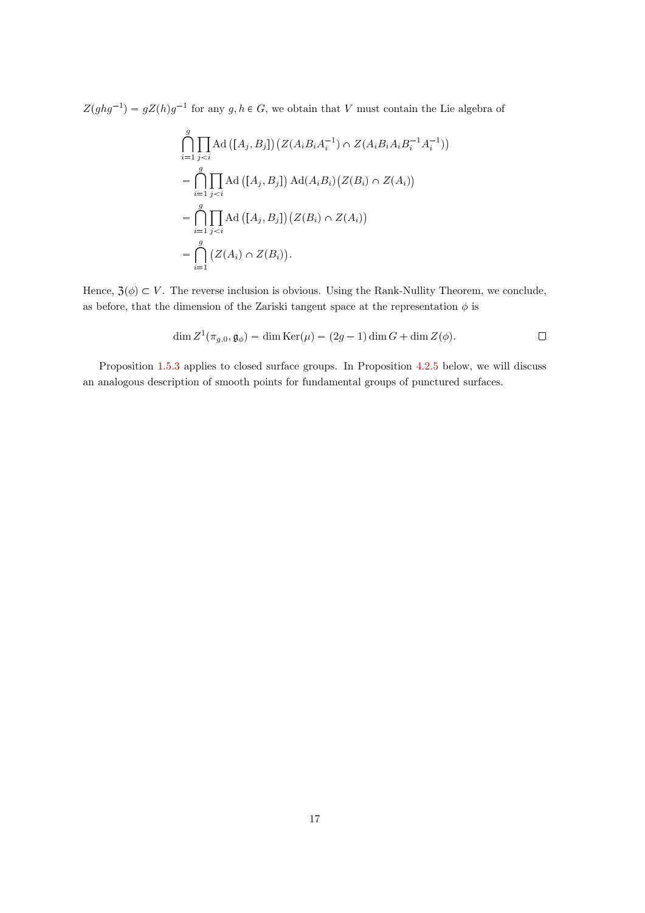$Z(ghg^{-1}) = gZ(h)g^{-1}$ for any $g, h \in G$, we obtain that $V$ must contain the Lie algebra of

$$
\begin{aligned}
&\bigcap_{i=1}^{g} \prod_{j<i} \mathrm{Ad}\left([A_j, B_j]\right)\left(Z(A_i B_i A_i^{-1}) \cap Z(A_i B_i A_i B_i^{-1} A_i^{-1})\right) \\
&= \bigcap_{i=1}^{g} \prod_{j<i} \mathrm{Ad}\left([A_j, B_j]\right) \mathrm{Ad}(A_i B_i)\left(Z(B_i) \cap Z(A_i)\right) \\
&= \bigcap_{i=1}^{g} \prod_{j<i} \mathrm{Ad}\left([A_j, B_j]\right)\left(Z(B_i) \cap Z(A_i)\right) \\
&= \bigcap_{i=1}^{g} \left(Z(A_i) \cap Z(B_i)\right).
\end{aligned}
$$

Hence, $\mathfrak{z}(\phi) \subset V$. The reverse inclusion is obvious. Using the Rank-Nullity Theorem, we conclude, as before, that the dimension of the Zariski tangent space at the representation $\phi$ is

$$
\dim Z^1(\pi_{g,0}, \mathfrak{g}_\phi) = \dim \mathrm{Ker}(\mu) = (2g-1)\dim G + \dim Z(\phi). \qquad \square
$$

Proposition 1.5.3 applies to closed surface groups. In Proposition 4.2.5 below, we will discuss an analogous description of smooth points for fundamental groups of punctured surfaces.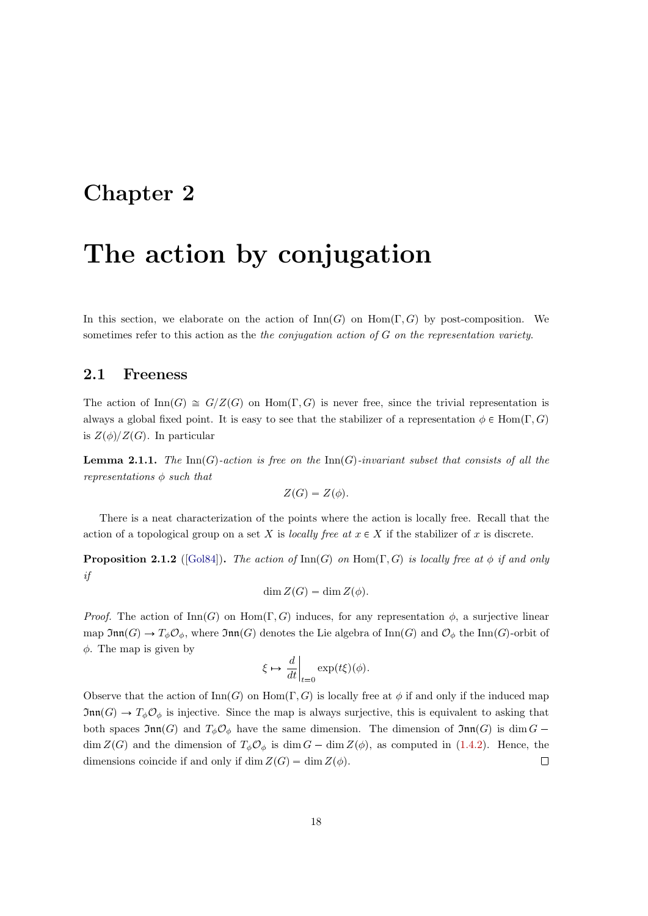# Chapter 2

# The action by conjugation

In this section, we elaborate on the action of $\mathrm{Inn}(G)$ on $\mathrm{Hom}(\Gamma, G)$ by post-composition. We sometimes refer to this action as the *the conjugation action of $G$ on the representation variety*.

## 2.1 Freeness

The action of $\mathrm{Inn}(G) \cong G/Z(G)$ on $\mathrm{Hom}(\Gamma, G)$ is never free, since the trivial representation is always a global fixed point. It is easy to see that the stabilizer of a representation $\phi \in \mathrm{Hom}(\Gamma, G)$ is $Z(\phi)/Z(G)$. In particular

**Lemma 2.1.1.** *The $\mathrm{Inn}(G)$-action is free on the $\mathrm{Inn}(G)$-invariant subset that consists of all the representations $\phi$ such that*

$$Z(G) = Z(\phi).$$

There is a neat characterization of the points where the action is locally free. Recall that the action of a topological group on a set $X$ is *locally free at $x \in X$* if the stabilizer of $x$ is discrete.

**Proposition 2.1.2** ([Gol84])**.** *The action of $\mathrm{Inn}(G)$ on $\mathrm{Hom}(\Gamma, G)$ is locally free at $\phi$ if and only if*

$$\dim Z(G) = \dim Z(\phi).$$

*Proof.* The action of $\mathrm{Inn}(G)$ on $\mathrm{Hom}(\Gamma, G)$ induces, for any representation $\phi$, a surjective linear map $\mathfrak{Inn}(G) \to T_\phi \mathcal{O}_\phi$, where $\mathfrak{Inn}(G)$ denotes the Lie algebra of $\mathrm{Inn}(G)$ and $\mathcal{O}_\phi$ the $\mathrm{Inn}(G)$-orbit of $\phi$. The map is given by

$$\xi \mapsto \left.\frac{d}{dt}\right|_{t=0} \exp(t\xi)(\phi).$$

Observe that the action of $\mathrm{Inn}(G)$ on $\mathrm{Hom}(\Gamma, G)$ is locally free at $\phi$ if and only if the induced map $\mathfrak{Inn}(G) \to T_\phi \mathcal{O}_\phi$ is injective. Since the map is always surjective, this is equivalent to asking that both spaces $\mathfrak{Inn}(G)$ and $T_\phi \mathcal{O}_\phi$ have the same dimension. The dimension of $\mathfrak{Inn}(G)$ is $\dim G - \dim Z(G)$ and the dimension of $T_\phi \mathcal{O}_\phi$ is $\dim G - \dim Z(\phi)$, as computed in (1.4.2). Hence, the dimensions coincide if and only if $\dim Z(G) = \dim Z(\phi)$. $\square$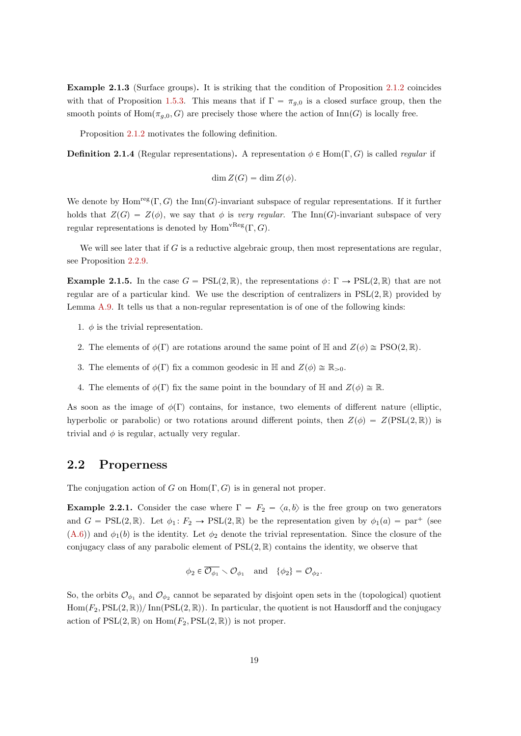**Example 2.1.3** (Surface groups)**.** It is striking that the condition of Proposition 2.1.2 coincides with that of Proposition 1.5.3. This means that if $\Gamma = \pi_{g,0}$ is a closed surface group, then the smooth points of $\operatorname{Hom}(\pi_{g,0}, G)$ are precisely those where the action of $\operatorname{Inn}(G)$ is locally free.

Proposition 2.1.2 motivates the following definition.

**Definition 2.1.4** (Regular representations)**.** A representation $\phi \in \operatorname{Hom}(\Gamma, G)$ is called *regular* if

$$\dim Z(G) = \dim Z(\phi).$$

We denote by $\operatorname{Hom}^{\mathrm{reg}}(\Gamma, G)$ the $\operatorname{Inn}(G)$-invariant subspace of regular representations. If it further holds that $Z(G) = Z(\phi)$, we say that $\phi$ is *very regular*. The $\operatorname{Inn}(G)$-invariant subspace of very regular representations is denoted by $\operatorname{Hom}^{\mathrm{vReg}}(\Gamma, G)$.

We will see later that if $G$ is a reductive algebraic group, then most representations are regular, see Proposition 2.2.9.

**Example 2.1.5.** In the case $G = \mathrm{PSL}(2,\mathbb{R})$, the representations $\phi\colon \Gamma \to \mathrm{PSL}(2,\mathbb{R})$ that are not regular are of a particular kind. We use the description of centralizers in $\mathrm{PSL}(2,\mathbb{R})$ provided by Lemma A.9. It tells us that a non-regular representation is of one of the following kinds:

1. $\phi$ is the trivial representation.
2. The elements of $\phi(\Gamma)$ are rotations around the same point of $\mathbb{H}$ and $Z(\phi) \cong \mathrm{PSO}(2,\mathbb{R})$.
3. The elements of $\phi(\Gamma)$ fix a common geodesic in $\mathbb{H}$ and $Z(\phi) \cong \mathbb{R}_{>0}$.
4. The elements of $\phi(\Gamma)$ fix the same point in the boundary of $\mathbb{H}$ and $Z(\phi) \cong \mathbb{R}$.

As soon as the image of $\phi(\Gamma)$ contains, for instance, two elements of different nature (elliptic, hyperbolic or parabolic) or two rotations around different points, then $Z(\phi) = Z(\mathrm{PSL}(2,\mathbb{R}))$ is trivial and $\phi$ is regular, actually very regular.

## 2.2 Properness

The conjugation action of $G$ on $\operatorname{Hom}(\Gamma, G)$ is in general not proper.

**Example 2.2.1.** Consider the case where $\Gamma = F_2 = \langle a, b\rangle$ is the free group on two generators and $G = \mathrm{PSL}(2,\mathbb{R})$. Let $\phi_1\colon F_2 \to \mathrm{PSL}(2,\mathbb{R})$ be the representation given by $\phi_1(a) = \mathrm{par}^+$ (see (A.6)) and $\phi_1(b)$ is the identity. Let $\phi_2$ denote the trivial representation. Since the closure of the conjugacy class of any parabolic element of $\mathrm{PSL}(2,\mathbb{R})$ contains the identity, we observe that

$$\phi_2 \in \overline{\mathcal{O}_{\phi_1}} \smallsetminus \mathcal{O}_{\phi_1} \quad \text{and} \quad \{\phi_2\} = \mathcal{O}_{\phi_2}.$$

So, the orbits $\mathcal{O}_{\phi_1}$ and $\mathcal{O}_{\phi_2}$ cannot be separated by disjoint open sets in the (topological) quotient $\operatorname{Hom}(F_2, \mathrm{PSL}(2,\mathbb{R}))/\operatorname{Inn}(\mathrm{PSL}(2,\mathbb{R}))$. In particular, the quotient is not Hausdorff and the conjugacy action of $\mathrm{PSL}(2,\mathbb{R})$ on $\operatorname{Hom}(F_2, \mathrm{PSL}(2,\mathbb{R}))$ is not proper.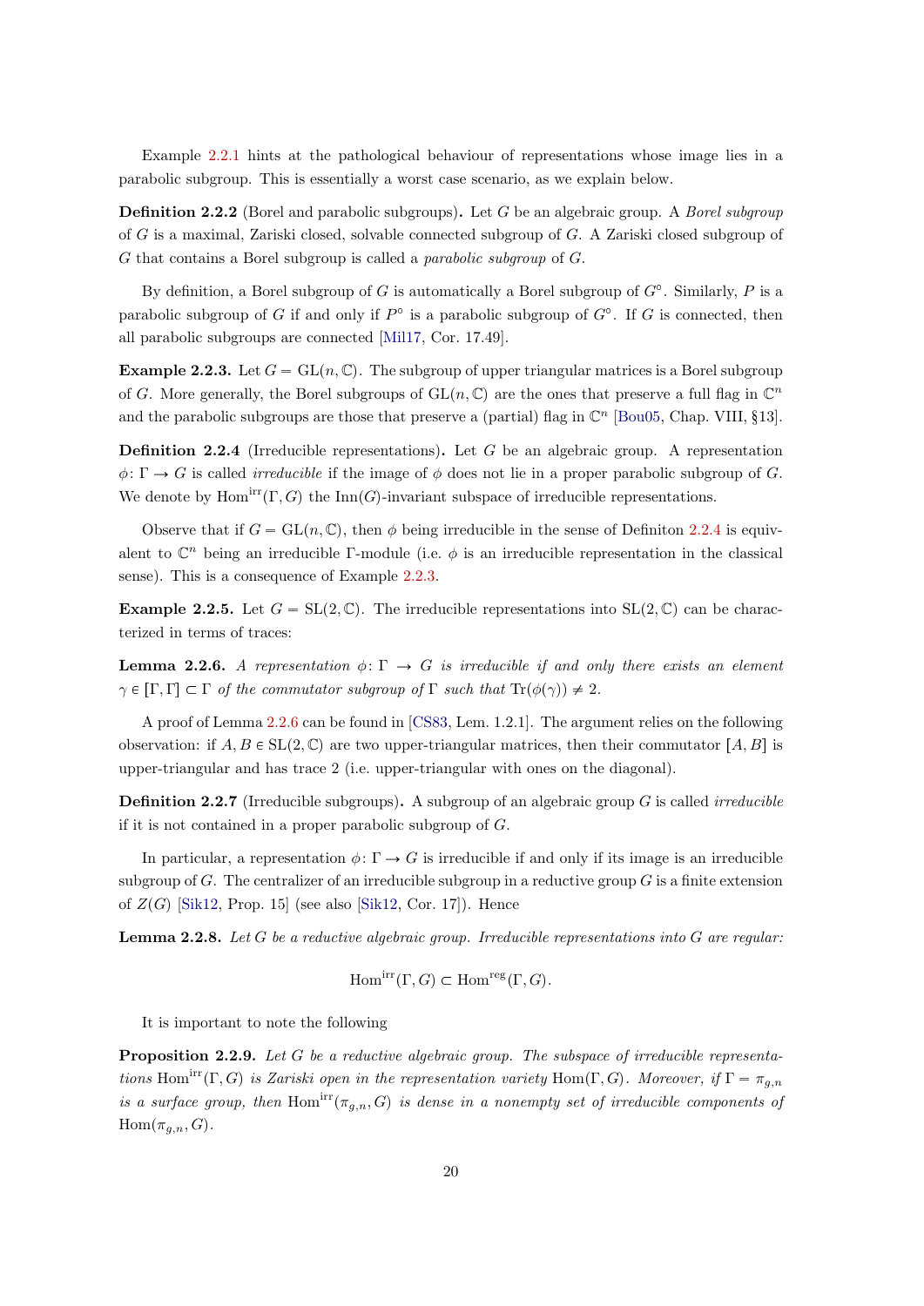Example 2.2.1 hints at the pathological behaviour of representations whose image lies in a parabolic subgroup. This is essentially a worst case scenario, as we explain below.

**Definition 2.2.2** (Borel and parabolic subgroups)**.** Let $G$ be an algebraic group. A *Borel subgroup* of $G$ is a maximal, Zariski closed, solvable connected subgroup of $G$. A Zariski closed subgroup of $G$ that contains a Borel subgroup is called a *parabolic subgroup* of $G$.

By definition, a Borel subgroup of $G$ is automatically a Borel subgroup of $G^\circ$. Similarly, $P$ is a parabolic subgroup of $G$ if and only if $P^\circ$ is a parabolic subgroup of $G^\circ$. If $G$ is connected, then all parabolic subgroups are connected [Mil17, Cor. 17.49].

**Example 2.2.3.** Let $G = \mathrm{GL}(n, \mathbb{C})$. The subgroup of upper triangular matrices is a Borel subgroup of $G$. More generally, the Borel subgroups of $\mathrm{GL}(n, \mathbb{C})$ are the ones that preserve a full flag in $\mathbb{C}^n$ and the parabolic subgroups are those that preserve a (partial) flag in $\mathbb{C}^n$ [Bou05, Chap. VIII, §13].

**Definition 2.2.4** (Irreducible representations)**.** Let $G$ be an algebraic group. A representation $\phi\colon \Gamma \to G$ is called *irreducible* if the image of $\phi$ does not lie in a proper parabolic subgroup of $G$. We denote by $\mathrm{Hom}^{\mathrm{irr}}(\Gamma, G)$ the $\mathrm{Inn}(G)$-invariant subspace of irreducible representations.

Observe that if $G = \mathrm{GL}(n, \mathbb{C})$, then $\phi$ being irreducible in the sense of Definiton 2.2.4 is equivalent to $\mathbb{C}^n$ being an irreducible $\Gamma$-module (i.e. $\phi$ is an irreducible representation in the classical sense). This is a consequence of Example 2.2.3.

**Example 2.2.5.** Let $G = \mathrm{SL}(2, \mathbb{C})$. The irreducible representations into $\mathrm{SL}(2, \mathbb{C})$ can be characterized in terms of traces:

**Lemma 2.2.6.** *A representation $\phi\colon \Gamma \to G$ is irreducible if and only there exists an element $\gamma \in [\Gamma, \Gamma] \subset \Gamma$ of the commutator subgroup of $\Gamma$ such that $\mathrm{Tr}(\phi(\gamma)) \neq 2$.*

A proof of Lemma 2.2.6 can be found in [CS83, Lem. 1.2.1]. The argument relies on the following observation: if $A, B \in \mathrm{SL}(2, \mathbb{C})$ are two upper-triangular matrices, then their commutator $[A, B]$ is upper-triangular and has trace 2 (i.e. upper-triangular with ones on the diagonal).

**Definition 2.2.7** (Irreducible subgroups)**.** A subgroup of an algebraic group $G$ is called *irreducible* if it is not contained in a proper parabolic subgroup of $G$.

In particular, a representation $\phi\colon \Gamma \to G$ is irreducible if and only if its image is an irreducible subgroup of $G$. The centralizer of an irreducible subgroup in a reductive group $G$ is a finite extension of $Z(G)$ [Sik12, Prop. 15] (see also [Sik12, Cor. 17]). Hence

**Lemma 2.2.8.** *Let $G$ be a reductive algebraic group. Irreducible representations into $G$ are regular:*

$$\mathrm{Hom}^{\mathrm{irr}}(\Gamma, G) \subset \mathrm{Hom}^{\mathrm{reg}}(\Gamma, G).$$

It is important to note the following

**Proposition 2.2.9.** *Let $G$ be a reductive algebraic group. The subspace of irreducible representations $\mathrm{Hom}^{\mathrm{irr}}(\Gamma, G)$ is Zariski open in the representation variety $\mathrm{Hom}(\Gamma, G)$. Moreover, if $\Gamma = \pi_{g,n}$ is a surface group, then $\mathrm{Hom}^{\mathrm{irr}}(\pi_{g,n}, G)$ is dense in a nonempty set of irreducible components of $\mathrm{Hom}(\pi_{g,n}, G)$.*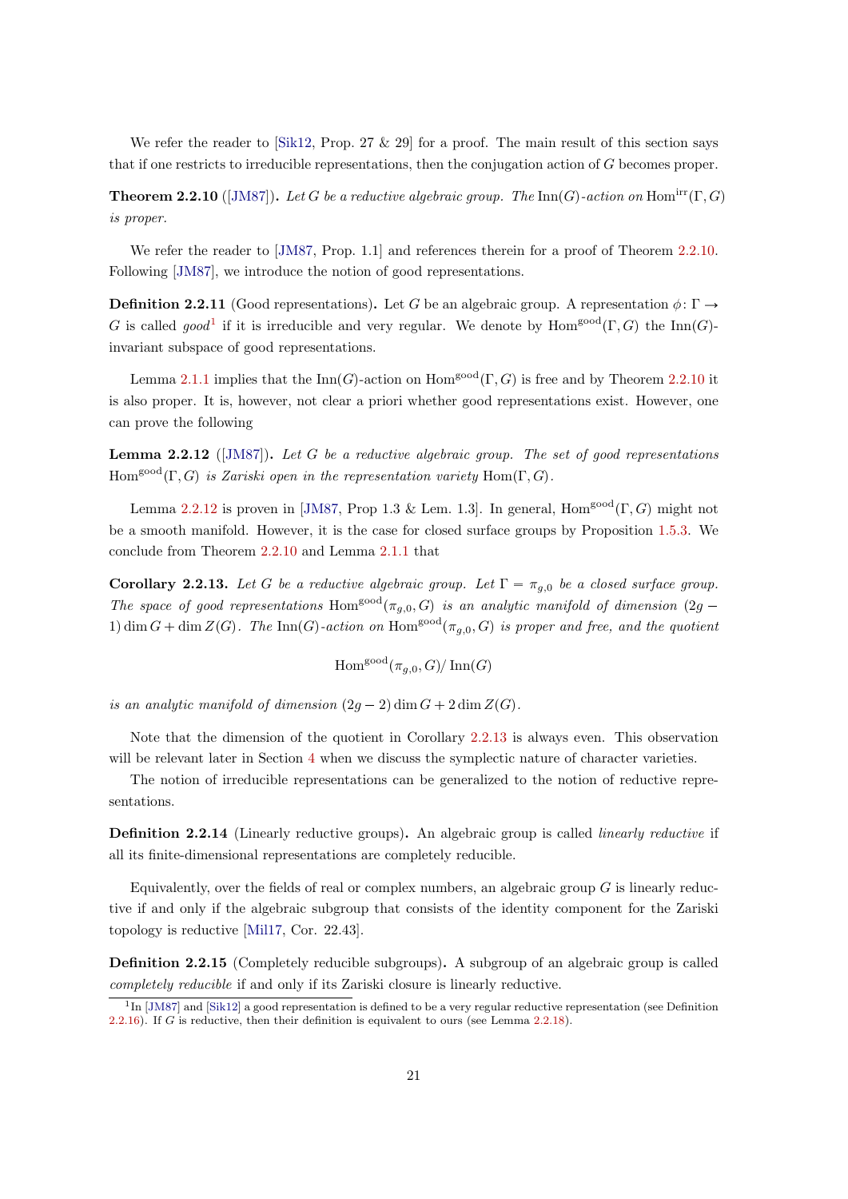We refer the reader to [Sik12, Prop. 27 & 29] for a proof. The main result of this section says that if one restricts to irreducible representations, then the conjugation action of $G$ becomes proper.

**Theorem 2.2.10** ([JM87])**.** *Let $G$ be a reductive algebraic group. The $\operatorname{Inn}(G)$-action on $\operatorname{Hom}^{\mathrm{irr}}(\Gamma, G)$ is proper.*

We refer the reader to [JM87, Prop. 1.1] and references therein for a proof of Theorem 2.2.10. Following [JM87], we introduce the notion of good representations.

**Definition 2.2.11** (Good representations)**.** Let $G$ be an algebraic group. A representation $\phi\colon \Gamma \to G$ is called *good*[1] if it is irreducible and very regular. We denote by $\operatorname{Hom}^{\mathrm{good}}(\Gamma, G)$ the $\operatorname{Inn}(G)$-invariant subspace of good representations.

Lemma 2.1.1 implies that the $\operatorname{Inn}(G)$-action on $\operatorname{Hom}^{\mathrm{good}}(\Gamma, G)$ is free and by Theorem 2.2.10 it is also proper. It is, however, not clear a priori whether good representations exist. However, one can prove the following

**Lemma 2.2.12** ([JM87])**.** *Let $G$ be a reductive algebraic group. The set of good representations $\operatorname{Hom}^{\mathrm{good}}(\Gamma, G)$ is Zariski open in the representation variety $\operatorname{Hom}(\Gamma, G)$.*

Lemma 2.2.12 is proven in [JM87, Prop 1.3 & Lem. 1.3]. In general, $\operatorname{Hom}^{\mathrm{good}}(\Gamma, G)$ might not be a smooth manifold. However, it is the case for closed surface groups by Proposition 1.5.3. We conclude from Theorem 2.2.10 and Lemma 2.1.1 that

**Corollary 2.2.13.** *Let $G$ be a reductive algebraic group. Let $\Gamma = \pi_{g,0}$ be a closed surface group. The space of good representations $\operatorname{Hom}^{\mathrm{good}}(\pi_{g,0}, G)$ is an analytic manifold of dimension $(2g-1)\dim G + \dim Z(G)$. The $\operatorname{Inn}(G)$-action on $\operatorname{Hom}^{\mathrm{good}}(\pi_{g,0}, G)$ is proper and free, and the quotient*

$$\operatorname{Hom}^{\mathrm{good}}(\pi_{g,0}, G)/\operatorname{Inn}(G)$$

*is an analytic manifold of dimension $(2g-2)\dim G + 2\dim Z(G)$.*

Note that the dimension of the quotient in Corollary 2.2.13 is always even. This observation will be relevant later in Section 4 when we discuss the symplectic nature of character varieties.

The notion of irreducible representations can be generalized to the notion of reductive representations.

**Definition 2.2.14** (Linearly reductive groups)**.** An algebraic group is called *linearly reductive* if all its finite-dimensional representations are completely reducible.

Equivalently, over the fields of real or complex numbers, an algebraic group $G$ is linearly reductive if and only if the algebraic subgroup that consists of the identity component for the Zariski topology is reductive [Mil17, Cor. 22.43].

**Definition 2.2.15** (Completely reducible subgroups)**.** A subgroup of an algebraic group is called *completely reducible* if and only if its Zariski closure is linearly reductive.

[1] In [JM87] and [Sik12] a good representation is defined to be a very regular reductive representation (see Definition 2.2.16). If $G$ is reductive, then their definition is equivalent to ours (see Lemma 2.2.18).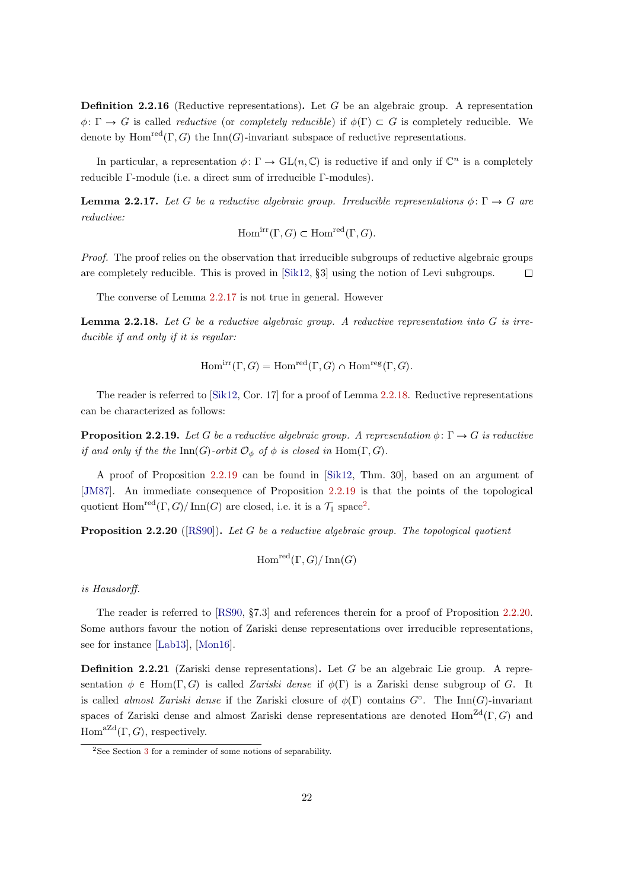**Definition 2.2.16** (Reductive representations)**.** Let $G$ be an algebraic group. A representation $\phi\colon \Gamma \to G$ is called *reductive* (or *completely reducible*) if $\phi(\Gamma) \subset G$ is completely reducible. We denote by $\operatorname{Hom}^{\mathrm{red}}(\Gamma, G)$ the $\operatorname{Inn}(G)$-invariant subspace of reductive representations.

In particular, a representation $\phi\colon \Gamma \to \mathrm{GL}(n, \mathbb{C})$ is reductive if and only if $\mathbb{C}^n$ is a completely reducible $\Gamma$-module (i.e. a direct sum of irreducible $\Gamma$-modules).

**Lemma 2.2.17.** *Let $G$ be a reductive algebraic group. Irreducible representations $\phi\colon \Gamma \to G$ are reductive:*

$$\operatorname{Hom}^{\mathrm{irr}}(\Gamma, G) \subset \operatorname{Hom}^{\mathrm{red}}(\Gamma, G).$$

*Proof.* The proof relies on the observation that irreducible subgroups of reductive algebraic groups are completely reducible. This is proved in [Sik12, §3] using the notion of Levi subgroups. □

The converse of Lemma 2.2.17 is not true in general. However

**Lemma 2.2.18.** *Let $G$ be a reductive algebraic group. A reductive representation into $G$ is irreducible if and only if it is regular:*

$$\operatorname{Hom}^{\mathrm{irr}}(\Gamma, G) = \operatorname{Hom}^{\mathrm{red}}(\Gamma, G) \cap \operatorname{Hom}^{\mathrm{reg}}(\Gamma, G).$$

The reader is referred to [Sik12, Cor. 17] for a proof of Lemma 2.2.18. Reductive representations can be characterized as follows:

**Proposition 2.2.19.** *Let $G$ be a reductive algebraic group. A representation $\phi\colon \Gamma \to G$ is reductive if and only if the the $\operatorname{Inn}(G)$-orbit $\mathcal{O}_\phi$ of $\phi$ is closed in $\operatorname{Hom}(\Gamma, G)$.*

A proof of Proposition 2.2.19 can be found in [Sik12, Thm. 30], based on an argument of [JM87]. An immediate consequence of Proposition 2.2.19 is that the points of the topological quotient $\operatorname{Hom}^{\mathrm{red}}(\Gamma, G)/\operatorname{Inn}(G)$ are closed, i.e. it is a $\mathcal{T}_1$ space[2].

**Proposition 2.2.20** ([RS90])**.** *Let $G$ be a reductive algebraic group. The topological quotient*

$$\operatorname{Hom}^{\mathrm{red}}(\Gamma, G)/\operatorname{Inn}(G)$$

*is Hausdorff.*

The reader is referred to [RS90, §7.3] and references therein for a proof of Proposition 2.2.20. Some authors favour the notion of Zariski dense representations over irreducible representations, see for instance [Lab13], [Mon16].

**Definition 2.2.21** (Zariski dense representations)**.** Let $G$ be an algebraic Lie group. A representation $\phi \in \operatorname{Hom}(\Gamma, G)$ is called *Zariski dense* if $\phi(\Gamma)$ is a Zariski dense subgroup of $G$. It is called *almost Zariski dense* if the Zariski closure of $\phi(\Gamma)$ contains $G^\circ$. The $\operatorname{Inn}(G)$-invariant spaces of Zariski dense and almost Zariski dense representations are denoted $\operatorname{Hom}^{\mathrm{Zd}}(\Gamma, G)$ and $\operatorname{Hom}^{\mathrm{aZd}}(\Gamma, G)$, respectively.

[2] See Section 3 for a reminder of some notions of separability.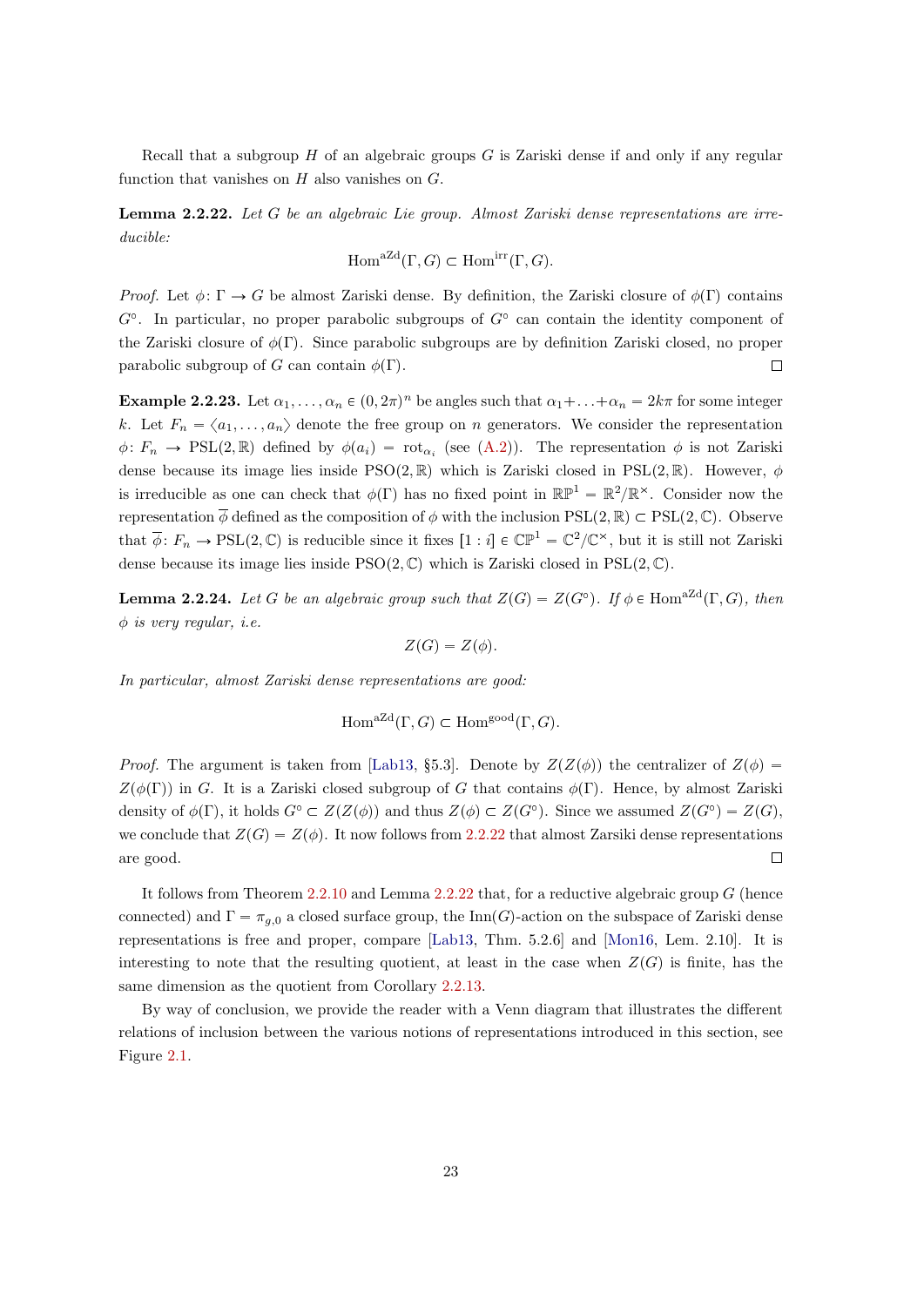Recall that a subgroup $H$ of an algebraic groups $G$ is Zariski dense if and only if any regular function that vanishes on $H$ also vanishes on $G$.

**Lemma 2.2.22.** *Let $G$ be an algebraic Lie group. Almost Zariski dense representations are irreducible:*

$$\mathrm{Hom}^{\mathrm{aZd}}(\Gamma, G) \subset \mathrm{Hom}^{\mathrm{irr}}(\Gamma, G).$$

*Proof.* Let $\phi\colon \Gamma \to G$ be almost Zariski dense. By definition, the Zariski closure of $\phi(\Gamma)$ contains $G^\circ$. In particular, no proper parabolic subgroups of $G^\circ$ can contain the identity component of the Zariski closure of $\phi(\Gamma)$. Since parabolic subgroups are by definition Zariski closed, no proper parabolic subgroup of $G$ can contain $\phi(\Gamma)$. □

**Example 2.2.23.** Let $\alpha_1, \ldots, \alpha_n \in (0, 2\pi)^n$ be angles such that $\alpha_1 + \ldots + \alpha_n = 2k\pi$ for some integer $k$. Let $F_n = \langle a_1, \ldots, a_n \rangle$ denote the free group on $n$ generators. We consider the representation $\phi\colon F_n \to \mathrm{PSL}(2, \mathbb{R})$ defined by $\phi(a_i) = \mathrm{rot}_{\alpha_i}$ (see (A.2)). The representation $\phi$ is not Zariski dense because its image lies inside $\mathrm{PSO}(2, \mathbb{R})$ which is Zariski closed in $\mathrm{PSL}(2, \mathbb{R})$. However, $\phi$ is irreducible as one can check that $\phi(\Gamma)$ has no fixed point in $\mathbb{RP}^1 = \mathbb{R}^2/\mathbb{R}^\times$. Consider now the representation $\overline{\phi}$ defined as the composition of $\phi$ with the inclusion $\mathrm{PSL}(2, \mathbb{R}) \subset \mathrm{PSL}(2, \mathbb{C})$. Observe that $\overline{\phi}\colon F_n \to \mathrm{PSL}(2, \mathbb{C})$ is reducible since it fixes $[1 : i] \in \mathbb{CP}^1 = \mathbb{C}^2/\mathbb{C}^\times$, but it is still not Zariski dense because its image lies inside $\mathrm{PSO}(2, \mathbb{C})$ which is Zariski closed in $\mathrm{PSL}(2, \mathbb{C})$.

**Lemma 2.2.24.** *Let $G$ be an algebraic group such that $Z(G) = Z(G^\circ)$. If $\phi \in \mathrm{Hom}^{\mathrm{aZd}}(\Gamma, G)$, then $\phi$ is very regular, i.e.*

$$Z(G) = Z(\phi).$$

*In particular, almost Zariski dense representations are good:*

$$\mathrm{Hom}^{\mathrm{aZd}}(\Gamma, G) \subset \mathrm{Hom}^{\mathrm{good}}(\Gamma, G).$$

*Proof.* The argument is taken from [Lab13, §5.3]. Denote by $Z(Z(\phi))$ the centralizer of $Z(\phi) = Z(\phi(\Gamma))$ in $G$. It is a Zariski closed subgroup of $G$ that contains $\phi(\Gamma)$. Hence, by almost Zariski density of $\phi(\Gamma)$, it holds $G^\circ \subset Z(Z(\phi))$ and thus $Z(\phi) \subset Z(G^\circ)$. Since we assumed $Z(G^\circ) = Z(G)$, we conclude that $Z(G) = Z(\phi)$. It now follows from 2.2.22 that almost Zarsiki dense representations are good. □

It follows from Theorem 2.2.10 and Lemma 2.2.22 that, for a reductive algebraic group $G$ (hence connected) and $\Gamma = \pi_{g,0}$ a closed surface group, the $\mathrm{Inn}(G)$-action on the subspace of Zariski dense representations is free and proper, compare [Lab13, Thm. 5.2.6] and [Mon16, Lem. 2.10]. It is interesting to note that the resulting quotient, at least in the case when $Z(G)$ is finite, has the same dimension as the quotient from Corollary 2.2.13.

By way of conclusion, we provide the reader with a Venn diagram that illustrates the different relations of inclusion between the various notions of representations introduced in this section, see Figure 2.1.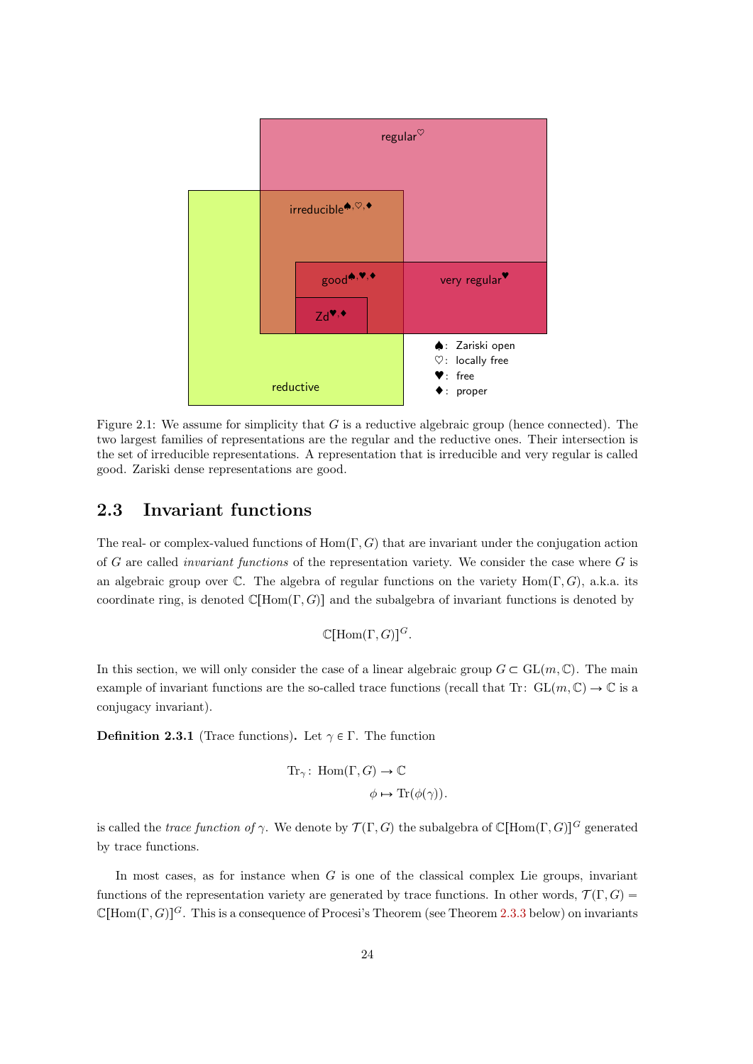regular$^{\heartsuit}$

irreducible$^{\spadesuit,\heartsuit,\blacklozenge}$

good$^{\spadesuit,\blacklozenge,\blacklozenge}$

very regular$^{\blacklozenge}$

Zd$^{\blacklozenge,\blacklozenge}$

reductive

$\spadesuit$: Zariski open

$\heartsuit$: locally free

$\blacklozenge$: free

$\blacklozenge$: proper

Figure 2.1: We assume for simplicity that $G$ is a reductive algebraic group (hence connected). The two largest families of representations are the regular and the reductive ones. Their intersection is the set of irreducible representations. A representation that is irreducible and very regular is called good. Zariski dense representations are good.

## 2.3 Invariant functions

The real- or complex-valued functions of $\mathrm{Hom}(\Gamma, G)$ that are invariant under the conjugation action of $G$ are called *invariant functions* of the representation variety. We consider the case where $G$ is an algebraic group over $\mathbb{C}$. The algebra of regular functions on the variety $\mathrm{Hom}(\Gamma, G)$, a.k.a. its coordinate ring, is denoted $\mathbb{C}[\mathrm{Hom}(\Gamma, G)]$ and the subalgebra of invariant functions is denoted by

$$\mathbb{C}[\mathrm{Hom}(\Gamma, G)]^G.$$

In this section, we will only consider the case of a linear algebraic group $G \subset \mathrm{GL}(m, \mathbb{C})$. The main example of invariant functions are the so-called trace functions (recall that $\mathrm{Tr}\colon \mathrm{GL}(m, \mathbb{C}) \to \mathbb{C}$ is a conjugacy invariant).

**Definition 2.3.1** (Trace functions)**.** Let $\gamma \in \Gamma$. The function

$$\begin{aligned} \mathrm{Tr}_\gamma\colon \mathrm{Hom}(\Gamma, G) &\to \mathbb{C} \\ \phi &\mapsto \mathrm{Tr}(\phi(\gamma)). \end{aligned}$$

is called the *trace function of* $\gamma$. We denote by $\mathcal{T}(\Gamma, G)$ the subalgebra of $\mathbb{C}[\mathrm{Hom}(\Gamma, G)]^G$ generated by trace functions.

In most cases, as for instance when $G$ is one of the classical complex Lie groups, invariant functions of the representation variety are generated by trace functions. In other words, $\mathcal{T}(\Gamma, G) = \mathbb{C}[\mathrm{Hom}(\Gamma, G)]^G$. This is a consequence of Procesi's Theorem (see Theorem 2.3.3 below) on invariants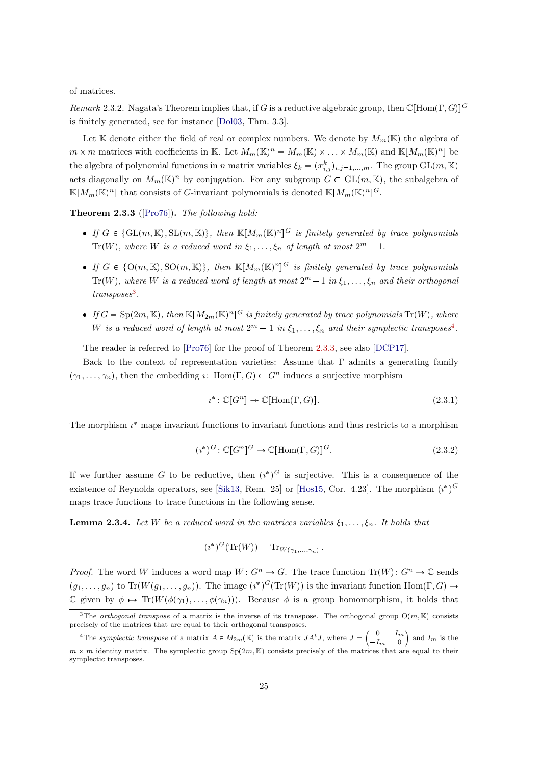of matrices.

*Remark* 2.3.2. Nagata's Theorem implies that, if $G$ is a reductive algebraic group, then $\mathbb{C}[\mathrm{Hom}(\Gamma, G)]^G$ is finitely generated, see for instance [Dol03, Thm. 3.3].

Let $\mathbb{K}$ denote either the field of real or complex numbers. We denote by $M_m(\mathbb{K})$ the algebra of $m \times m$ matrices with coefficients in $\mathbb{K}$. Let $M_m(\mathbb{K})^n = M_m(\mathbb{K}) \times \ldots \times M_m(\mathbb{K})$ and $\mathbb{K}[M_m(\mathbb{K})^n]$ be the algebra of polynomial functions in $n$ matrix variables $\xi_k = (x^k_{i,j})_{i,j=1,\ldots,m}$. The group $\mathrm{GL}(m, \mathbb{K})$ acts diagonally on $M_m(\mathbb{K})^n$ by conjugation. For any subgroup $G \subset \mathrm{GL}(m, \mathbb{K})$, the subalgebra of $\mathbb{K}[M_m(\mathbb{K})^n]$ that consists of $G$-invariant polynomials is denoted $\mathbb{K}[M_m(\mathbb{K})^n]^G$.

**Theorem 2.3.3** ([Pro76])**.** *The following hold:*

- *If $G \in \{\mathrm{GL}(m, \mathbb{K}), \mathrm{SL}(m, \mathbb{K})\}$, then $\mathbb{K}[M_m(\mathbb{K})^n]^G$ is finitely generated by trace polynomials $\mathrm{Tr}(W)$, where $W$ is a reduced word in $\xi_1, \ldots, \xi_n$ of length at most $2^m - 1$.*
- *If $G \in \{\mathrm{O}(m, \mathbb{K}), \mathrm{SO}(m, \mathbb{K})\}$, then $\mathbb{K}[M_m(\mathbb{K})^n]^G$ is finitely generated by trace polynomials $\mathrm{Tr}(W)$, where $W$ is a reduced word of length at most $2^m - 1$ in $\xi_1, \ldots, \xi_n$ and their orthogonal transposes*[3]*.*
- *If $G = \mathrm{Sp}(2m, \mathbb{K})$, then $\mathbb{K}[M_{2m}(\mathbb{K})^n]^G$ is finitely generated by trace polynomials $\mathrm{Tr}(W)$, where $W$ is a reduced word of length at most $2^m - 1$ in $\xi_1, \ldots, \xi_n$ and their symplectic transposes*[4]*.*

The reader is referred to [Pro76] for the proof of Theorem 2.3.3, see also [DCP17].

Back to the context of representation varieties: Assume that $\Gamma$ admits a generating family $(\gamma_1, \ldots, \gamma_n)$, then the embedding $\imath \colon \mathrm{Hom}(\Gamma, G) \subset G^n$ induces a surjective morphism

$$\imath^* \colon \mathbb{C}[G^n] \twoheadrightarrow \mathbb{C}[\mathrm{Hom}(\Gamma, G)]. \tag{2.3.1}$$

The morphism $\imath^*$ maps invariant functions to invariant functions and thus restricts to a morphism

$$(\imath^*)^G \colon \mathbb{C}[G^n]^G \to \mathbb{C}[\mathrm{Hom}(\Gamma, G)]^G. \tag{2.3.2}$$

If we further assume $G$ to be reductive, then $(\imath^*)^G$ is surjective. This is a consequence of the existence of Reynolds operators, see [Sik13, Rem. 25] or [Hos15, Cor. 4.23]. The morphism $(\imath^*)^G$ maps trace functions to trace functions in the following sense.

**Lemma 2.3.4.** *Let $W$ be a reduced word in the matrices variables $\xi_1, \ldots, \xi_n$. It holds that*

$$(\imath^*)^G(\mathrm{Tr}(W)) = \mathrm{Tr}_{W(\gamma_1, \ldots, \gamma_n)}\,.$$

*Proof.* The word $W$ induces a word map $W \colon G^n \to G$. The trace function $\mathrm{Tr}(W) \colon G^n \to \mathbb{C}$ sends $(g_1, \ldots, g_n)$ to $\mathrm{Tr}(W(g_1, \ldots, g_n))$. The image $(\imath^*)^G(\mathrm{Tr}(W))$ is the invariant function $\mathrm{Hom}(\Gamma, G) \to \mathbb{C}$ given by $\phi \mapsto \mathrm{Tr}(W(\phi(\gamma_1), \ldots, \phi(\gamma_n)))$. Because $\phi$ is a group homomorphism, it holds that

[3] The *orthogonal transpose* of a matrix is the inverse of its transpose. The orthogonal group $\mathrm{O}(m, \mathbb{K})$ consists precisely of the matrices that are equal to their orthogonal transposes.

[4] The *symplectic transpose* of a matrix $A \in M_{2m}(\mathbb{K})$ is the matrix $JA^tJ$, where $J = \begin{pmatrix} 0 & I_m \\ -I_m & 0 \end{pmatrix}$ and $I_m$ is the $m \times m$ identity matrix. The symplectic group $\mathrm{Sp}(2m, \mathbb{K})$ consists precisely of the matrices that are equal to their symplectic transposes.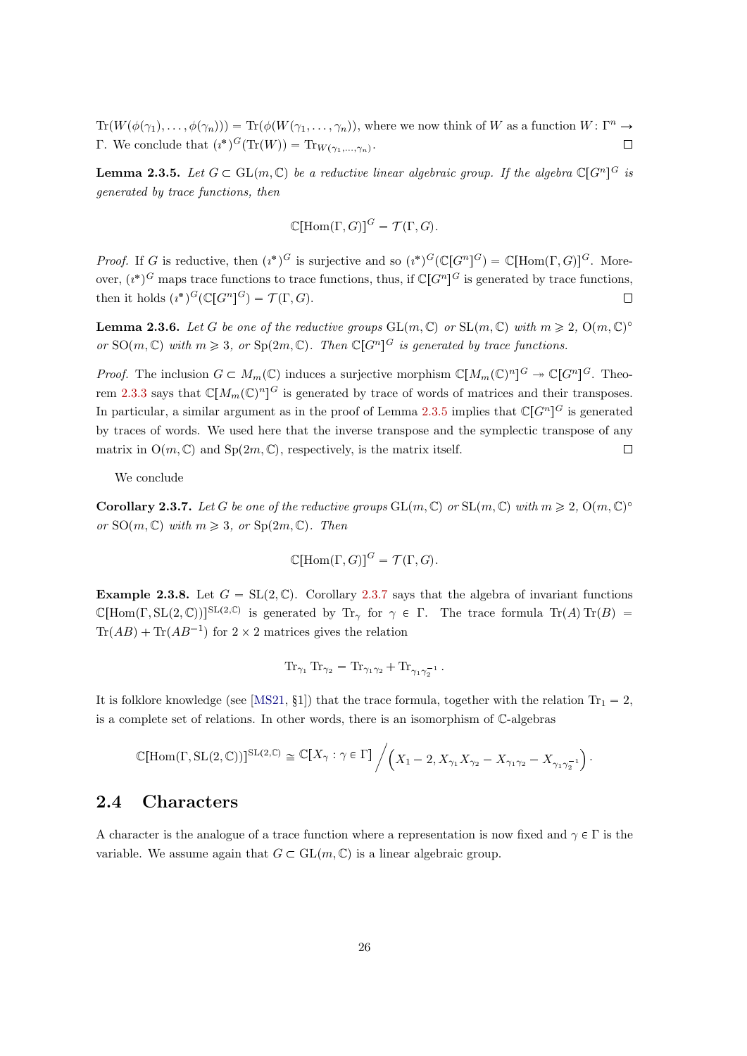$\operatorname{Tr}(W(\phi(\gamma_1), \ldots, \phi(\gamma_n))) = \operatorname{Tr}(\phi(W(\gamma_1, \ldots, \gamma_n))$, where we now think of $W$ as a function $W\colon \Gamma^n \to \Gamma$. We conclude that $(\imath^*)^G(\operatorname{Tr}(W)) = \operatorname{Tr}_{W(\gamma_1,\ldots,\gamma_n)}$. $\square$

**Lemma 2.3.5.** *Let $G \subset \mathrm{GL}(m, \mathbb{C})$ be a reductive linear algebraic group. If the algebra $\mathbb{C}[G^n]^G$ is generated by trace functions, then*

$$\mathbb{C}[\operatorname{Hom}(\Gamma, G)]^G = \mathcal{T}(\Gamma, G).$$

*Proof.* If $G$ is reductive, then $(\imath^*)^G$ is surjective and so $(\imath^*)^G(\mathbb{C}[G^n]^G) = \mathbb{C}[\operatorname{Hom}(\Gamma, G)]^G$. Moreover, $(\imath^*)^G$ maps trace functions to trace functions, thus, if $\mathbb{C}[G^n]^G$ is generated by trace functions, then it holds $(\imath^*)^G(\mathbb{C}[G^n]^G) = \mathcal{T}(\Gamma, G)$. $\square$

**Lemma 2.3.6.** *Let $G$ be one of the reductive groups $\mathrm{GL}(m, \mathbb{C})$ or $\mathrm{SL}(m, \mathbb{C})$ with $m \geqslant 2$, $\mathrm{O}(m, \mathbb{C})^\circ$ or $\mathrm{SO}(m, \mathbb{C})$ with $m \geqslant 3$, or $\mathrm{Sp}(2m, \mathbb{C})$. Then $\mathbb{C}[G^n]^G$ is generated by trace functions.*

*Proof.* The inclusion $G \subset M_m(\mathbb{C})$ induces a surjective morphism $\mathbb{C}[M_m(\mathbb{C})^n]^G \twoheadrightarrow \mathbb{C}[G^n]^G$. Theorem 2.3.3 says that $\mathbb{C}[M_m(\mathbb{C})^n]^G$ is generated by trace of words of matrices and their transposes. In particular, a similar argument as in the proof of Lemma 2.3.5 implies that $\mathbb{C}[G^n]^G$ is generated by traces of words. We used here that the inverse transpose and the symplectic transpose of any matrix in $\mathrm{O}(m, \mathbb{C})$ and $\mathrm{Sp}(2m, \mathbb{C})$, respectively, is the matrix itself. $\square$

We conclude

**Corollary 2.3.7.** *Let $G$ be one of the reductive groups $\mathrm{GL}(m, \mathbb{C})$ or $\mathrm{SL}(m, \mathbb{C})$ with $m \geqslant 2$, $\mathrm{O}(m, \mathbb{C})^\circ$ or $\mathrm{SO}(m, \mathbb{C})$ with $m \geqslant 3$, or $\mathrm{Sp}(2m, \mathbb{C})$. Then*

$$\mathbb{C}[\operatorname{Hom}(\Gamma, G)]^G = \mathcal{T}(\Gamma, G).$$

**Example 2.3.8.** Let $G = \mathrm{SL}(2, \mathbb{C})$. Corollary 2.3.7 says that the algebra of invariant functions $\mathbb{C}[\operatorname{Hom}(\Gamma, \mathrm{SL}(2, \mathbb{C}))]^{\mathrm{SL}(2,\mathbb{C})}$ is generated by $\operatorname{Tr}_\gamma$ for $\gamma \in \Gamma$. The trace formula $\operatorname{Tr}(A)\operatorname{Tr}(B) = \operatorname{Tr}(AB) + \operatorname{Tr}(AB^{-1})$ for $2 \times 2$ matrices gives the relation

$$\operatorname{Tr}_{\gamma_1} \operatorname{Tr}_{\gamma_2} = \operatorname{Tr}_{\gamma_1\gamma_2} + \operatorname{Tr}_{\gamma_1\gamma_2^{-1}}.$$

It is folklore knowledge (see [MS21, §1]) that the trace formula, together with the relation $\operatorname{Tr}_1 = 2$, is a complete set of relations. In other words, there is an isomorphism of $\mathbb{C}$-algebras

$$\mathbb{C}[\operatorname{Hom}(\Gamma, \mathrm{SL}(2, \mathbb{C}))]^{\mathrm{SL}(2,\mathbb{C})} \cong \mathbb{C}[X_\gamma : \gamma \in \Gamma] \Big/ \left(X_1 - 2, X_{\gamma_1}X_{\gamma_2} - X_{\gamma_1\gamma_2} - X_{\gamma_1\gamma_2^{-1}}\right).$$

## 2.4 Characters

A character is the analogue of a trace function where a representation is now fixed and $\gamma \in \Gamma$ is the variable. We assume again that $G \subset \mathrm{GL}(m, \mathbb{C})$ is a linear algebraic group.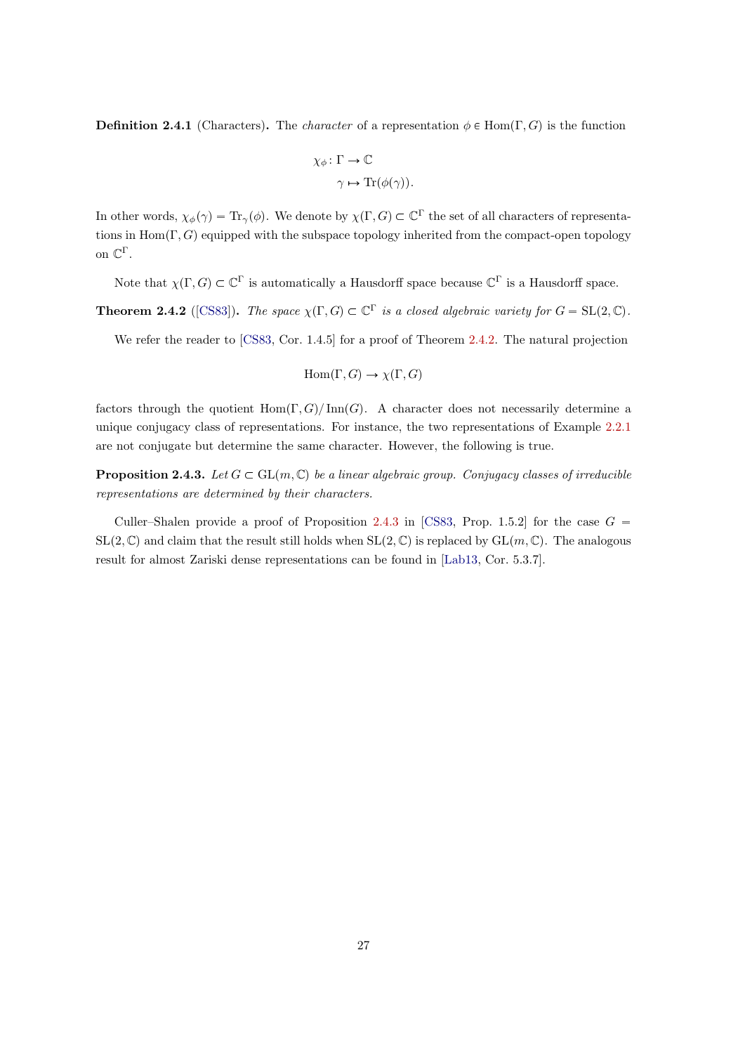**Definition 2.4.1** (Characters)**.** The *character* of a representation $\phi \in \operatorname{Hom}(\Gamma, G)$ is the function

$$\begin{aligned} \chi_\phi \colon \Gamma &\to \mathbb{C} \\ \gamma &\mapsto \operatorname{Tr}(\phi(\gamma)). \end{aligned}$$

In other words, $\chi_\phi(\gamma) = \operatorname{Tr}_\gamma(\phi)$. We denote by $\chi(\Gamma, G) \subset \mathbb{C}^\Gamma$ the set of all characters of representations in $\operatorname{Hom}(\Gamma, G)$ equipped with the subspace topology inherited from the compact-open topology on $\mathbb{C}^\Gamma$.

Note that $\chi(\Gamma, G) \subset \mathbb{C}^\Gamma$ is automatically a Hausdorff space because $\mathbb{C}^\Gamma$ is a Hausdorff space.

**Theorem 2.4.2** ([CS83])**.** *The space $\chi(\Gamma, G) \subset \mathbb{C}^\Gamma$ is a closed algebraic variety for $G = \mathrm{SL}(2, \mathbb{C})$.*

We refer the reader to [CS83, Cor. 1.4.5] for a proof of Theorem 2.4.2. The natural projection

$$\operatorname{Hom}(\Gamma, G) \to \chi(\Gamma, G)$$

factors through the quotient $\operatorname{Hom}(\Gamma, G)/\operatorname{Inn}(G)$. A character does not necessarily determine a unique conjugacy class of representations. For instance, the two representations of Example 2.2.1 are not conjugate but determine the same character. However, the following is true.

**Proposition 2.4.3.** *Let $G \subset \mathrm{GL}(m, \mathbb{C})$ be a linear algebraic group. Conjugacy classes of irreducible representations are determined by their characters.*

Culler–Shalen provide a proof of Proposition 2.4.3 in [CS83, Prop. 1.5.2] for the case $G = \mathrm{SL}(2, \mathbb{C})$ and claim that the result still holds when $\mathrm{SL}(2, \mathbb{C})$ is replaced by $\mathrm{GL}(m, \mathbb{C})$. The analogous result for almost Zariski dense representations can be found in [Lab13, Cor. 5.3.7].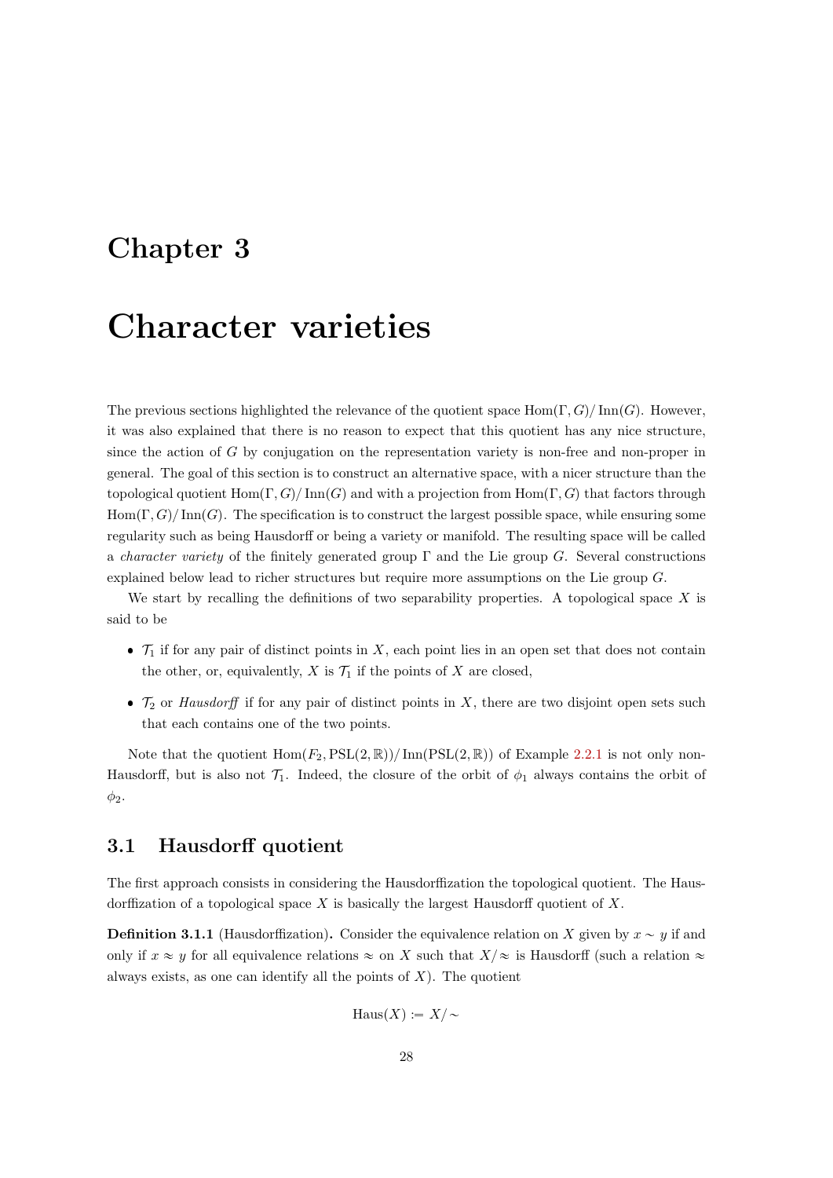# Chapter 3

# Character varieties

The previous sections highlighted the relevance of the quotient space $\operatorname{Hom}(\Gamma, G)/\operatorname{Inn}(G)$. However, it was also explained that there is no reason to expect that this quotient has any nice structure, since the action of $G$ by conjugation on the representation variety is non-free and non-proper in general. The goal of this section is to construct an alternative space, with a nicer structure than the topological quotient $\operatorname{Hom}(\Gamma, G)/\operatorname{Inn}(G)$ and with a projection from $\operatorname{Hom}(\Gamma, G)$ that factors through $\operatorname{Hom}(\Gamma, G)/\operatorname{Inn}(G)$. The specification is to construct the largest possible space, while ensuring some regularity such as being Hausdorff or being a variety or manifold. The resulting space will be called a *character variety* of the finitely generated group $\Gamma$ and the Lie group $G$. Several constructions explained below lead to richer structures but require more assumptions on the Lie group $G$.

We start by recalling the definitions of two separability properties. A topological space $X$ is said to be

- $\mathcal{T}_1$ if for any pair of distinct points in $X$, each point lies in an open set that does not contain the other, or, equivalently, $X$ is $\mathcal{T}_1$ if the points of $X$ are closed,
- $\mathcal{T}_2$ or *Hausdorff* if for any pair of distinct points in $X$, there are two disjoint open sets such that each contains one of the two points.

Note that the quotient $\operatorname{Hom}(F_2, \operatorname{PSL}(2, \mathbb{R}))/\operatorname{Inn}(\operatorname{PSL}(2, \mathbb{R}))$ of Example 2.2.1 is not only non-Hausdorff, but is also not $\mathcal{T}_1$. Indeed, the closure of the orbit of $\phi_1$ always contains the orbit of $\phi_2$.

## 3.1 Hausdorff quotient

The first approach consists in considering the Hausdorffization the topological quotient. The Hausdorffization of a topological space $X$ is basically the largest Hausdorff quotient of $X$.

**Definition 3.1.1** (Hausdorffization)**.** Consider the equivalence relation on $X$ given by $x \sim y$ if and only if $x \approx y$ for all equivalence relations $\approx$ on $X$ such that $X/\approx$ is Hausdorff (such a relation $\approx$ always exists, as one can identify all the points of $X$). The quotient

$$\operatorname{Haus}(X) := X/\sim$$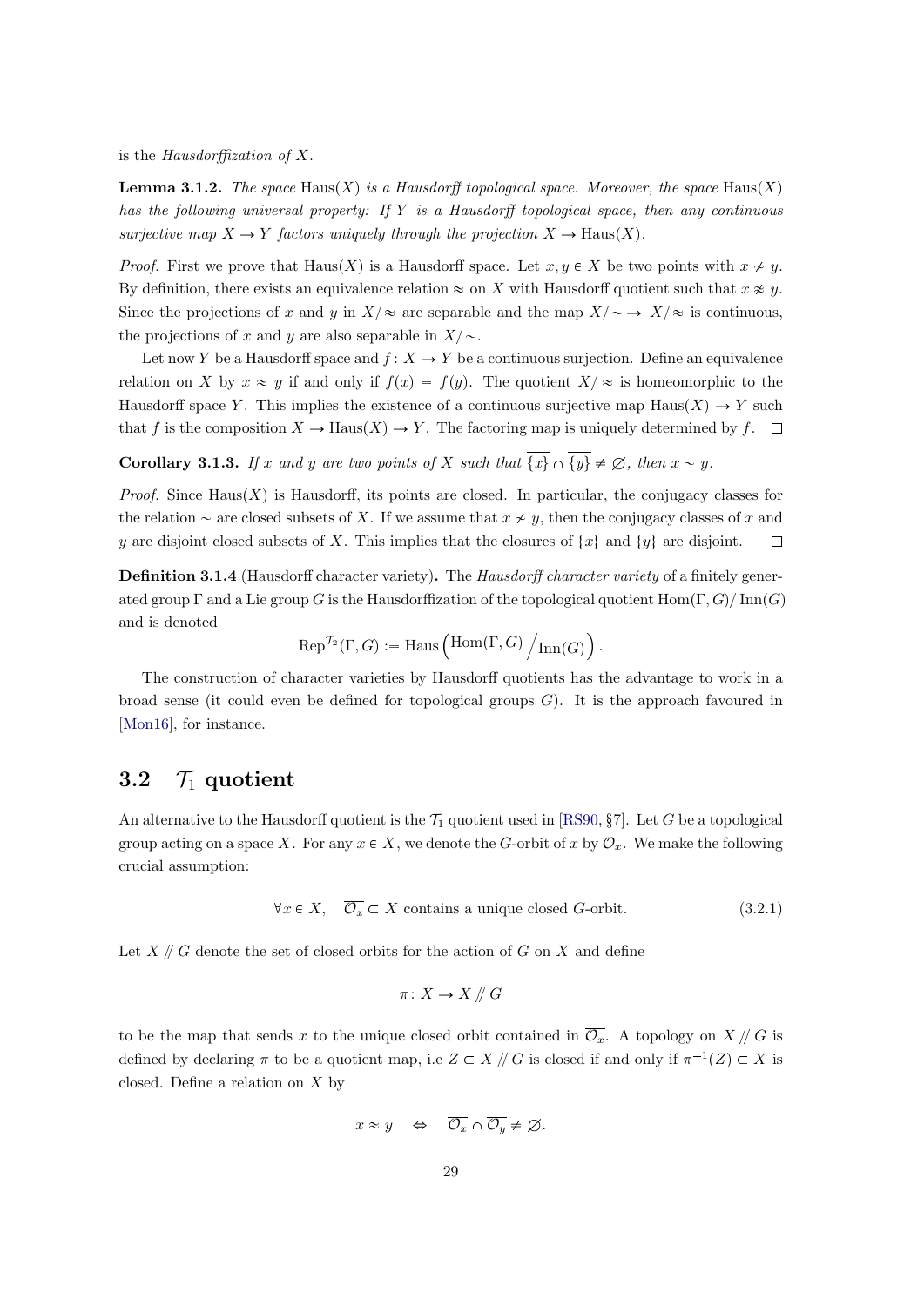is the *Hausdorffization of $X$*.

**Lemma 3.1.2.** *The space $\mathrm{Haus}(X)$ is a Hausdorff topological space. Moreover, the space $\mathrm{Haus}(X)$ has the following universal property: If $Y$ is a Hausdorff topological space, then any continuous surjective map $X \to Y$ factors uniquely through the projection $X \to \mathrm{Haus}(X)$.*

*Proof.* First we prove that $\mathrm{Haus}(X)$ is a Hausdorff space. Let $x, y \in X$ be two points with $x \nsim y$. By definition, there exists an equivalence relation $\approx$ on $X$ with Hausdorff quotient such that $x \not\approx y$. Since the projections of $x$ and $y$ in $X/\approx$ are separable and the map $X/\sim \to X/\approx$ is continuous, the projections of $x$ and $y$ are also separable in $X/\sim$.

Let now $Y$ be a Hausdorff space and $f : X \to Y$ be a continuous surjection. Define an equivalence relation on $X$ by $x \approx y$ if and only if $f(x) = f(y)$. The quotient $X/\approx$ is homeomorphic to the Hausdorff space $Y$. This implies the existence of a continuous surjective map $\mathrm{Haus}(X) \to Y$ such that $f$ is the composition $X \to \mathrm{Haus}(X) \to Y$. The factoring map is uniquely determined by $f$. $\square$

**Corollary 3.1.3.** *If $x$ and $y$ are two points of $X$ such that $\overline{\{x\}} \cap \overline{\{y\}} \neq \varnothing$, then $x \sim y$.*

*Proof.* Since $\mathrm{Haus}(X)$ is Hausdorff, its points are closed. In particular, the conjugacy classes for the relation $\sim$ are closed subsets of $X$. If we assume that $x \nsim y$, then the conjugacy classes of $x$ and $y$ are disjoint closed subsets of $X$. This implies that the closures of $\{x\}$ and $\{y\}$ are disjoint. $\square$

**Definition 3.1.4** (Hausdorff character variety)**.** The *Hausdorff character variety* of a finitely generated group $\Gamma$ and a Lie group $G$ is the Hausdorffization of the topological quotient $\mathrm{Hom}(\Gamma, G)/\operatorname{Inn}(G)$ and is denoted

$$\mathrm{Rep}^{\mathcal{T}_2}(\Gamma, G) := \mathrm{Haus}\left(\mathrm{Hom}(\Gamma, G) \big/ \operatorname{Inn}(G)\right).$$

The construction of character varieties by Hausdorff quotients has the advantage to work in a broad sense (it could even be defined for topological groups $G$). It is the approach favoured in [Mon16], for instance.

## 3.2 $\mathcal{T}_1$ quotient

An alternative to the Hausdorff quotient is the $\mathcal{T}_1$ quotient used in [RS90, §7]. Let $G$ be a topological group acting on a space $X$. For any $x \in X$, we denote the $G$-orbit of $x$ by $\mathcal{O}_x$. We make the following crucial assumption:

$$\forall x \in X, \quad \overline{\mathcal{O}_x} \subset X \text{ contains a unique closed } G\text{-orbit.} \tag{3.2.1}$$

Let $X /\!\!/ G$ denote the set of closed orbits for the action of $G$ on $X$ and define

$$\pi : X \to X /\!\!/ G$$

to be the map that sends $x$ to the unique closed orbit contained in $\overline{\mathcal{O}_x}$. A topology on $X /\!\!/ G$ is defined by declaring $\pi$ to be a quotient map, i.e $Z \subset X /\!\!/ G$ is closed if and only if $\pi^{-1}(Z) \subset X$ is closed. Define a relation on $X$ by

$$x \approx y \quad \Leftrightarrow \quad \overline{\mathcal{O}_x} \cap \overline{\mathcal{O}_y} \neq \varnothing.$$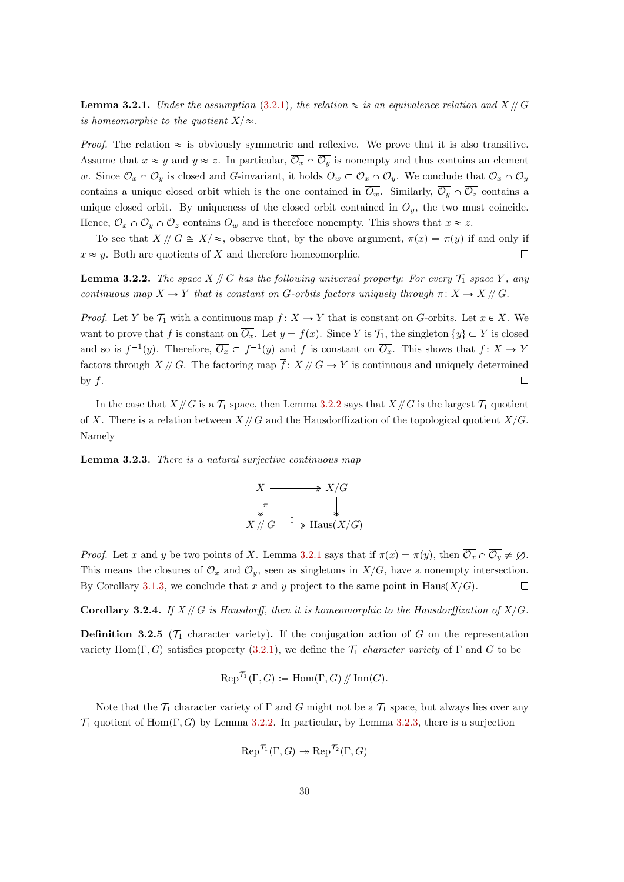**Lemma 3.2.1.** *Under the assumption (3.2.1), the relation $\approx$ is an equivalence relation and $X /\!/ G$ is homeomorphic to the quotient $X/\approx$.*

*Proof.* The relation $\approx$ is obviously symmetric and reflexive. We prove that it is also transitive. Assume that $x \approx y$ and $y \approx z$. In particular, $\overline{\mathcal{O}_x} \cap \overline{\mathcal{O}_y}$ is nonempty and thus contains an element $w$. Since $\overline{\mathcal{O}_x} \cap \overline{\mathcal{O}_y}$ is closed and $G$-invariant, it holds $\overline{O_w} \subset \overline{\mathcal{O}_x} \cap \overline{\mathcal{O}_y}$. We conclude that $\overline{\mathcal{O}_x} \cap \overline{\mathcal{O}_y}$ contains a unique closed orbit which is the one contained in $\overline{O_w}$. Similarly, $\overline{\mathcal{O}_y} \cap \overline{\mathcal{O}_z}$ contains a unique closed orbit. By uniqueness of the closed orbit contained in $\overline{O_y}$, the two must coincide. Hence, $\overline{\mathcal{O}_x} \cap \overline{\mathcal{O}_y} \cap \overline{\mathcal{O}_z}$ contains $\overline{O_w}$ and is therefore nonempty. This shows that $x \approx z$.

To see that $X /\!/ G \cong X/\approx$, observe that, by the above argument, $\pi(x) = \pi(y)$ if and only if $x \approx y$. Both are quotients of $X$ and therefore homeomorphic. ∎

**Lemma 3.2.2.** *The space $X /\!/ G$ has the following universal property: For every $\mathcal{T}_1$ space $Y$, any continuous map $X \to Y$ that is constant on $G$-orbits factors uniquely through $\pi \colon X \to X /\!/ G$.*

*Proof.* Let $Y$ be $\mathcal{T}_1$ with a continuous map $f \colon X \to Y$ that is constant on $G$-orbits. Let $x \in X$. We want to prove that $f$ is constant on $\overline{O_x}$. Let $y = f(x)$. Since $Y$ is $\mathcal{T}_1$, the singleton $\{y\} \subset Y$ is closed and so is $f^{-1}(y)$. Therefore, $\overline{O_x} \subset f^{-1}(y)$ and $f$ is constant on $\overline{O_x}$. This shows that $f \colon X \to Y$ factors through $X /\!/ G$. The factoring map $\overline{f} \colon X /\!/ G \to Y$ is continuous and uniquely determined by $f$. ∎

In the case that $X /\!/ G$ is a $\mathcal{T}_1$ space, then Lemma 3.2.2 says that $X /\!/ G$ is the largest $\mathcal{T}_1$ quotient of $X$. There is a relation between $X /\!/ G$ and the Hausdorffization of the topological quotient $X/G$. Namely

**Lemma 3.2.3.** *There is a natural surjective continuous map*

$$\begin{array}{ccc} X & \twoheadrightarrow & X/G \\ \big\downarrow \pi & & \big\downarrow \\ X /\!/ G & \overset{\exists}{\dashrightarrow} & \mathrm{Haus}(X/G) \end{array}$$

*Proof.* Let $x$ and $y$ be two points of $X$. Lemma 3.2.1 says that if $\pi(x) = \pi(y)$, then $\overline{\mathcal{O}_x} \cap \overline{\mathcal{O}_y} \neq \varnothing$. This means the closures of $\mathcal{O}_x$ and $\mathcal{O}_y$, seen as singletons in $X/G$, have a nonempty intersection. By Corollary 3.1.3, we conclude that $x$ and $y$ project to the same point in $\mathrm{Haus}(X/G)$. ∎

**Corollary 3.2.4.** *If $X /\!/ G$ is Hausdorff, then it is homeomorphic to the Hausdorffization of $X/G$.*

**Definition 3.2.5** ($\mathcal{T}_1$ character variety)**.** If the conjugation action of $G$ on the representation variety $\mathrm{Hom}(\Gamma, G)$ satisfies property (3.2.1), we define the $\mathcal{T}_1$ *character variety* of $\Gamma$ and $G$ to be

$$\mathrm{Rep}^{\mathcal{T}_1}(\Gamma, G) := \mathrm{Hom}(\Gamma, G) /\!/ \mathrm{Inn}(G).$$

Note that the $\mathcal{T}_1$ character variety of $\Gamma$ and $G$ might not be a $\mathcal{T}_1$ space, but always lies over any $\mathcal{T}_1$ quotient of $\mathrm{Hom}(\Gamma, G)$ by Lemma 3.2.2. In particular, by Lemma 3.2.3, there is a surjection

$$\mathrm{Rep}^{\mathcal{T}_1}(\Gamma, G) \twoheadrightarrow \mathrm{Rep}^{\mathcal{T}_2}(\Gamma, G)$$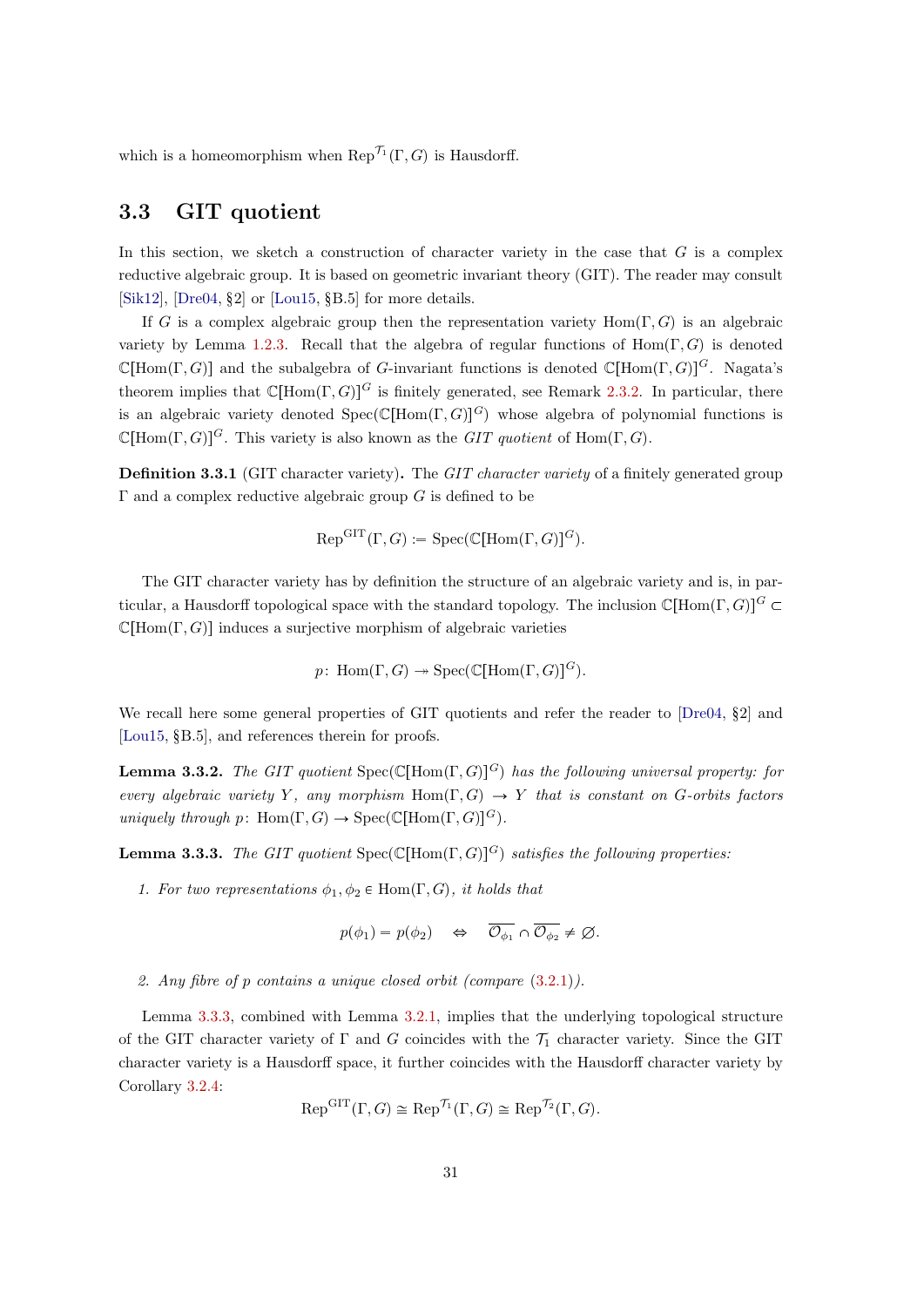which is a homeomorphism when $\mathrm{Rep}^{\mathcal{T}_1}(\Gamma, G)$ is Hausdorff.

## 3.3 GIT quotient

In this section, we sketch a construction of character variety in the case that $G$ is a complex reductive algebraic group. It is based on geometric invariant theory (GIT). The reader may consult [Sik12], [Dre04, §2] or [Lou15, §B.5] for more details.

If $G$ is a complex algebraic group then the representation variety $\mathrm{Hom}(\Gamma, G)$ is an algebraic variety by Lemma 1.2.3. Recall that the algebra of regular functions of $\mathrm{Hom}(\Gamma, G)$ is denoted $\mathbb{C}[\mathrm{Hom}(\Gamma, G)]$ and the subalgebra of $G$-invariant functions is denoted $\mathbb{C}[\mathrm{Hom}(\Gamma, G)]^G$. Nagata's theorem implies that $\mathbb{C}[\mathrm{Hom}(\Gamma, G)]^G$ is finitely generated, see Remark 2.3.2. In particular, there is an algebraic variety denoted $\mathrm{Spec}(\mathbb{C}[\mathrm{Hom}(\Gamma, G)]^G)$ whose algebra of polynomial functions is $\mathbb{C}[\mathrm{Hom}(\Gamma, G)]^G$. This variety is also known as the *GIT quotient* of $\mathrm{Hom}(\Gamma, G)$.

**Definition 3.3.1** (GIT character variety)**.** The *GIT character variety* of a finitely generated group $\Gamma$ and a complex reductive algebraic group $G$ is defined to be

$$\mathrm{Rep}^{\mathrm{GIT}}(\Gamma, G) := \mathrm{Spec}(\mathbb{C}[\mathrm{Hom}(\Gamma, G)]^G).$$

The GIT character variety has by definition the structure of an algebraic variety and is, in particular, a Hausdorff topological space with the standard topology. The inclusion $\mathbb{C}[\mathrm{Hom}(\Gamma, G)]^G \subset \mathbb{C}[\mathrm{Hom}(\Gamma, G)]$ induces a surjective morphism of algebraic varieties

$$p\colon \mathrm{Hom}(\Gamma, G) \twoheadrightarrow \mathrm{Spec}(\mathbb{C}[\mathrm{Hom}(\Gamma, G)]^G).$$

We recall here some general properties of GIT quotients and refer the reader to [Dre04, §2] and [Lou15, §B.5], and references therein for proofs.

**Lemma 3.3.2.** *The GIT quotient* $\mathrm{Spec}(\mathbb{C}[\mathrm{Hom}(\Gamma, G)]^G)$ *has the following universal property: for every algebraic variety $Y$, any morphism $\mathrm{Hom}(\Gamma, G) \to Y$ that is constant on $G$-orbits factors uniquely through* $p\colon \mathrm{Hom}(\Gamma, G) \to \mathrm{Spec}(\mathbb{C}[\mathrm{Hom}(\Gamma, G)]^G)$.

**Lemma 3.3.3.** *The GIT quotient* $\mathrm{Spec}(\mathbb{C}[\mathrm{Hom}(\Gamma, G)]^G)$ *satisfies the following properties:*

1. *For two representations $\phi_1, \phi_2 \in \mathrm{Hom}(\Gamma, G)$, it holds that*

$$p(\phi_1) = p(\phi_2) \quad \Leftrightarrow \quad \overline{\mathcal{O}_{\phi_1}} \cap \overline{\mathcal{O}_{\phi_2}} \neq \varnothing.$$

2. *Any fibre of $p$ contains a unique closed orbit (compare (3.2.1)).*

Lemma 3.3.3, combined with Lemma 3.2.1, implies that the underlying topological structure of the GIT character variety of $\Gamma$ and $G$ coincides with the $\mathcal{T}_1$ character variety. Since the GIT character variety is a Hausdorff space, it further coincides with the Hausdorff character variety by Corollary 3.2.4:

$$\mathrm{Rep}^{\mathrm{GIT}}(\Gamma, G) \cong \mathrm{Rep}^{\mathcal{T}_1}(\Gamma, G) \cong \mathrm{Rep}^{\mathcal{T}_2}(\Gamma, G).$$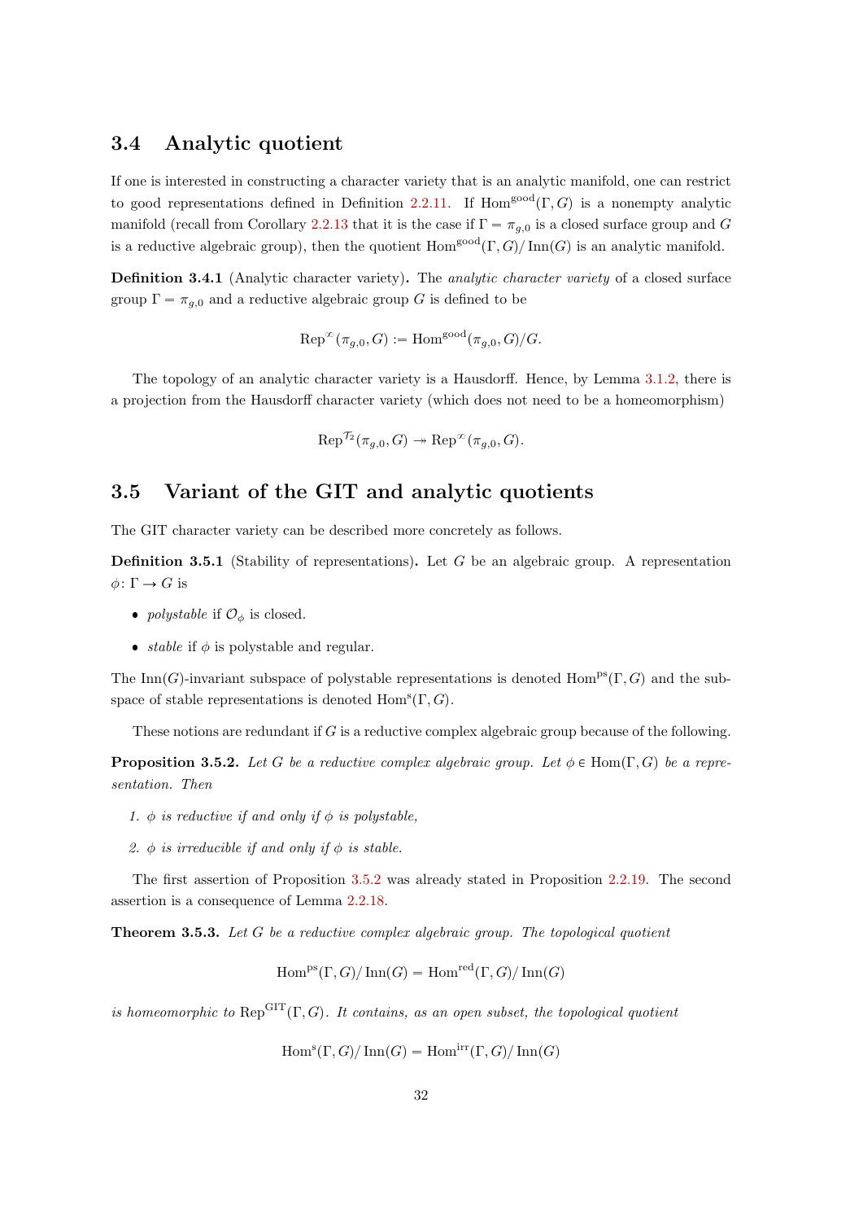## 3.4 Analytic quotient

If one is interested in constructing a character variety that is an analytic manifold, one can restrict to good representations defined in Definition 2.2.11. If $\mathrm{Hom}^{\mathrm{good}}(\Gamma, G)$ is a nonempty analytic manifold (recall from Corollary 2.2.13 that it is the case if $\Gamma = \pi_{g,0}$ is a closed surface group and $G$ is a reductive algebraic group), then the quotient $\mathrm{Hom}^{\mathrm{good}}(\Gamma, G)/\operatorname{Inn}(G)$ is an analytic manifold.

**Definition 3.4.1** (Analytic character variety)**.** The *analytic character variety* of a closed surface group $\Gamma = \pi_{g,0}$ and a reductive algebraic group $G$ is defined to be

$$\mathrm{Rep}^{\infty}(\pi_{g,0}, G) := \mathrm{Hom}^{\mathrm{good}}(\pi_{g,0}, G)/G.$$

The topology of an analytic character variety is a Hausdorff. Hence, by Lemma 3.1.2, there is a projection from the Hausdorff character variety (which does not need to be a homeomorphism)

$$\mathrm{Rep}^{\mathcal{T}_2}(\pi_{g,0}, G) \twoheadrightarrow \mathrm{Rep}^{\infty}(\pi_{g,0}, G).$$

## 3.5 Variant of the GIT and analytic quotients

The GIT character variety can be described more concretely as follows.

**Definition 3.5.1** (Stability of representations)**.** Let $G$ be an algebraic group. A representation $\phi\colon \Gamma \to G$ is

- *polystable* if $\mathcal{O}_\phi$ is closed.
- *stable* if $\phi$ is polystable and regular.

The $\operatorname{Inn}(G)$-invariant subspace of polystable representations is denoted $\mathrm{Hom}^{\mathrm{ps}}(\Gamma, G)$ and the subspace of stable representations is denoted $\mathrm{Hom}^{\mathrm{s}}(\Gamma, G)$.

These notions are redundant if $G$ is a reductive complex algebraic group because of the following.

**Proposition 3.5.2.** *Let $G$ be a reductive complex algebraic group. Let $\phi \in \mathrm{Hom}(\Gamma, G)$ be a representation. Then*

1. *$\phi$ is reductive if and only if $\phi$ is polystable,*
2. *$\phi$ is irreducible if and only if $\phi$ is stable.*

The first assertion of Proposition 3.5.2 was already stated in Proposition 2.2.19. The second assertion is a consequence of Lemma 2.2.18.

**Theorem 3.5.3.** *Let $G$ be a reductive complex algebraic group. The topological quotient*

$$\mathrm{Hom}^{\mathrm{ps}}(\Gamma, G)/\operatorname{Inn}(G) = \mathrm{Hom}^{\mathrm{red}}(\Gamma, G)/\operatorname{Inn}(G)$$

*is homeomorphic to $\mathrm{Rep}^{\mathrm{GIT}}(\Gamma, G)$. It contains, as an open subset, the topological quotient*

$$\mathrm{Hom}^{\mathrm{s}}(\Gamma, G)/\operatorname{Inn}(G) = \mathrm{Hom}^{\mathrm{irr}}(\Gamma, G)/\operatorname{Inn}(G)$$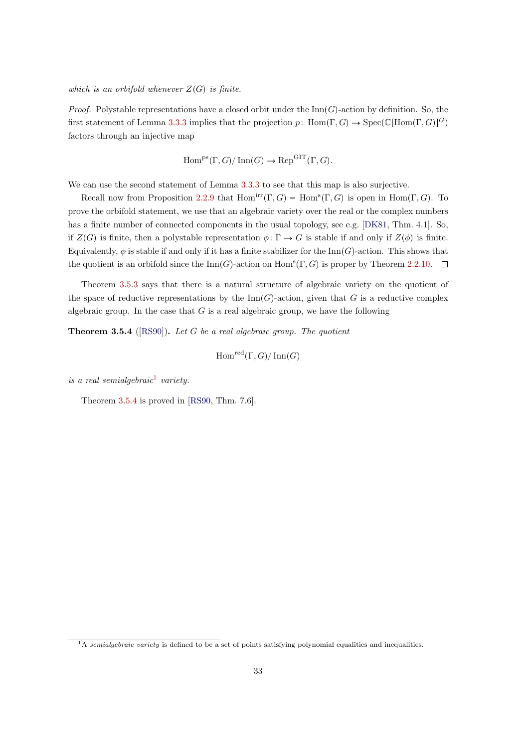*which is an orbifold whenever $Z(G)$ is finite.*

*Proof.* Polystable representations have a closed orbit under the $\operatorname{Inn}(G)$-action by definition. So, the first statement of Lemma 3.3.3 implies that the projection $p\colon \operatorname{Hom}(\Gamma, G) \to \operatorname{Spec}(\mathbb{C}[\operatorname{Hom}(\Gamma, G)]^G)$ factors through an injective map

$$\operatorname{Hom}^{\mathrm{ps}}(\Gamma, G)/\operatorname{Inn}(G) \to \operatorname{Rep}^{\mathrm{GIT}}(\Gamma, G).$$

We can use the second statement of Lemma 3.3.3 to see that this map is also surjective.

Recall now from Proposition 2.2.9 that $\operatorname{Hom}^{\mathrm{irr}}(\Gamma, G) = \operatorname{Hom}^{\mathrm{s}}(\Gamma, G)$ is open in $\operatorname{Hom}(\Gamma, G)$. To prove the orbifold statement, we use that an algebraic variety over the real or the complex numbers has a finite number of connected components in the usual topology, see e.g. [DK81, Thm. 4.1]. So, if $Z(G)$ is finite, then a polystable representation $\phi\colon \Gamma \to G$ is stable if and only if $Z(\phi)$ is finite. Equivalently, $\phi$ is stable if and only if it has a finite stabilizer for the $\operatorname{Inn}(G)$-action. This shows that the quotient is an orbifold since the $\operatorname{Inn}(G)$-action on $\operatorname{Hom}^{\mathrm{s}}(\Gamma, G)$ is proper by Theorem 2.2.10. $\square$

Theorem 3.5.3 says that there is a natural structure of algebraic variety on the quotient of the space of reductive representations by the $\operatorname{Inn}(G)$-action, given that $G$ is a reductive complex algebraic group. In the case that $G$ is a real algebraic group, we have the following

**Theorem 3.5.4** ([RS90])**.** *Let $G$ be a real algebraic group. The quotient*

$$\operatorname{Hom}^{\mathrm{red}}(\Gamma, G)/\operatorname{Inn}(G)$$

*is a real semialgebraic*[1] *variety.*

Theorem 3.5.4 is proved in [RS90, Thm. 7.6].

[1] A *semialgebraic variety* is defined to be a set of points satisfying polynomial equalities and inequalities.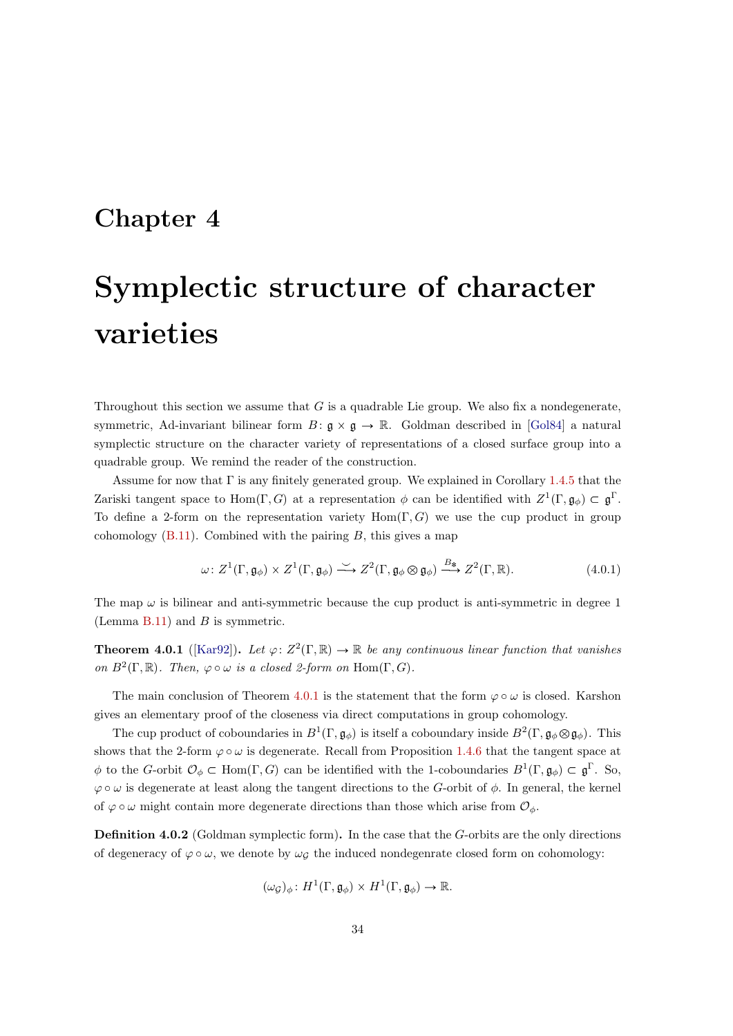# Chapter 4

# Symplectic structure of character varieties

Throughout this section we assume that $G$ is a quadrable Lie group. We also fix a nondegenerate, symmetric, Ad-invariant bilinear form $B\colon \mathfrak{g} \times \mathfrak{g} \to \mathbb{R}$. Goldman described in [Gol84] a natural symplectic structure on the character variety of representations of a closed surface group into a quadrable group. We remind the reader of the construction.

Assume for now that $\Gamma$ is any finitely generated group. We explained in Corollary 1.4.5 that the Zariski tangent space to $\mathrm{Hom}(\Gamma, G)$ at a representation $\phi$ can be identified with $Z^1(\Gamma, \mathfrak{g}_\phi) \subset \mathfrak{g}^\Gamma$. To define a 2-form on the representation variety $\mathrm{Hom}(\Gamma, G)$ we use the cup product in group cohomology (B.11). Combined with the pairing $B$, this gives a map

$$\omega\colon Z^1(\Gamma, \mathfrak{g}_\phi) \times Z^1(\Gamma, \mathfrak{g}_\phi) \xrightarrow{\smile} Z^2(\Gamma, \mathfrak{g}_\phi \otimes \mathfrak{g}_\phi) \xrightarrow{B_*} Z^2(\Gamma, \mathbb{R}). \tag{4.0.1}$$

The map $\omega$ is bilinear and anti-symmetric because the cup product is anti-symmetric in degree 1 (Lemma B.11) and $B$ is symmetric.

**Theorem 4.0.1** ([Kar92])**.** *Let $\varphi\colon Z^2(\Gamma, \mathbb{R}) \to \mathbb{R}$ be any continuous linear function that vanishes on $B^2(\Gamma, \mathbb{R})$. Then, $\varphi \circ \omega$ is a closed 2-form on $\mathrm{Hom}(\Gamma, G)$.*

The main conclusion of Theorem 4.0.1 is the statement that the form $\varphi \circ \omega$ is closed. Karshon gives an elementary proof of the closeness via direct computations in group cohomology.

The cup product of coboundaries in $B^1(\Gamma, \mathfrak{g}_\phi)$ is itself a coboundary inside $B^2(\Gamma, \mathfrak{g}_\phi \otimes \mathfrak{g}_\phi)$. This shows that the 2-form $\varphi \circ \omega$ is degenerate. Recall from Proposition 1.4.6 that the tangent space at $\phi$ to the $G$-orbit $\mathcal{O}_\phi \subset \mathrm{Hom}(\Gamma, G)$ can be identified with the 1-coboundaries $B^1(\Gamma, \mathfrak{g}_\phi) \subset \mathfrak{g}^\Gamma$. So, $\varphi \circ \omega$ is degenerate at least along the tangent directions to the $G$-orbit of $\phi$. In general, the kernel of $\varphi \circ \omega$ might contain more degenerate directions than those which arise from $\mathcal{O}_\phi$.

**Definition 4.0.2** (Goldman symplectic form)**.** In the case that the $G$-orbits are the only directions of degeneracy of $\varphi \circ \omega$, we denote by $\omega_{\mathcal{G}}$ the induced nondegenrate closed form on cohomology:

$$(\omega_{\mathcal{G}})_\phi\colon H^1(\Gamma, \mathfrak{g}_\phi) \times H^1(\Gamma, \mathfrak{g}_\phi) \to \mathbb{R}.$$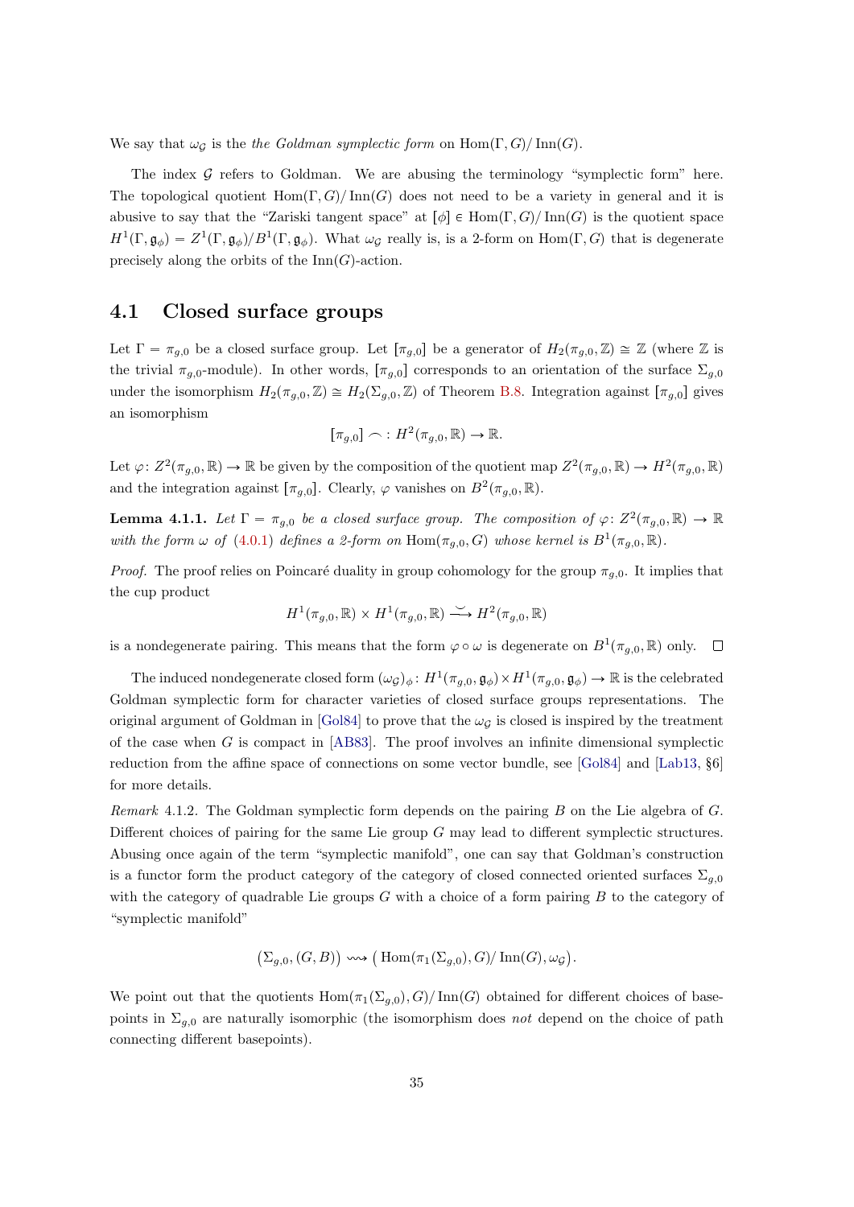We say that $\omega_{\mathcal{G}}$ is the *the Goldman symplectic form* on $\operatorname{Hom}(\Gamma, G)/\operatorname{Inn}(G)$.

The index $\mathcal{G}$ refers to Goldman. We are abusing the terminology "symplectic form" here. The topological quotient $\operatorname{Hom}(\Gamma, G)/\operatorname{Inn}(G)$ does not need to be a variety in general and it is abusive to say that the "Zariski tangent space" at $[\phi] \in \operatorname{Hom}(\Gamma, G)/\operatorname{Inn}(G)$ is the quotient space $H^1(\Gamma, \mathfrak{g}_\phi) = Z^1(\Gamma, \mathfrak{g}_\phi)/B^1(\Gamma, \mathfrak{g}_\phi)$. What $\omega_{\mathcal{G}}$ really is, is a 2-form on $\operatorname{Hom}(\Gamma, G)$ that is degenerate precisely along the orbits of the $\operatorname{Inn}(G)$-action.

## 4.1 Closed surface groups

Let $\Gamma = \pi_{g,0}$ be a closed surface group. Let $[\pi_{g,0}]$ be a generator of $H_2(\pi_{g,0}, \mathbb{Z}) \cong \mathbb{Z}$ (where $\mathbb{Z}$ is the trivial $\pi_{g,0}$-module). In other words, $[\pi_{g,0}]$ corresponds to an orientation of the surface $\Sigma_{g,0}$ under the isomorphism $H_2(\pi_{g,0}, \mathbb{Z}) \cong H_2(\Sigma_{g,0}, \mathbb{Z})$ of Theorem B.8. Integration against $[\pi_{g,0}]$ gives an isomorphism

$$[\pi_{g,0}] \frown : H^2(\pi_{g,0}, \mathbb{R}) \to \mathbb{R}.$$

Let $\varphi \colon Z^2(\pi_{g,0}, \mathbb{R}) \to \mathbb{R}$ be given by the composition of the quotient map $Z^2(\pi_{g,0}, \mathbb{R}) \to H^2(\pi_{g,0}, \mathbb{R})$ and the integration against $[\pi_{g,0}]$. Clearly, $\varphi$ vanishes on $B^2(\pi_{g,0}, \mathbb{R})$.

**Lemma 4.1.1.** *Let $\Gamma = \pi_{g,0}$ be a closed surface group. The composition of $\varphi \colon Z^2(\pi_{g,0}, \mathbb{R}) \to \mathbb{R}$ with the form $\omega$ of (4.0.1) defines a 2-form on $\operatorname{Hom}(\pi_{g,0}, G)$ whose kernel is $B^1(\pi_{g,0}, \mathbb{R})$.*

*Proof.* The proof relies on Poincaré duality in group cohomology for the group $\pi_{g,0}$. It implies that the cup product

$$H^1(\pi_{g,0}, \mathbb{R}) \times H^1(\pi_{g,0}, \mathbb{R}) \xrightarrow{\smile} H^2(\pi_{g,0}, \mathbb{R})$$

is a nondegenerate pairing. This means that the form $\varphi \circ \omega$ is degenerate on $B^1(\pi_{g,0}, \mathbb{R})$ only. $\square$

The induced nondegenerate closed form $(\omega_{\mathcal{G}})_\phi \colon H^1(\pi_{g,0}, \mathfrak{g}_\phi) \times H^1(\pi_{g,0}, \mathfrak{g}_\phi) \to \mathbb{R}$ is the celebrated Goldman symplectic form for character varieties of closed surface groups representations. The original argument of Goldman in [Gol84] to prove that the $\omega_{\mathcal{G}}$ is closed is inspired by the treatment of the case when $G$ is compact in [AB83]. The proof involves an infinite dimensional symplectic reduction from the affine space of connections on some vector bundle, see [Gol84] and [Lab13, §6] for more details.

*Remark* 4.1.2. The Goldman symplectic form depends on the pairing $B$ on the Lie algebra of $G$. Different choices of pairing for the same Lie group $G$ may lead to different symplectic structures. Abusing once again of the term "symplectic manifold", one can say that Goldman's construction is a functor form the product category of the category of closed connected oriented surfaces $\Sigma_{g,0}$ with the category of quadrable Lie groups $G$ with a choice of a form pairing $B$ to the category of "symplectic manifold"

$$\big(\Sigma_{g,0}, (G, B)\big) \rightsquigarrow \big(\operatorname{Hom}(\pi_1(\Sigma_{g,0}), G)/\operatorname{Inn}(G), \omega_{\mathcal{G}}\big).$$

We point out that the quotients $\operatorname{Hom}(\pi_1(\Sigma_{g,0}), G)/\operatorname{Inn}(G)$ obtained for different choices of basepoints in $\Sigma_{g,0}$ are naturally isomorphic (the isomorphism does *not* depend on the choice of path connecting different basepoints).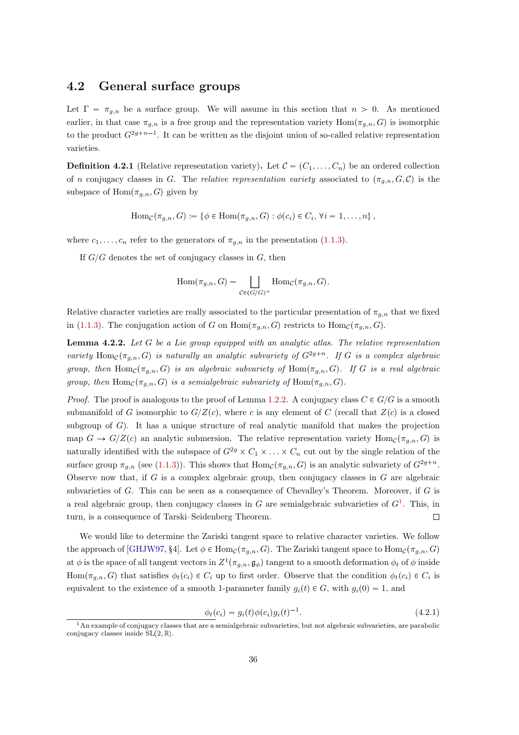## 4.2 General surface groups

Let $\Gamma = \pi_{g,n}$ be a surface group. We will assume in this section that $n > 0$. As mentioned earlier, in that case $\pi_{g,n}$ is a free group and the representation variety $\mathrm{Hom}(\pi_{g,n}, G)$ is isomorphic to the product $G^{2g+n-1}$. It can be written as the disjoint union of so-called relative representation varieties.

**Definition 4.2.1** (Relative representation variety)**.** Let $\mathcal{C} = (C_1, \ldots, C_n)$ be an ordered collection of $n$ conjugacy classes in $G$. The *relative representation variety* associated to $(\pi_{g,n}, G, \mathcal{C})$ is the subspace of $\mathrm{Hom}(\pi_{g,n}, G)$ given by

$$\mathrm{Hom}_{\mathcal{C}}(\pi_{g,n}, G) := \{\phi \in \mathrm{Hom}(\pi_{g,n}, G) : \phi(c_i) \in C_i, \; \forall i = 1, \ldots, n\},$$

where $c_1, \ldots, c_n$ refer to the generators of $\pi_{g,n}$ in the presentation (1.1.3).

If $G/G$ denotes the set of conjugacy classes in $G$, then

$$\mathrm{Hom}(\pi_{g,n}, G) = \bigsqcup_{\mathcal{C} \in (G/G)^n} \mathrm{Hom}_{\mathcal{C}}(\pi_{g,n}, G).$$

Relative character varieties are really associated to the particular presentation of $\pi_{g,n}$ that we fixed in (1.1.3). The conjugation action of $G$ on $\mathrm{Hom}(\pi_{g,n}, G)$ restricts to $\mathrm{Hom}_{\mathcal{C}}(\pi_{g,n}, G)$.

**Lemma 4.2.2.** *Let $G$ be a Lie group equipped with an analytic atlas. The relative representation variety $\mathrm{Hom}_{\mathcal{C}}(\pi_{g,n}, G)$ is naturally an analytic subvariety of $G^{2g+n}$. If $G$ is a complex algebraic group, then $\mathrm{Hom}_{\mathcal{C}}(\pi_{g,n}, G)$ is an algebraic subvariety of $\mathrm{Hom}(\pi_{g,n}, G)$. If $G$ is a real algebraic group, then $\mathrm{Hom}_{\mathcal{C}}(\pi_{g,n}, G)$ is a semialgebraic subvariety of $\mathrm{Hom}(\pi_{g,n}, G)$.*

*Proof.* The proof is analogous to the proof of Lemma 1.2.2. A conjugacy class $C \in G/G$ is a smooth submanifold of $G$ isomorphic to $G/Z(c)$, where $c$ is any element of $C$ (recall that $Z(c)$ is a closed subgroup of $G$). It has a unique structure of real analytic manifold that makes the projection map $G \to G/Z(c)$ an analytic submersion. The relative representation variety $\mathrm{Hom}_{\mathcal{C}}(\pi_{g,n}, G)$ is naturally identified with the subspace of $G^{2g} \times C_1 \times \ldots \times C_n$ cut out by the single relation of the surface group $\pi_{g,n}$ (see (1.1.3)). This shows that $\mathrm{Hom}_{\mathcal{C}}(\pi_{g,n}, G)$ is an analytic subvariety of $G^{2g+n}$. Observe now that, if $G$ is a complex algebraic group, then conjugacy classes in $G$ are algebraic subvarieties of $G$. This can be seen as a consequence of Chevalley's Theorem. Moreover, if $G$ is a real algebraic group, then conjugacy classes in $G$ are semialgebraic subvarieties of $G$[1]. This, in turn, is a consequence of Tarski–Seidenberg Theorem. $\square$

We would like to determine the Zariski tangent space to relative character varieties. We follow the approach of [GHJW97, §4]. Let $\phi \in \mathrm{Hom}_{\mathcal{C}}(\pi_{g,n}, G)$. The Zariski tangent space to $\mathrm{Hom}_{\mathcal{C}}(\pi_{g,n}, G)$ at $\phi$ is the space of all tangent vectors in $Z^1(\pi_{g,n}, \mathfrak{g}_\phi)$ tangent to a smooth deformation $\phi_t$ of $\phi$ inside $\mathrm{Hom}(\pi_{g,n}, G)$ that satisfies $\phi_t(c_i) \in C_i$ up to first order. Observe that the condition $\phi_t(c_i) \in C_i$ is equivalent to the existence of a smooth 1-parameter family $g_i(t) \in G$, with $g_i(0) = 1$, and

$$\phi_t(c_i) = g_i(t)\phi(c_i)g_i(t)^{-1}. \tag{4.2.1}$$

[1] An example of conjugacy classes that are a semialgebraic subvarieties, but not algebraic subvarieties, are parabolic conjugacy classes inside $\mathrm{SL}(2, \mathbb{R})$.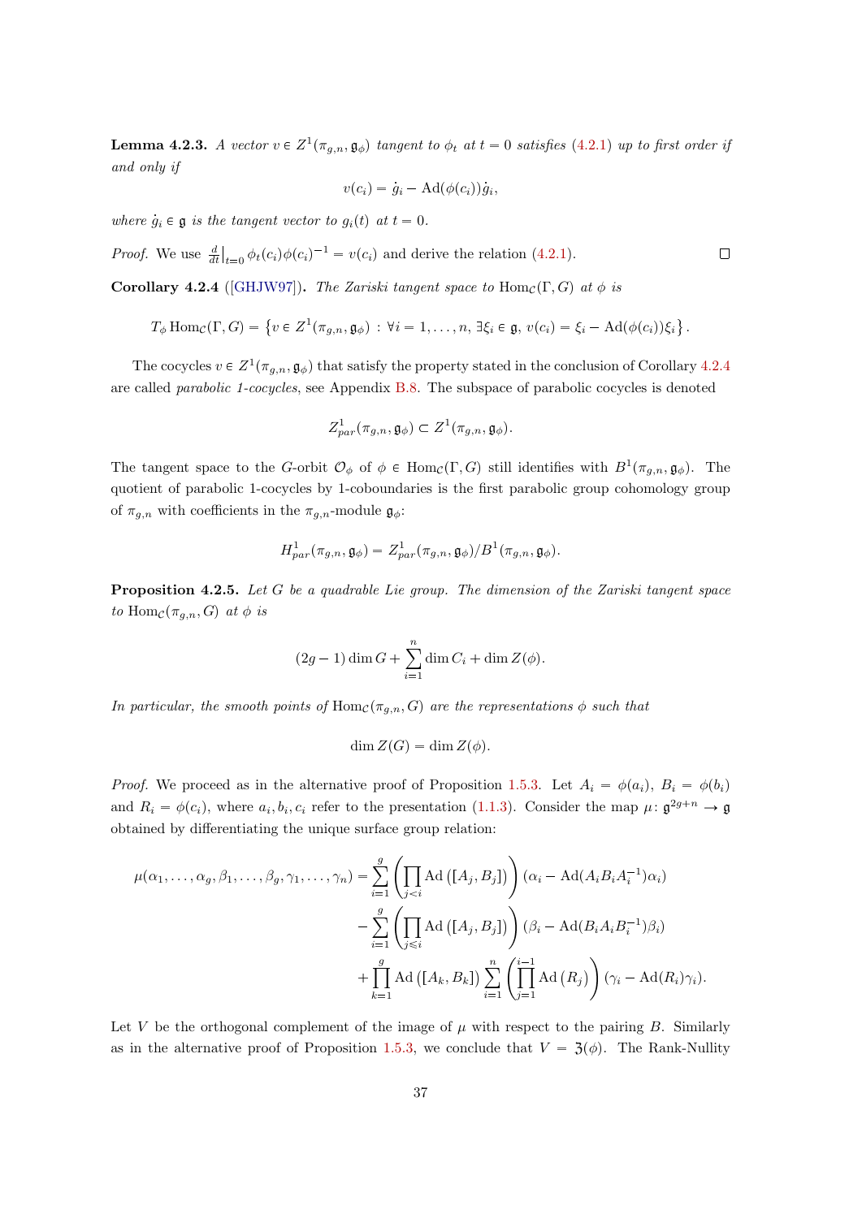**Lemma 4.2.3.** *A vector $v \in Z^1(\pi_{g,n}, \mathfrak{g}_\phi)$ tangent to $\phi_t$ at $t = 0$ satisfies (4.2.1) up to first order if and only if*

$$v(c_i) = \dot{g}_i - \mathrm{Ad}(\phi(c_i))\dot{g}_i,$$

*where $\dot{g}_i \in \mathfrak{g}$ is the tangent vector to $g_i(t)$ at $t = 0$.*

*Proof.* We use $\frac{d}{dt}\big|_{t=0} \phi_t(c_i)\phi(c_i)^{-1} = v(c_i)$ and derive the relation (4.2.1). $\square$

**Corollary 4.2.4** ([GHJW97])**.** *The Zariski tangent space to $\mathrm{Hom}_{\mathcal{C}}(\Gamma, G)$ at $\phi$ is*

$$T_\phi \mathrm{Hom}_{\mathcal{C}}(\Gamma, G) = \left\{ v \in Z^1(\pi_{g,n}, \mathfrak{g}_\phi) : \forall i = 1, \ldots, n,\ \exists \xi_i \in \mathfrak{g},\ v(c_i) = \xi_i - \mathrm{Ad}(\phi(c_i))\xi_i \right\}.$$

The cocycles $v \in Z^1(\pi_{g,n}, \mathfrak{g}_\phi)$ that satisfy the property stated in the conclusion of Corollary 4.2.4 are called *parabolic 1-cocycles*, see Appendix B.8. The subspace of parabolic cocycles is denoted

$$Z^1_{par}(\pi_{g,n}, \mathfrak{g}_\phi) \subset Z^1(\pi_{g,n}, \mathfrak{g}_\phi).$$

The tangent space to the $G$-orbit $\mathcal{O}_\phi$ of $\phi \in \mathrm{Hom}_{\mathcal{C}}(\Gamma, G)$ still identifies with $B^1(\pi_{g,n}, \mathfrak{g}_\phi)$. The quotient of parabolic 1-cocycles by 1-coboundaries is the first parabolic group cohomology group of $\pi_{g,n}$ with coefficients in the $\pi_{g,n}$-module $\mathfrak{g}_\phi$:

$$H^1_{par}(\pi_{g,n}, \mathfrak{g}_\phi) = Z^1_{par}(\pi_{g,n}, \mathfrak{g}_\phi)/B^1(\pi_{g,n}, \mathfrak{g}_\phi).$$

**Proposition 4.2.5.** *Let $G$ be a quadrable Lie group. The dimension of the Zariski tangent space to $\mathrm{Hom}_{\mathcal{C}}(\pi_{g,n}, G)$ at $\phi$ is*

$$(2g - 1)\dim G + \sum_{i=1}^{n} \dim C_i + \dim Z(\phi).$$

*In particular, the smooth points of $\mathrm{Hom}_{\mathcal{C}}(\pi_{g,n}, G)$ are the representations $\phi$ such that*

$$\dim Z(G) = \dim Z(\phi).$$

*Proof.* We proceed as in the alternative proof of Proposition 1.5.3. Let $A_i = \phi(a_i)$, $B_i = \phi(b_i)$ and $R_i = \phi(c_i)$, where $a_i, b_i, c_i$ refer to the presentation (1.1.3). Consider the map $\mu\colon \mathfrak{g}^{2g+n} \to \mathfrak{g}$ obtained by differentiating the unique surface group relation:

$$\begin{aligned}
\mu(\alpha_1, \ldots, \alpha_g, \beta_1, \ldots, \beta_g, \gamma_1, \ldots, \gamma_n) &= \sum_{i=1}^{g} \left( \prod_{j<i} \mathrm{Ad}\left([A_j, B_j]\right) \right) \left(\alpha_i - \mathrm{Ad}(A_i B_i A_i^{-1})\alpha_i\right) \\
&\quad - \sum_{i=1}^{g} \left( \prod_{j \leqslant i} \mathrm{Ad}\left([A_j, B_j]\right) \right) \left(\beta_i - \mathrm{Ad}(B_i A_i B_i^{-1})\beta_i\right) \\
&\quad + \prod_{k=1}^{g} \mathrm{Ad}\left([A_k, B_k]\right) \sum_{i=1}^{n} \left( \prod_{j=1}^{i-1} \mathrm{Ad}\left(R_j\right) \right) (\gamma_i - \mathrm{Ad}(R_i)\gamma_i).
\end{aligned}$$

Let $V$ be the orthogonal complement of the image of $\mu$ with respect to the pairing $B$. Similarly as in the alternative proof of Proposition 1.5.3, we conclude that $V = \mathfrak{Z}(\phi)$. The Rank-Nullity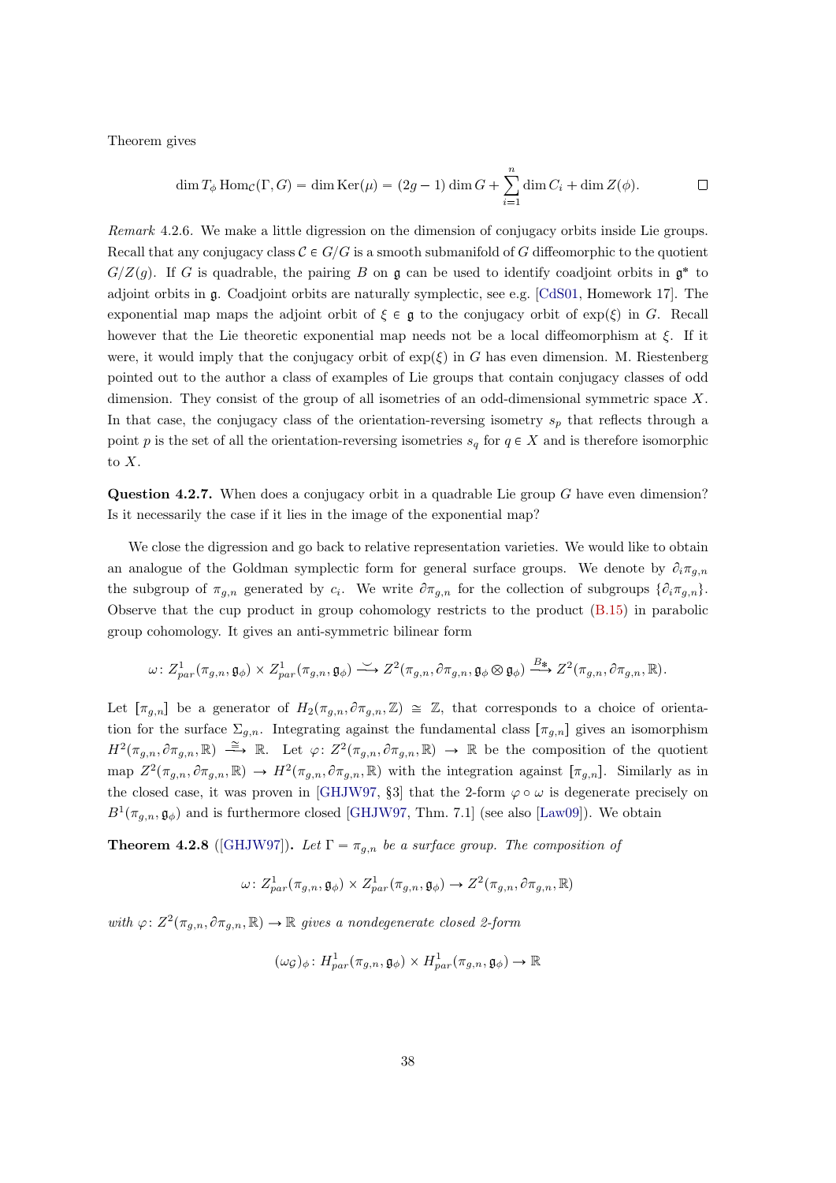Theorem gives

$$\dim T_\phi \operatorname{Hom}_{\mathcal{C}}(\Gamma, G) = \dim \operatorname{Ker}(\mu) = (2g-1)\dim G + \sum_{i=1}^{n} \dim C_i + \dim Z(\phi). \qquad \square$$

*Remark* 4.2.6. We make a little digression on the dimension of conjugacy orbits inside Lie groups. Recall that any conjugacy class $\mathcal{C} \in G/G$ is a smooth submanifold of $G$ diffeomorphic to the quotient $G/Z(g)$. If $G$ is quadrable, the pairing $B$ on $\mathfrak{g}$ can be used to identify coadjoint orbits in $\mathfrak{g}^*$ to adjoint orbits in $\mathfrak{g}$. Coadjoint orbits are naturally symplectic, see e.g. [CdS01, Homework 17]. The exponential map maps the adjoint orbit of $\xi \in \mathfrak{g}$ to the conjugacy orbit of $\exp(\xi)$ in $G$. Recall however that the Lie theoretic exponential map needs not be a local diffeomorphism at $\xi$. If it were, it would imply that the conjugacy orbit of $\exp(\xi)$ in $G$ has even dimension. M. Riestenberg pointed out to the author a class of examples of Lie groups that contain conjugacy classes of odd dimension. They consist of the group of all isometries of an odd-dimensional symmetric space $X$. In that case, the conjugacy class of the orientation-reversing isometry $s_p$ that reflects through a point $p$ is the set of all the orientation-reversing isometries $s_q$ for $q \in X$ and is therefore isomorphic to $X$.

**Question 4.2.7.** When does a conjugacy orbit in a quadrable Lie group $G$ have even dimension? Is it necessarily the case if it lies in the image of the exponential map?

We close the digression and go back to relative representation varieties. We would like to obtain an analogue of the Goldman symplectic form for general surface groups. We denote by $\partial_i \pi_{g,n}$ the subgroup of $\pi_{g,n}$ generated by $c_i$. We write $\partial \pi_{g,n}$ for the collection of subgroups $\{\partial_i \pi_{g,n}\}$. Observe that the cup product in group cohomology restricts to the product (B.15) in parabolic group cohomology. It gives an anti-symmetric bilinear form

$$\omega \colon Z^1_{par}(\pi_{g,n}, \mathfrak{g}_\phi) \times Z^1_{par}(\pi_{g,n}, \mathfrak{g}_\phi) \xrightarrow{\smile} Z^2(\pi_{g,n}, \partial\pi_{g,n}, \mathfrak{g}_\phi \otimes \mathfrak{g}_\phi) \xrightarrow{B_*} Z^2(\pi_{g,n}, \partial\pi_{g,n}, \mathbb{R}).$$

Let $[\pi_{g,n}]$ be a generator of $H_2(\pi_{g,n}, \partial\pi_{g,n}, \mathbb{Z}) \cong \mathbb{Z}$, that corresponds to a choice of orientation for the surface $\Sigma_{g,n}$. Integrating against the fundamental class $[\pi_{g,n}]$ gives an isomorphism $H^2(\pi_{g,n}, \partial\pi_{g,n}, \mathbb{R}) \xrightarrow{\cong} \mathbb{R}$. Let $\varphi \colon Z^2(\pi_{g,n}, \partial\pi_{g,n}, \mathbb{R}) \to \mathbb{R}$ be the composition of the quotient map $Z^2(\pi_{g,n}, \partial\pi_{g,n}, \mathbb{R}) \to H^2(\pi_{g,n}, \partial\pi_{g,n}, \mathbb{R})$ with the integration against $[\pi_{g,n}]$. Similarly as in the closed case, it was proven in [GHJW97, §3] that the 2-form $\varphi \circ \omega$ is degenerate precisely on $B^1(\pi_{g,n}, \mathfrak{g}_\phi)$ and is furthermore closed [GHJW97, Thm. 7.1] (see also [Law09]). We obtain

**Theorem 4.2.8** ([GHJW97])**.** *Let $\Gamma = \pi_{g,n}$ be a surface group. The composition of*

$$\omega \colon Z^1_{par}(\pi_{g,n}, \mathfrak{g}_\phi) \times Z^1_{par}(\pi_{g,n}, \mathfrak{g}_\phi) \to Z^2(\pi_{g,n}, \partial\pi_{g,n}, \mathbb{R})$$

*with $\varphi \colon Z^2(\pi_{g,n}, \partial\pi_{g,n}, \mathbb{R}) \to \mathbb{R}$ gives a nondegenerate closed 2-form*

$$(\omega_{\mathcal{G}})_\phi \colon H^1_{par}(\pi_{g,n}, \mathfrak{g}_\phi) \times H^1_{par}(\pi_{g,n}, \mathfrak{g}_\phi) \to \mathbb{R}$$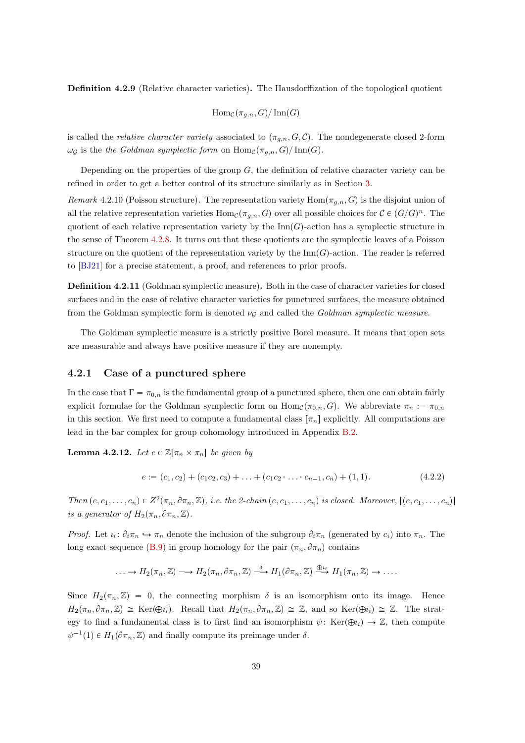**Definition 4.2.9** (Relative character varieties)**.** The Hausdorffization of the topological quotient

$$\operatorname{Hom}_{\mathcal{C}}(\pi_{g,n}, G)/\operatorname{Inn}(G)$$

is called the *relative character variety* associated to $(\pi_{g,n}, G, \mathcal{C})$. The nondegenerate closed 2-form $\omega_{\mathcal{G}}$ is the *the Goldman symplectic form* on $\operatorname{Hom}_{\mathcal{C}}(\pi_{g,n}, G)/\operatorname{Inn}(G)$.

Depending on the properties of the group $G$, the definition of relative character variety can be refined in order to get a better control of its structure similarly as in Section 3.

*Remark* 4.2.10 (Poisson structure)*.* The representation variety $\operatorname{Hom}(\pi_{g,n}, G)$ is the disjoint union of all the relative representation varieties $\operatorname{Hom}_{\mathcal{C}}(\pi_{g,n}, G)$ over all possible choices for $\mathcal{C} \in (G/G)^n$. The quotient of each relative representation variety by the $\operatorname{Inn}(G)$-action has a symplectic structure in the sense of Theorem 4.2.8. It turns out that these quotients are the symplectic leaves of a Poisson structure on the quotient of the representation variety by the $\operatorname{Inn}(G)$-action. The reader is referred to [BJ21] for a precise statement, a proof, and references to prior proofs.

**Definition 4.2.11** (Goldman symplectic measure)**.** Both in the case of character varieties for closed surfaces and in the case of relative character varieties for punctured surfaces, the measure obtained from the Goldman symplectic form is denoted $\nu_{\mathcal{G}}$ and called the *Goldman symplectic measure*.

The Goldman symplectic measure is a strictly positive Borel measure. It means that open sets are measurable and always have positive measure if they are nonempty.

### 4.2.1 Case of a punctured sphere

In the case that $\Gamma = \pi_{0,n}$ is the fundamental group of a punctured sphere, then one can obtain fairly explicit formulae for the Goldman symplectic form on $\operatorname{Hom}_{\mathcal{C}}(\pi_{0,n}, G)$. We abbreviate $\pi_n := \pi_{0,n}$ in this section. We first need to compute a fundamental class $[\pi_n]$ explicitly. All computations are lead in the bar complex for group cohomology introduced in Appendix B.2.

**Lemma 4.2.12.** *Let $e \in \mathbb{Z}[\pi_n \times \pi_n]$ be given by*

$$e := (c_1, c_2) + (c_1c_2, c_3) + \ldots + (c_1c_2 \cdot \ldots \cdot c_{n-1}, c_n) + (1, 1). \tag{4.2.2}$$

*Then $(e, c_1, \ldots, c_n) \in Z^2(\pi_n, \partial\pi_n, \mathbb{Z})$, i.e. the 2-chain $(e, c_1, \ldots, c_n)$ is closed. Moreover, $[(e, c_1, \ldots, c_n)]$ is a generator of $H_2(\pi_n, \partial\pi_n, \mathbb{Z})$.*

*Proof.* Let $\iota_i \colon \partial_i\pi_n \hookrightarrow \pi_n$ denote the inclusion of the subgroup $\partial_i\pi_n$ (generated by $c_i$) into $\pi_n$. The long exact sequence (B.9) in group homology for the pair $(\pi_n, \partial\pi_n)$ contains

$$\ldots \to H_2(\pi_n, \mathbb{Z}) \longrightarrow H_2(\pi_n, \partial\pi_n, \mathbb{Z}) \xrightarrow{\delta} H_1(\partial\pi_n, \mathbb{Z}) \xrightarrow{\oplus\iota_i} H_1(\pi_n, \mathbb{Z}) \to \ldots.$$

Since $H_2(\pi_n, \mathbb{Z}) = 0$, the connecting morphism $\delta$ is an isomorphism onto its image. Hence $H_2(\pi_n, \partial\pi_n, \mathbb{Z}) \cong \operatorname{Ker}(\oplus\iota_i)$. Recall that $H_2(\pi_n, \partial\pi_n, \mathbb{Z}) \cong \mathbb{Z}$, and so $\operatorname{Ker}(\oplus\iota_i) \cong \mathbb{Z}$. The strategy to find a fundamental class is to first find an isomorphism $\psi \colon \operatorname{Ker}(\oplus\iota_i) \to \mathbb{Z}$, then compute $\psi^{-1}(1) \in H_1(\partial\pi_n, \mathbb{Z})$ and finally compute its preimage under $\delta$.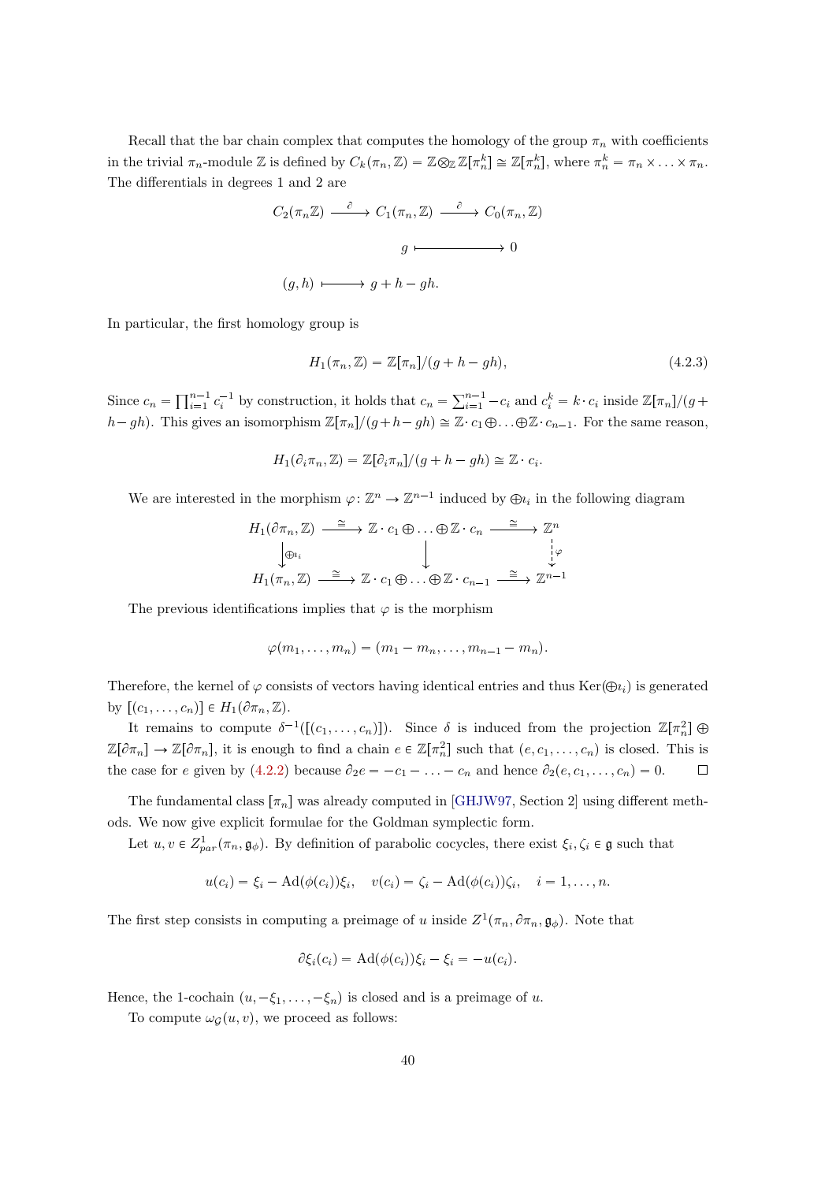Recall that the bar chain complex that computes the homology of the group $\pi_n$ with coefficients in the trivial $\pi_n$-module $\mathbb{Z}$ is defined by $C_k(\pi_n, \mathbb{Z}) = \mathbb{Z} \otimes_{\mathbb{Z}} \mathbb{Z}[\pi_n^k] \cong \mathbb{Z}[\pi_n^k]$, where $\pi_n^k = \pi_n \times \ldots \times \pi_n$. The differentials in degrees 1 and 2 are

$$
\begin{array}{ccccc}
C_2(\pi_n \mathbb{Z}) & \xrightarrow{\partial} & C_1(\pi_n, \mathbb{Z}) & \xrightarrow{\partial} & C_0(\pi_n, \mathbb{Z}) \\
 & & g & \longmapsto & 0 \\
(g,h) & \longmapsto & g + h - gh. & &
\end{array}
$$

In particular, the first homology group is

$$
H_1(\pi_n, \mathbb{Z}) = \mathbb{Z}[\pi_n]/(g + h - gh), \tag{4.2.3}
$$

Since $c_n = \prod_{i=1}^{n-1} c_i^{-1}$ by construction, it holds that $c_n = \sum_{i=1}^{n-1} -c_i$ and $c_i^k = k \cdot c_i$ inside $\mathbb{Z}[\pi_n]/(g + h - gh)$. This gives an isomorphism $\mathbb{Z}[\pi_n]/(g+h-gh) \cong \mathbb{Z} \cdot c_1 \oplus \ldots \oplus \mathbb{Z} \cdot c_{n-1}$. For the same reason,

$$
H_1(\partial_i \pi_n, \mathbb{Z}) = \mathbb{Z}[\partial_i \pi_n]/(g + h - gh) \cong \mathbb{Z} \cdot c_i.
$$

We are interested in the morphism $\varphi \colon \mathbb{Z}^n \to \mathbb{Z}^{n-1}$ induced by $\oplus \iota_i$ in the following diagram

$$
\begin{array}{ccccc}
H_1(\partial \pi_n, \mathbb{Z}) & \xrightarrow{\cong} & \mathbb{Z} \cdot c_1 \oplus \ldots \oplus \mathbb{Z} \cdot c_n & \xrightarrow{\cong} & \mathbb{Z}^n \\
\downarrow{\scriptstyle \oplus \iota_i} & & \downarrow & & \downarrow{\scriptstyle \varphi} \\
H_1(\pi_n, \mathbb{Z}) & \xrightarrow{\cong} & \mathbb{Z} \cdot c_1 \oplus \ldots \oplus \mathbb{Z} \cdot c_{n-1} & \xrightarrow{\cong} & \mathbb{Z}^{n-1}
\end{array}
$$

The previous identifications implies that $\varphi$ is the morphism

$$
\varphi(m_1, \ldots, m_n) = (m_1 - m_n, \ldots, m_{n-1} - m_n).
$$

Therefore, the kernel of $\varphi$ consists of vectors having identical entries and thus $\mathrm{Ker}(\oplus \iota_i)$ is generated by $[(c_1, \ldots, c_n)] \in H_1(\partial \pi_n, \mathbb{Z})$.

It remains to compute $\delta^{-1}([(c_1, \ldots, c_n)])$. Since $\delta$ is induced from the projection $\mathbb{Z}[\pi_n^2] \oplus \mathbb{Z}[\partial \pi_n] \to \mathbb{Z}[\partial \pi_n]$, it is enough to find a chain $e \in \mathbb{Z}[\pi_n^2]$ such that $(e, c_1, \ldots, c_n)$ is closed. This is the case for $e$ given by (4.2.2) because $\partial_2 e = -c_1 - \ldots - c_n$ and hence $\partial_2(e, c_1, \ldots, c_n) = 0$. $\square$

The fundamental class $[\pi_n]$ was already computed in [GHJW97, Section 2] using different methods. We now give explicit formulae for the Goldman symplectic form.

Let $u, v \in Z^1_{par}(\pi_n, \mathfrak{g}_\phi)$. By definition of parabolic cocycles, there exist $\xi_i, \zeta_i \in \mathfrak{g}$ such that

$$
u(c_i) = \xi_i - \mathrm{Ad}(\phi(c_i))\xi_i, \quad v(c_i) = \zeta_i - \mathrm{Ad}(\phi(c_i))\zeta_i, \quad i = 1, \ldots, n.
$$

The first step consists in computing a preimage of $u$ inside $Z^1(\pi_n, \partial \pi_n, \mathfrak{g}_\phi)$. Note that

$$
\partial \xi_i(c_i) = \mathrm{Ad}(\phi(c_i))\xi_i - \xi_i = -u(c_i).
$$

Hence, the 1-cochain $(u, -\xi_1, \ldots, -\xi_n)$ is closed and is a preimage of $u$.

To compute $\omega_{\mathcal{G}}(u, v)$, we proceed as follows: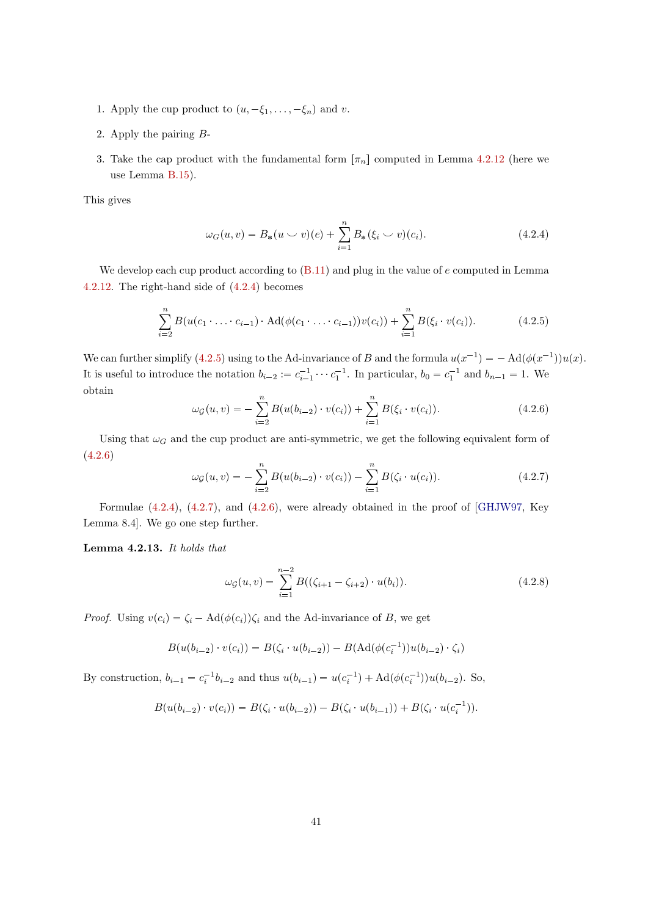1. Apply the cup product to $(u, -\xi_1, \dots, -\xi_n)$ and $v$.
2. Apply the pairing $B$-
3. Take the cap product with the fundamental form $[\pi_n]$ computed in Lemma 4.2.12 (here we use Lemma B.15).

This gives

$$\omega_G(u,v) = B_*(u \smile v)(e) + \sum_{i=1}^{n} B_*(\xi_i \smile v)(c_i). \tag{4.2.4}$$

We develop each cup product according to (B.11) and plug in the value of $e$ computed in Lemma 4.2.12. The right-hand side of (4.2.4) becomes

$$\sum_{i=2}^{n} B(u(c_1 \cdot \ldots \cdot c_{i-1}) \cdot \mathrm{Ad}(\phi(c_1 \cdot \ldots \cdot c_{i-1}))v(c_i)) + \sum_{i=1}^{n} B(\xi_i \cdot v(c_i)). \tag{4.2.5}$$

We can further simplify (4.2.5) using to the Ad-invariance of $B$ and the formula $u(x^{-1}) = -\mathrm{Ad}(\phi(x^{-1}))u(x)$. It is useful to introduce the notation $b_{i-2} := c_{i-1}^{-1} \cdots c_1^{-1}$. In particular, $b_0 = c_1^{-1}$ and $b_{n-1} = 1$. We obtain

$$\omega_{\mathcal{G}}(u,v) = -\sum_{i=2}^{n} B(u(b_{i-2}) \cdot v(c_i)) + \sum_{i=1}^{n} B(\xi_i \cdot v(c_i)). \tag{4.2.6}$$

Using that $\omega_G$ and the cup product are anti-symmetric, we get the following equivalent form of (4.2.6)

$$\omega_{\mathcal{G}}(u,v) = -\sum_{i=2}^{n} B(u(b_{i-2}) \cdot v(c_i)) - \sum_{i=1}^{n} B(\zeta_i \cdot u(c_i)). \tag{4.2.7}$$

Formulae (4.2.4), (4.2.7), and (4.2.6), were already obtained in the proof of [GHJW97, Key Lemma 8.4]. We go one step further.

**Lemma 4.2.13.** *It holds that*

$$\omega_{\mathcal{G}}(u,v) = \sum_{i=1}^{n-2} B((\zeta_{i+1} - \zeta_{i+2}) \cdot u(b_i)). \tag{4.2.8}$$

*Proof.* Using $v(c_i) = \zeta_i - \mathrm{Ad}(\phi(c_i))\zeta_i$ and the Ad-invariance of $B$, we get

$$B(u(b_{i-2}) \cdot v(c_i)) = B(\zeta_i \cdot u(b_{i-2})) - B(\mathrm{Ad}(\phi(c_i^{-1}))u(b_{i-2}) \cdot \zeta_i)$$

By construction, $b_{i-1} = c_i^{-1} b_{i-2}$ and thus $u(b_{i-1}) = u(c_i^{-1}) + \mathrm{Ad}(\phi(c_i^{-1}))u(b_{i-2})$. So,

$$B(u(b_{i-2}) \cdot v(c_i)) = B(\zeta_i \cdot u(b_{i-2})) - B(\zeta_i \cdot u(b_{i-1})) + B(\zeta_i \cdot u(c_i^{-1})).$$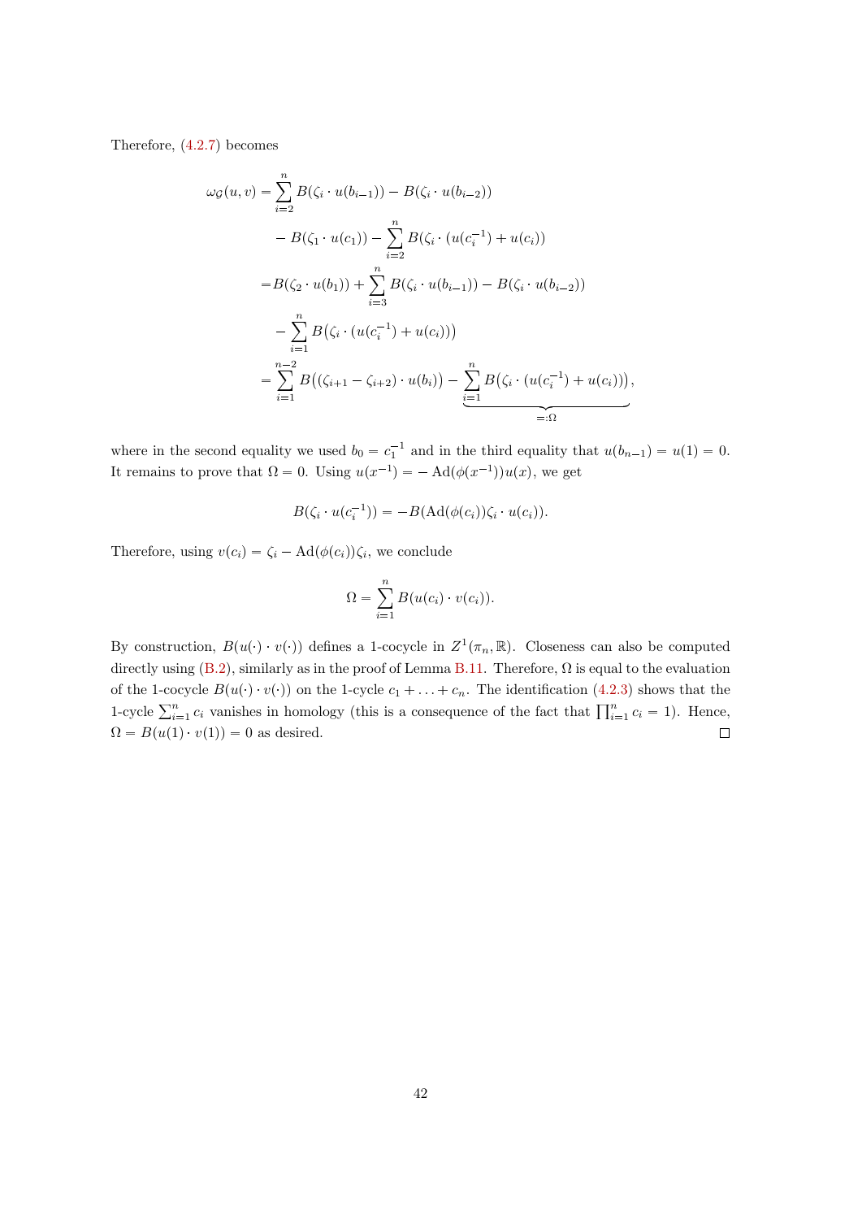Therefore, (4.2.7) becomes

$$
\begin{aligned}
\omega_{\mathcal{G}}(u,v) = &\sum_{i=2}^{n} B(\zeta_i \cdot u(b_{i-1})) - B(\zeta_i \cdot u(b_{i-2})) \\
&- B(\zeta_1 \cdot u(c_1)) - \sum_{i=2}^{n} B(\zeta_i \cdot (u(c_i^{-1}) + u(c_i))) \\
= &B(\zeta_2 \cdot u(b_1)) + \sum_{i=3}^{n} B(\zeta_i \cdot u(b_{i-1})) - B(\zeta_i \cdot u(b_{i-2})) \\
&- \sum_{i=1}^{n} B\big(\zeta_i \cdot (u(c_i^{-1}) + u(c_i))\big) \\
= &\sum_{i=1}^{n-2} B\big((\zeta_{i+1} - \zeta_{i+2}) \cdot u(b_i)\big) - \underbrace{\sum_{i=1}^{n} B\big(\zeta_i \cdot (u(c_i^{-1}) + u(c_i))\big)}_{=:\Omega},
\end{aligned}
$$

where in the second equality we used $b_0 = c_1^{-1}$ and in the third equality that $u(b_{n-1}) = u(1) = 0$. It remains to prove that $\Omega = 0$. Using $u(x^{-1}) = -\operatorname{Ad}(\phi(x^{-1}))u(x)$, we get

$$
B(\zeta_i \cdot u(c_i^{-1})) = -B(\operatorname{Ad}(\phi(c_i))\zeta_i \cdot u(c_i)).
$$

Therefore, using $v(c_i) = \zeta_i - \operatorname{Ad}(\phi(c_i))\zeta_i$, we conclude

$$
\Omega = \sum_{i=1}^{n} B(u(c_i) \cdot v(c_i)).
$$

By construction, $B(u(\cdot) \cdot v(\cdot))$ defines a 1-cocycle in $Z^1(\pi_n, \mathbb{R})$. Closeness can also be computed directly using (B.2), similarly as in the proof of Lemma B.11. Therefore, $\Omega$ is equal to the evaluation of the 1-cocycle $B(u(\cdot) \cdot v(\cdot))$ on the 1-cycle $c_1 + \ldots + c_n$. The identification (4.2.3) shows that the 1-cycle $\sum_{i=1}^{n} c_i$ vanishes in homology (this is a consequence of the fact that $\prod_{i=1}^{n} c_i = 1$). Hence, $\Omega = B(u(1) \cdot v(1)) = 0$ as desired. □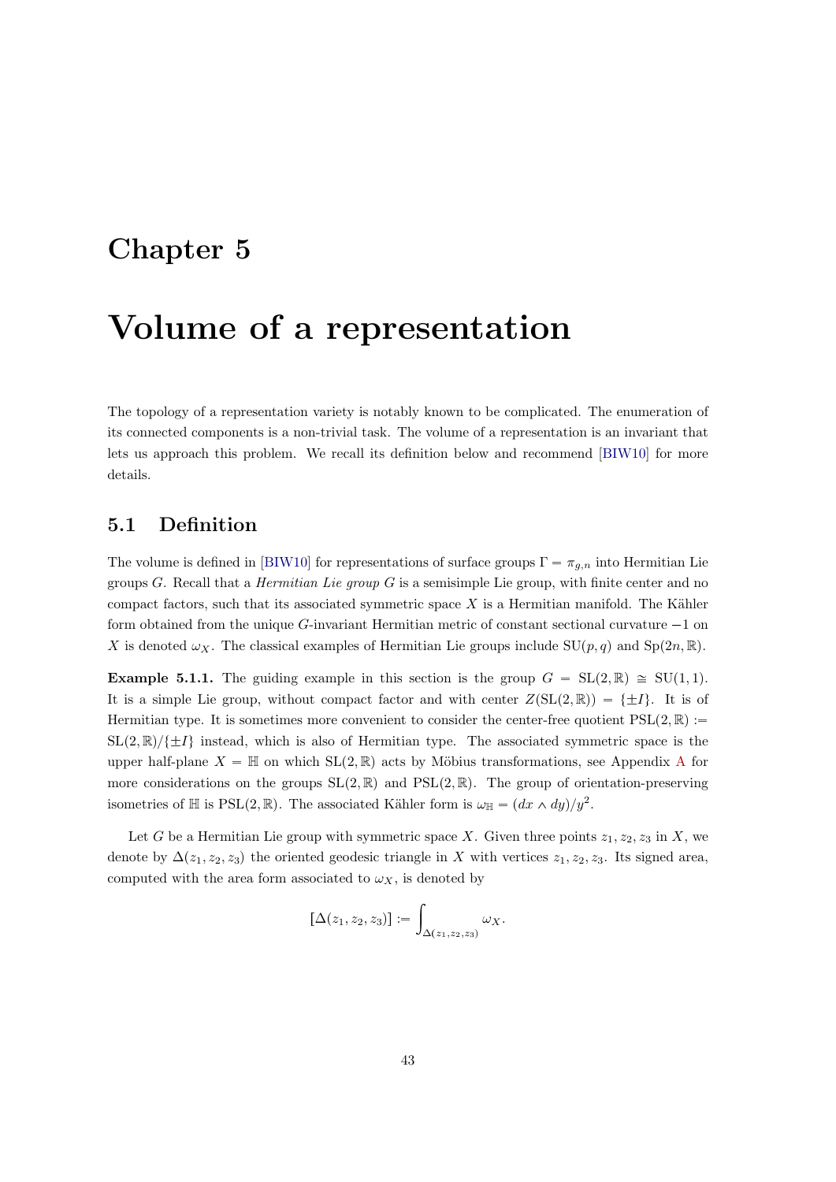# Chapter 5

# Volume of a representation

The topology of a representation variety is notably known to be complicated. The enumeration of its connected components is a non-trivial task. The volume of a representation is an invariant that lets us approach this problem. We recall its definition below and recommend [BIW10] for more details.

## 5.1 Definition

The volume is defined in [BIW10] for representations of surface groups $\Gamma = \pi_{g,n}$ into Hermitian Lie groups $G$. Recall that a *Hermitian Lie group* $G$ is a semisimple Lie group, with finite center and no compact factors, such that its associated symmetric space $X$ is a Hermitian manifold. The Kähler form obtained from the unique $G$-invariant Hermitian metric of constant sectional curvature $-1$ on $X$ is denoted $\omega_X$. The classical examples of Hermitian Lie groups include $\mathrm{SU}(p,q)$ and $\mathrm{Sp}(2n,\mathbb{R})$.

**Example 5.1.1.** The guiding example in this section is the group $G = \mathrm{SL}(2,\mathbb{R}) \cong \mathrm{SU}(1,1)$. It is a simple Lie group, without compact factor and with center $Z(\mathrm{SL}(2,\mathbb{R})) = \{\pm I\}$. It is of Hermitian type. It is sometimes more convenient to consider the center-free quotient $\mathrm{PSL}(2,\mathbb{R}) := \mathrm{SL}(2,\mathbb{R})/\{\pm I\}$ instead, which is also of Hermitian type. The associated symmetric space is the upper half-plane $X = \mathbb{H}$ on which $\mathrm{SL}(2,\mathbb{R})$ acts by Möbius transformations, see Appendix A for more considerations on the groups $\mathrm{SL}(2,\mathbb{R})$ and $\mathrm{PSL}(2,\mathbb{R})$. The group of orientation-preserving isometries of $\mathbb{H}$ is $\mathrm{PSL}(2,\mathbb{R})$. The associated Kähler form is $\omega_{\mathbb{H}} = (dx \wedge dy)/y^2$.

Let $G$ be a Hermitian Lie group with symmetric space $X$. Given three points $z_1, z_2, z_3$ in $X$, we denote by $\Delta(z_1, z_2, z_3)$ the oriented geodesic triangle in $X$ with vertices $z_1, z_2, z_3$. Its signed area, computed with the area form associated to $\omega_X$, is denoted by

$$[\Delta(z_1, z_2, z_3)] := \int_{\Delta(z_1,z_2,z_3)} \omega_X.$$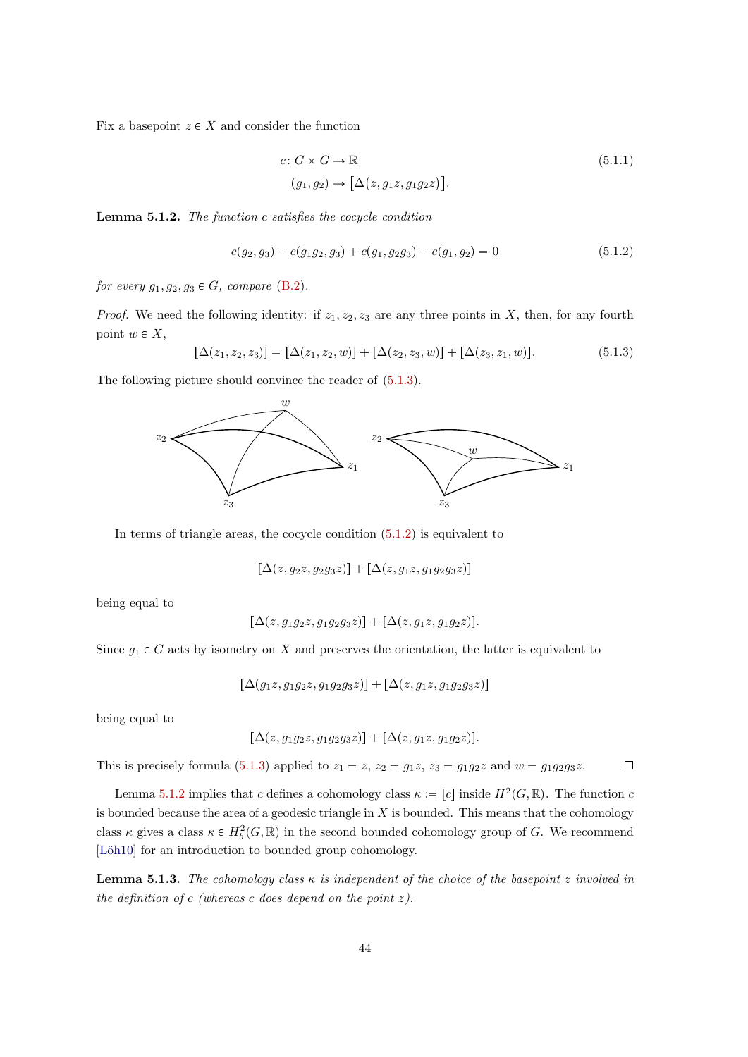Fix a basepoint $z \in X$ and consider the function

$$c\colon G \times G \to \mathbb{R} \qquad (5.1.1)$$
$$(g_1, g_2) \to \big[\Delta(z, g_1 z, g_1 g_2 z)\big].$$

**Lemma 5.1.2.** *The function $c$ satisfies the cocycle condition*

$$c(g_2, g_3) - c(g_1 g_2, g_3) + c(g_1, g_2 g_3) - c(g_1, g_2) = 0 \qquad (5.1.2)$$

*for every $g_1, g_2, g_3 \in G$, compare (B.2).*

*Proof.* We need the following identity: if $z_1, z_2, z_3$ are any three points in $X$, then, for any fourth point $w \in X$,

$$[\Delta(z_1, z_2, z_3)] = [\Delta(z_1, z_2, w)] + [\Delta(z_2, z_3, w)] + [\Delta(z_3, z_1, w)]. \qquad (5.1.3)$$

The following picture should convince the reader of (5.1.3).

$w$ $z_2$ $z_1$ $z_3$ $z_2$ $w$ $z_1$ $z_3$

In terms of triangle areas, the cocycle condition (5.1.2) is equivalent to

$$[\Delta(z, g_2 z, g_2 g_3 z)] + [\Delta(z, g_1 z, g_1 g_2 g_3 z)]$$

being equal to

$$[\Delta(z, g_1 g_2 z, g_1 g_2 g_3 z)] + [\Delta(z, g_1 z, g_1 g_2 z)].$$

Since $g_1 \in G$ acts by isometry on $X$ and preserves the orientation, the latter is equivalent to

$$[\Delta(g_1 z, g_1 g_2 z, g_1 g_2 g_3 z)] + [\Delta(z, g_1 z, g_1 g_2 g_3 z)]$$

being equal to

$$[\Delta(z, g_1 g_2 z, g_1 g_2 g_3 z)] + [\Delta(z, g_1 z, g_1 g_2 z)].$$

This is precisely formula (5.1.3) applied to $z_1 = z$, $z_2 = g_1 z$, $z_3 = g_1 g_2 z$ and $w = g_1 g_2 g_3 z$. $\square$

Lemma 5.1.2 implies that $c$ defines a cohomology class $\kappa := [c]$ inside $H^2(G, \mathbb{R})$. The function $c$ is bounded because the area of a geodesic triangle in $X$ is bounded. This means that the cohomology class $\kappa$ gives a class $\kappa \in H^2_b(G, \mathbb{R})$ in the second bounded cohomology group of $G$. We recommend [Löh10] for an introduction to bounded group cohomology.

**Lemma 5.1.3.** *The cohomology class $\kappa$ is independent of the choice of the basepoint $z$ involved in the definition of $c$ (whereas $c$ does depend on the point $z$).*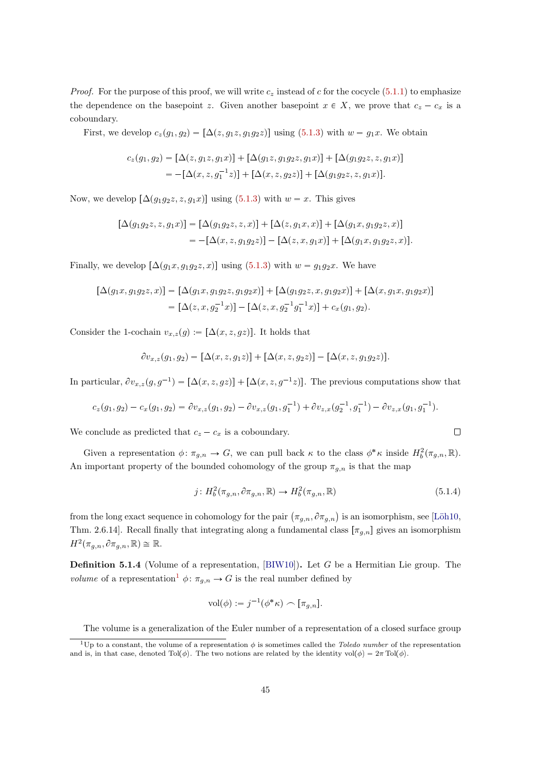*Proof.* For the purpose of this proof, we will write $c_z$ instead of $c$ for the cocycle (5.1.1) to emphasize the dependence on the basepoint $z$. Given another basepoint $x \in X$, we prove that $c_z - c_x$ is a coboundary.

First, we develop $c_z(g_1, g_2) = [\Delta(z, g_1 z, g_1 g_2 z)]$ using (5.1.3) with $w = g_1 x$. We obtain

$$
\begin{aligned}
c_z(g_1, g_2) &= [\Delta(z, g_1 z, g_1 x)] + [\Delta(g_1 z, g_1 g_2 z, g_1 x)] + [\Delta(g_1 g_2 z, z, g_1 x)] \\
&= -[\Delta(x, z, g_1^{-1} z)] + [\Delta(x, z, g_2 z)] + [\Delta(g_1 g_2 z, z, g_1 x)].
\end{aligned}
$$

Now, we develop $[\Delta(g_1 g_2 z, z, g_1 x)]$ using (5.1.3) with $w = x$. This gives

$$
\begin{aligned}
[\Delta(g_1 g_2 z, z, g_1 x)] &= [\Delta(g_1 g_2 z, z, x)] + [\Delta(z, g_1 x, x)] + [\Delta(g_1 x, g_1 g_2 z, x)] \\
&= -[\Delta(x, z, g_1 g_2 z)] - [\Delta(z, x, g_1 x)] + [\Delta(g_1 x, g_1 g_2 z, x)].
\end{aligned}
$$

Finally, we develop $[\Delta(g_1 x, g_1 g_2 z, x)]$ using (5.1.3) with $w = g_1 g_2 x$. We have

$$
\begin{aligned}
[\Delta(g_1 x, g_1 g_2 z, x)] &= [\Delta(g_1 x, g_1 g_2 z, g_1 g_2 x)] + [\Delta(g_1 g_2 z, x, g_1 g_2 x)] + [\Delta(x, g_1 x, g_1 g_2 x)] \\
&= [\Delta(z, x, g_2^{-1} x)] - [\Delta(z, x, g_2^{-1} g_1^{-1} x)] + c_x(g_1, g_2).
\end{aligned}
$$

Consider the 1-cochain $v_{x,z}(g) := [\Delta(x, z, gz)]$. It holds that

$$
\partial v_{x,z}(g_1, g_2) = [\Delta(x, z, g_1 z)] + [\Delta(x, z, g_2 z)] - [\Delta(x, z, g_1 g_2 z)].
$$

In particular, $\partial v_{x,z}(g, g^{-1}) = [\Delta(x, z, gz)] + [\Delta(x, z, g^{-1} z)]$. The previous computations show that

$$
c_z(g_1, g_2) - c_x(g_1, g_2) = \partial v_{x,z}(g_1, g_2) - \partial v_{x,z}(g_1, g_1^{-1}) + \partial v_{z,x}(g_2^{-1}, g_1^{-1}) - \partial v_{z,x}(g_1, g_1^{-1}).
$$

We conclude as predicted that $c_z - c_x$ is a coboundary. ∎

Given a representation $\phi \colon \pi_{g,n} \to G$, we can pull back $\kappa$ to the class $\phi^* \kappa$ inside $H_b^2(\pi_{g,n}, \mathbb{R})$. An important property of the bounded cohomology of the group $\pi_{g,n}$ is that the map

$$
j \colon H_b^2(\pi_{g,n}, \partial \pi_{g,n}, \mathbb{R}) \to H_b^2(\pi_{g,n}, \mathbb{R}) \tag{5.1.4}
$$

from the long exact sequence in cohomology for the pair $(\pi_{g,n}, \partial \pi_{g,n})$ is an isomorphism, see [Löh10, Thm. 2.6.14]. Recall finally that integrating along a fundamental class $[\pi_{g,n}]$ gives an isomorphism $H^2(\pi_{g,n}, \partial \pi_{g,n}, \mathbb{R}) \cong \mathbb{R}$.

**Definition 5.1.4** (Volume of a representation, [BIW10])**.** Let $G$ be a Hermitian Lie group. The *volume* of a representation[1] $\phi \colon \pi_{g,n} \to G$ is the real number defined by

$$
\operatorname{vol}(\phi) := j^{-1}(\phi^* \kappa) \frown [\pi_{g,n}].
$$

The volume is a generalization of the Euler number of a representation of a closed surface group

[1] Up to a constant, the volume of a representation $\phi$ is sometimes called the *Toledo number* of the representation and is, in that case, denoted $\operatorname{Tol}(\phi)$. The two notions are related by the identity $\operatorname{vol}(\phi) = 2\pi \operatorname{Tol}(\phi)$.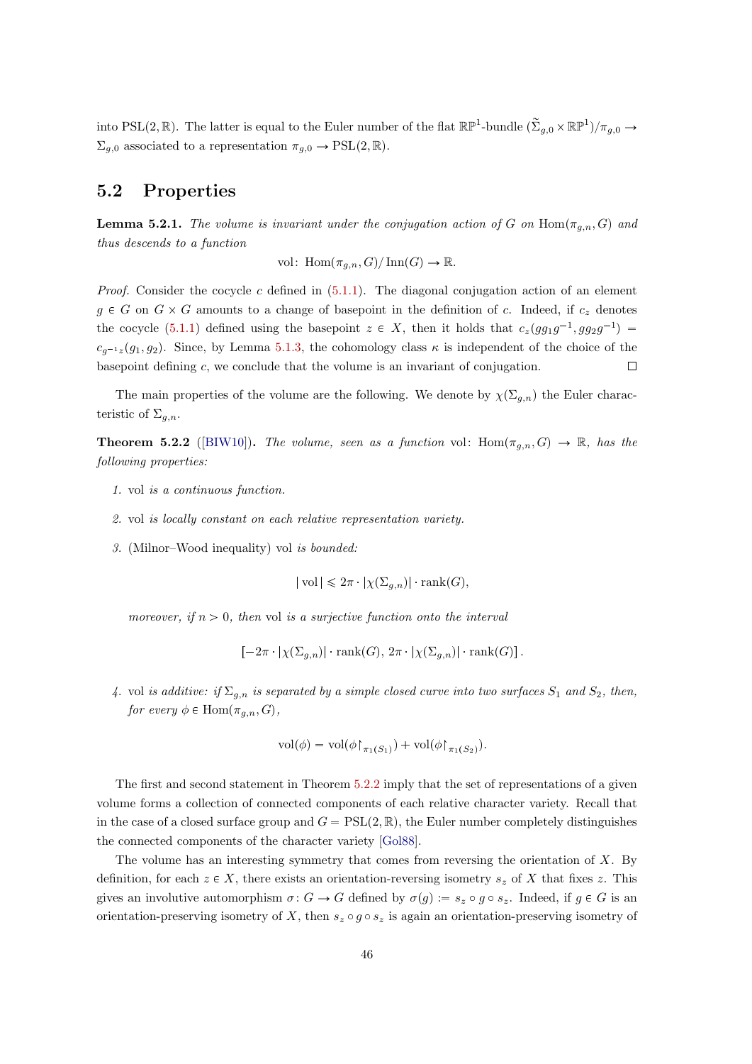into $\mathrm{PSL}(2,\mathbb{R})$. The latter is equal to the Euler number of the flat $\mathbb{RP}^1$-bundle $(\tilde{\Sigma}_{g,0} \times \mathbb{RP}^1)/\pi_{g,0} \to \Sigma_{g,0}$ associated to a representation $\pi_{g,0} \to \mathrm{PSL}(2,\mathbb{R})$.

## 5.2 Properties

**Lemma 5.2.1.** *The volume is invariant under the conjugation action of $G$ on $\mathrm{Hom}(\pi_{g,n}, G)$ and thus descends to a function*

$$\mathrm{vol}\colon \mathrm{Hom}(\pi_{g,n}, G)/\,\mathrm{Inn}(G) \to \mathbb{R}.$$

*Proof.* Consider the cocycle $c$ defined in (5.1.1). The diagonal conjugation action of an element $g \in G$ on $G \times G$ amounts to a change of basepoint in the definition of $c$. Indeed, if $c_z$ denotes the cocycle (5.1.1) defined using the basepoint $z \in X$, then it holds that $c_z(gg_1g^{-1}, gg_2g^{-1}) = c_{g^{-1}z}(g_1, g_2)$. Since, by Lemma 5.1.3, the cohomology class $\kappa$ is independent of the choice of the basepoint defining $c$, we conclude that the volume is an invariant of conjugation. □

The main properties of the volume are the following. We denote by $\chi(\Sigma_{g,n})$ the Euler characteristic of $\Sigma_{g,n}$.

**Theorem 5.2.2** ([BIW10])**.** *The volume, seen as a function $\mathrm{vol}\colon \mathrm{Hom}(\pi_{g,n}, G) \to \mathbb{R}$, has the following properties:*

1. $\mathrm{vol}$ *is a continuous function.*
2. $\mathrm{vol}$ *is locally constant on each relative representation variety.*
3. (Milnor–Wood inequality) $\mathrm{vol}$ *is bounded:*

$$|\,\mathrm{vol}\,| \leqslant 2\pi \cdot |\chi(\Sigma_{g,n})| \cdot \mathrm{rank}(G),$$

*moreover, if $n > 0$, then $\mathrm{vol}$ is a surjective function onto the interval*

$$[-2\pi \cdot |\chi(\Sigma_{g,n})| \cdot \mathrm{rank}(G),\, 2\pi \cdot |\chi(\Sigma_{g,n})| \cdot \mathrm{rank}(G)]\,.$$

4. $\mathrm{vol}$ *is additive: if $\Sigma_{g,n}$ is separated by a simple closed curve into two surfaces $S_1$ and $S_2$, then, for every $\phi \in \mathrm{Hom}(\pi_{g,n}, G)$,*

$$\mathrm{vol}(\phi) = \mathrm{vol}(\phi\restriction_{\pi_1(S_1)}) + \mathrm{vol}(\phi\restriction_{\pi_1(S_2)}).$$

The first and second statement in Theorem 5.2.2 imply that the set of representations of a given volume forms a collection of connected components of each relative character variety. Recall that in the case of a closed surface group and $G = \mathrm{PSL}(2,\mathbb{R})$, the Euler number completely distinguishes the connected components of the character variety [Gol88].

The volume has an interesting symmetry that comes from reversing the orientation of $X$. By definition, for each $z \in X$, there exists an orientation-reversing isometry $s_z$ of $X$ that fixes $z$. This gives an involutive automorphism $\sigma\colon G \to G$ defined by $\sigma(g) := s_z \circ g \circ s_z$. Indeed, if $g \in G$ is an orientation-preserving isometry of $X$, then $s_z \circ g \circ s_z$ is again an orientation-preserving isometry of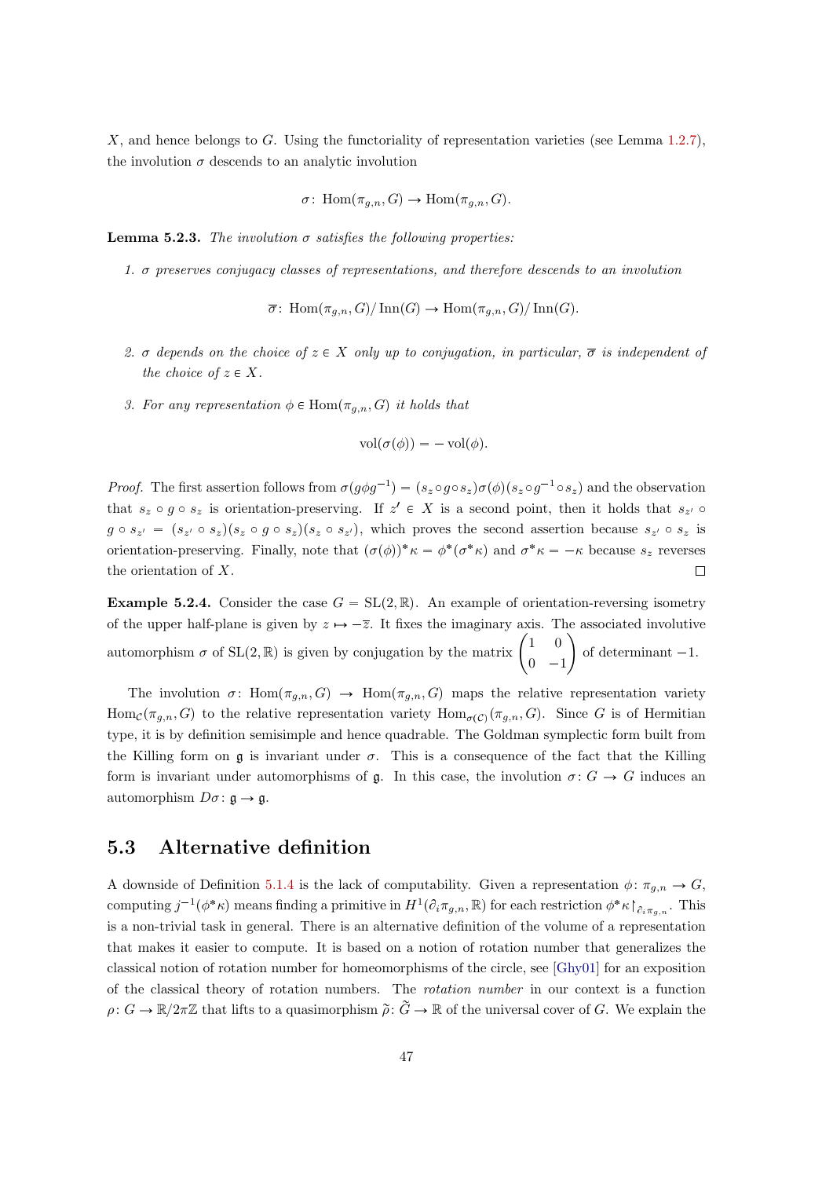$X$, and hence belongs to $G$. Using the functoriality of representation varieties (see Lemma 1.2.7), the involution $\sigma$ descends to an analytic involution

$$\sigma\colon \operatorname{Hom}(\pi_{g,n}, G) \to \operatorname{Hom}(\pi_{g,n}, G).$$

**Lemma 5.2.3.** *The involution $\sigma$ satisfies the following properties:*

1. *$\sigma$ preserves conjugacy classes of representations, and therefore descends to an involution*

$$\overline{\sigma}\colon \operatorname{Hom}(\pi_{g,n}, G)/\operatorname{Inn}(G) \to \operatorname{Hom}(\pi_{g,n}, G)/\operatorname{Inn}(G).$$

2. *$\sigma$ depends on the choice of $z \in X$ only up to conjugation, in particular, $\overline{\sigma}$ is independent of the choice of $z \in X$.*

3. *For any representation $\phi \in \operatorname{Hom}(\pi_{g,n}, G)$ it holds that*

$$\operatorname{vol}(\sigma(\phi)) = -\operatorname{vol}(\phi).$$

*Proof.* The first assertion follows from $\sigma(g\phi g^{-1}) = (s_z \circ g \circ s_z)\sigma(\phi)(s_z \circ g^{-1} \circ s_z)$ and the observation that $s_z \circ g \circ s_z$ is orientation-preserving. If $z' \in X$ is a second point, then it holds that $s_{z'} \circ g \circ s_{z'} = (s_{z'} \circ s_z)(s_z \circ g \circ s_z)(s_z \circ s_{z'})$, which proves the second assertion because $s_{z'} \circ s_z$ is orientation-preserving. Finally, note that $(\sigma(\phi))^*\kappa = \phi^*(\sigma^*\kappa)$ and $\sigma^*\kappa = -\kappa$ because $s_z$ reverses the orientation of $X$. ∎

**Example 5.2.4.** Consider the case $G = \operatorname{SL}(2,\mathbb{R})$. An example of orientation-reversing isometry of the upper half-plane is given by $z \mapsto -\overline{z}$. It fixes the imaginary axis. The associated involutive automorphism $\sigma$ of $\operatorname{SL}(2,\mathbb{R})$ is given by conjugation by the matrix $\begin{pmatrix} 1 & 0 \\ 0 & -1 \end{pmatrix}$ of determinant $-1$.

The involution $\sigma\colon \operatorname{Hom}(\pi_{g,n}, G) \to \operatorname{Hom}(\pi_{g,n}, G)$ maps the relative representation variety $\operatorname{Hom}_{\mathcal{C}}(\pi_{g,n}, G)$ to the relative representation variety $\operatorname{Hom}_{\sigma(\mathcal{C})}(\pi_{g,n}, G)$. Since $G$ is of Hermitian type, it is by definition semisimple and hence quadrable. The Goldman symplectic form built from the Killing form on $\mathfrak{g}$ is invariant under $\sigma$. This is a consequence of the fact that the Killing form is invariant under automorphisms of $\mathfrak{g}$. In this case, the involution $\sigma\colon G \to G$ induces an automorphism $D\sigma\colon \mathfrak{g} \to \mathfrak{g}$.

## 5.3 Alternative definition

A downside of Definition 5.1.4 is the lack of computability. Given a representation $\phi\colon \pi_{g,n} \to G$, computing $j^{-1}(\phi^*\kappa)$ means finding a primitive in $H^1(\partial_i \pi_{g,n}, \mathbb{R})$ for each restriction $\phi^*\kappa\restriction_{\partial_i \pi_{g,n}}$. This is a non-trivial task in general. There is an alternative definition of the volume of a representation that makes it easier to compute. It is based on a notion of rotation number that generalizes the classical notion of rotation number for homeomorphisms of the circle, see [Ghy01] for an exposition of the classical theory of rotation numbers. The *rotation number* in our context is a function $\rho\colon G \to \mathbb{R}/2\pi\mathbb{Z}$ that lifts to a quasimorphism $\widetilde{\rho}\colon \tilde{G} \to \mathbb{R}$ of the universal cover of $G$. We explain the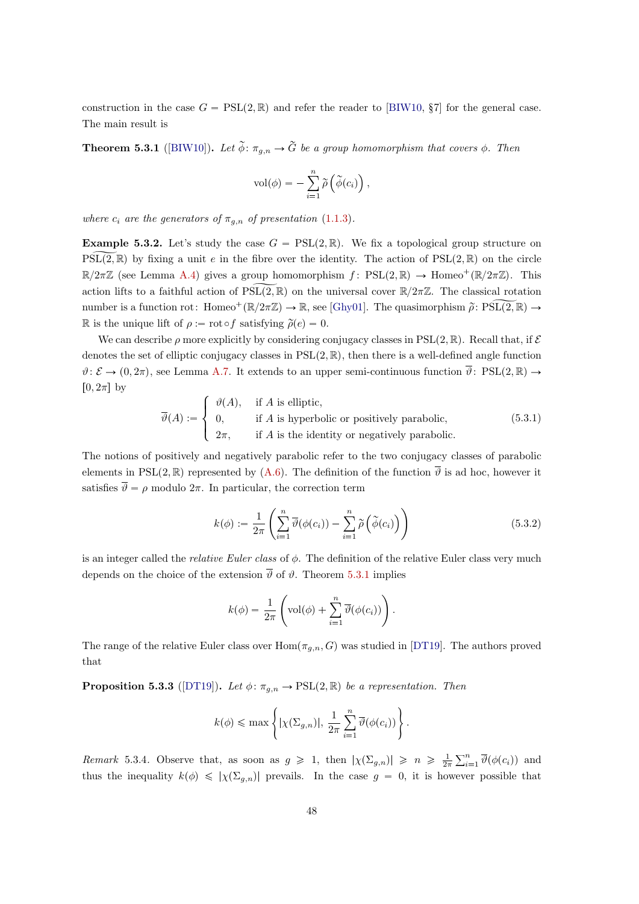construction in the case $G = \mathrm{PSL}(2,\mathbb{R})$ and refer the reader to [BIW10, §7] for the general case. The main result is

**Theorem 5.3.1** ([BIW10]). *Let $\widetilde{\phi}\colon \pi_{g,n} \to \widetilde{G}$ be a group homomorphism that covers $\phi$. Then*

$$\mathrm{vol}(\phi) = -\sum_{i=1}^{n} \widetilde{\rho}\left(\widetilde{\phi}(c_i)\right),$$

*where $c_i$ are the generators of $\pi_{g,n}$ of presentation (1.1.3).*

**Example 5.3.2.** Let's study the case $G = \mathrm{PSL}(2,\mathbb{R})$. We fix a topological group structure on $\widetilde{\mathrm{PSL}(2,\mathbb{R})}$ by fixing a unit $e$ in the fibre over the identity. The action of $\mathrm{PSL}(2,\mathbb{R})$ on the circle $\mathbb{R}/2\pi\mathbb{Z}$ (see Lemma A.4) gives a group homomorphism $f\colon \mathrm{PSL}(2,\mathbb{R}) \to \mathrm{Homeo}^+(\mathbb{R}/2\pi\mathbb{Z})$. This action lifts to a faithful action of $\widetilde{\mathrm{PSL}(2,\mathbb{R})}$ on the universal cover $\mathbb{R}/2\pi\mathbb{Z}$. The classical rotation number is a function $\mathrm{rot}\colon \mathrm{Homeo}^+(\mathbb{R}/2\pi\mathbb{Z}) \to \mathbb{R}$, see [Ghy01]. The quasimorphism $\widetilde{\rho}\colon \widetilde{\mathrm{PSL}(2,\mathbb{R})} \to \mathbb{R}$ is the unique lift of $\rho := \mathrm{rot} \circ f$ satisfying $\widetilde{\rho}(e) = 0$.

We can describe $\rho$ more explicitly by considering conjugacy classes in $\mathrm{PSL}(2,\mathbb{R})$. Recall that, if $\mathcal{E}$ denotes the set of elliptic conjugacy classes in $\mathrm{PSL}(2,\mathbb{R})$, then there is a well-defined angle function $\vartheta\colon \mathcal{E} \to (0, 2\pi)$, see Lemma A.7. It extends to an upper semi-continuous function $\overline{\vartheta}\colon \mathrm{PSL}(2,\mathbb{R}) \to [0, 2\pi]$ by

$$\overline{\vartheta}(A) := \begin{cases} \vartheta(A), & \text{if } A \text{ is elliptic,} \\ 0, & \text{if } A \text{ is hyperbolic or positively parabolic,} \\ 2\pi, & \text{if } A \text{ is the identity or negatively parabolic.} \end{cases} \tag{5.3.1}$$

The notions of positively and negatively parabolic refer to the two conjugacy classes of parabolic elements in $\mathrm{PSL}(2,\mathbb{R})$ represented by (A.6). The definition of the function $\overline{\vartheta}$ is ad hoc, however it satisfies $\overline{\vartheta} = \rho$ modulo $2\pi$. In particular, the correction term

$$k(\phi) := \frac{1}{2\pi}\left(\sum_{i=1}^{n} \overline{\vartheta}(\phi(c_i)) - \sum_{i=1}^{n} \widetilde{\rho}\left(\widetilde{\phi}(c_i)\right)\right) \tag{5.3.2}$$

is an integer called the *relative Euler class* of $\phi$. The definition of the relative Euler class very much depends on the choice of the extension $\overline{\vartheta}$ of $\vartheta$. Theorem 5.3.1 implies

$$k(\phi) = \frac{1}{2\pi}\left(\mathrm{vol}(\phi) + \sum_{i=1}^{n} \overline{\vartheta}(\phi(c_i))\right).$$

The range of the relative Euler class over $\mathrm{Hom}(\pi_{g,n}, G)$ was studied in [DT19]. The authors proved that

**Proposition 5.3.3** ([DT19]). *Let $\phi\colon \pi_{g,n} \to \mathrm{PSL}(2,\mathbb{R})$ be a representation. Then*

$$k(\phi) \leqslant \max\left\{|\chi(\Sigma_{g,n})|,\ \frac{1}{2\pi}\sum_{i=1}^{n} \overline{\vartheta}(\phi(c_i))\right\}.$$

*Remark* 5.3.4. Observe that, as soon as $g \geqslant 1$, then $|\chi(\Sigma_{g,n})| \geqslant n \geqslant \frac{1}{2\pi}\sum_{i=1}^{n} \overline{\vartheta}(\phi(c_i))$ and thus the inequality $k(\phi) \leqslant |\chi(\Sigma_{g,n})|$ prevails. In the case $g = 0$, it is however possible that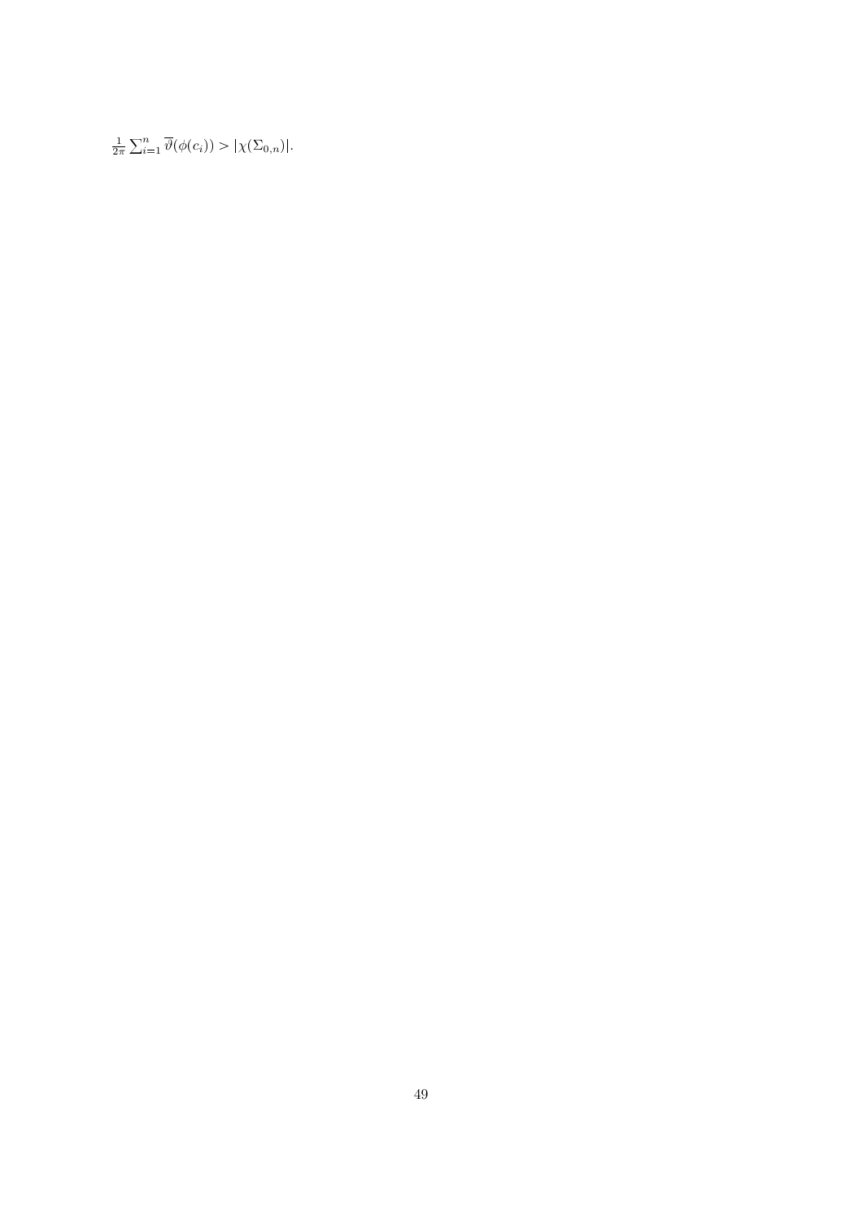$\frac{1}{2\pi}\sum_{i=1}^{n}\overline{\vartheta}(\phi(c_i)) > |\chi(\Sigma_{0,n})|$.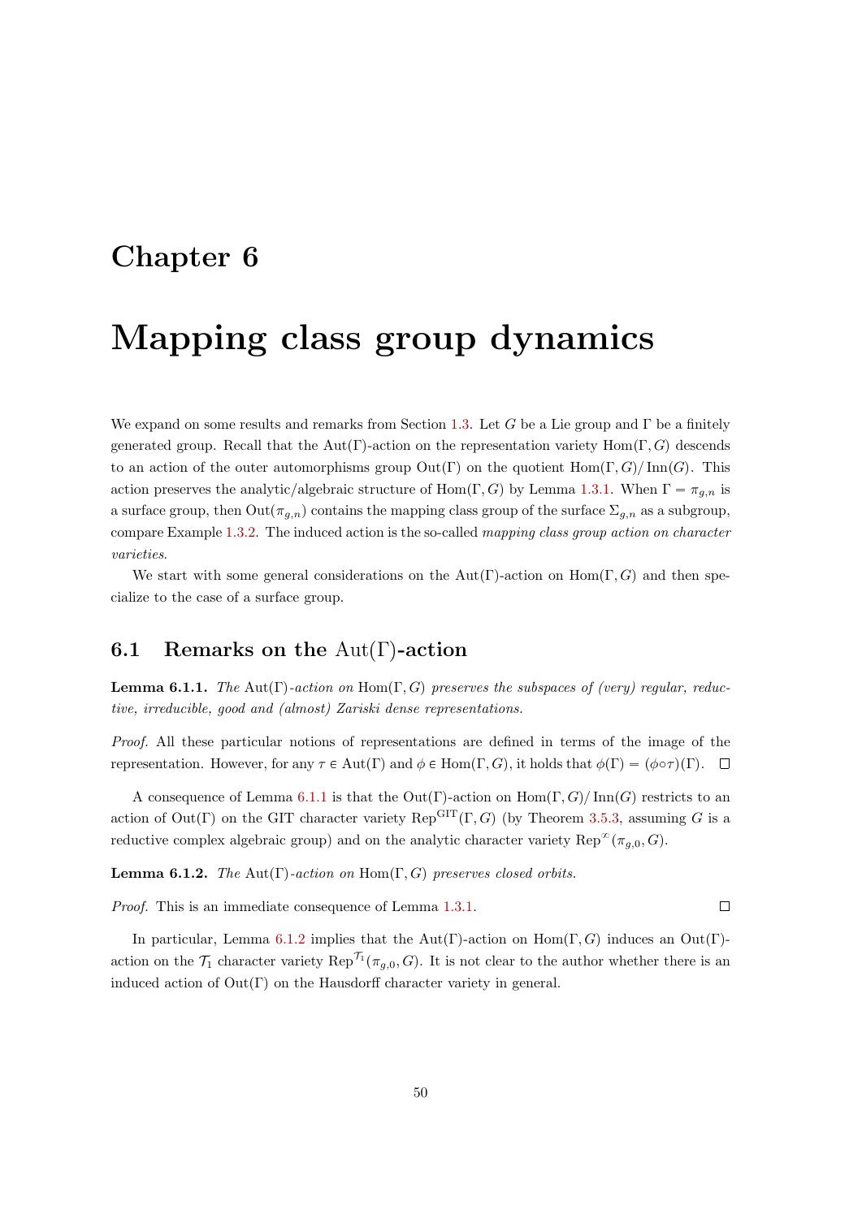# Chapter 6

# Mapping class group dynamics

We expand on some results and remarks from Section 1.3. Let $G$ be a Lie group and $\Gamma$ be a finitely generated group. Recall that the $\mathrm{Aut}(\Gamma)$-action on the representation variety $\mathrm{Hom}(\Gamma, G)$ descends to an action of the outer automorphisms group $\mathrm{Out}(\Gamma)$ on the quotient $\mathrm{Hom}(\Gamma, G)/\mathrm{Inn}(G)$. This action preserves the analytic/algebraic structure of $\mathrm{Hom}(\Gamma, G)$ by Lemma 1.3.1. When $\Gamma = \pi_{g,n}$ is a surface group, then $\mathrm{Out}(\pi_{g,n})$ contains the mapping class group of the surface $\Sigma_{g,n}$ as a subgroup, compare Example 1.3.2. The induced action is the so-called *mapping class group action on character varieties*.

We start with some general considerations on the $\mathrm{Aut}(\Gamma)$-action on $\mathrm{Hom}(\Gamma, G)$ and then specialize to the case of a surface group.

## 6.1 Remarks on the $\mathrm{Aut}(\Gamma)$-action

**Lemma 6.1.1.** *The $\mathrm{Aut}(\Gamma)$-action on $\mathrm{Hom}(\Gamma, G)$ preserves the subspaces of (very) regular, reductive, irreducible, good and (almost) Zariski dense representations.*

*Proof.* All these particular notions of representations are defined in terms of the image of the representation. However, for any $\tau \in \mathrm{Aut}(\Gamma)$ and $\phi \in \mathrm{Hom}(\Gamma, G)$, it holds that $\phi(\Gamma) = (\phi \circ \tau)(\Gamma)$. □

A consequence of Lemma 6.1.1 is that the $\mathrm{Out}(\Gamma)$-action on $\mathrm{Hom}(\Gamma, G)/\mathrm{Inn}(G)$ restricts to an action of $\mathrm{Out}(\Gamma)$ on the GIT character variety $\mathrm{Rep}^{\mathrm{GIT}}(\Gamma, G)$ (by Theorem 3.5.3, assuming $G$ is a reductive complex algebraic group) and on the analytic character variety $\mathrm{Rep}^{\infty}(\pi_{g,0}, G)$.

**Lemma 6.1.2.** *The $\mathrm{Aut}(\Gamma)$-action on $\mathrm{Hom}(\Gamma, G)$ preserves closed orbits.*

*Proof.* This is an immediate consequence of Lemma 1.3.1. □

In particular, Lemma 6.1.2 implies that the $\mathrm{Aut}(\Gamma)$-action on $\mathrm{Hom}(\Gamma, G)$ induces an $\mathrm{Out}(\Gamma)$-action on the $\mathcal{T}_1$ character variety $\mathrm{Rep}^{\mathcal{T}_1}(\pi_{g,0}, G)$. It is not clear to the author whether there is an induced action of $\mathrm{Out}(\Gamma)$ on the Hausdorff character variety in general.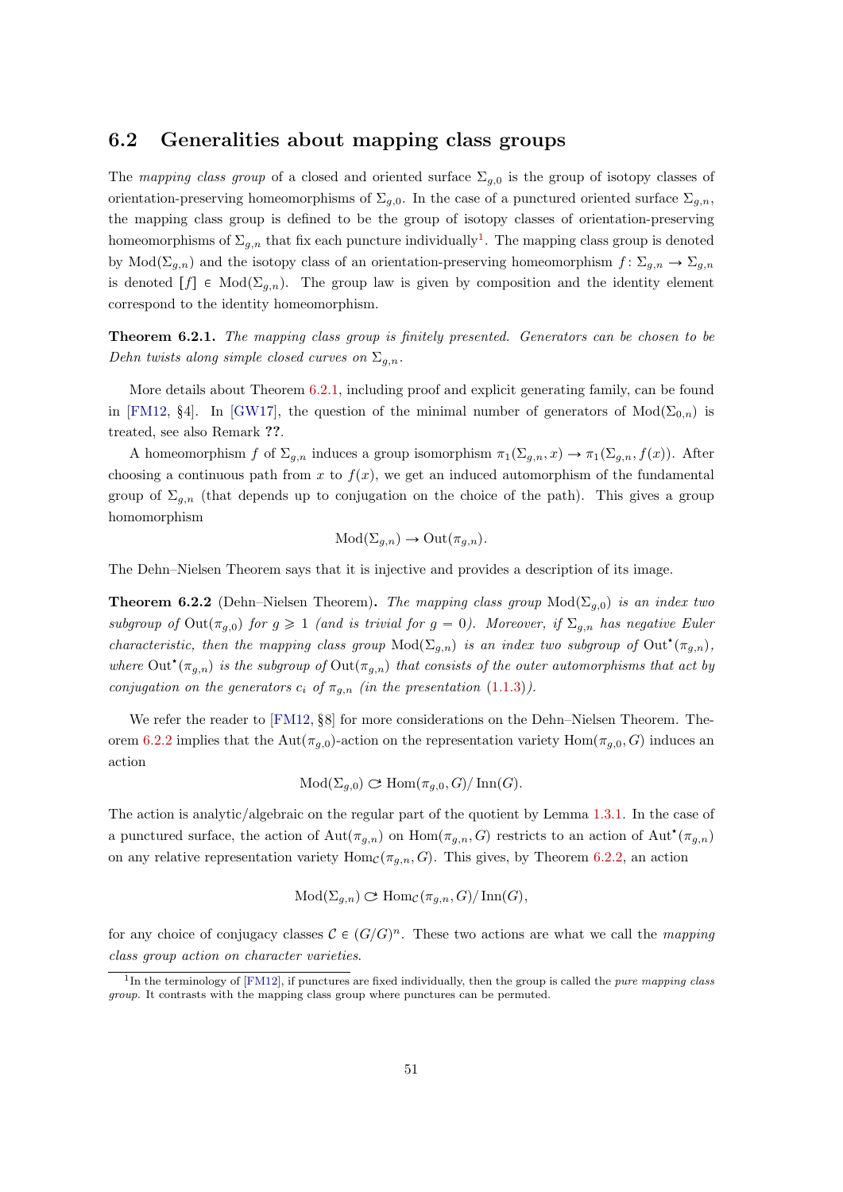## 6.2 Generalities about mapping class groups

The *mapping class group* of a closed and oriented surface $\Sigma_{g,0}$ is the group of isotopy classes of orientation-preserving homeomorphisms of $\Sigma_{g,0}$. In the case of a punctured oriented surface $\Sigma_{g,n}$, the mapping class group is defined to be the group of isotopy classes of orientation-preserving homeomorphisms of $\Sigma_{g,n}$ that fix each puncture individually[1]. The mapping class group is denoted by $\mathrm{Mod}(\Sigma_{g,n})$ and the isotopy class of an orientation-preserving homeomorphism $f\colon \Sigma_{g,n} \to \Sigma_{g,n}$ is denoted $[f] \in \mathrm{Mod}(\Sigma_{g,n})$. The group law is given by composition and the identity element correspond to the identity homeomorphism.

**Theorem 6.2.1.** *The mapping class group is finitely presented. Generators can be chosen to be Dehn twists along simple closed curves on $\Sigma_{g,n}$.*

More details about Theorem 6.2.1, including proof and explicit generating family, can be found in [FM12, §4]. In [GW17], the question of the minimal number of generators of $\mathrm{Mod}(\Sigma_{0,n})$ is treated, see also Remark **??**.

A homeomorphism $f$ of $\Sigma_{g,n}$ induces a group isomorphism $\pi_1(\Sigma_{g,n}, x) \to \pi_1(\Sigma_{g,n}, f(x))$. After choosing a continuous path from $x$ to $f(x)$, we get an induced automorphism of the fundamental group of $\Sigma_{g,n}$ (that depends up to conjugation on the choice of the path). This gives a group homomorphism

$$\mathrm{Mod}(\Sigma_{g,n}) \to \mathrm{Out}(\pi_{g,n}).$$

The Dehn–Nielsen Theorem says that it is injective and provides a description of its image.

**Theorem 6.2.2** (Dehn–Nielsen Theorem)**.** *The mapping class group $\mathrm{Mod}(\Sigma_{g,0})$ is an index two subgroup of $\mathrm{Out}(\pi_{g,0})$ for $g \geqslant 1$ (and is trivial for $g = 0$). Moreover, if $\Sigma_{g,n}$ has negative Euler characteristic, then the mapping class group $\mathrm{Mod}(\Sigma_{g,n})$ is an index two subgroup of $\mathrm{Out}^\star(\pi_{g,n})$, where $\mathrm{Out}^\star(\pi_{g,n})$ is the subgroup of $\mathrm{Out}(\pi_{g,n})$ that consists of the outer automorphisms that act by conjugation on the generators $c_i$ of $\pi_{g,n}$ (in the presentation (1.1.3)).*

We refer the reader to [FM12, §8] for more considerations on the Dehn–Nielsen Theorem. Theorem 6.2.2 implies that the $\mathrm{Aut}(\pi_{g,0})$-action on the representation variety $\mathrm{Hom}(\pi_{g,0}, G)$ induces an action

$$\mathrm{Mod}(\Sigma_{g,0}) \circlearrowright \mathrm{Hom}(\pi_{g,0}, G)/\,\mathrm{Inn}(G).$$

The action is analytic/algebraic on the regular part of the quotient by Lemma 1.3.1. In the case of a punctured surface, the action of $\mathrm{Aut}(\pi_{g,n})$ on $\mathrm{Hom}(\pi_{g,n}, G)$ restricts to an action of $\mathrm{Aut}^\star(\pi_{g,n})$ on any relative representation variety $\mathrm{Hom}_{\mathcal{C}}(\pi_{g,n}, G)$. This gives, by Theorem 6.2.2, an action

$$\mathrm{Mod}(\Sigma_{g,n}) \circlearrowright \mathrm{Hom}_{\mathcal{C}}(\pi_{g,n}, G)/\,\mathrm{Inn}(G),$$

for any choice of conjugacy classes $\mathcal{C} \in (G/G)^n$. These two actions are what we call the *mapping class group action on character varieties*.

[1] In the terminology of [FM12], if punctures are fixed individually, then the group is called the *pure mapping class group*. It contrasts with the mapping class group where punctures can be permuted.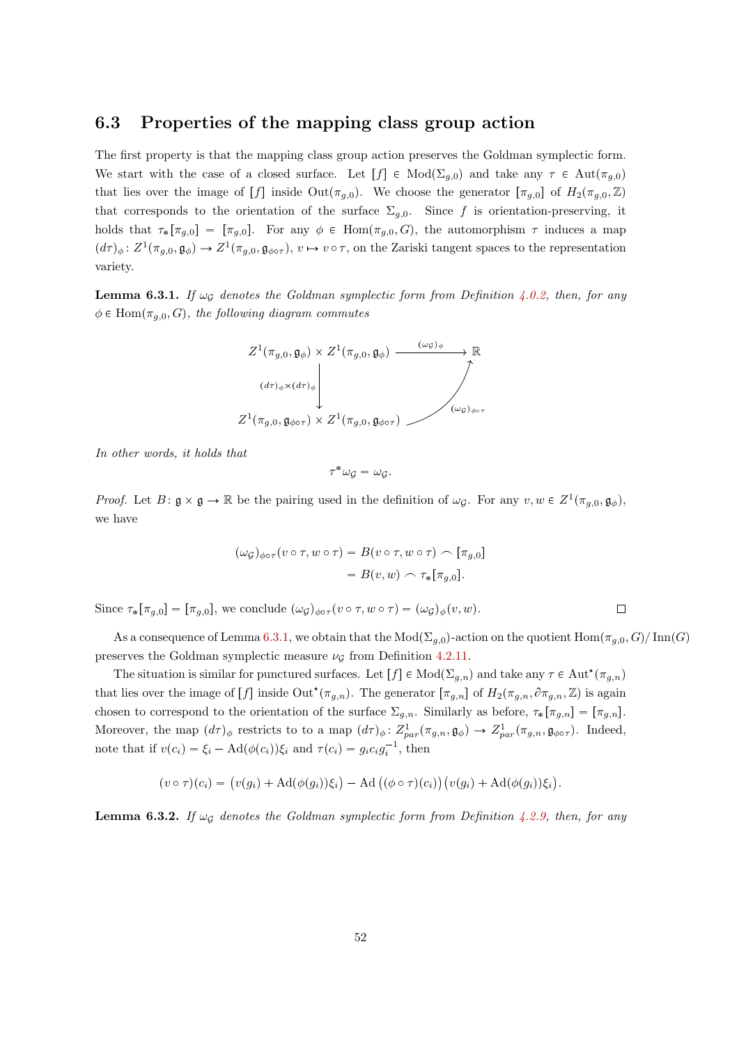## 6.3 Properties of the mapping class group action

The first property is that the mapping class group action preserves the Goldman symplectic form. We start with the case of a closed surface. Let $[f] \in \mathrm{Mod}(\Sigma_{g,0})$ and take any $\tau \in \mathrm{Aut}(\pi_{g,0})$ that lies over the image of $[f]$ inside $\mathrm{Out}(\pi_{g,0})$. We choose the generator $[\pi_{g,0}]$ of $H_2(\pi_{g,0}, \mathbb{Z})$ that corresponds to the orientation of the surface $\Sigma_{g,0}$. Since $f$ is orientation-preserving, it holds that $\tau_*[\pi_{g,0}] = [\pi_{g,0}]$. For any $\phi \in \mathrm{Hom}(\pi_{g,0}, G)$, the automorphism $\tau$ induces a map $(d\tau)_\phi \colon Z^1(\pi_{g,0}, \mathfrak{g}_\phi) \to Z^1(\pi_{g,0}, \mathfrak{g}_{\phi\circ\tau})$, $v \mapsto v \circ \tau$, on the Zariski tangent spaces to the representation variety.

**Lemma 6.3.1.** *If $\omega_{\mathcal{G}}$ denotes the Goldman symplectic form from Definition 4.0.2, then, for any $\phi \in \mathrm{Hom}(\pi_{g,0}, G)$, the following diagram commutes*

$$
\begin{array}{ccc}
Z^1(\pi_{g,0}, \mathfrak{g}_\phi) \times Z^1(\pi_{g,0}, \mathfrak{g}_\phi) & \xrightarrow{(\omega_{\mathcal{G}})_\phi} & \mathbb{R} \\
\Big\downarrow {\scriptstyle (d\tau)_\phi \times (d\tau)_\phi} & \nearrow {\scriptstyle (\omega_{\mathcal{G}})_{\phi\circ\tau}} & \\
Z^1(\pi_{g,0}, \mathfrak{g}_{\phi\circ\tau}) \times Z^1(\pi_{g,0}, \mathfrak{g}_{\phi\circ\tau}) & &
\end{array}
$$

*In other words, it holds that*

$$\tau^*\omega_{\mathcal{G}} = \omega_{\mathcal{G}}.$$

*Proof.* Let $B \colon \mathfrak{g} \times \mathfrak{g} \to \mathbb{R}$ be the pairing used in the definition of $\omega_{\mathcal{G}}$. For any $v, w \in Z^1(\pi_{g,0}, \mathfrak{g}_\phi)$, we have

$$
\begin{aligned}
(\omega_{\mathcal{G}})_{\phi\circ\tau}(v \circ \tau, w \circ \tau) &= B(v \circ \tau, w \circ \tau) \frown [\pi_{g,0}] \\
&= B(v, w) \frown \tau_*[\pi_{g,0}].
\end{aligned}
$$

Since $\tau_*[\pi_{g,0}] = [\pi_{g,0}]$, we conclude $(\omega_{\mathcal{G}})_{\phi\circ\tau}(v \circ \tau, w \circ \tau) = (\omega_{\mathcal{G}})_\phi(v, w)$. $\square$

As a consequence of Lemma 6.3.1, we obtain that the $\mathrm{Mod}(\Sigma_{g,0})$-action on the quotient $\mathrm{Hom}(\pi_{g,0}, G)/\,\mathrm{Inn}(G)$ preserves the Goldman symplectic measure $\nu_{\mathcal{G}}$ from Definition 4.2.11.

The situation is similar for punctured surfaces. Let $[f] \in \mathrm{Mod}(\Sigma_{g,n})$ and take any $\tau \in \mathrm{Aut}^\star(\pi_{g,n})$ that lies over the image of $[f]$ inside $\mathrm{Out}^\star(\pi_{g,n})$. The generator $[\pi_{g,n}]$ of $H_2(\pi_{g,n}, \partial\pi_{g,n}, \mathbb{Z})$ is again chosen to correspond to the orientation of the surface $\Sigma_{g,n}$. Similarly as before, $\tau_*[\pi_{g,n}] = [\pi_{g,n}]$. Moreover, the map $(d\tau)_\phi$ restricts to to a map $(d\tau)_\phi \colon Z^1_{par}(\pi_{g,n}, \mathfrak{g}_\phi) \to Z^1_{par}(\pi_{g,n}, \mathfrak{g}_{\phi\circ\tau})$. Indeed, note that if $v(c_i) = \xi_i - \mathrm{Ad}(\phi(c_i))\xi_i$ and $\tau(c_i) = g_i c_i g_i^{-1}$, then

$$(v \circ \tau)(c_i) = \big(v(g_i) + \mathrm{Ad}(\phi(g_i))\xi_i\big) - \mathrm{Ad}\left((\phi \circ \tau)(c_i)\right)\big(v(g_i) + \mathrm{Ad}(\phi(g_i))\xi_i\big).$$

**Lemma 6.3.2.** *If $\omega_{\mathcal{G}}$ denotes the Goldman symplectic form from Definition 4.2.9, then, for any*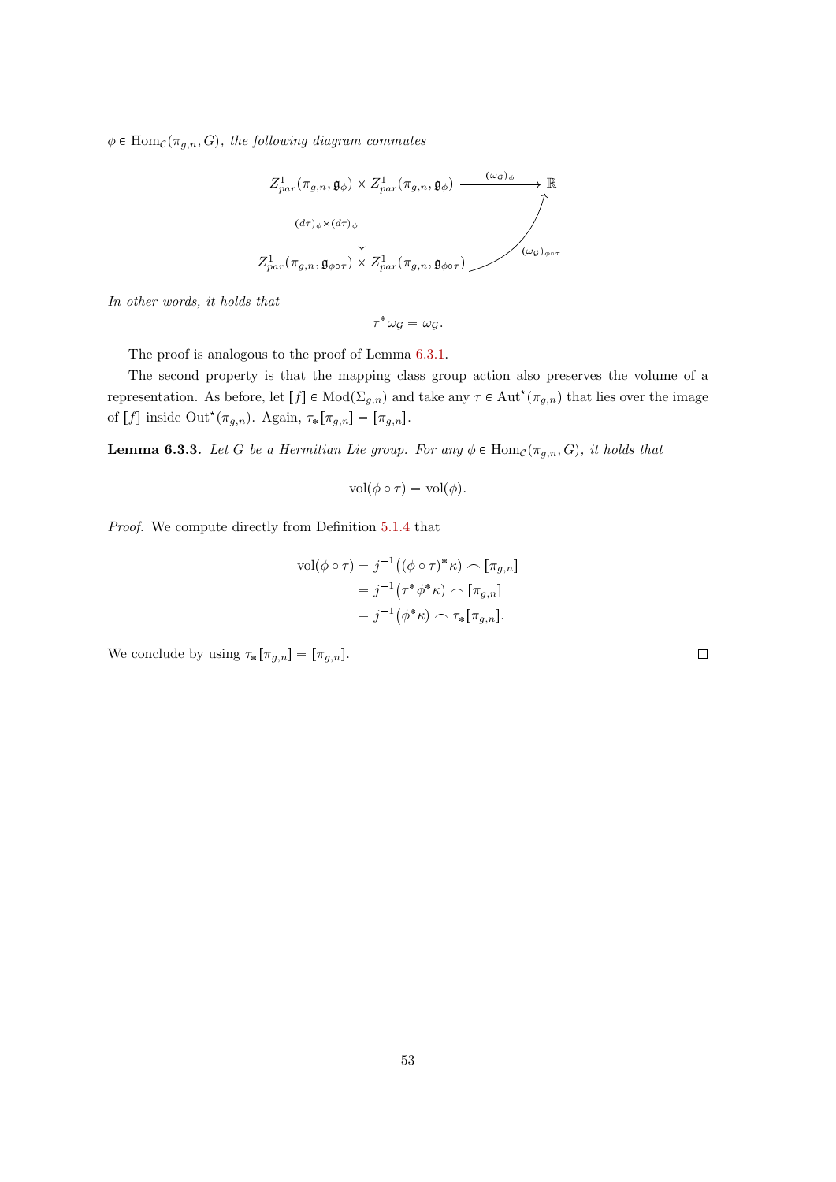*$\phi \in \mathrm{Hom}_{\mathcal{C}}(\pi_{g,n}, G)$, the following diagram commutes*

$$\begin{array}{ccc}
Z^1_{par}(\pi_{g,n}, \mathfrak{g}_\phi) \times Z^1_{par}(\pi_{g,n}, \mathfrak{g}_\phi) & \xrightarrow{(\omega_{\mathcal{G}})_\phi} & \mathbb{R} \\
\big\downarrow {\scriptstyle (d\tau)_\phi \times (d\tau)_\phi} & & \big\uparrow {\scriptstyle (\omega_{\mathcal{G}})_{\phi\circ\tau}} \\
Z^1_{par}(\pi_{g,n}, \mathfrak{g}_{\phi\circ\tau}) \times Z^1_{par}(\pi_{g,n}, \mathfrak{g}_{\phi\circ\tau}) & & 
\end{array}$$

*In other words, it holds that*

$$\tau^* \omega_{\mathcal{G}} = \omega_{\mathcal{G}}.$$

The proof is analogous to the proof of Lemma 6.3.1.

The second property is that the mapping class group action also preserves the volume of a representation. As before, let $[f] \in \mathrm{Mod}(\Sigma_{g,n})$ and take any $\tau \in \mathrm{Aut}^\star(\pi_{g,n})$ that lies over the image of $[f]$ inside $\mathrm{Out}^\star(\pi_{g,n})$. Again, $\tau_*[\pi_{g,n}] = [\pi_{g,n}]$.

**Lemma 6.3.3.** *Let $G$ be a Hermitian Lie group. For any $\phi \in \mathrm{Hom}_{\mathcal{C}}(\pi_{g,n}, G)$, it holds that*

$$\mathrm{vol}(\phi \circ \tau) = \mathrm{vol}(\phi).$$

*Proof.* We compute directly from Definition 5.1.4 that

$$\begin{aligned}
\mathrm{vol}(\phi \circ \tau) &= j^{-1}\big((\phi \circ \tau)^* \kappa\big) \frown [\pi_{g,n}] \\
&= j^{-1}\big(\tau^* \phi^* \kappa\big) \frown [\pi_{g,n}] \\
&= j^{-1}\big(\phi^* \kappa\big) \frown \tau_*[\pi_{g,n}].
\end{aligned}$$

We conclude by using $\tau_*[\pi_{g,n}] = [\pi_{g,n}]$. $\square$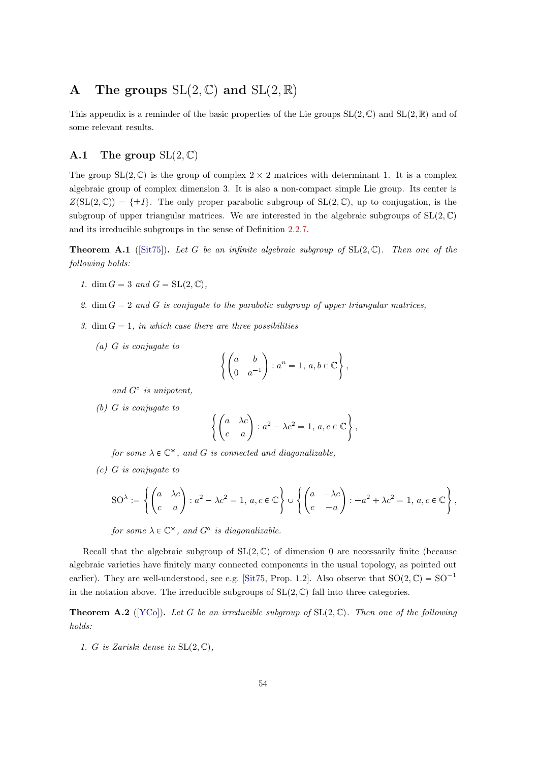# A The groups $\mathrm{SL}(2,\mathbb{C})$ and $\mathrm{SL}(2,\mathbb{R})$

This appendix is a reminder of the basic properties of the Lie groups $\mathrm{SL}(2,\mathbb{C})$ and $\mathrm{SL}(2,\mathbb{R})$ and of some relevant results.

## A.1 The group $\mathrm{SL}(2,\mathbb{C})$

The group $\mathrm{SL}(2,\mathbb{C})$ is the group of complex $2 \times 2$ matrices with determinant 1. It is a complex algebraic group of complex dimension 3. It is also a non-compact simple Lie group. Its center is $Z(\mathrm{SL}(2,\mathbb{C})) = \{\pm I\}$. The only proper parabolic subgroup of $\mathrm{SL}(2,\mathbb{C})$, up to conjugation, is the subgroup of upper triangular matrices. We are interested in the algebraic subgroups of $\mathrm{SL}(2,\mathbb{C})$ and its irreducible subgroups in the sense of Definition 2.2.7.

**Theorem A.1** ([Sit75]). *Let $G$ be an infinite algebraic subgroup of $\mathrm{SL}(2,\mathbb{C})$. Then one of the following holds:*

1. $\dim G = 3$ *and* $G = \mathrm{SL}(2,\mathbb{C})$,
2. $\dim G = 2$ *and $G$ is conjugate to the parabolic subgroup of upper triangular matrices,*
3. $\dim G = 1$, *in which case there are three possibilities*
   (a) *$G$ is conjugate to*
   $$\left\{ \begin{pmatrix} a & b \\ 0 & a^{-1} \end{pmatrix} : a^n = 1,\, a, b \in \mathbb{C} \right\},$$
   *and $G^\circ$ is unipotent,*
   (b) *$G$ is conjugate to*
   $$\left\{ \begin{pmatrix} a & \lambda c \\ c & a \end{pmatrix} : a^2 - \lambda c^2 = 1,\, a, c \in \mathbb{C} \right\},$$
   *for some $\lambda \in \mathbb{C}^\times$, and $G$ is connected and diagonalizable,*
   (c) *$G$ is conjugate to*
   $$\mathrm{SO}^\lambda := \left\{ \begin{pmatrix} a & \lambda c \\ c & a \end{pmatrix} : a^2 - \lambda c^2 = 1,\, a, c \in \mathbb{C} \right\} \cup \left\{ \begin{pmatrix} a & -\lambda c \\ c & -a \end{pmatrix} : -a^2 + \lambda c^2 = 1,\, a, c \in \mathbb{C} \right\},$$
   *for some $\lambda \in \mathbb{C}^\times$, and $G^\circ$ is diagonalizable.*

Recall that the algebraic subgroup of $\mathrm{SL}(2,\mathbb{C})$ of dimension 0 are necessarily finite (because algebraic varieties have finitely many connected components in the usual topology, as pointed out earlier). They are well-understood, see e.g. [Sit75, Prop. 1.2]. Also observe that $\mathrm{SO}(2,\mathbb{C}) = \mathrm{SO}^{-1}$ in the notation above. The irreducible subgroups of $\mathrm{SL}(2,\mathbb{C})$ fall into three categories.

**Theorem A.2** ([YCo]). *Let $G$ be an irreducible subgroup of $\mathrm{SL}(2,\mathbb{C})$. Then one of the following holds:*

1. *$G$ is Zariski dense in $\mathrm{SL}(2,\mathbb{C})$,*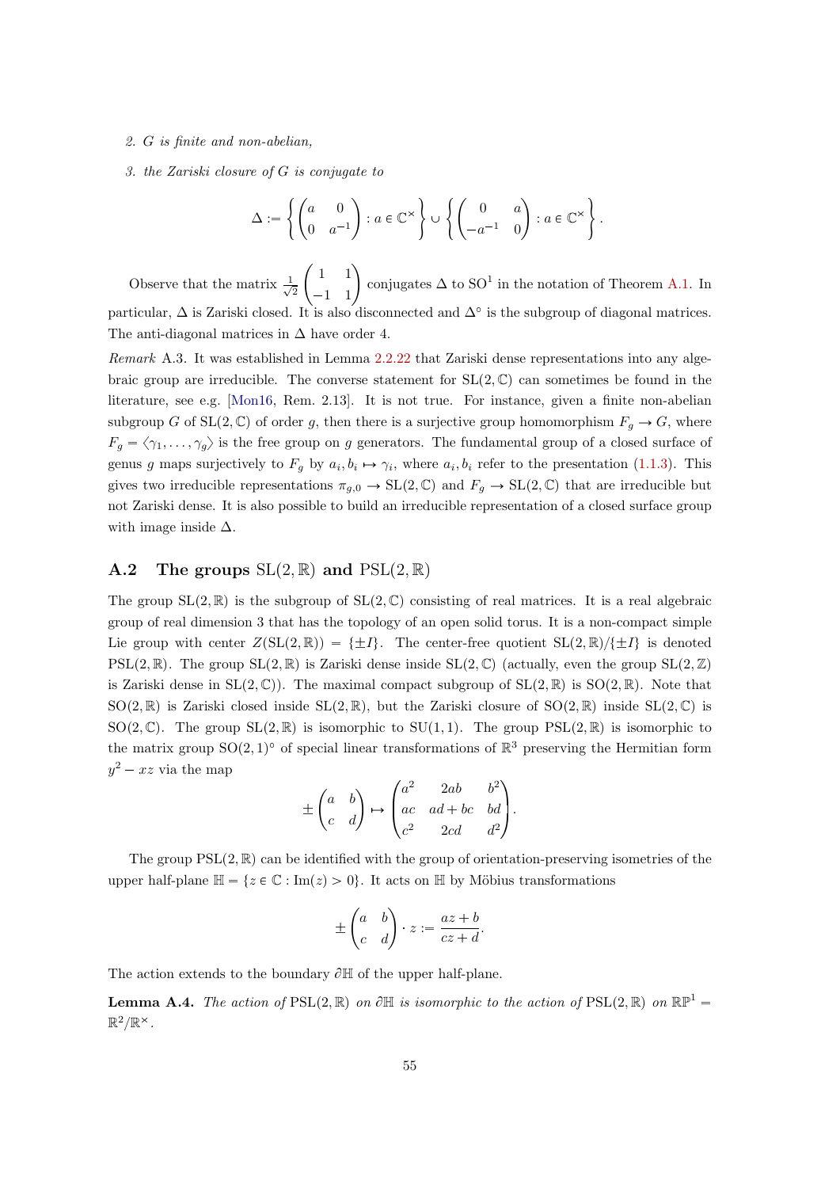2. *$G$ is finite and non-abelian,*

3. *the Zariski closure of $G$ is conjugate to*

$$\Delta := \left\{ \begin{pmatrix} a & 0 \\ 0 & a^{-1} \end{pmatrix} : a \in \mathbb{C}^\times \right\} \cup \left\{ \begin{pmatrix} 0 & a \\ -a^{-1} & 0 \end{pmatrix} : a \in \mathbb{C}^\times \right\}.$$

Observe that the matrix $\frac{1}{\sqrt{2}} \begin{pmatrix} 1 & 1 \\ -1 & 1 \end{pmatrix}$ conjugates $\Delta$ to $\mathrm{SO}^1$ in the notation of Theorem A.1. In particular, $\Delta$ is Zariski closed. It is also disconnected and $\Delta^\circ$ is the subgroup of diagonal matrices. The anti-diagonal matrices in $\Delta$ have order 4.

*Remark* A.3. It was established in Lemma 2.2.22 that Zariski dense representations into any algebraic group are irreducible. The converse statement for $\mathrm{SL}(2,\mathbb{C})$ can sometimes be found in the literature, see e.g. [Mon16, Rem. 2.13]. It is not true. For instance, given a finite non-abelian subgroup $G$ of $\mathrm{SL}(2,\mathbb{C})$ of order $g$, then there is a surjective group homomorphism $F_g \to G$, where $F_g = \langle \gamma_1, \ldots, \gamma_g \rangle$ is the free group on $g$ generators. The fundamental group of a closed surface of genus $g$ maps surjectively to $F_g$ by $a_i, b_i \mapsto \gamma_i$, where $a_i, b_i$ refer to the presentation (1.1.3). This gives two irreducible representations $\pi_{g,0} \to \mathrm{SL}(2,\mathbb{C})$ and $F_g \to \mathrm{SL}(2,\mathbb{C})$ that are irreducible but not Zariski dense. It is also possible to build an irreducible representation of a closed surface group with image inside $\Delta$.

## A.2 The groups $\mathrm{SL}(2,\mathbb{R})$ and $\mathrm{PSL}(2,\mathbb{R})$

The group $\mathrm{SL}(2,\mathbb{R})$ is the subgroup of $\mathrm{SL}(2,\mathbb{C})$ consisting of real matrices. It is a real algebraic group of real dimension 3 that has the topology of an open solid torus. It is a non-compact simple Lie group with center $Z(\mathrm{SL}(2,\mathbb{R})) = \{\pm I\}$. The center-free quotient $\mathrm{SL}(2,\mathbb{R})/\{\pm I\}$ is denoted $\mathrm{PSL}(2,\mathbb{R})$. The group $\mathrm{SL}(2,\mathbb{R})$ is Zariski dense inside $\mathrm{SL}(2,\mathbb{C})$ (actually, even the group $\mathrm{SL}(2,\mathbb{Z})$ is Zariski dense in $\mathrm{SL}(2,\mathbb{C})$). The maximal compact subgroup of $\mathrm{SL}(2,\mathbb{R})$ is $\mathrm{SO}(2,\mathbb{R})$. Note that $\mathrm{SO}(2,\mathbb{R})$ is Zariski closed inside $\mathrm{SL}(2,\mathbb{R})$, but the Zariski closure of $\mathrm{SO}(2,\mathbb{R})$ inside $\mathrm{SL}(2,\mathbb{C})$ is $\mathrm{SO}(2,\mathbb{C})$. The group $\mathrm{SL}(2,\mathbb{R})$ is isomorphic to $\mathrm{SU}(1,1)$. The group $\mathrm{PSL}(2,\mathbb{R})$ is isomorphic to the matrix group $\mathrm{SO}(2,1)^\circ$ of special linear transformations of $\mathbb{R}^3$ preserving the Hermitian form $y^2 - xz$ via the map

$$\pm \begin{pmatrix} a & b \\ c & d \end{pmatrix} \mapsto \begin{pmatrix} a^2 & 2ab & b^2 \\ ac & ad+bc & bd \\ c^2 & 2cd & d^2 \end{pmatrix}.$$

The group $\mathrm{PSL}(2,\mathbb{R})$ can be identified with the group of orientation-preserving isometries of the upper half-plane $\mathbb{H} = \{z \in \mathbb{C} : \mathrm{Im}(z) > 0\}$. It acts on $\mathbb{H}$ by Möbius transformations

$$\pm \begin{pmatrix} a & b \\ c & d \end{pmatrix} \cdot z := \frac{az+b}{cz+d}.$$

The action extends to the boundary $\partial\mathbb{H}$ of the upper half-plane.

**Lemma A.4.** *The action of $\mathrm{PSL}(2,\mathbb{R})$ on $\partial\mathbb{H}$ is isomorphic to the action of $\mathrm{PSL}(2,\mathbb{R})$ on $\mathbb{RP}^1 = \mathbb{R}^2/\mathbb{R}^\times$.*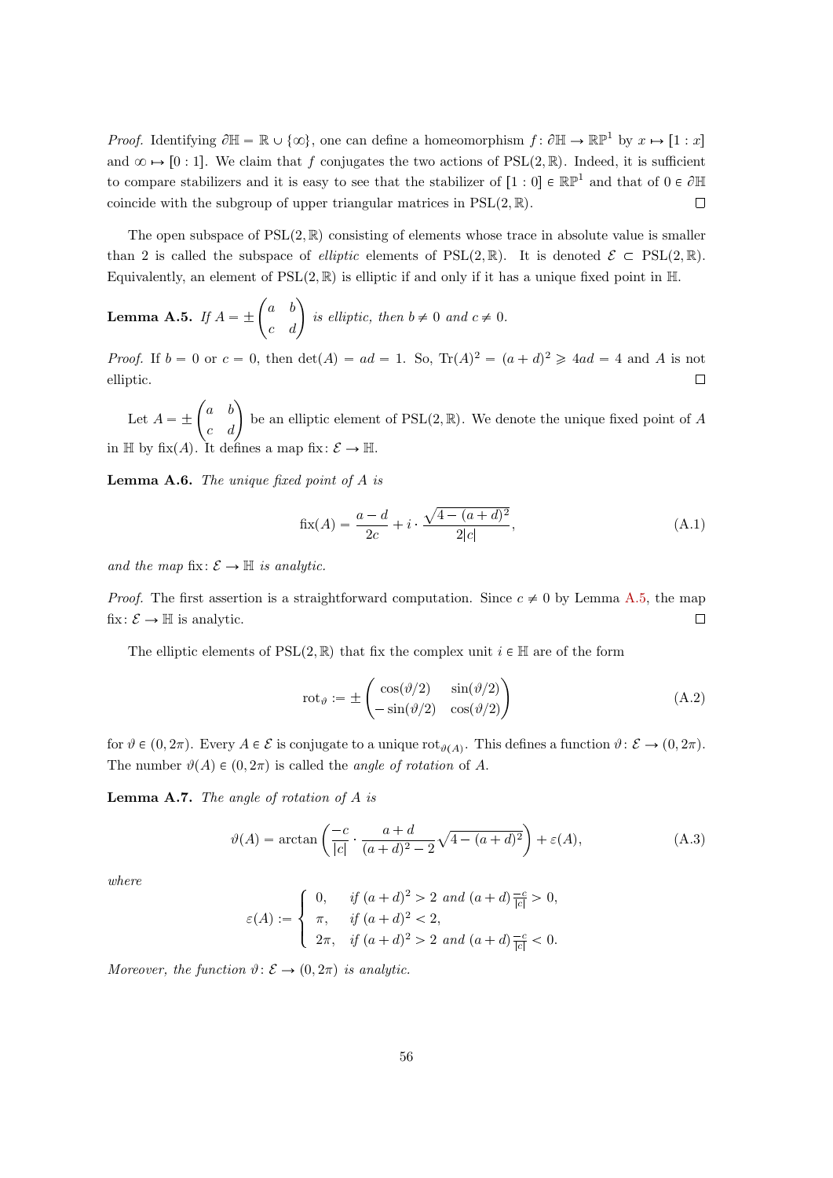*Proof.* Identifying $\partial\mathbb{H} = \mathbb{R} \cup \{\infty\}$, one can define a homeomorphism $f\colon \partial\mathbb{H} \to \mathbb{RP}^1$ by $x \mapsto [1 : x]$ and $\infty \mapsto [0 : 1]$. We claim that $f$ conjugates the two actions of $\mathrm{PSL}(2,\mathbb{R})$. Indeed, it is sufficient to compare stabilizers and it is easy to see that the stabilizer of $[1 : 0] \in \mathbb{RP}^1$ and that of $0 \in \partial\mathbb{H}$ coincide with the subgroup of upper triangular matrices in $\mathrm{PSL}(2,\mathbb{R})$. $\square$

The open subspace of $\mathrm{PSL}(2,\mathbb{R})$ consisting of elements whose trace in absolute value is smaller than 2 is called the subspace of *elliptic* elements of $\mathrm{PSL}(2,\mathbb{R})$. It is denoted $\mathcal{E} \subset \mathrm{PSL}(2,\mathbb{R})$. Equivalently, an element of $\mathrm{PSL}(2,\mathbb{R})$ is elliptic if and only if it has a unique fixed point in $\mathbb{H}$.

**Lemma A.5.** *If $A = \pm\begin{pmatrix} a & b \\ c & d \end{pmatrix}$ is elliptic, then $b \neq 0$ and $c \neq 0$.*

*Proof.* If $b = 0$ or $c = 0$, then $\det(A) = ad = 1$. So, $\mathrm{Tr}(A)^2 = (a+d)^2 \geqslant 4ad = 4$ and $A$ is not elliptic. $\square$

Let $A = \pm\begin{pmatrix} a & b \\ c & d \end{pmatrix}$ be an elliptic element of $\mathrm{PSL}(2,\mathbb{R})$. We denote the unique fixed point of $A$ in $\mathbb{H}$ by $\mathrm{fix}(A)$. It defines a map $\mathrm{fix}\colon \mathcal{E} \to \mathbb{H}$.

**Lemma A.6.** *The unique fixed point of $A$ is*

$$\mathrm{fix}(A) = \frac{a-d}{2c} + i \cdot \frac{\sqrt{4-(a+d)^2}}{2|c|}, \tag{A.1}$$

*and the map $\mathrm{fix}\colon \mathcal{E} \to \mathbb{H}$ is analytic.*

*Proof.* The first assertion is a straightforward computation. Since $c \neq 0$ by Lemma A.5, the map $\mathrm{fix}\colon \mathcal{E} \to \mathbb{H}$ is analytic. $\square$

The elliptic elements of $\mathrm{PSL}(2,\mathbb{R})$ that fix the complex unit $i \in \mathbb{H}$ are of the form

$$\mathrm{rot}_\vartheta := \pm\begin{pmatrix} \cos(\vartheta/2) & \sin(\vartheta/2) \\ -\sin(\vartheta/2) & \cos(\vartheta/2) \end{pmatrix} \tag{A.2}$$

for $\vartheta \in (0, 2\pi)$. Every $A \in \mathcal{E}$ is conjugate to a unique $\mathrm{rot}_{\vartheta(A)}$. This defines a function $\vartheta\colon \mathcal{E} \to (0, 2\pi)$. The number $\vartheta(A) \in (0, 2\pi)$ is called the *angle of rotation* of $A$.

**Lemma A.7.** *The angle of rotation of $A$ is*

$$\vartheta(A) = \arctan\left(\frac{-c}{|c|} \cdot \frac{a+d}{(a+d)^2-2}\sqrt{4-(a+d)^2}\right) + \varepsilon(A), \tag{A.3}$$

*where*

$$\varepsilon(A) := \begin{cases} 0, & \text{if } (a+d)^2 > 2 \text{ and } (a+d)\frac{-c}{|c|} > 0, \\ \pi, & \text{if } (a+d)^2 < 2, \\ 2\pi, & \text{if } (a+d)^2 > 2 \text{ and } (a+d)\frac{-c}{|c|} < 0. \end{cases}$$

*Moreover, the function $\vartheta\colon \mathcal{E} \to (0, 2\pi)$ is analytic.*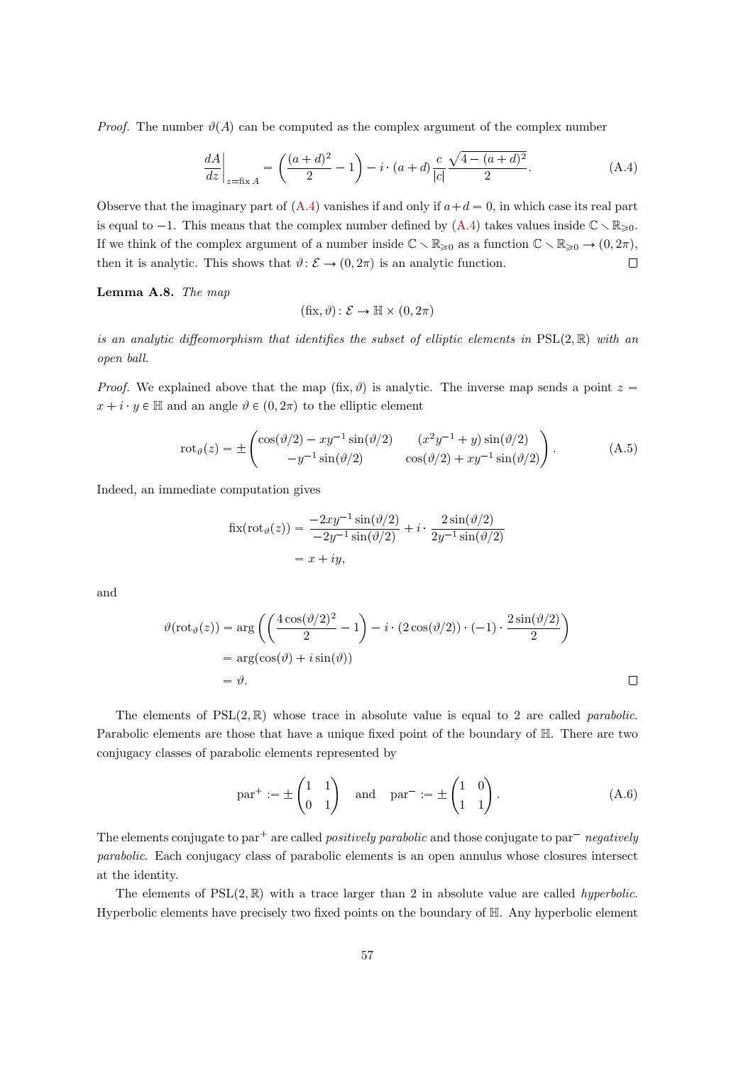*Proof.* The number $\vartheta(A)$ can be computed as the complex argument of the complex number

$$\left.\frac{dA}{dz}\right|_{z=\operatorname{fix} A} = \left(\frac{(a+d)^2}{2} - 1\right) - i \cdot (a+d)\,\frac{c}{|c|}\,\frac{\sqrt{4-(a+d)^2}}{2}. \tag{A.4}$$

Observe that the imaginary part of (A.4) vanishes if and only if $a+d=0$, in which case its real part is equal to $-1$. This means that the complex number defined by (A.4) takes values inside $\mathbb{C} \smallsetminus \mathbb{R}_{\geqslant 0}$. If we think of the complex argument of a number inside $\mathbb{C} \smallsetminus \mathbb{R}_{\geqslant 0}$ as a function $\mathbb{C} \smallsetminus \mathbb{R}_{\geqslant 0} \to (0, 2\pi)$, then it is analytic. This shows that $\vartheta \colon \mathcal{E} \to (0, 2\pi)$ is an analytic function. $\square$

**Lemma A.8.** *The map*

$$(\operatorname{fix}, \vartheta) \colon \mathcal{E} \to \mathbb{H} \times (0, 2\pi)$$

*is an analytic diffeomorphism that identifies the subset of elliptic elements in* $\mathrm{PSL}(2,\mathbb{R})$ *with an open ball.*

*Proof.* We explained above that the map $(\operatorname{fix}, \vartheta)$ is analytic. The inverse map sends a point $z = x + i \cdot y \in \mathbb{H}$ and an angle $\vartheta \in (0, 2\pi)$ to the elliptic element

$$\operatorname{rot}_\vartheta(z) = \pm \begin{pmatrix} \cos(\vartheta/2) - xy^{-1}\sin(\vartheta/2) & (x^2 y^{-1} + y)\sin(\vartheta/2) \\ -y^{-1}\sin(\vartheta/2) & \cos(\vartheta/2) + xy^{-1}\sin(\vartheta/2) \end{pmatrix}. \tag{A.5}$$

Indeed, an immediate computation gives

$$\begin{aligned}
\operatorname{fix}(\operatorname{rot}_\vartheta(z)) &= \frac{-2xy^{-1}\sin(\vartheta/2)}{-2y^{-1}\sin(\vartheta/2)} + i \cdot \frac{2\sin(\vartheta/2)}{2y^{-1}\sin(\vartheta/2)} \\
&= x + iy,
\end{aligned}$$

and

$$\begin{aligned}
\vartheta(\operatorname{rot}_\vartheta(z)) &= \arg\left(\left(\frac{4\cos(\vartheta/2)^2}{2} - 1\right) - i \cdot (2\cos(\vartheta/2)) \cdot (-1) \cdot \frac{2\sin(\vartheta/2)}{2}\right) \\
&= \arg(\cos(\vartheta) + i\sin(\vartheta)) \\
&= \vartheta.
\end{aligned}$$

$\square$

The elements of $\mathrm{PSL}(2,\mathbb{R})$ whose trace in absolute value is equal to 2 are called *parabolic*. Parabolic elements are those that have a unique fixed point of the boundary of $\mathbb{H}$. There are two conjugacy classes of parabolic elements represented by

$$\mathrm{par}^+ := \pm \begin{pmatrix} 1 & 1 \\ 0 & 1 \end{pmatrix} \quad \text{and} \quad \mathrm{par}^- := \pm \begin{pmatrix} 1 & 0 \\ 1 & 1 \end{pmatrix}. \tag{A.6}$$

The elements conjugate to $\mathrm{par}^+$ are called *positively parabolic* and those conjugate to $\mathrm{par}^-$ *negatively parabolic*. Each conjugacy class of parabolic elements is an open annulus whose closures intersect at the identity.

The elements of $\mathrm{PSL}(2,\mathbb{R})$ with a trace larger than 2 in absolute value are called *hyperbolic*. Hyperbolic elements have precisely two fixed points on the boundary of $\mathbb{H}$. Any hyperbolic element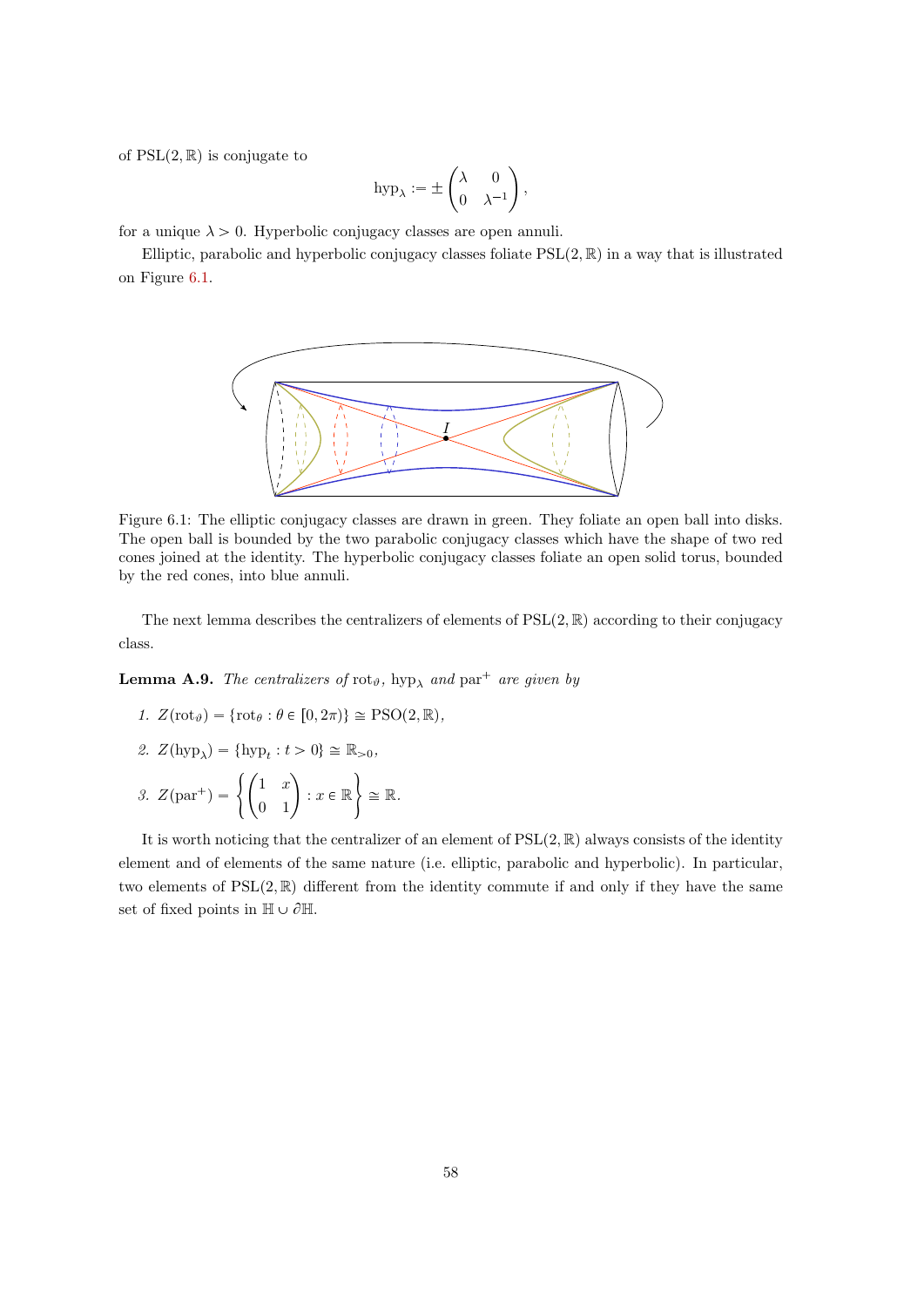of $\mathrm{PSL}(2, \mathbb{R})$ is conjugate to

$$\mathrm{hyp}_\lambda := \pm \begin{pmatrix} \lambda & 0 \\ 0 & \lambda^{-1} \end{pmatrix},$$

for a unique $\lambda > 0$. Hyperbolic conjugacy classes are open annuli.

Elliptic, parabolic and hyperbolic conjugacy classes foliate $\mathrm{PSL}(2, \mathbb{R})$ in a way that is illustrated on Figure 6.1.

$I$

Figure 6.1: The elliptic conjugacy classes are drawn in green. They foliate an open ball into disks. The open ball is bounded by the two parabolic conjugacy classes which have the shape of two red cones joined at the identity. The hyperbolic conjugacy classes foliate an open solid torus, bounded by the red cones, into blue annuli.

The next lemma describes the centralizers of elements of $\mathrm{PSL}(2, \mathbb{R})$ according to their conjugacy class.

**Lemma A.9.** *The centralizers of* $\mathrm{rot}_\vartheta$*,* $\mathrm{hyp}_\lambda$ *and* $\mathrm{par}^+$ *are given by*

1. $Z(\mathrm{rot}_\vartheta) = \{\mathrm{rot}_\theta : \theta \in [0, 2\pi)\} \cong \mathrm{PSO}(2, \mathbb{R})$,
2. $Z(\mathrm{hyp}_\lambda) = \{\mathrm{hyp}_t : t > 0\} \cong \mathbb{R}_{>0}$,
3. $Z(\mathrm{par}^+) = \left\{ \begin{pmatrix} 1 & x \\ 0 & 1 \end{pmatrix} : x \in \mathbb{R} \right\} \cong \mathbb{R}$.

It is worth noticing that the centralizer of an element of $\mathrm{PSL}(2, \mathbb{R})$ always consists of the identity element and of elements of the same nature (i.e. elliptic, parabolic and hyperbolic). In particular, two elements of $\mathrm{PSL}(2, \mathbb{R})$ different from the identity commute if and only if they have the same set of fixed points in $\mathbb{H} \cup \partial\mathbb{H}$.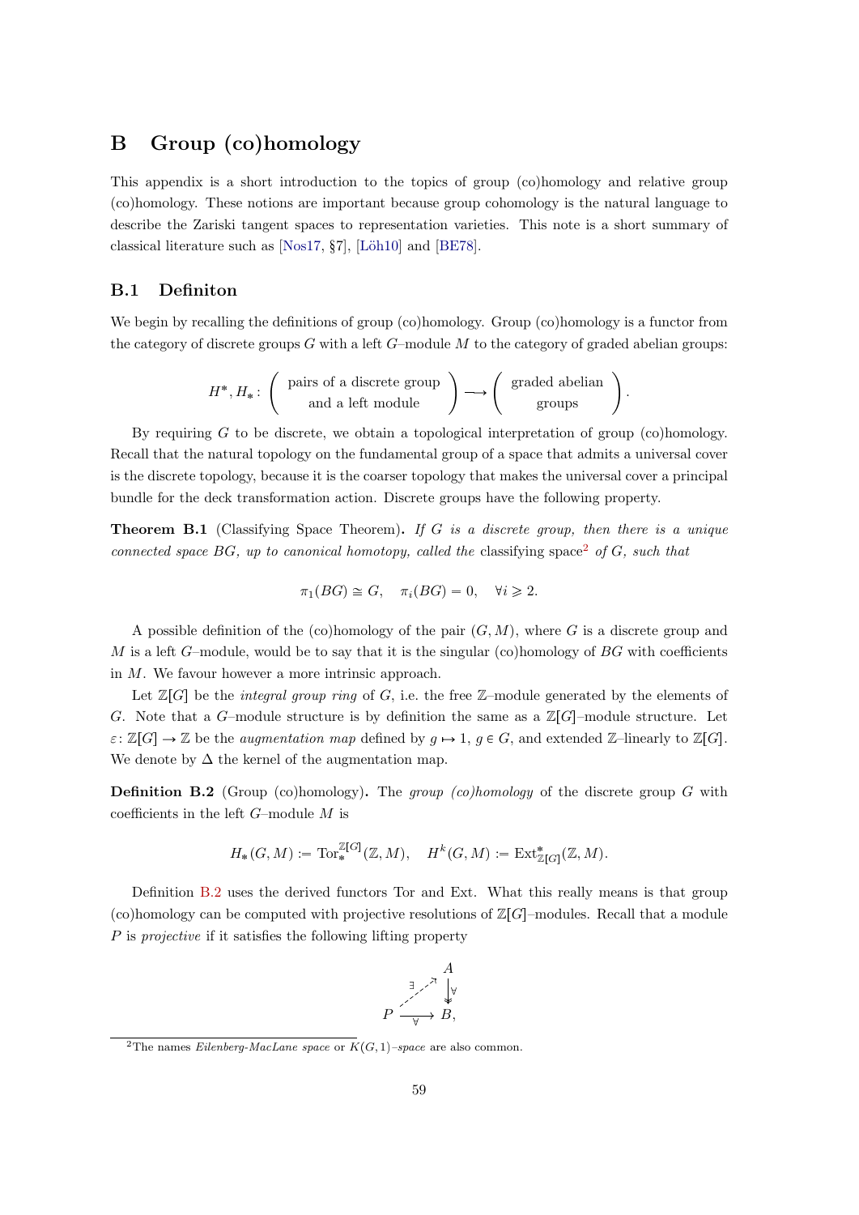# B Group (co)homology

This appendix is a short introduction to the topics of group (co)homology and relative group (co)homology. These notions are important because group cohomology is the natural language to describe the Zariski tangent spaces to representation varieties. This note is a short summary of classical literature such as [Nos17, §7], [Löh10] and [BE78].

## B.1 Definiton

We begin by recalling the definitions of group (co)homology. Group (co)homology is a functor from the category of discrete groups $G$ with a left $G$–module $M$ to the category of graded abelian groups:

$$H^*, H_* \colon \left( \begin{array}{c} \text{pairs of a discrete group} \\ \text{and a left module} \end{array} \right) \longrightarrow \left( \begin{array}{c} \text{graded abelian} \\ \text{groups} \end{array} \right).$$

By requiring $G$ to be discrete, we obtain a topological interpretation of group (co)homology. Recall that the natural topology on the fundamental group of a space that admits a universal cover is the discrete topology, because it is the coarser topology that makes the universal cover a principal bundle for the deck transformation action. Discrete groups have the following property.

**Theorem B.1** (Classifying Space Theorem)**.** *If $G$ is a discrete group, then there is a unique connected space $BG$, up to canonical homotopy, called the* classifying space[2] *of $G$, such that*

$$\pi_1(BG) \cong G, \quad \pi_i(BG) = 0, \quad \forall i \geqslant 2.$$

A possible definition of the (co)homology of the pair $(G, M)$, where $G$ is a discrete group and $M$ is a left $G$–module, would be to say that it is the singular (co)homology of $BG$ with coefficients in $M$. We favour however a more intrinsic approach.

Let $\mathbb{Z}[G]$ be the *integral group ring* of $G$, i.e. the free $\mathbb{Z}$–module generated by the elements of $G$. Note that a $G$–module structure is by definition the same as a $\mathbb{Z}[G]$–module structure. Let $\varepsilon \colon \mathbb{Z}[G] \to \mathbb{Z}$ be the *augmentation map* defined by $g \mapsto 1$, $g \in G$, and extended $\mathbb{Z}$–linearly to $\mathbb{Z}[G]$. We denote by $\Delta$ the kernel of the augmentation map.

**Definition B.2** (Group (co)homology)**.** The *group (co)homology* of the discrete group $G$ with coefficients in the left $G$–module $M$ is

$$H_*(G, M) := \mathrm{Tor}_*^{\mathbb{Z}[G]}(\mathbb{Z}, M), \quad H^k(G, M) := \mathrm{Ext}^*_{\mathbb{Z}[G]}(\mathbb{Z}, M).$$

Definition B.2 uses the derived functors Tor and Ext. What this really means is that group (co)homology can be computed with projective resolutions of $\mathbb{Z}[G]$–modules. Recall that a module $P$ is *projective* if it satisfies the following lifting property

$$\begin{array}{ccc} & & A \\ & \overset{\exists}{\nearrow} & \downarrow \forall \\ P & \xrightarrow[\forall]{} & B, \end{array}$$

[2] The names *Eilenberg-MacLane space* or $K(G,1)$*–space* are also common.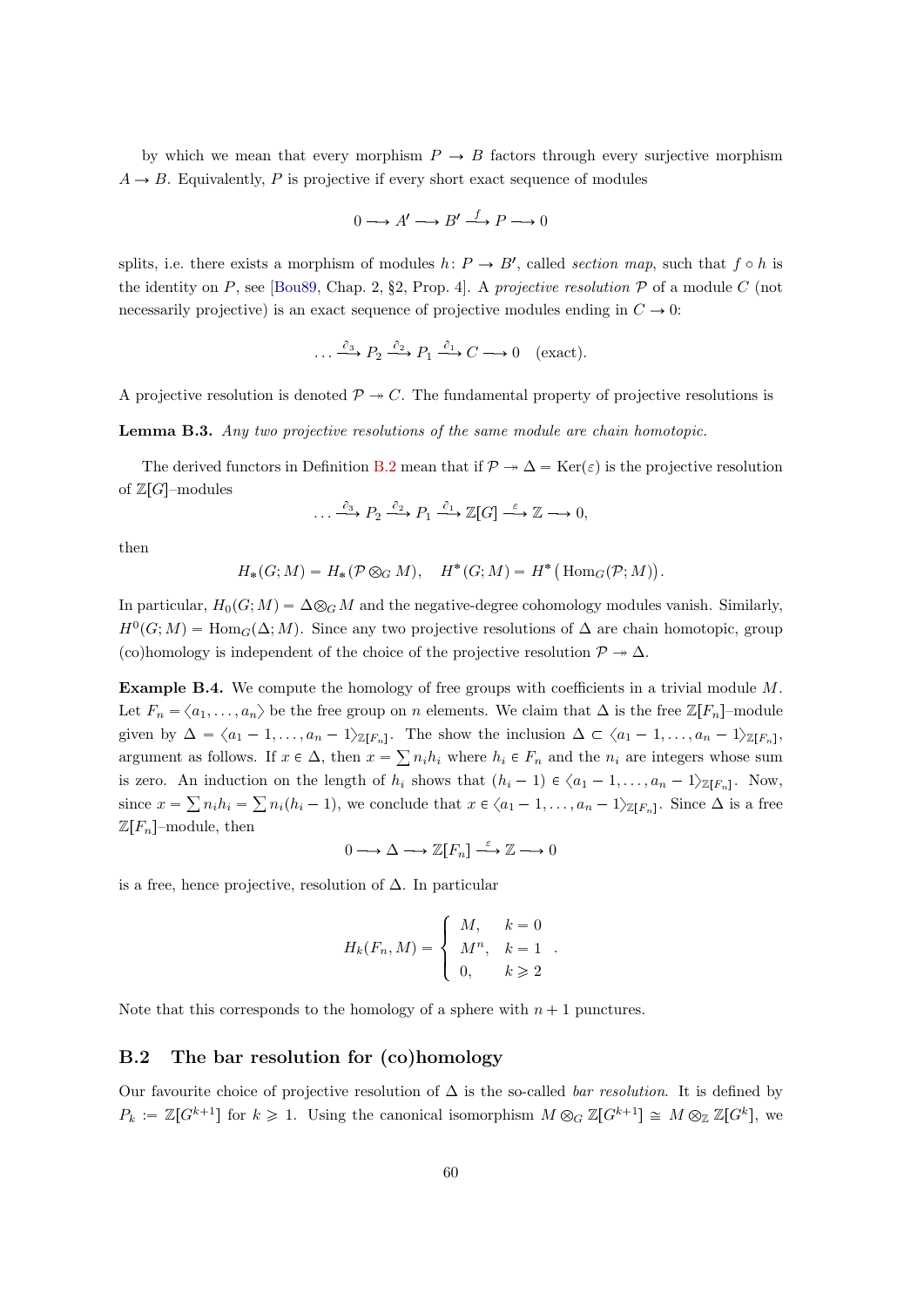by which we mean that every morphism $P \to B$ factors through every surjective morphism $A \to B$. Equivalently, $P$ is projective if every short exact sequence of modules

$$0 \longrightarrow A' \longrightarrow B' \xrightarrow{f} P \longrightarrow 0$$

splits, i.e. there exists a morphism of modules $h\colon P \to B'$, called *section map*, such that $f \circ h$ is the identity on $P$, see [Bou89, Chap. 2, §2, Prop. 4]. A *projective resolution* $\mathcal{P}$ of a module $C$ (not necessarily projective) is an exact sequence of projective modules ending in $C \to 0$:

$$\ldots \xrightarrow{\partial_3} P_2 \xrightarrow{\partial_2} P_1 \xrightarrow{\partial_1} C \longrightarrow 0 \quad \text{(exact)}.$$

A projective resolution is denoted $\mathcal{P} \twoheadrightarrow C$. The fundamental property of projective resolutions is

**Lemma B.3.** *Any two projective resolutions of the same module are chain homotopic.*

The derived functors in Definition B.2 mean that if $\mathcal{P} \twoheadrightarrow \Delta = \operatorname{Ker}(\varepsilon)$ is the projective resolution of $\mathbb{Z}[G]$–modules

$$\ldots \xrightarrow{\partial_3} P_2 \xrightarrow{\partial_2} P_1 \xrightarrow{\partial_1} \mathbb{Z}[G] \xrightarrow{\varepsilon} \mathbb{Z} \longrightarrow 0,$$

then

$$H_*(G; M) = H_*(\mathcal{P} \otimes_G M), \quad H^*(G; M) = H^*\big(\operatorname{Hom}_G(\mathcal{P}; M)\big).$$

In particular, $H_0(G; M) = \Delta \otimes_G M$ and the negative-degree cohomology modules vanish. Similarly, $H^0(G; M) = \operatorname{Hom}_G(\Delta; M)$. Since any two projective resolutions of $\Delta$ are chain homotopic, group (co)homology is independent of the choice of the projective resolution $\mathcal{P} \twoheadrightarrow \Delta$.

**Example B.4.** We compute the homology of free groups with coefficients in a trivial module $M$. Let $F_n = \langle a_1, \ldots, a_n \rangle$ be the free group on $n$ elements. We claim that $\Delta$ is the free $\mathbb{Z}[F_n]$–module given by $\Delta = \langle a_1 - 1, \ldots, a_n - 1 \rangle_{\mathbb{Z}[F_n]}$. The show the inclusion $\Delta \subset \langle a_1 - 1, \ldots, a_n - 1 \rangle_{\mathbb{Z}[F_n]}$, argument as follows. If $x \in \Delta$, then $x = \sum n_i h_i$ where $h_i \in F_n$ and the $n_i$ are integers whose sum is zero. An induction on the length of $h_i$ shows that $(h_i - 1) \in \langle a_1 - 1, \ldots, a_n - 1 \rangle_{\mathbb{Z}[F_n]}$. Now, since $x = \sum n_i h_i = \sum n_i (h_i - 1)$, we conclude that $x \in \langle a_1 - 1, \ldots, a_n - 1 \rangle_{\mathbb{Z}[F_n]}$. Since $\Delta$ is a free $\mathbb{Z}[F_n]$–module, then

$$0 \longrightarrow \Delta \longrightarrow \mathbb{Z}[F_n] \xrightarrow{\varepsilon} \mathbb{Z} \longrightarrow 0$$

is a free, hence projective, resolution of $\Delta$. In particular

$$H_k(F_n, M) = \begin{cases} M, & k = 0 \\ M^n, & k = 1 \\ 0, & k \geqslant 2 \end{cases}.$$

Note that this corresponds to the homology of a sphere with $n + 1$ punctures.

## B.2 The bar resolution for (co)homology

Our favourite choice of projective resolution of $\Delta$ is the so-called *bar resolution*. It is defined by $P_k := \mathbb{Z}[G^{k+1}]$ for $k \geqslant 1$. Using the canonical isomorphism $M \otimes_G \mathbb{Z}[G^{k+1}] \cong M \otimes_{\mathbb{Z}} \mathbb{Z}[G^k]$, we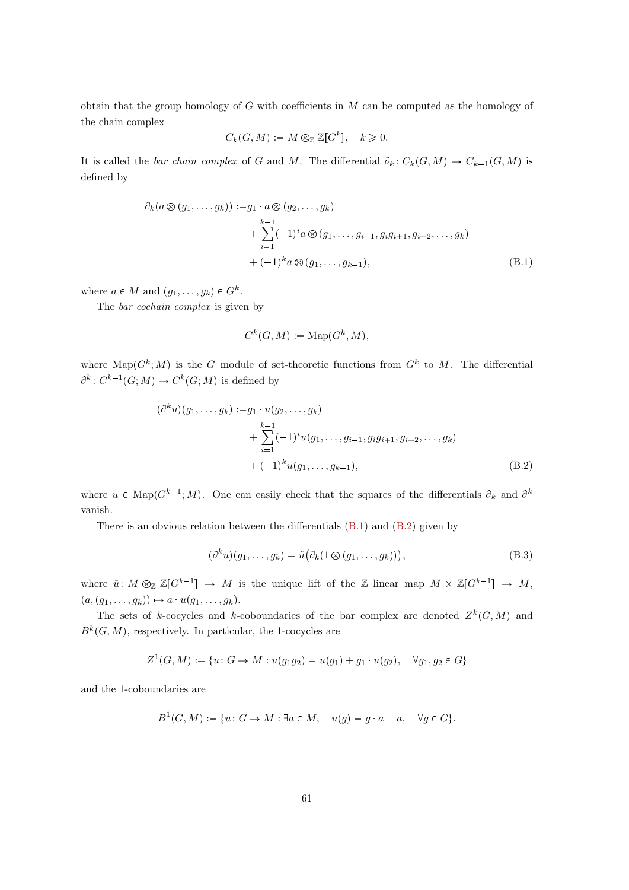obtain that the group homology of $G$ with coefficients in $M$ can be computed as the homology of the chain complex

$$C_k(G, M) := M \otimes_{\mathbb{Z}} \mathbb{Z}[G^k], \quad k \geqslant 0.$$

It is called the *bar chain complex* of $G$ and $M$. The differential $\partial_k \colon C_k(G, M) \to C_{k-1}(G, M)$ is defined by

$$\begin{aligned}
\partial_k(a \otimes (g_1, \dots, g_k)) :=& g_1 \cdot a \otimes (g_2, \dots, g_k) \\
&+ \sum_{i=1}^{k-1} (-1)^i a \otimes (g_1, \dots, g_{i-1}, g_i g_{i+1}, g_{i+2}, \dots, g_k) \\
&+ (-1)^k a \otimes (g_1, \dots, g_{k-1}),
\end{aligned} \tag{B.1}$$

where $a \in M$ and $(g_1, \dots, g_k) \in G^k$.

The *bar cochain complex* is given by

$$C^k(G, M) := \mathrm{Map}(G^k, M),$$

where $\mathrm{Map}(G^k; M)$ is the $G$–module of set-theoretic functions from $G^k$ to $M$. The differential $\partial^k \colon C^{k-1}(G; M) \to C^k(G; M)$ is defined by

$$\begin{aligned}
(\partial^k u)(g_1, \dots, g_k) :=& g_1 \cdot u(g_2, \dots, g_k) \\
&+ \sum_{i=1}^{k-1} (-1)^i u(g_1, \dots, g_{i-1}, g_i g_{i+1}, g_{i+2}, \dots, g_k) \\
&+ (-1)^k u(g_1, \dots, g_{k-1}),
\end{aligned} \tag{B.2}$$

where $u \in \mathrm{Map}(G^{k-1}; M)$. One can easily check that the squares of the differentials $\partial_k$ and $\partial^k$ vanish.

There is an obvious relation between the differentials (B.1) and (B.2) given by

$$(\partial^k u)(g_1, \dots, g_k) = \tilde{u}\big(\partial_k(1 \otimes (g_1, \dots, g_k))\big), \tag{B.3}$$

where $\tilde{u} \colon M \otimes_{\mathbb{Z}} \mathbb{Z}[G^{k-1}] \to M$ is the unique lift of the $\mathbb{Z}$–linear map $M \times \mathbb{Z}[G^{k-1}] \to M$, $(a, (g_1, \dots, g_k)) \mapsto a \cdot u(g_1, \dots, g_k)$.

The sets of $k$-cocycles and $k$-coboundaries of the bar complex are denoted $Z^k(G, M)$ and $B^k(G, M)$, respectively. In particular, the 1-cocycles are

$$Z^1(G, M) := \{u \colon G \to M : u(g_1 g_2) = u(g_1) + g_1 \cdot u(g_2), \quad \forall g_1, g_2 \in G\}$$

and the 1-coboundaries are

$$B^1(G, M) := \{u \colon G \to M : \exists a \in M, \quad u(g) = g \cdot a - a, \quad \forall g \in G\}.$$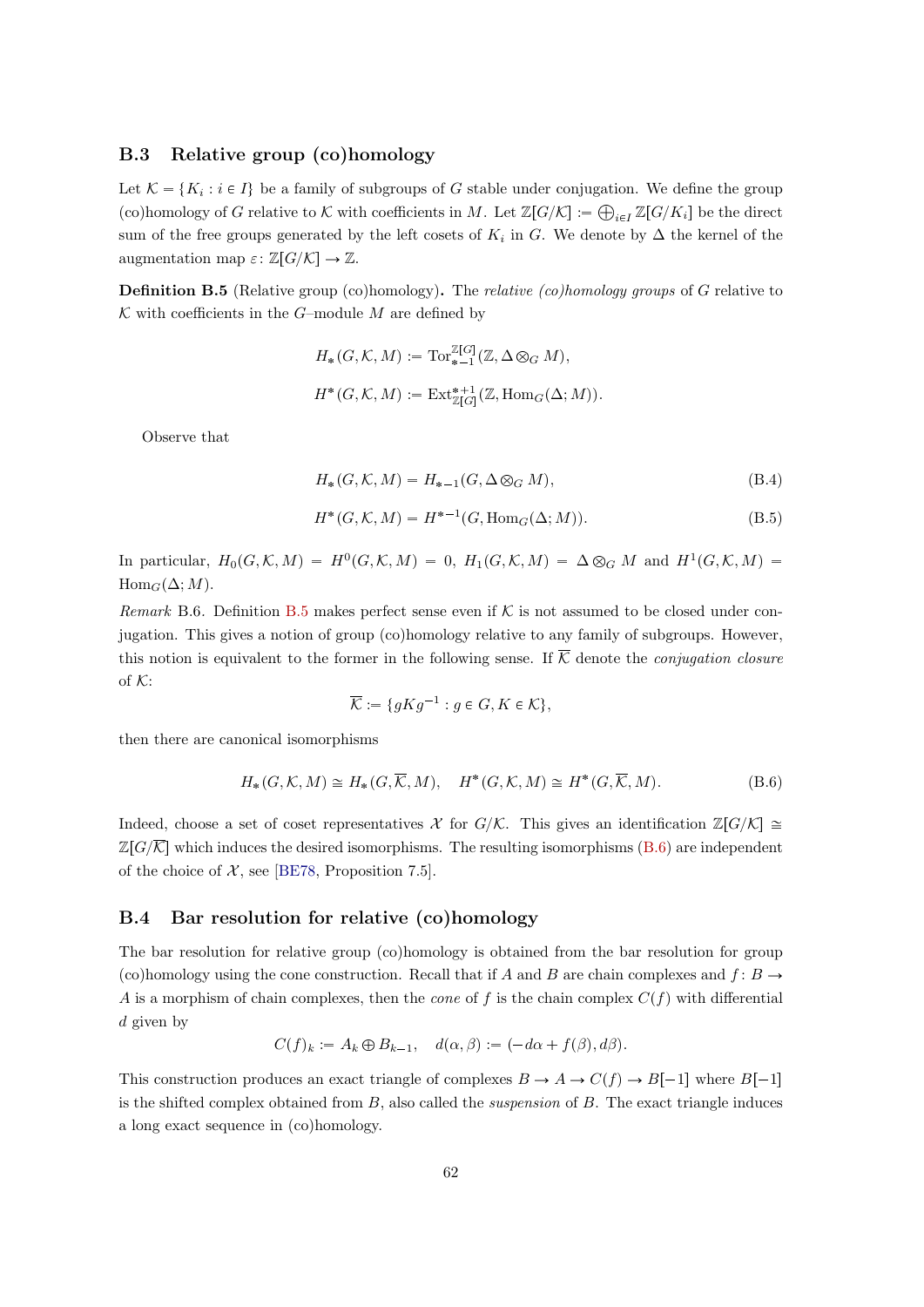## B.3 Relative group (co)homology

Let $\mathcal{K} = \{K_i : i \in I\}$ be a family of subgroups of $G$ stable under conjugation. We define the group (co)homology of $G$ relative to $\mathcal{K}$ with coefficients in $M$. Let $\mathbb{Z}[G/\mathcal{K}] := \bigoplus_{i \in I} \mathbb{Z}[G/K_i]$ be the direct sum of the free groups generated by the left cosets of $K_i$ in $G$. We denote by $\Delta$ the kernel of the augmentation map $\varepsilon \colon \mathbb{Z}[G/\mathcal{K}] \to \mathbb{Z}$.

**Definition B.5** (Relative group (co)homology)**.** The *relative (co)homology groups* of $G$ relative to $\mathcal{K}$ with coefficients in the $G$–module $M$ are defined by

$$H_*(G, \mathcal{K}, M) := \mathrm{Tor}_{*-1}^{\mathbb{Z}[G]}(\mathbb{Z}, \Delta \otimes_G M),$$

$$H^*(G, \mathcal{K}, M) := \mathrm{Ext}^{*+1}_{\mathbb{Z}[G]}(\mathbb{Z}, \mathrm{Hom}_G(\Delta; M)).$$

Observe that

$$H_*(G, \mathcal{K}, M) = H_{*-1}(G, \Delta \otimes_G M), \tag{B.4}$$

$$H^*(G, \mathcal{K}, M) = H^{*-1}(G, \mathrm{Hom}_G(\Delta; M)). \tag{B.5}$$

In particular, $H_0(G, \mathcal{K}, M) = H^0(G, \mathcal{K}, M) = 0$, $H_1(G, \mathcal{K}, M) = \Delta \otimes_G M$ and $H^1(G, \mathcal{K}, M) = \mathrm{Hom}_G(\Delta; M)$.

*Remark* B.6. Definition B.5 makes perfect sense even if $\mathcal{K}$ is not assumed to be closed under conjugation. This gives a notion of group (co)homology relative to any family of subgroups. However, this notion is equivalent to the former in the following sense. If $\overline{\mathcal{K}}$ denote the *conjugation closure* of $\mathcal{K}$:

$$\overline{\mathcal{K}} := \{gKg^{-1} : g \in G, K \in \mathcal{K}\},$$

then there are canonical isomorphisms

$$H_*(G, \mathcal{K}, M) \cong H_*(G, \overline{\mathcal{K}}, M), \quad H^*(G, \mathcal{K}, M) \cong H^*(G, \overline{\mathcal{K}}, M). \tag{B.6}$$

Indeed, choose a set of coset representatives $\mathcal{X}$ for $G/\mathcal{K}$. This gives an identification $\mathbb{Z}[G/\mathcal{K}] \cong \mathbb{Z}[G/\overline{\mathcal{K}}]$ which induces the desired isomorphisms. The resulting isomorphisms (B.6) are independent of the choice of $\mathcal{X}$, see [BE78, Proposition 7.5].

## B.4 Bar resolution for relative (co)homology

The bar resolution for relative group (co)homology is obtained from the bar resolution for group (co)homology using the cone construction. Recall that if $A$ and $B$ are chain complexes and $f \colon B \to A$ is a morphism of chain complexes, then the *cone* of $f$ is the chain complex $C(f)$ with differential $d$ given by

$$C(f)_k := A_k \oplus B_{k-1}, \quad d(\alpha, \beta) := (-d\alpha + f(\beta), d\beta).$$

This construction produces an exact triangle of complexes $B \to A \to C(f) \to B[-1]$ where $B[-1]$ is the shifted complex obtained from $B$, also called the *suspension* of $B$. The exact triangle induces a long exact sequence in (co)homology.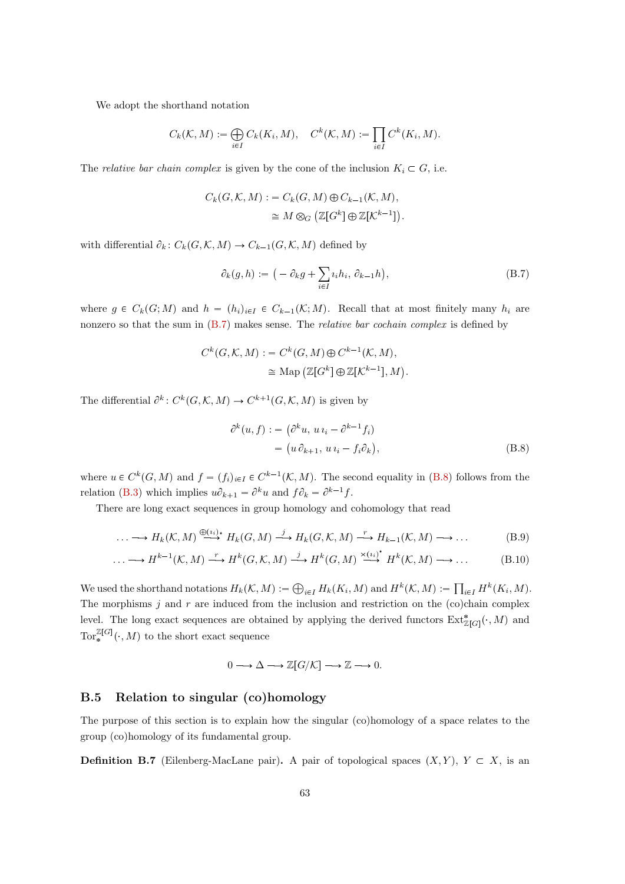We adopt the shorthand notation

$$C_k(\mathcal{K}, M) := \bigoplus_{i\in I} C_k(K_i, M), \quad C^k(\mathcal{K}, M) := \prod_{i\in I} C^k(K_i, M).$$

The *relative bar chain complex* is given by the cone of the inclusion $K_i \subset G$, i.e.

$$\begin{aligned} C_k(G, \mathcal{K}, M) &:= C_k(G, M) \oplus C_{k-1}(\mathcal{K}, M), \\ &\cong M \otimes_G \big(\mathbb{Z}[G^k] \oplus \mathbb{Z}[\mathcal{K}^{k-1}]\big). \end{aligned}$$

with differential $\partial_k \colon C_k(G, \mathcal{K}, M) \to C_{k-1}(G, \mathcal{K}, M)$ defined by

$$\partial_k(g, h) := \big( -\partial_k g + \sum_{i\in I} \imath_i h_i,\ \partial_{k-1} h \big), \tag{B.7}$$

where $g \in C_k(G; M)$ and $h = (h_i)_{i\in I} \in C_{k-1}(\mathcal{K}; M)$. Recall that at most finitely many $h_i$ are nonzero so that the sum in (B.7) makes sense. The *relative bar cochain complex* is defined by

$$\begin{aligned} C^k(G, \mathcal{K}, M) &:= C^k(G, M) \oplus C^{k-1}(\mathcal{K}, M), \\ &\cong \mathrm{Map}\big(\mathbb{Z}[G^k] \oplus \mathbb{Z}[\mathcal{K}^{k-1}], M\big). \end{aligned}$$

The differential $\partial^k \colon C^k(G, \mathcal{K}, M) \to C^{k+1}(G, \mathcal{K}, M)$ is given by

$$\begin{aligned} \partial^k(u, f) &:= \big(\partial^k u,\ u\,\imath_i - \partial^{k-1} f_i\big) \\ &= \big(u\,\partial_{k+1},\ u\,\imath_i - f_i \partial_k\big), \end{aligned} \tag{B.8}$$

where $u \in C^k(G, M)$ and $f = (f_i)_{i\in I} \in C^{k-1}(\mathcal{K}, M)$. The second equality in (B.8) follows from the relation (B.3) which implies $u\partial_{k+1} = \partial^k u$ and $f\partial_k = \partial^{k-1} f$.

There are long exact sequences in group homology and cohomology that read

$$\ldots \longrightarrow H_k(\mathcal{K}, M) \xrightarrow{\oplus(\imath_i)_\star} H_k(G, M) \xrightarrow{\ j\ } H_k(G, \mathcal{K}, M) \xrightarrow{\ r\ } H_{k-1}(\mathcal{K}, M) \longrightarrow \ldots \tag{B.9}$$

$$\ldots \longrightarrow H^{k-1}(\mathcal{K}, M) \xrightarrow{\ r\ } H^k(G, \mathcal{K}, M) \xrightarrow{\ j\ } H^k(G, M) \xrightarrow{\times(\imath_i)^\star} H^k(\mathcal{K}, M) \longrightarrow \ldots \tag{B.10}$$

We used the shorthand notations $H_k(\mathcal{K}, M) := \bigoplus_{i\in I} H_k(K_i, M)$ and $H^k(\mathcal{K}, M) := \prod_{i\in I} H^k(K_i, M)$. The morphisms $j$ and $r$ are induced from the inclusion and restriction on the (co)chain complex level. The long exact sequences are obtained by applying the derived functors $\mathrm{Ext}^*_{\mathbb{Z}[G]}(\cdot, M)$ and $\mathrm{Tor}^{\mathbb{Z}[G]}_*(\cdot, M)$ to the short exact sequence

$$0 \longrightarrow \Delta \longrightarrow \mathbb{Z}[G/\mathcal{K}] \longrightarrow \mathbb{Z} \longrightarrow 0.$$

## B.5 Relation to singular (co)homology

The purpose of this section is to explain how the singular (co)homology of a space relates to the group (co)homology of its fundamental group.

**Definition B.7** (Eilenberg-MacLane pair)**.** A pair of topological spaces $(X, Y)$, $Y \subset X$, is an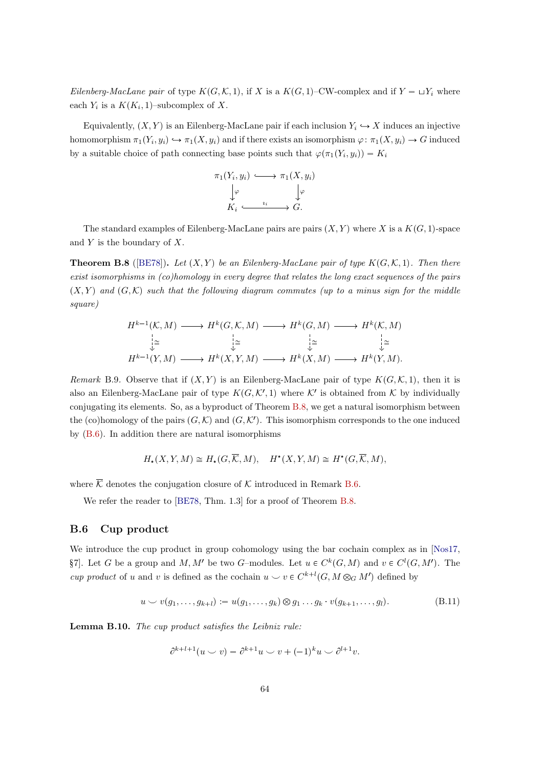*Eilenberg-MacLane pair* of type $K(G, \mathcal{K}, 1)$, if $X$ is a $K(G,1)$–CW-complex and if $Y = \sqcup Y_i$ where each $Y_i$ is a $K(K_i, 1)$–subcomplex of $X$.

Equivalently, $(X, Y)$ is an Eilenberg-MacLane pair if each inclusion $Y_i \hookrightarrow X$ induces an injective homomorphism $\pi_1(Y_i, y_i) \hookrightarrow \pi_1(X, y_i)$ and if there exists an isomorphism $\varphi\colon \pi_1(X, y_i) \to G$ induced by a suitable choice of path connecting base points such that $\varphi(\pi_1(Y_i, y_i)) = K_i$

$$
\begin{array}{ccc}
\pi_1(Y_i, y_i) & \hookrightarrow & \pi_1(X, y_i) \\
\downarrow \varphi & & \downarrow \varphi \\
K_i & \xrightarrow{\iota_i} & G.
\end{array}
$$

The standard examples of Eilenberg-MacLane pairs are pairs $(X, Y)$ where $X$ is a $K(G,1)$-space and $Y$ is the boundary of $X$.

**Theorem B.8** ([BE78]). *Let $(X, Y)$ be an Eilenberg-MacLane pair of type $K(G, \mathcal{K}, 1)$. Then there exist isomorphisms in (co)homology in every degree that relates the long exact sequences of the pairs $(X, Y)$ and $(G, \mathcal{K})$ such that the following diagram commutes (up to a minus sign for the middle square)*

$$
\begin{array}{ccccccc}
H^{k-1}(\mathcal{K}, M) & \longrightarrow & H^k(G, \mathcal{K}, M) & \longrightarrow & H^k(G, M) & \longrightarrow & H^k(\mathcal{K}, M) \\
\downarrow \cong & & \downarrow \cong & & \downarrow \cong & & \downarrow \cong \\
H^{k-1}(Y, M) & \longrightarrow & H^k(X, Y, M) & \longrightarrow & H^k(X, M) & \longrightarrow & H^k(Y, M).
\end{array}
$$

*Remark* B.9. Observe that if $(X, Y)$ is an Eilenberg-MacLane pair of type $K(G, \mathcal{K}, 1)$, then it is also an Eilenberg-MacLane pair of type $K(G, \mathcal{K}', 1)$ where $\mathcal{K}'$ is obtained from $\mathcal{K}$ by individually conjugating its elements. So, as a byproduct of Theorem B.8, we get a natural isomorphism between the (co)homology of the pairs $(G, \mathcal{K})$ and $(G, \mathcal{K}')$. This isomorphism corresponds to the one induced by (B.6). In addition there are natural isomorphisms

$$
H_\star(X, Y, M) \cong H_\star(G, \overline{\mathcal{K}}, M), \quad H^\star(X, Y, M) \cong H^\star(G, \overline{\mathcal{K}}, M),
$$

where $\overline{\mathcal{K}}$ denotes the conjugation closure of $\mathcal{K}$ introduced in Remark B.6.

We refer the reader to [BE78, Thm. 1.3] for a proof of Theorem B.8.

## B.6 Cup product

We introduce the cup product in group cohomology using the bar cochain complex as in [Nos17, §7]. Let $G$ be a group and $M, M'$ be two $G$–modules. Let $u \in C^k(G, M)$ and $v \in C^l(G, M')$. The *cup product* of $u$ and $v$ is defined as the cochain $u \smile v \in C^{k+l}(G, M \otimes_G M')$ defined by

$$
u \smile v(g_1, \dots, g_{k+l}) := u(g_1, \dots, g_k) \otimes g_1 \dots g_k \cdot v(g_{k+1}, \dots, g_l). \tag{B.11}
$$

**Lemma B.10.** *The cup product satisfies the Leibniz rule:*

$$
\partial^{k+l+1}(u \smile v) = \partial^{k+1} u \smile v + (-1)^k u \smile \partial^{l+1} v.
$$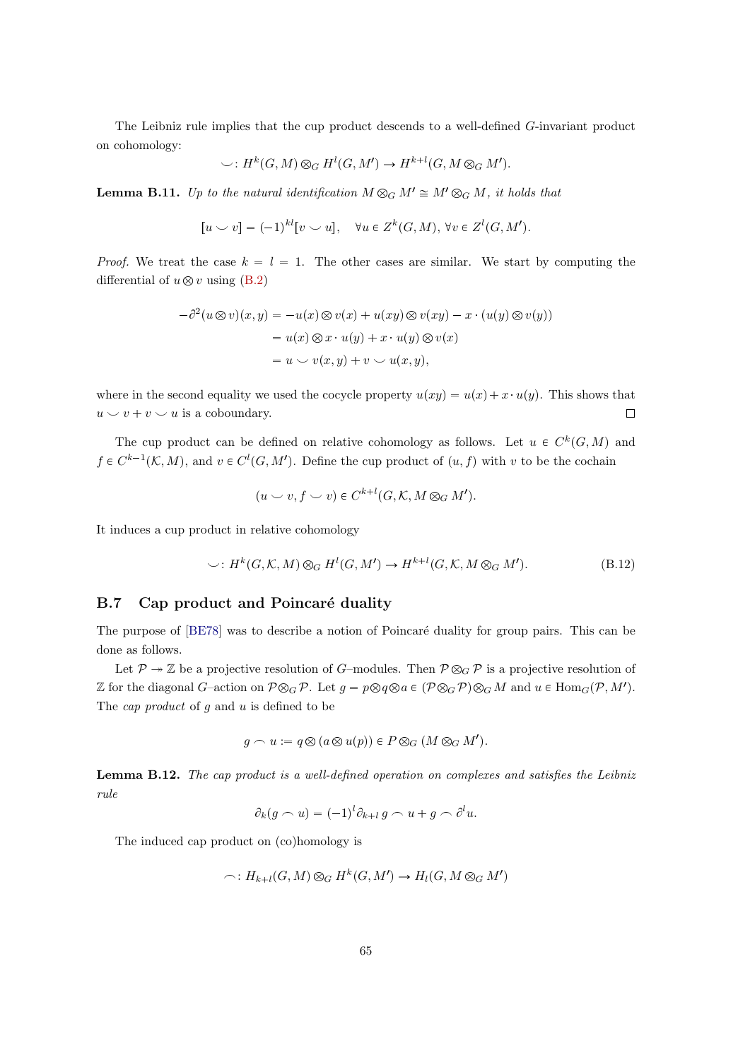The Leibniz rule implies that the cup product descends to a well-defined $G$-invariant product on cohomology:

$$\smile : H^k(G, M) \otimes_G H^l(G, M') \to H^{k+l}(G, M \otimes_G M').$$

**Lemma B.11.** *Up to the natural identification $M \otimes_G M' \cong M' \otimes_G M$, it holds that*

$$[u \smile v] = (-1)^{kl}[v \smile u], \quad \forall u \in Z^k(G, M), \forall v \in Z^l(G, M').$$

*Proof.* We treat the case $k = l = 1$. The other cases are similar. We start by computing the differential of $u \otimes v$ using (B.2)

$$\begin{aligned}
-\partial^2(u \otimes v)(x, y) &= -u(x) \otimes v(x) + u(xy) \otimes v(xy) - x \cdot (u(y) \otimes v(y)) \\
&= u(x) \otimes x \cdot u(y) + x \cdot u(y) \otimes v(x) \\
&= u \smile v(x, y) + v \smile u(x, y),
\end{aligned}$$

where in the second equality we used the cocycle property $u(xy) = u(x) + x \cdot u(y)$. This shows that $u \smile v + v \smile u$ is a coboundary. □

The cup product can be defined on relative cohomology as follows. Let $u \in C^k(G, M)$ and $f \in C^{k-1}(\mathcal{K}, M)$, and $v \in C^l(G, M')$. Define the cup product of $(u, f)$ with $v$ to be the cochain

$$(u \smile v, f \smile v) \in C^{k+l}(G, \mathcal{K}, M \otimes_G M').$$

It induces a cup product in relative cohomology

$$\smile : H^k(G, \mathcal{K}, M) \otimes_G H^l(G, M') \to H^{k+l}(G, \mathcal{K}, M \otimes_G M'). \tag{B.12}$$

## B.7 Cap product and Poincaré duality

The purpose of [BE78] was to describe a notion of Poincaré duality for group pairs. This can be done as follows.

Let $\mathcal{P} \twoheadrightarrow \mathbb{Z}$ be a projective resolution of $G$–modules. Then $\mathcal{P} \otimes_G \mathcal{P}$ is a projective resolution of $\mathbb{Z}$ for the diagonal $G$–action on $\mathcal{P} \otimes_G \mathcal{P}$. Let $g = p \otimes q \otimes a \in (\mathcal{P} \otimes_G \mathcal{P}) \otimes_G M$ and $u \in \mathrm{Hom}_G(\mathcal{P}, M')$. The *cap product* of $g$ and $u$ is defined to be

$$g \frown u := q \otimes (a \otimes u(p)) \in P \otimes_G (M \otimes_G M').$$

**Lemma B.12.** *The cap product is a well-defined operation on complexes and satisfies the Leibniz rule*

$$\partial_k(g \frown u) = (-1)^l \partial_{k+l}\, g \frown u + g \frown \partial^l u.$$

The induced cap product on (co)homology is

$$\frown : H_{k+l}(G, M) \otimes_G H^k(G, M') \to H_l(G, M \otimes_G M')$$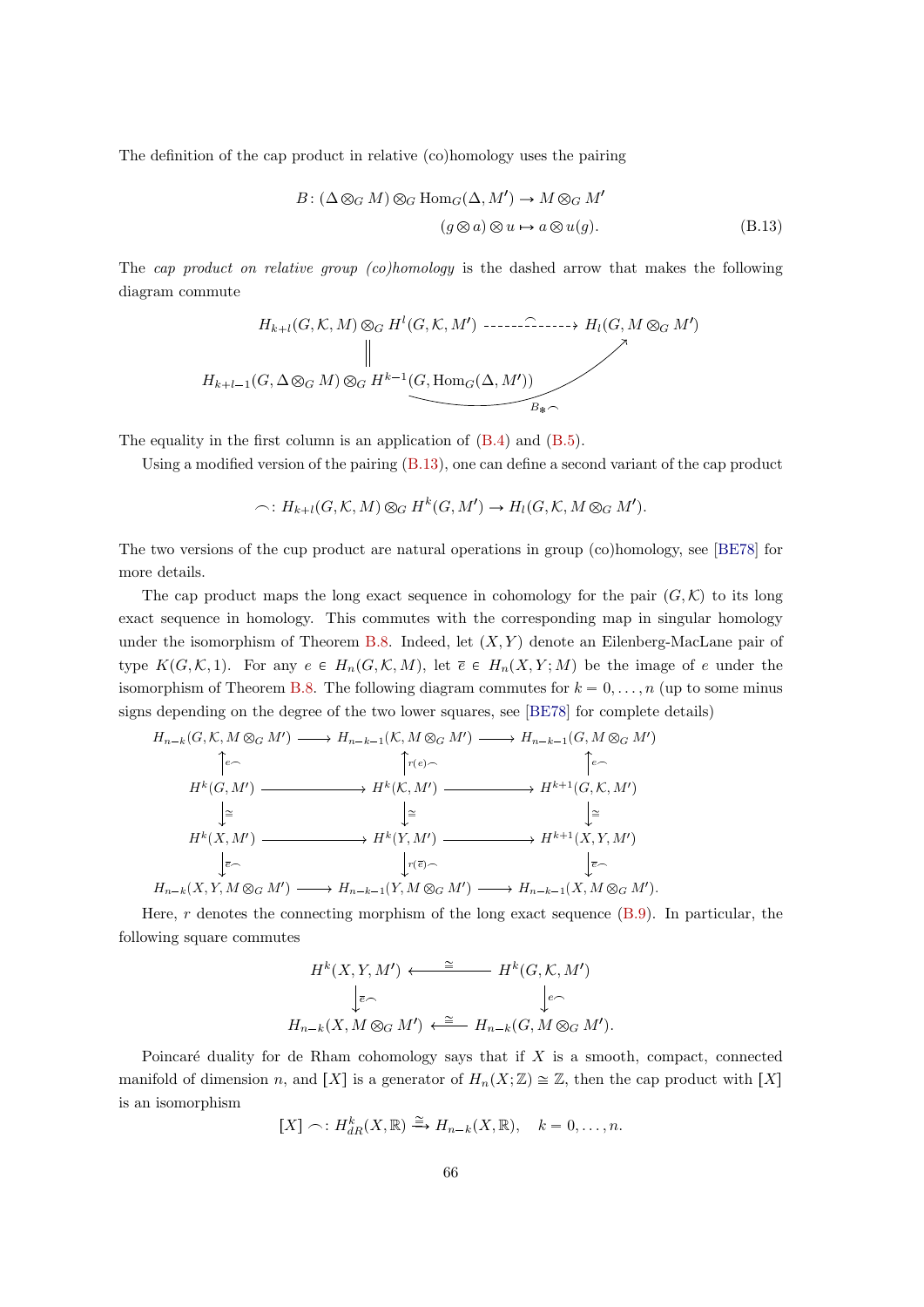The definition of the cap product in relative (co)homology uses the pairing

$$\begin{aligned} B\colon (\Delta \otimes_G M) \otimes_G \operatorname{Hom}_G(\Delta, M') &\to M \otimes_G M' \\ (g \otimes a) \otimes u &\mapsto a \otimes u(g). \end{aligned} \tag{B.13}$$

The *cap product on relative group (co)homology* is the dashed arrow that makes the following diagram commute

$$\begin{array}{ccc} H_{k+l}(G, \mathcal{K}, M) \otimes_G H^l(G, \mathcal{K}, M') & \overset{\frown}{\dashrightarrow} & H_l(G, M \otimes_G M') \\ \| & \nearrow_{B_* \frown} & \\ H_{k+l-1}(G, \Delta \otimes_G M) \otimes_G H^{k-1}(G, \operatorname{Hom}_G(\Delta, M')) & & \end{array}$$

The equality in the first column is an application of (B.4) and (B.5).

Using a modified version of the pairing (B.13), one can define a second variant of the cap product

$$\frown\colon H_{k+l}(G, \mathcal{K}, M) \otimes_G H^k(G, M') \to H_l(G, \mathcal{K}, M \otimes_G M').$$

The two versions of the cup product are natural operations in group (co)homology, see [BE78] for more details.

The cap product maps the long exact sequence in cohomology for the pair $(G, \mathcal{K})$ to its long exact sequence in homology. This commutes with the corresponding map in singular homology under the isomorphism of Theorem B.8. Indeed, let $(X, Y)$ denote an Eilenberg-MacLane pair of type $K(G, \mathcal{K}, 1)$. For any $e \in H_n(G, \mathcal{K}, M)$, let $\overline{e} \in H_n(X, Y; M)$ be the image of $e$ under the isomorphism of Theorem B.8. The following diagram commutes for $k = 0, \ldots, n$ (up to some minus signs depending on the degree of the two lower squares, see [BE78] for complete details)

$$\begin{array}{ccccc} H_{n-k}(G, \mathcal{K}, M \otimes_G M') & \longrightarrow & H_{n-k-1}(\mathcal{K}, M \otimes_G M') & \longrightarrow & H_{n-k-1}(G, M \otimes_G M') \\ \uparrow{\scriptstyle e\frown} & & \uparrow{\scriptstyle r(e)\frown} & & \uparrow{\scriptstyle e\frown} \\ H^k(G, M') & \longrightarrow & H^k(\mathcal{K}, M') & \longrightarrow & H^{k+1}(G, \mathcal{K}, M') \\ \downarrow{\scriptstyle \cong} & & \downarrow{\scriptstyle \cong} & & \downarrow{\scriptstyle \cong} \\ H^k(X, M') & \longrightarrow & H^k(Y, M') & \longrightarrow & H^{k+1}(X, Y, M') \\ \downarrow{\scriptstyle \overline{e}\frown} & & \downarrow{\scriptstyle r(\overline{e})\frown} & & \downarrow{\scriptstyle \overline{e}\frown} \\ H_{n-k}(X, Y, M \otimes_G M') & \longrightarrow & H_{n-k-1}(Y, M \otimes_G M') & \longrightarrow & H_{n-k-1}(X, M \otimes_G M'). \end{array}$$

Here, $r$ denotes the connecting morphism of the long exact sequence (B.9). In particular, the following square commutes

$$\begin{array}{ccc} H^k(X, Y, M') & \overset{\cong}{\longleftarrow} & H^k(G, \mathcal{K}, M') \\ \downarrow{\scriptstyle \overline{e}\frown} & & \downarrow{\scriptstyle e\frown} \\ H_{n-k}(X, M \otimes_G M') & \overset{\cong}{\longleftarrow} & H_{n-k}(G, M \otimes_G M'). \end{array}$$

Poincaré duality for de Rham cohomology says that if $X$ is a smooth, compact, connected manifold of dimension $n$, and $[X]$ is a generator of $H_n(X; \mathbb{Z}) \cong \mathbb{Z}$, then the cap product with $[X]$ is an isomorphism

$$[X] \frown\colon H^k_{dR}(X, \mathbb{R}) \xrightarrow{\cong} H_{n-k}(X, \mathbb{R}), \quad k = 0, \ldots, n.$$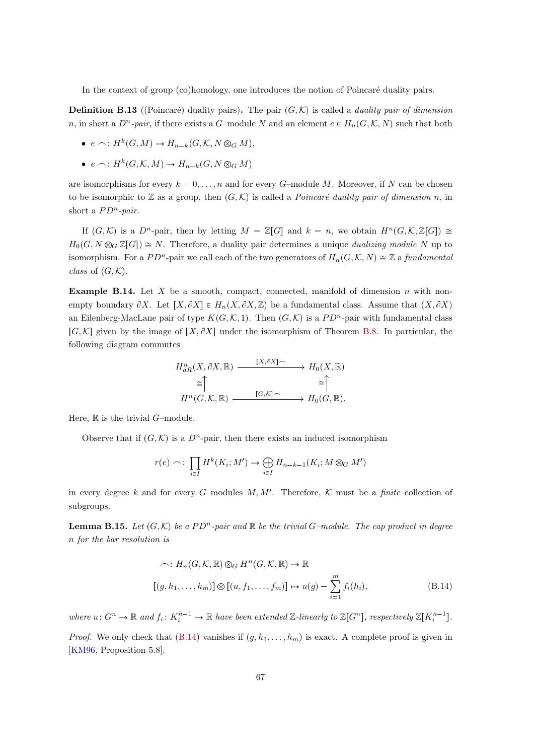In the context of group (co)homology, one introduces the notion of Poincaré duality pairs.

**Definition B.13** ((Poincaré) duality pairs)**.** The pair $(G, \mathcal{K})$ is called a *duality pair of dimension* $n$, in short a *$D^n$-pair*, if there exists a $G$–module $N$ and an element $e \in H_n(G, \mathcal{K}, N)$ such that both

- $e \frown : H^k(G, M) \to H_{n-k}(G, \mathcal{K}, N \otimes_G M)$,
- $e \frown : H^k(G, \mathcal{K}, M) \to H_{n-k}(G, N \otimes_G M)$

are isomorphisms for every $k = 0, \ldots, n$ and for every $G$–module $M$. Moreover, if $N$ can be chosen to be isomorphic to $\mathbb{Z}$ as a group, then $(G, \mathcal{K})$ is called a *Poincaré duality pair of dimension n*, in short a *$PD^n$-pair*.

If $(G, \mathcal{K})$ is a $D^n$-pair, then by letting $M = \mathbb{Z}[G]$ and $k = n$, we obtain $H^n(G, \mathcal{K}, \mathbb{Z}[G]) \cong H_0(G, N \otimes_G \mathbb{Z}[G]) \cong N$. Therefore, a duality pair determines a unique *dualizing module* $N$ up to isomorphism. For a $PD^n$-pair we call each of the two generators of $H_n(G, \mathcal{K}, N) \cong \mathbb{Z}$ a *fundamental class* of $(G, \mathcal{K})$.

**Example B.14.** Let $X$ be a smooth, compact, connected, manifold of dimension $n$ with non-empty boundary $\partial X$. Let $[X, \partial X] \in H_n(X, \partial X, \mathbb{Z})$ be a fundamental class. Assume that $(X, \partial X)$ an Eilenberg-MacLane pair of type $K(G, \mathcal{K}, 1)$. Then $(G, \mathcal{K})$ is a $PD^n$-pair with fundamental class $[G, \mathcal{K}]$ given by the image of $[X, \partial X]$ under the isomorphism of Theorem B.8. In particular, the following diagram commutes

$$\begin{array}{ccc} H^n_{dR}(X, \partial X, \mathbb{R}) & \xrightarrow{[X,\partial X]\frown} & H_0(X, \mathbb{R}) \\ \cong\uparrow & & \cong\uparrow \\ H^n(G, \mathcal{K}, \mathbb{R}) & \xrightarrow{[G,\mathcal{K}]\frown} & H_0(G, \mathbb{R}). \end{array}$$

Here, $\mathbb{R}$ is the trivial $G$–module.

Observe that if $(G, \mathcal{K})$ is a $D^n$-pair, then there exists an induced isomorphism

$$r(e) \frown : \prod_{i \in I} H^k(K_i; M') \to \bigoplus_{i \in I} H_{n-k-1}(K_i; M \otimes_G M')$$

in every degree $k$ and for every $G$–modules $M, M'$. Therefore, $\mathcal{K}$ must be a *finite* collection of subgroups.

**Lemma B.15.** *Let $(G, \mathcal{K})$ be a $PD^n$-pair and $\mathbb{R}$ be the trivial $G$–module. The cap product in degree $n$ for the bar resolution is*

$$\begin{aligned} \frown : H_n(G, \mathcal{K}, \mathbb{R}) \otimes_G H^n(G, \mathcal{K}, \mathbb{R}) &\to \mathbb{R} \\ [(g, h_1, \ldots, h_m)] \otimes [(u, f_1, \ldots, f_m)] &\mapsto u(g) - \sum_{i=1}^{m} f_i(h_i), \end{aligned} \tag{B.14}$$

*where $u : G^n \to \mathbb{R}$ and $f_i : K_i^{n-1} \to \mathbb{R}$ have been extended $\mathbb{Z}$-linearly to $\mathbb{Z}[G^n]$, respectively $\mathbb{Z}[K_i^{n-1}]$.*

*Proof.* We only check that (B.14) vanishes if $(g, h_1, \ldots, h_m)$ is exact. A complete proof is given in [KM96, Proposition 5.8].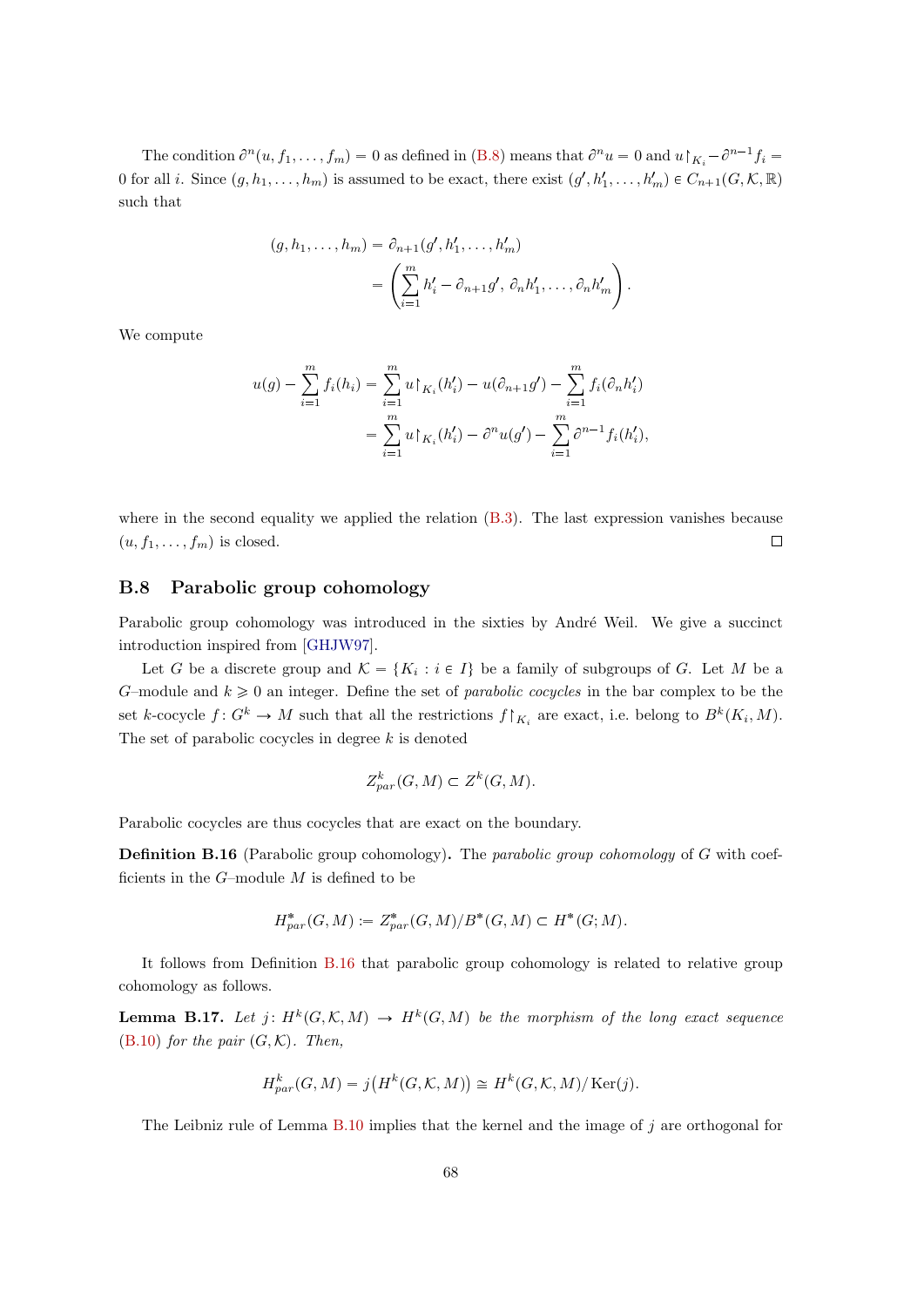The condition $\partial^n(u, f_1, \ldots, f_m) = 0$ as defined in (B.8) means that $\partial^n u = 0$ and $u\restriction_{K_i} - \partial^{n-1} f_i = 0$ for all $i$. Since $(g, h_1, \ldots, h_m)$ is assumed to be exact, there exist $(g', h'_1, \ldots, h'_m) \in C_{n+1}(G, \mathcal{K}, \mathbb{R})$ such that

$$
\begin{aligned}
(g, h_1, \ldots, h_m) &= \partial_{n+1}(g', h'_1, \ldots, h'_m) \\
&= \left( \sum_{i=1}^{m} h'_i - \partial_{n+1} g',\ \partial_n h'_1, \ldots, \partial_n h'_m \right).
\end{aligned}
$$

We compute

$$
\begin{aligned}
u(g) - \sum_{i=1}^{m} f_i(h_i) &= \sum_{i=1}^{m} u\restriction_{K_i}(h'_i) - u(\partial_{n+1} g') - \sum_{i=1}^{m} f_i(\partial_n h'_i) \\
&= \sum_{i=1}^{m} u\restriction_{K_i}(h'_i) - \partial^n u(g') - \sum_{i=1}^{m} \partial^{n-1} f_i(h'_i),
\end{aligned}
$$

where in the second equality we applied the relation (B.3). The last expression vanishes because $(u, f_1, \ldots, f_m)$ is closed. $\square$

### B.8 Parabolic group cohomology

Parabolic group cohomology was introduced in the sixties by André Weil. We give a succinct introduction inspired from [GHJW97].

Let $G$ be a discrete group and $\mathcal{K} = \{K_i : i \in I\}$ be a family of subgroups of $G$. Let $M$ be a $G$–module and $k \geqslant 0$ an integer. Define the set of *parabolic cocycles* in the bar complex to be the set $k$-cycle $f \colon G^k \to M$ such that all the restrictions $f\restriction_{K_i}$ are exact, i.e. belong to $B^k(K_i, M)$. The set of parabolic cocycles in degree $k$ is denoted

$$
Z^k_{par}(G, M) \subset Z^k(G, M).
$$

Parabolic cocycles are thus cocycles that are exact on the boundary.

**Definition B.16** (Parabolic group cohomology)**.** The *parabolic group cohomology* of $G$ with coefficients in the $G$–module $M$ is defined to be

$$
H^*_{par}(G, M) := Z^*_{par}(G, M)/B^*(G, M) \subset H^*(G; M).
$$

It follows from Definition B.16 that parabolic group cohomology is related to relative group cohomology as follows.

**Lemma B.17.** *Let $j \colon H^k(G, \mathcal{K}, M) \to H^k(G, M)$ be the morphism of the long exact sequence (B.10) for the pair $(G, \mathcal{K})$. Then,*

$$
H^k_{par}(G, M) = j\big(H^k(G, \mathcal{K}, M)\big) \cong H^k(G, \mathcal{K}, M)/\operatorname{Ker}(j).
$$

The Leibniz rule of Lemma B.10 implies that the kernel and the image of $j$ are orthogonal for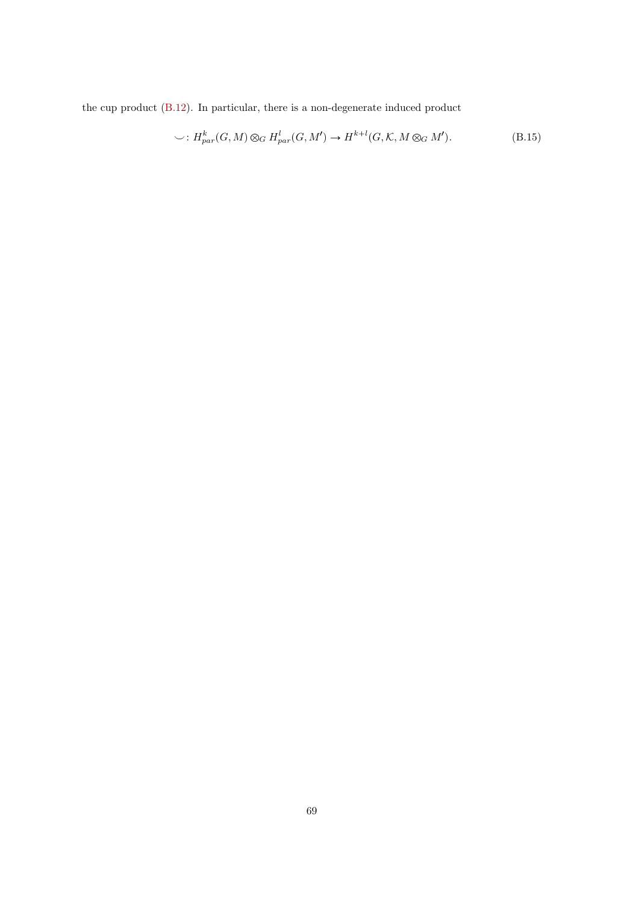the cup product (B.12). In particular, there is a non-degenerate induced product

$$\smile\colon H^k_{par}(G, M) \otimes_G H^l_{par}(G, M') \to H^{k+l}(G, \mathcal{K}, M \otimes_G M'). \tag{B.15}$$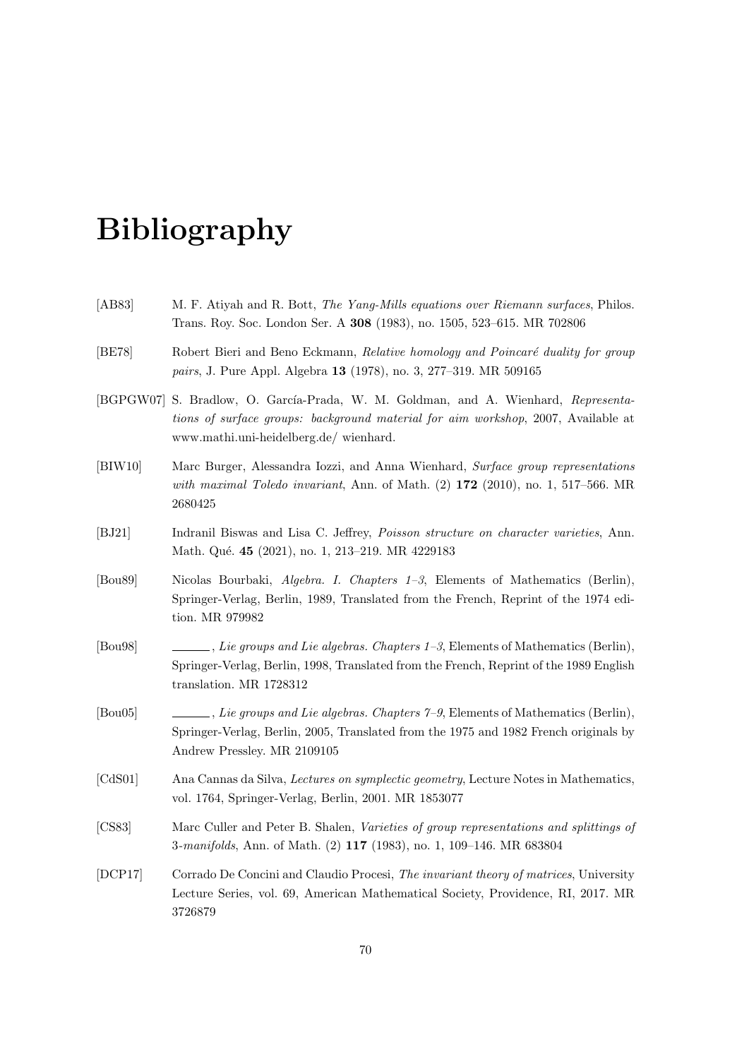# Bibliography

[AB83] M. F. Atiyah and R. Bott, *The Yang-Mills equations over Riemann surfaces*, Philos. Trans. Roy. Soc. London Ser. A **308** (1983), no. 1505, 523–615. MR 702806

[BE78] Robert Bieri and Beno Eckmann, *Relative homology and Poincaré duality for group pairs*, J. Pure Appl. Algebra **13** (1978), no. 3, 277–319. MR 509165

[BGPGW07] S. Bradlow, O. García-Prada, W. M. Goldman, and A. Wienhard, *Representations of surface groups: background material for aim workshop*, 2007, Available at www.mathi.uni-heidelberg.de/ wienhard.

[BIW10] Marc Burger, Alessandra Iozzi, and Anna Wienhard, *Surface group representations with maximal Toledo invariant*, Ann. of Math. (2) **172** (2010), no. 1, 517–566. MR 2680425

[BJ21] Indranil Biswas and Lisa C. Jeffrey, *Poisson structure on character varieties*, Ann. Math. Qué. **45** (2021), no. 1, 213–219. MR 4229183

[Bou89] Nicolas Bourbaki, *Algebra. I. Chapters 1–3*, Elements of Mathematics (Berlin), Springer-Verlag, Berlin, 1989, Translated from the French, Reprint of the 1974 edition. MR 979982

[Bou98] ______, *Lie groups and Lie algebras. Chapters 1–3*, Elements of Mathematics (Berlin), Springer-Verlag, Berlin, 1998, Translated from the French, Reprint of the 1989 English translation. MR 1728312

[Bou05] ______, *Lie groups and Lie algebras. Chapters 7–9*, Elements of Mathematics (Berlin), Springer-Verlag, Berlin, 2005, Translated from the 1975 and 1982 French originals by Andrew Pressley. MR 2109105

[CdS01] Ana Cannas da Silva, *Lectures on symplectic geometry*, Lecture Notes in Mathematics, vol. 1764, Springer-Verlag, Berlin, 2001. MR 1853077

[CS83] Marc Culler and Peter B. Shalen, *Varieties of group representations and splittings of 3-manifolds*, Ann. of Math. (2) **117** (1983), no. 1, 109–146. MR 683804

[DCP17] Corrado De Concini and Claudio Procesi, *The invariant theory of matrices*, University Lecture Series, vol. 69, American Mathematical Society, Providence, RI, 2017. MR 3726879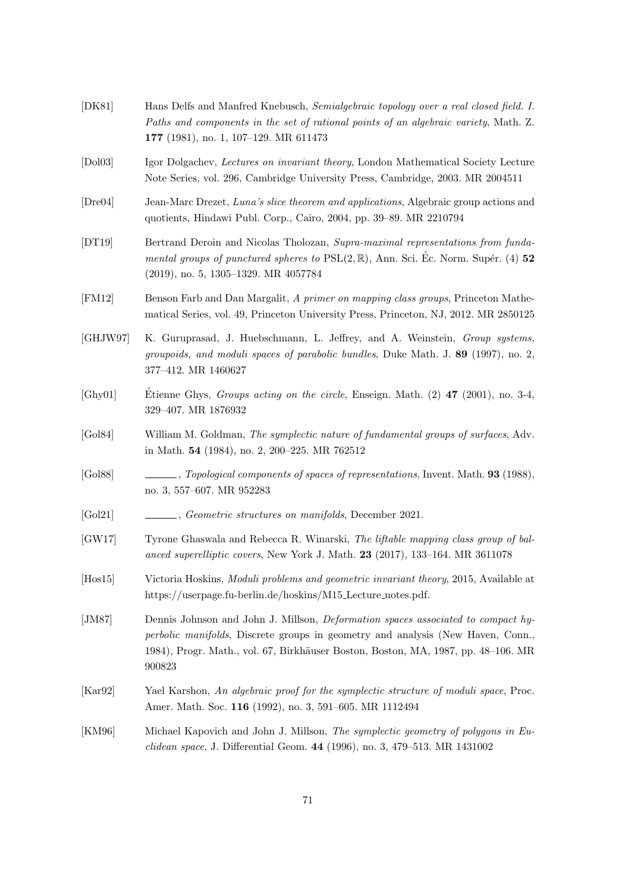[DK81] Hans Delfs and Manfred Knebusch, *Semialgebraic topology over a real closed field. I. Paths and components in the set of rational points of an algebraic variety*, Math. Z. **177** (1981), no. 1, 107–129. MR 611473

[Dol03] Igor Dolgachev, *Lectures on invariant theory*, London Mathematical Society Lecture Note Series, vol. 296, Cambridge University Press, Cambridge, 2003. MR 2004511

[Dre04] Jean-Marc Drezet, *Luna's slice theorem and applications*, Algebraic group actions and quotients, Hindawi Publ. Corp., Cairo, 2004, pp. 39–89. MR 2210794

[DT19] Bertrand Deroin and Nicolas Tholozan, *Supra-maximal representations from fundamental groups of punctured spheres to* $\mathrm{PSL}(2, \mathbb{R})$, Ann. Sci. Éc. Norm. Supér. (4) **52** (2019), no. 5, 1305–1329. MR 4057784

[FM12] Benson Farb and Dan Margalit, *A primer on mapping class groups*, Princeton Mathematical Series, vol. 49, Princeton University Press, Princeton, NJ, 2012. MR 2850125

[GHJW97] K. Guruprasad, J. Huebschmann, L. Jeffrey, and A. Weinstein, *Group systems, groupoids, and moduli spaces of parabolic bundles*, Duke Math. J. **89** (1997), no. 2, 377–412. MR 1460627

[Ghy01] Étienne Ghys, *Groups acting on the circle*, Enseign. Math. (2) **47** (2001), no. 3-4, 329–407. MR 1876932

[Gol84] William M. Goldman, *The symplectic nature of fundamental groups of surfaces*, Adv. in Math. **54** (1984), no. 2, 200–225. MR 762512

[Gol88] ______, *Topological components of spaces of representations*, Invent. Math. **93** (1988), no. 3, 557–607. MR 952283

[Gol21] ______, *Geometric structures on manifolds*, December 2021.

[GW17] Tyrone Ghaswala and Rebecca R. Winarski, *The liftable mapping class group of balanced superelliptic covers*, New York J. Math. **23** (2017), 133–164. MR 3611078

[Hos15] Victoria Hoskins, *Moduli problems and geometric invariant theory*, 2015, Available at https://userpage.fu-berlin.de/hoskins/M15_Lecture_notes.pdf.

[JM87] Dennis Johnson and John J. Millson, *Deformation spaces associated to compact hyperbolic manifolds*, Discrete groups in geometry and analysis (New Haven, Conn., 1984), Progr. Math., vol. 67, Birkhäuser Boston, Boston, MA, 1987, pp. 48–106. MR 900823

[Kar92] Yael Karshon, *An algebraic proof for the symplectic structure of moduli space*, Proc. Amer. Math. Soc. **116** (1992), no. 3, 591–605. MR 1112494

[KM96] Michael Kapovich and John J. Millson, *The symplectic geometry of polygons in Euclidean space*, J. Differential Geom. **44** (1996), no. 3, 479–513. MR 1431002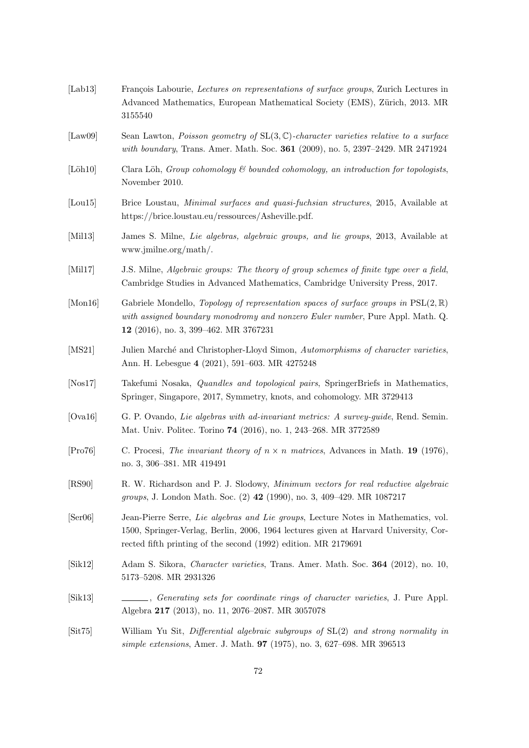[Lab13] François Labourie, *Lectures on representations of surface groups*, Zurich Lectures in Advanced Mathematics, European Mathematical Society (EMS), Zürich, 2013. MR 3155540

[Law09] Sean Lawton, *Poisson geometry of* $\mathrm{SL}(3,\mathbb{C})$*-character varieties relative to a surface with boundary*, Trans. Amer. Math. Soc. **361** (2009), no. 5, 2397–2429. MR 2471924

[Löh10] Clara Löh, *Group cohomology & bounded cohomology, an introduction for topologists*, November 2010.

[Lou15] Brice Loustau, *Minimal surfaces and quasi-fuchsian structures*, 2015, Available at https://brice.loustau.eu/ressources/Asheville.pdf.

[Mil13] James S. Milne, *Lie algebras, algebraic groups, and lie groups*, 2013, Available at www.jmilne.org/math/.

[Mil17] J.S. Milne, *Algebraic groups: The theory of group schemes of finite type over a field*, Cambridge Studies in Advanced Mathematics, Cambridge University Press, 2017.

[Mon16] Gabriele Mondello, *Topology of representation spaces of surface groups in* $\mathrm{PSL}(2,\mathbb{R})$ *with assigned boundary monodromy and nonzero Euler number*, Pure Appl. Math. Q. **12** (2016), no. 3, 399–462. MR 3767231

[MS21] Julien Marché and Christopher-Lloyd Simon, *Automorphisms of character varieties*, Ann. H. Lebesgue **4** (2021), 591–603. MR 4275248

[Nos17] Takefumi Nosaka, *Quandles and topological pairs*, SpringerBriefs in Mathematics, Springer, Singapore, 2017, Symmetry, knots, and cohomology. MR 3729413

[Ova16] G. P. Ovando, *Lie algebras with ad-invariant metrics: A survey-guide*, Rend. Semin. Mat. Univ. Politec. Torino **74** (2016), no. 1, 243–268. MR 3772589

[Pro76] C. Procesi, *The invariant theory of* $n \times n$ *matrices*, Advances in Math. **19** (1976), no. 3, 306–381. MR 419491

[RS90] R. W. Richardson and P. J. Slodowy, *Minimum vectors for real reductive algebraic groups*, J. London Math. Soc. (2) **42** (1990), no. 3, 409–429. MR 1087217

[Ser06] Jean-Pierre Serre, *Lie algebras and Lie groups*, Lecture Notes in Mathematics, vol. 1500, Springer-Verlag, Berlin, 2006, 1964 lectures given at Harvard University, Corrected fifth printing of the second (1992) edition. MR 2179691

[Sik12] Adam S. Sikora, *Character varieties*, Trans. Amer. Math. Soc. **364** (2012), no. 10, 5173–5208. MR 2931326

[Sik13] ______, *Generating sets for coordinate rings of character varieties*, J. Pure Appl. Algebra **217** (2013), no. 11, 2076–2087. MR 3057078

[Sit75] William Yu Sit, *Differential algebraic subgroups of* $\mathrm{SL}(2)$ *and strong normality in simple extensions*, Amer. J. Math. **97** (1975), no. 3, 627–698. MR 396513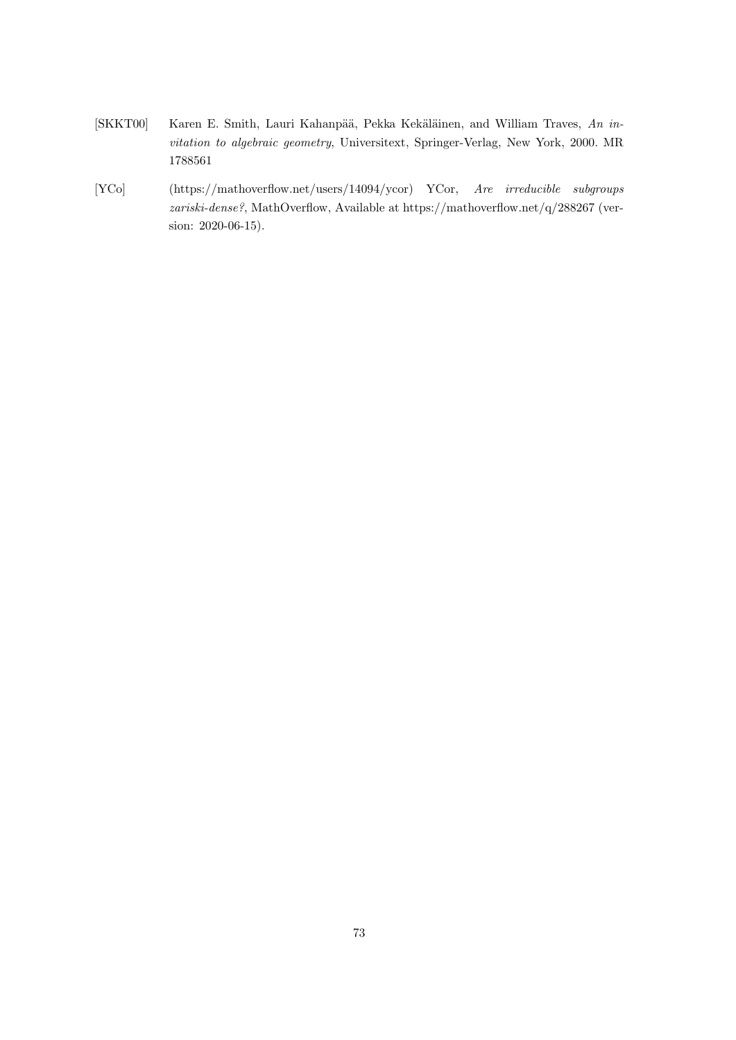[SKKT00] Karen E. Smith, Lauri Kahanpää, Pekka Kekäläinen, and William Traves, *An invitation to algebraic geometry*, Universitext, Springer-Verlag, New York, 2000. MR 1788561

[YCo] (https://mathoverflow.net/users/14094/ycor) YCor, *Are irreducible subgroups zariski-dense?*, MathOverflow, Available at https://mathoverflow.net/q/288267 (version: 2020-06-15).